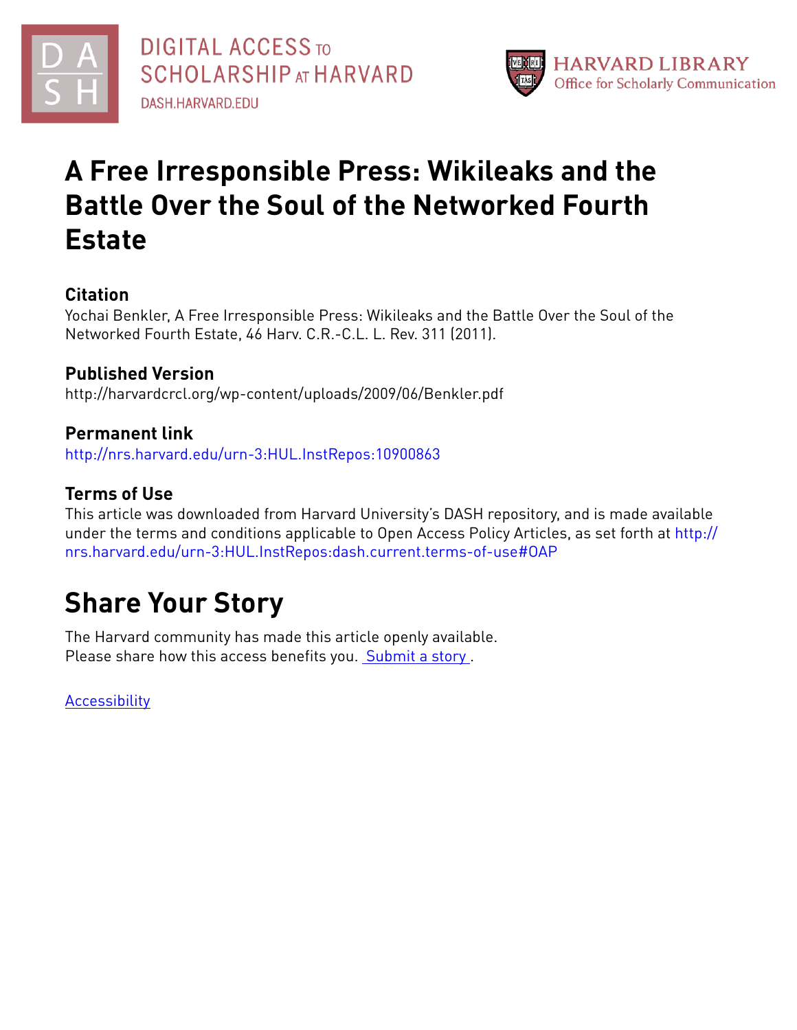DIGITAL ACCESS TO SCHOLARSHIP AT HARVARD

DASH.HARVARD.EDU

HARVARD LIBRARY
Office for Scholarly Communication

# A Free Irresponsible Press: Wikileaks and the Battle Over the Soul of the Networked Fourth Estate

## Citation

Yochai Benkler, A Free Irresponsible Press: Wikileaks and the Battle Over the Soul of the Networked Fourth Estate, 46 Harv. C.R.-C.L. L. Rev. 311 (2011).

## Published Version

http://harvardcrcl.org/wp-content/uploads/2009/06/Benkler.pdf

## Permanent link

http://nrs.harvard.edu/urn-3:HUL.InstRepos:10900863

## Terms of Use

This article was downloaded from Harvard University's DASH repository, and is made available under the terms and conditions applicable to Open Access Policy Articles, as set forth at http://nrs.harvard.edu/urn-3:HUL.InstRepos:dash.current.terms-of-use#OAP

# Share Your Story

The Harvard community has made this article openly available.
Please share how this access benefits you. Submit a story .

Accessibility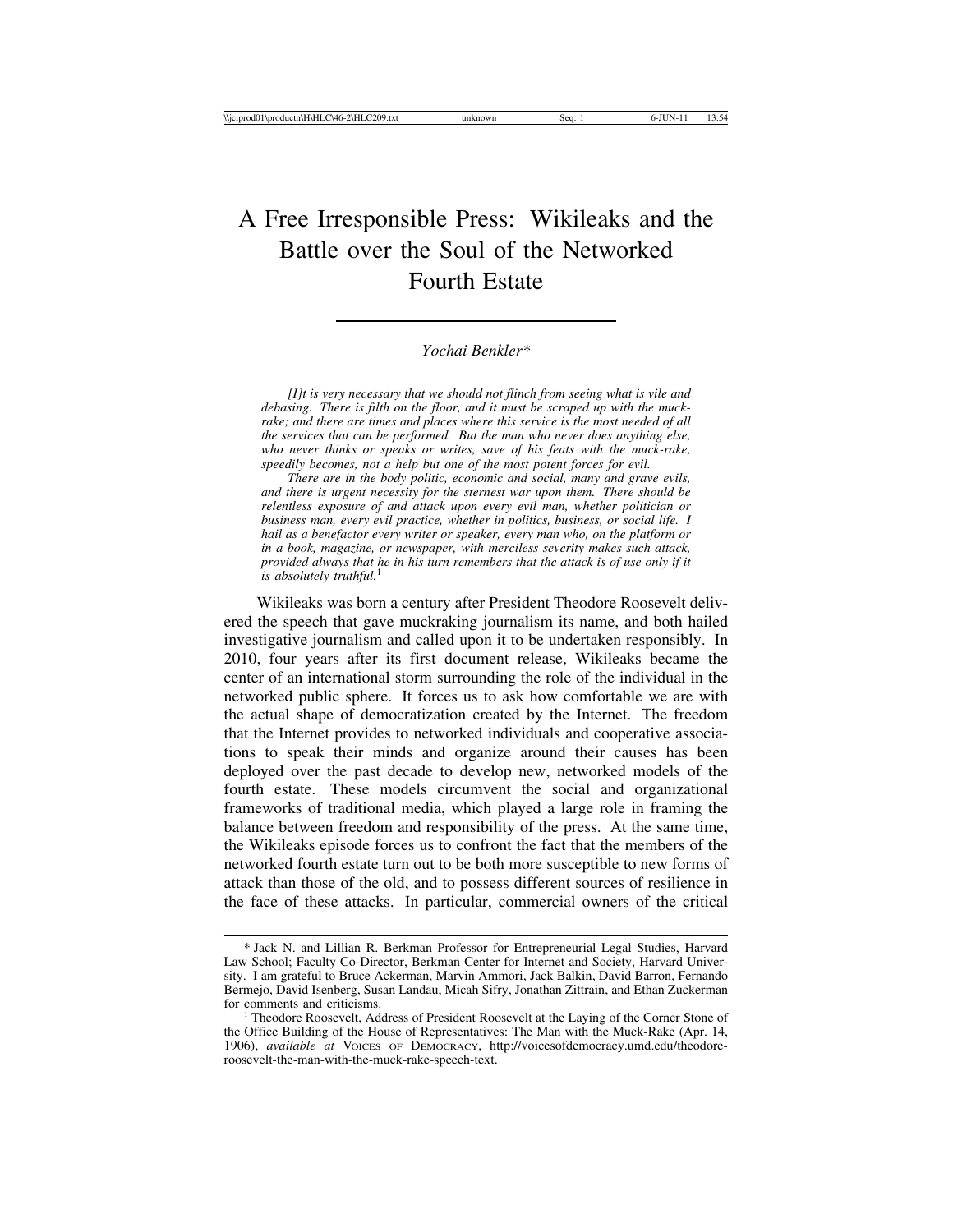# A Free Irresponsible Press: Wikileaks and the Battle over the Soul of the Networked Fourth Estate

*Yochai Benkler\**

> *[I]t is very necessary that we should not flinch from seeing what is vile and debasing. There is filth on the floor, and it must be scraped up with the muck-rake; and there are times and places where this service is the most needed of all the services that can be performed. But the man who never does anything else, who never thinks or speaks or writes, save of his feats with the muck-rake, speedily becomes, not a help but one of the most potent forces for evil.*
>
> *There are in the body politic, economic and social, many and grave evils, and there is urgent necessity for the sternest war upon them. There should be relentless exposure of and attack upon every evil man, whether politician or business man, every evil practice, whether in politics, business, or social life. I hail as a benefactor every writer or speaker, every man who, on the platform or in a book, magazine, or newspaper, with merciless severity makes such attack, provided always that he in his turn remembers that the attack is of use only if it is absolutely truthful.*[1]

Wikileaks was born a century after President Theodore Roosevelt delivered the speech that gave muckraking journalism its name, and both hailed investigative journalism and called upon it to be undertaken responsibly. In 2010, four years after its first document release, Wikileaks became the center of an international storm surrounding the role of the individual in the networked public sphere. It forces us to ask how comfortable we are with the actual shape of democratization created by the Internet. The freedom that the Internet provides to networked individuals and cooperative associations to speak their minds and organize around their causes has been deployed over the past decade to develop new, networked models of the fourth estate. These models circumvent the social and organizational frameworks of traditional media, which played a large role in framing the balance between freedom and responsibility of the press. At the same time, the Wikileaks episode forces us to confront the fact that the members of the networked fourth estate turn out to be both more susceptible to new forms of attack than those of the old, and to possess different sources of resilience in the face of these attacks. In particular, commercial owners of the critical

---

\* Jack N. and Lillian R. Berkman Professor for Entrepreneurial Legal Studies, Harvard Law School; Faculty Co-Director, Berkman Center for Internet and Society, Harvard University. I am grateful to Bruce Ackerman, Marvin Ammori, Jack Balkin, David Barron, Fernando Bermejo, David Isenberg, Susan Landau, Micah Sifry, Jonathan Zittrain, and Ethan Zuckerman for comments and criticisms.

[1] Theodore Roosevelt, Address of President Roosevelt at the Laying of the Corner Stone of the Office Building of the House of Representatives: The Man with the Muck-Rake (Apr. 14, 1906), *available at* Voices of Democracy, http://voicesofdemocracy.umd.edu/theodore-roosevelt-the-man-with-the-muck-rake-speech-text.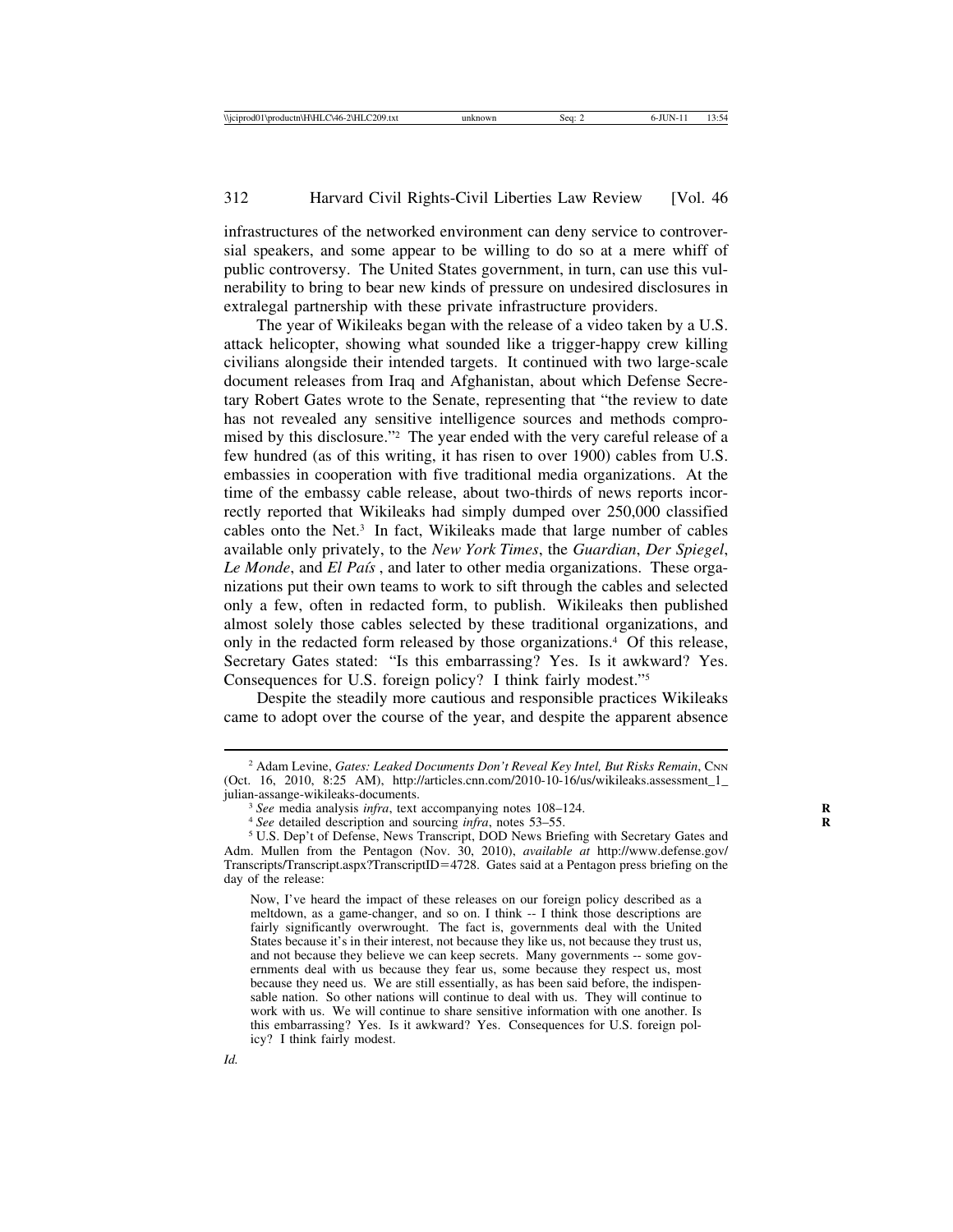infrastructures of the networked environment can deny service to controversial speakers, and some appear to be willing to do so at a mere whiff of public controversy. The United States government, in turn, can use this vulnerability to bring to bear new kinds of pressure on undesired disclosures in extralegal partnership with these private infrastructure providers.

The year of Wikileaks began with the release of a video taken by a U.S. attack helicopter, showing what sounded like a trigger-happy crew killing civilians alongside their intended targets. It continued with two large-scale document releases from Iraq and Afghanistan, about which Defense Secretary Robert Gates wrote to the Senate, representing that "the review to date has not revealed any sensitive intelligence sources and methods compromised by this disclosure."[2] The year ended with the very careful release of a few hundred (as of this writing, it has risen to over 1900) cables from U.S. embassies in cooperation with five traditional media organizations. At the time of the embassy cable release, about two-thirds of news reports incorrectly reported that Wikileaks had simply dumped over 250,000 classified cables onto the Net.[3] In fact, Wikileaks made that large number of cables available only privately, to the *New York Times*, the *Guardian*, *Der Spiegel*, *Le Monde*, and *El País* , and later to other media organizations. These organizations put their own teams to work to sift through the cables and selected only a few, often in redacted form, to publish. Wikileaks then published almost solely those cables selected by these traditional organizations, and only in the redacted form released by those organizations.[4] Of this release, Secretary Gates stated: "Is this embarrassing? Yes. Is it awkward? Yes. Consequences for U.S. foreign policy? I think fairly modest."[5]

Despite the steadily more cautious and responsible practices Wikileaks came to adopt over the course of the year, and despite the apparent absence

---

[2] Adam Levine, *Gates: Leaked Documents Don't Reveal Key Intel, But Risks Remain*, CNN (Oct. 16, 2010, 8:25 AM), http://articles.cnn.com/2010-10-16/us/wikileaks.assessment_1_julian-assange-wikileaks-documents.

[3] *See* media analysis *infra*, text accompanying notes 108–124.

[4] *See* detailed description and sourcing *infra*, notes 53–55.

[5] U.S. Dep't of Defense, News Transcript, DOD News Briefing with Secretary Gates and Adm. Mullen from the Pentagon (Nov. 30, 2010), *available at* http://www.defense.gov/Transcripts/Transcript.aspx?TranscriptID=4728. Gates said at a Pentagon press briefing on the day of the release:

> Now, I've heard the impact of these releases on our foreign policy described as a meltdown, as a game-changer, and so on. I think -- I think those descriptions are fairly significantly overwrought. The fact is, governments deal with the United States because it's in their interest, not because they like us, not because they trust us, and not because they believe we can keep secrets. Many governments -- some governments deal with us because they fear us, some because they respect us, most because they need us. We are still essentially, as has been said before, the indispensable nation. So other nations will continue to deal with us. They will continue to work with us. We will continue to share sensitive information with one another. Is this embarrassing? Yes. Is it awkward? Yes. Consequences for U.S. foreign policy? I think fairly modest.

*Id.*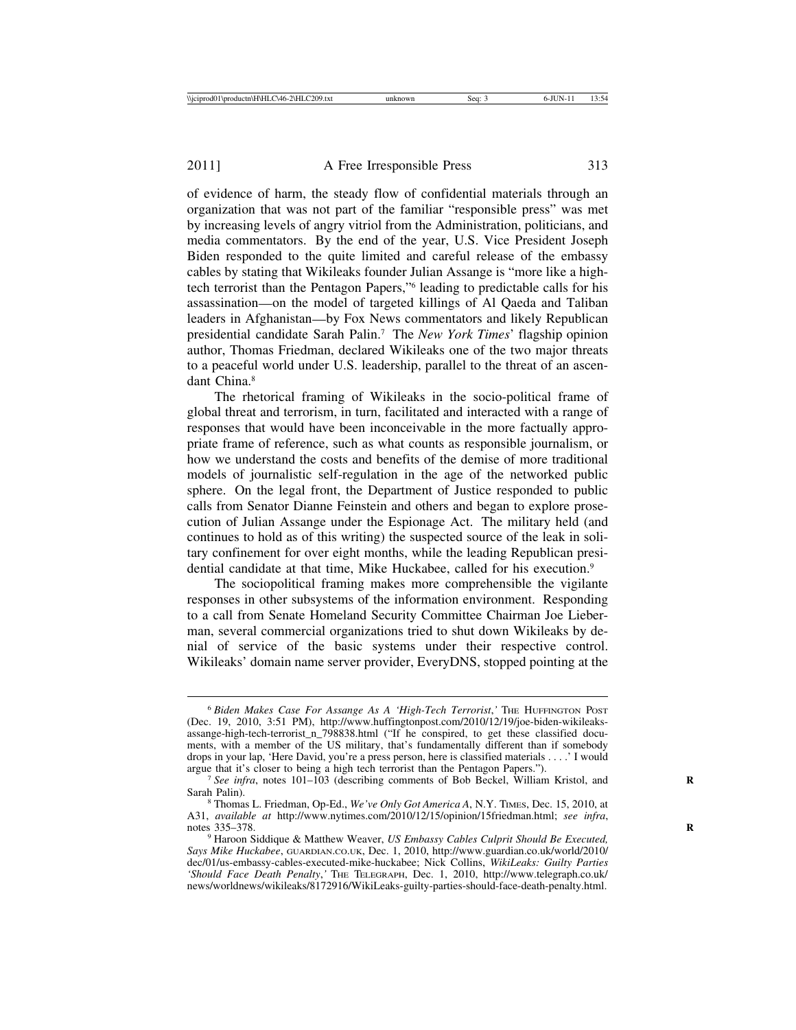of evidence of harm, the steady flow of confidential materials through an organization that was not part of the familiar "responsible press" was met by increasing levels of angry vitriol from the Administration, politicians, and media commentators. By the end of the year, U.S. Vice President Joseph Biden responded to the quite limited and careful release of the embassy cables by stating that Wikileaks founder Julian Assange is "more like a high-tech terrorist than the Pentagon Papers,"[6] leading to predictable calls for his assassination—on the model of targeted killings of Al Qaeda and Taliban leaders in Afghanistan—by Fox News commentators and likely Republican presidential candidate Sarah Palin.[7] The *New York Times*' flagship opinion author, Thomas Friedman, declared Wikileaks one of the two major threats to a peaceful world under U.S. leadership, parallel to the threat of an ascendant China.[8]

The rhetorical framing of Wikileaks in the socio-political frame of global threat and terrorism, in turn, facilitated and interacted with a range of responses that would have been inconceivable in the more factually appropriate frame of reference, such as what counts as responsible journalism, or how we understand the costs and benefits of the demise of more traditional models of journalistic self-regulation in the age of the networked public sphere. On the legal front, the Department of Justice responded to public calls from Senator Dianne Feinstein and others and began to explore prosecution of Julian Assange under the Espionage Act. The military held (and continues to hold as of this writing) the suspected source of the leak in solitary confinement for over eight months, while the leading Republican presidential candidate at that time, Mike Huckabee, called for his execution.[9]

The sociopolitical framing makes more comprehensible the vigilante responses in other subsystems of the information environment. Responding to a call from Senate Homeland Security Committee Chairman Joe Lieberman, several commercial organizations tried to shut down Wikileaks by denial of service of the basic systems under their respective control. Wikileaks' domain name server provider, EveryDNS, stopped pointing at the

---

[6] *Biden Makes Case For Assange As A 'High-Tech Terrorist*,*'* THE HUFFINGTON POST (Dec. 19, 2010, 3:51 PM), http://www.huffingtonpost.com/2010/12/19/joe-biden-wikileaks-assange-high-tech-terrorist_n_798838.html ("If he conspired, to get these classified documents, with a member of the US military, that's fundamentally different than if somebody drops in your lap, 'Here David, you're a press person, here is classified materials . . . .' I would argue that it's closer to being a high tech terrorist than the Pentagon Papers.").

[7] *See infra*, notes 101–103 (describing comments of Bob Beckel, William Kristol, and Sarah Palin).

[8] Thomas L. Friedman, Op-Ed., *We've Only Got America A*, N.Y. TIMES, Dec. 15, 2010, at A31, *available at* http://www.nytimes.com/2010/12/15/opinion/15friedman.html; *see infra*, notes 335–378.

[9] Haroon Siddique & Matthew Weaver, *US Embassy Cables Culprit Should Be Executed, Says Mike Huckabee*, GUARDIAN.CO.UK, Dec. 1, 2010, http://www.guardian.co.uk/world/2010/dec/01/us-embassy-cables-executed-mike-huckabee; Nick Collins, *WikiLeaks: Guilty Parties 'Should Face Death Penalty*,*'* THE TELEGRAPH, Dec. 1, 2010, http://www.telegraph.co.uk/news/worldnews/wikileaks/8172916/WikiLeaks-guilty-parties-should-face-death-penalty.html.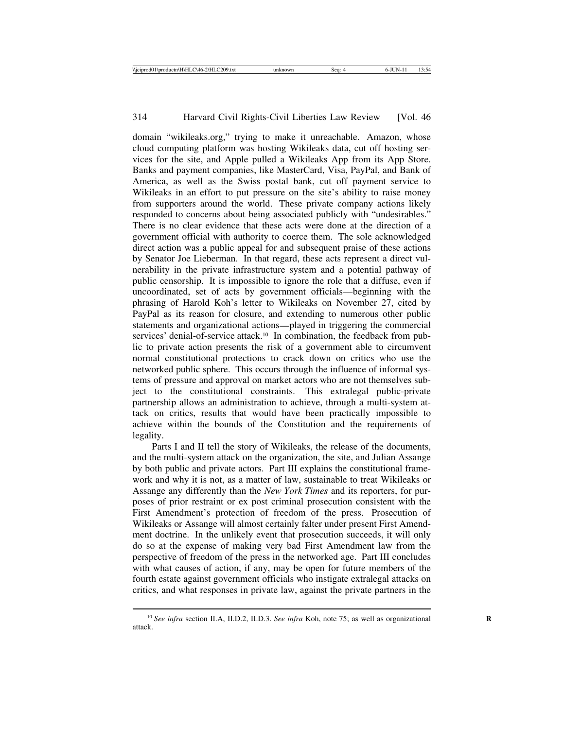domain "wikileaks.org," trying to make it unreachable. Amazon, whose cloud computing platform was hosting Wikileaks data, cut off hosting services for the site, and Apple pulled a Wikileaks App from its App Store. Banks and payment companies, like MasterCard, Visa, PayPal, and Bank of America, as well as the Swiss postal bank, cut off payment service to Wikileaks in an effort to put pressure on the site's ability to raise money from supporters around the world. These private company actions likely responded to concerns about being associated publicly with "undesirables." There is no clear evidence that these acts were done at the direction of a government official with authority to coerce them. The sole acknowledged direct action was a public appeal for and subsequent praise of these actions by Senator Joe Lieberman. In that regard, these acts represent a direct vulnerability in the private infrastructure system and a potential pathway of public censorship. It is impossible to ignore the role that a diffuse, even if uncoordinated, set of acts by government officials—beginning with the phrasing of Harold Koh's letter to Wikileaks on November 27, cited by PayPal as its reason for closure, and extending to numerous other public statements and organizational actions—played in triggering the commercial services' denial-of-service attack.[10] In combination, the feedback from public to private action presents the risk of a government able to circumvent normal constitutional protections to crack down on critics who use the networked public sphere. This occurs through the influence of informal systems of pressure and approval on market actors who are not themselves subject to the constitutional constraints. This extralegal public-private partnership allows an administration to achieve, through a multi-system attack on critics, results that would have been practically impossible to achieve within the bounds of the Constitution and the requirements of legality.

Parts I and II tell the story of Wikileaks, the release of the documents, and the multi-system attack on the organization, the site, and Julian Assange by both public and private actors. Part III explains the constitutional framework and why it is not, as a matter of law, sustainable to treat Wikileaks or Assange any differently than the *New York Times* and its reporters, for purposes of prior restraint or ex post criminal prosecution consistent with the First Amendment's protection of freedom of the press. Prosecution of Wikileaks or Assange will almost certainly falter under present First Amendment doctrine. In the unlikely event that prosecution succeeds, it will only do so at the expense of making very bad First Amendment law from the perspective of freedom of the press in the networked age. Part III concludes with what causes of action, if any, may be open for future members of the fourth estate against government officials who instigate extralegal attacks on critics, and what responses in private law, against the private partners in the

---

[10] *See infra* section II.A, II.D.2, II.D.3. *See infra* Koh, note 75; as well as organizational attack.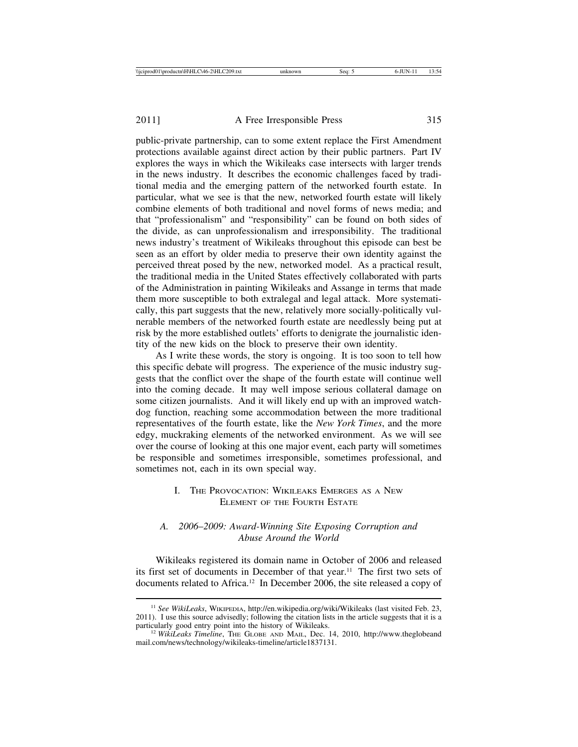public-private partnership, can to some extent replace the First Amendment protections available against direct action by their public partners. Part IV explores the ways in which the Wikileaks case intersects with larger trends in the news industry. It describes the economic challenges faced by traditional media and the emerging pattern of the networked fourth estate. In particular, what we see is that the new, networked fourth estate will likely combine elements of both traditional and novel forms of news media; and that "professionalism" and "responsibility" can be found on both sides of the divide, as can unprofessionalism and irresponsibility. The traditional news industry's treatment of Wikileaks throughout this episode can best be seen as an effort by older media to preserve their own identity against the perceived threat posed by the new, networked model. As a practical result, the traditional media in the United States effectively collaborated with parts of the Administration in painting Wikileaks and Assange in terms that made them more susceptible to both extralegal and legal attack. More systematically, this part suggests that the new, relatively more socially-politically vulnerable members of the networked fourth estate are needlessly being put at risk by the more established outlets' efforts to denigrate the journalistic identity of the new kids on the block to preserve their own identity.

As I write these words, the story is ongoing. It is too soon to tell how this specific debate will progress. The experience of the music industry suggests that the conflict over the shape of the fourth estate will continue well into the coming decade. It may well impose serious collateral damage on some citizen journalists. And it will likely end up with an improved watchdog function, reaching some accommodation between the more traditional representatives of the fourth estate, like the *New York Times*, and the more edgy, muckraking elements of the networked environment. As we will see over the course of looking at this one major event, each party will sometimes be responsible and sometimes irresponsible, sometimes professional, and sometimes not, each in its own special way.

## I. The Provocation: Wikileaks Emerges as a New Element of the Fourth Estate

### *A. 2006–2009: Award-Winning Site Exposing Corruption and Abuse Around the World*

Wikileaks registered its domain name in October of 2006 and released its first set of documents in December of that year.[11] The first two sets of documents related to Africa.[12] In December 2006, the site released a copy of

---

[11] *See WikiLeaks*, Wikipedia, http://en.wikipedia.org/wiki/Wikileaks (last visited Feb. 23, 2011). I use this source advisedly; following the citation lists in the article suggests that it is a particularly good entry point into the history of Wikileaks.

[12] *WikiLeaks Timeline*, The Globe and Mail, Dec. 14, 2010, http://www.theglobeandmail.com/news/technology/wikileaks-timeline/article1837131.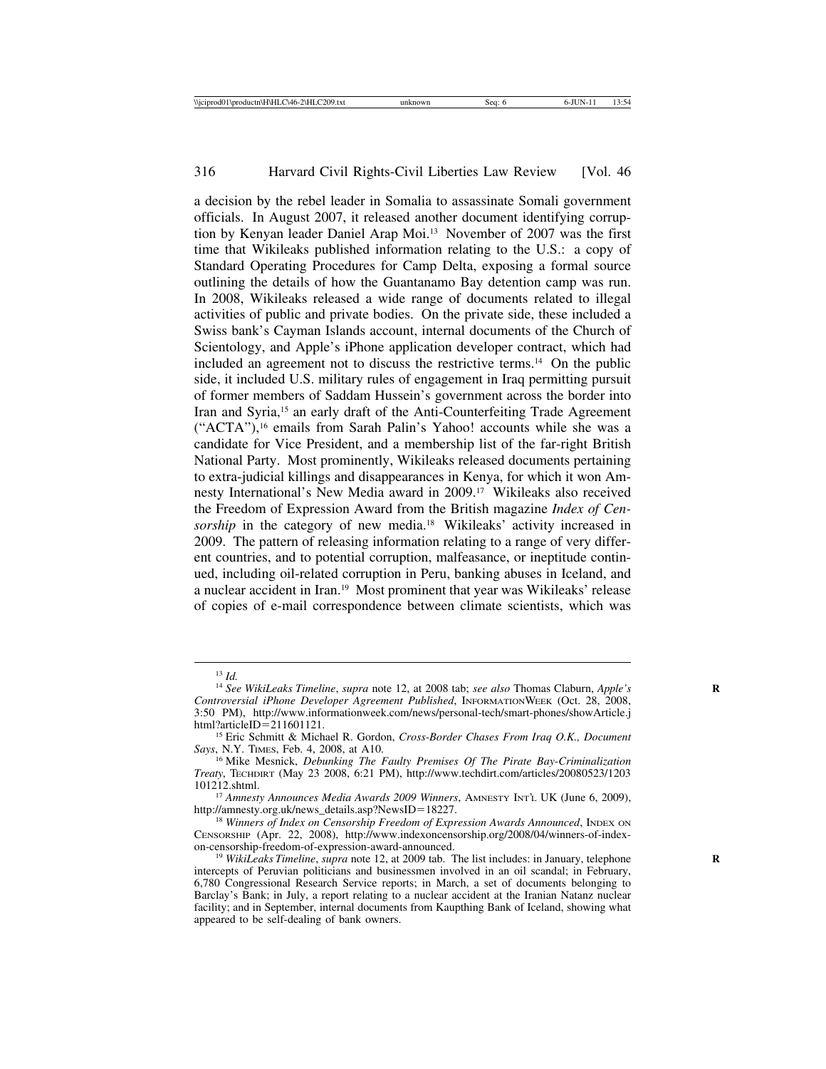a decision by the rebel leader in Somalia to assassinate Somali government officials. In August 2007, it released another document identifying corruption by Kenyan leader Daniel Arap Moi.[13] November of 2007 was the first time that Wikileaks published information relating to the U.S.: a copy of Standard Operating Procedures for Camp Delta, exposing a formal source outlining the details of how the Guantanamo Bay detention camp was run. In 2008, Wikileaks released a wide range of documents related to illegal activities of public and private bodies. On the private side, these included a Swiss bank's Cayman Islands account, internal documents of the Church of Scientology, and Apple's iPhone application developer contract, which had included an agreement not to discuss the restrictive terms.[14] On the public side, it included U.S. military rules of engagement in Iraq permitting pursuit of former members of Saddam Hussein's government across the border into Iran and Syria,[15] an early draft of the Anti-Counterfeiting Trade Agreement ("ACTA"),[16] emails from Sarah Palin's Yahoo! accounts while she was a candidate for Vice President, and a membership list of the far-right British National Party. Most prominently, Wikileaks released documents pertaining to extra-judicial killings and disappearances in Kenya, for which it won Amnesty International's New Media award in 2009.[17] Wikileaks also received the Freedom of Expression Award from the British magazine *Index of Censorship* in the category of new media.[18] Wikileaks' activity increased in 2009. The pattern of releasing information relating to a range of very different countries, and to potential corruption, malfeasance, or ineptitude continued, including oil-related corruption in Peru, banking abuses in Iceland, and a nuclear accident in Iran.[19] Most prominent that year was Wikileaks' release of copies of e-mail correspondence between climate scientists, which was

---

[13] *Id.*

[14] *See WikiLeaks Timeline*, *supra* note 12, at 2008 tab; *see also* Thomas Claburn, *Apple's Controversial iPhone Developer Agreement Published*, InformationWeek (Oct. 28, 2008, 3:50 PM), http://www.informationweek.com/news/personal-tech/smart-phones/showArticle.jhtml?articleID=211601121.

[15] Eric Schmitt & Michael R. Gordon, *Cross-Border Chases From Iraq O.K., Document Says*, N.Y. Times, Feb. 4, 2008, at A10.

[16] Mike Mesnick, *Debunking The Faulty Premises Of The Pirate Bay-Criminalization Treaty*, Techdirt (May 23 2008, 6:21 PM), http://www.techdirt.com/articles/20080523/1203101212.shtml.

[17] *Amnesty Announces Media Awards 2009 Winners*, Amnesty Int'l UK (June 6, 2009), http://amnesty.org.uk/news_details.asp?NewsID=18227.

[18] *Winners of Index on Censorship Freedom of Expression Awards Announced*, Index on Censorship (Apr. 22, 2008), http://www.indexoncensorship.org/2008/04/winners-of-index-on-censorship-freedom-of-expression-award-announced.

[19] *WikiLeaks Timeline*, *supra* note 12, at 2009 tab. The list includes: in January, telephone intercepts of Peruvian politicians and businessmen involved in an oil scandal; in February, 6,780 Congressional Research Service reports; in March, a set of documents belonging to Barclay's Bank; in July, a report relating to a nuclear accident at the Iranian Natanz nuclear facility; and in September, internal documents from Kaupthing Bank of Iceland, showing what appeared to be self-dealing of bank owners.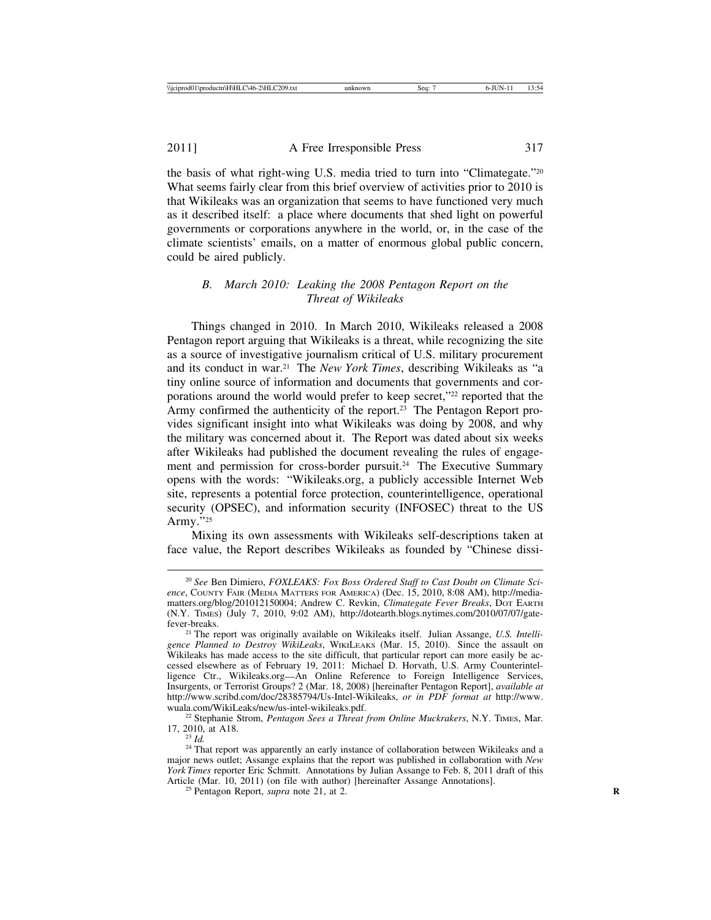the basis of what right-wing U.S. media tried to turn into "Climategate."[20] What seems fairly clear from this brief overview of activities prior to 2010 is that Wikileaks was an organization that seems to have functioned very much as it described itself: a place where documents that shed light on powerful governments or corporations anywhere in the world, or, in the case of the climate scientists' emails, on a matter of enormous global public concern, could be aired publicly.

### *B. March 2010: Leaking the 2008 Pentagon Report on the Threat of Wikileaks*

Things changed in 2010. In March 2010, Wikileaks released a 2008 Pentagon report arguing that Wikileaks is a threat, while recognizing the site as a source of investigative journalism critical of U.S. military procurement and its conduct in war.[21] The *New York Times*, describing Wikileaks as "a tiny online source of information and documents that governments and corporations around the world would prefer to keep secret,"[22] reported that the Army confirmed the authenticity of the report.[23] The Pentagon Report provides significant insight into what Wikileaks was doing by 2008, and why the military was concerned about it. The Report was dated about six weeks after Wikileaks had published the document revealing the rules of engagement and permission for cross-border pursuit.[24] The Executive Summary opens with the words: "Wikileaks.org, a publicly accessible Internet Web site, represents a potential force protection, counterintelligence, operational security (OPSEC), and information security (INFOSEC) threat to the US Army."[25]

Mixing its own assessments with Wikileaks self-descriptions taken at face value, the Report describes Wikileaks as founded by "Chinese dissi-

---

[20] *See* Ben Dimiero, *FOXLEAKS: Fox Boss Ordered Staff to Cast Doubt on Climate Science*, County Fair (Media Matters for America) (Dec. 15, 2010, 8:08 AM), http://mediamatters.org/blog/201012150004; Andrew C. Revkin, *Climategate Fever Breaks*, Dot Earth (N.Y. Times) (July 7, 2010, 9:02 AM), http://dotearth.blogs.nytimes.com/2010/07/07/gate-fever-breaks.

[21] The report was originally available on Wikileaks itself. Julian Assange, *U.S. Intelligence Planned to Destroy WikiLeaks*, WikiLeaks (Mar. 15, 2010). Since the assault on Wikileaks has made access to the site difficult, that particular report can more easily be accessed elsewhere as of February 19, 2011: Michael D. Horvath, U.S. Army Counterintelligence Ctr., Wikileaks.org—An Online Reference to Foreign Intelligence Services, Insurgents, or Terrorist Groups? 2 (Mar. 18, 2008) [hereinafter Pentagon Report], *available at* http://www.scribd.com/doc/28385794/Us-Intel-Wikileaks, *or in PDF format at* http://www.wuala.com/WikiLeaks/new/us-intel-wikileaks.pdf.

[22] Stephanie Strom, *Pentagon Sees a Threat from Online Muckrakers*, N.Y. Times, Mar. 17, 2010, at A18.

[23] *Id.*

[24] That report was apparently an early instance of collaboration between Wikileaks and a major news outlet; Assange explains that the report was published in collaboration with *New York Times* reporter Eric Schmitt. Annotations by Julian Assange to Feb. 8, 2011 draft of this Article (Mar. 10, 2011) (on file with author) [hereinafter Assange Annotations].

[25] Pentagon Report, *supra* note 21, at 2.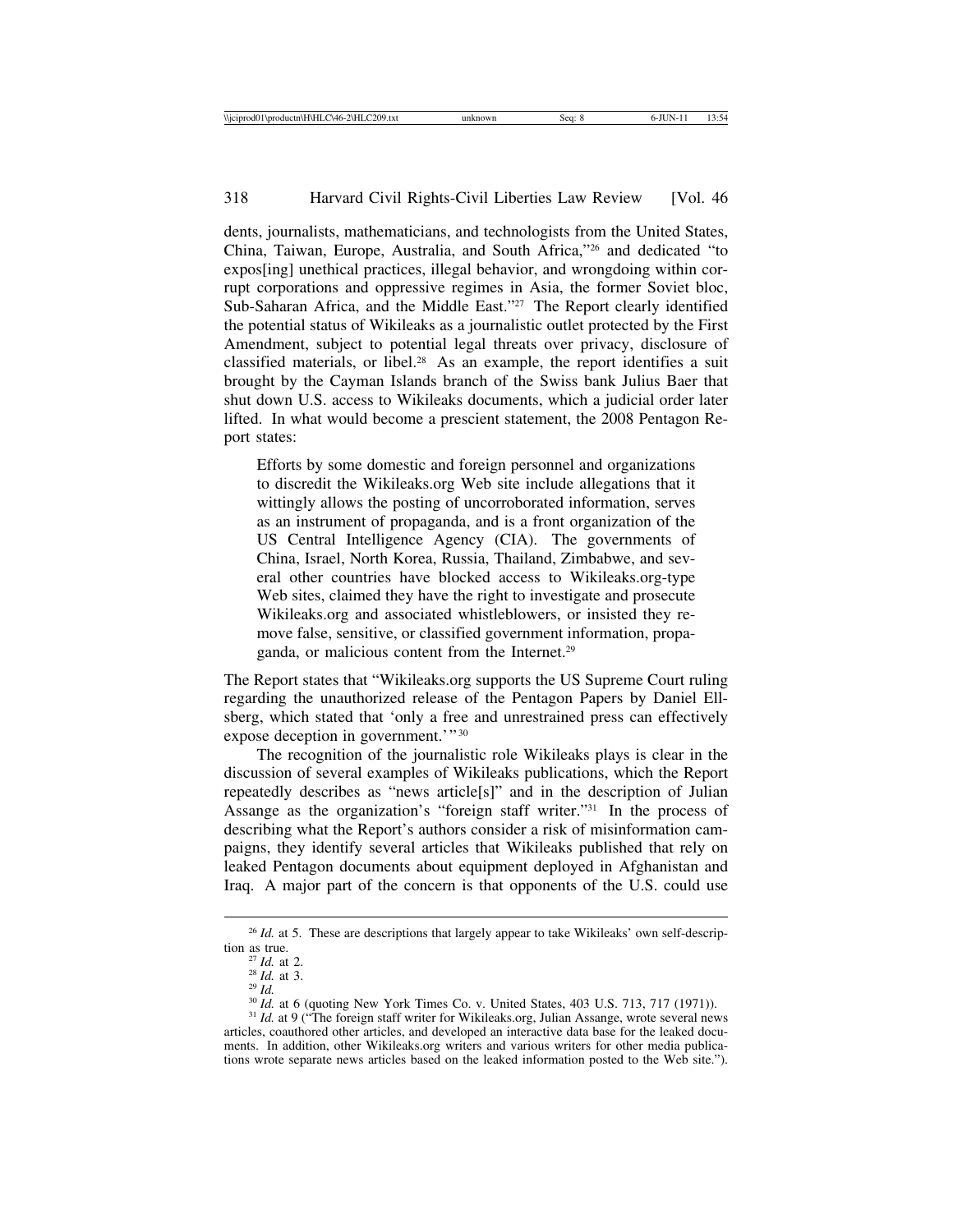dents, journalists, mathematicians, and technologists from the United States, China, Taiwan, Europe, Australia, and South Africa,"[26] and dedicated "to expos[ing] unethical practices, illegal behavior, and wrongdoing within corrupt corporations and oppressive regimes in Asia, the former Soviet bloc, Sub-Saharan Africa, and the Middle East."[27] The Report clearly identified the potential status of Wikileaks as a journalistic outlet protected by the First Amendment, subject to potential legal threats over privacy, disclosure of classified materials, or libel.[28] As an example, the report identifies a suit brought by the Cayman Islands branch of the Swiss bank Julius Baer that shut down U.S. access to Wikileaks documents, which a judicial order later lifted. In what would become a prescient statement, the 2008 Pentagon Report states:

> Efforts by some domestic and foreign personnel and organizations to discredit the Wikileaks.org Web site include allegations that it wittingly allows the posting of uncorroborated information, serves as an instrument of propaganda, and is a front organization of the US Central Intelligence Agency (CIA). The governments of China, Israel, North Korea, Russia, Thailand, Zimbabwe, and several other countries have blocked access to Wikileaks.org-type Web sites, claimed they have the right to investigate and prosecute Wikileaks.org and associated whistleblowers, or insisted they remove false, sensitive, or classified government information, propaganda, or malicious content from the Internet.[29]

The Report states that "Wikileaks.org supports the US Supreme Court ruling regarding the unauthorized release of the Pentagon Papers by Daniel Ellsberg, which stated that 'only a free and unrestrained press can effectively expose deception in government.'"[30]

The recognition of the journalistic role Wikileaks plays is clear in the discussion of several examples of Wikileaks publications, which the Report repeatedly describes as "news article[s]" and in the description of Julian Assange as the organization's "foreign staff writer."[31] In the process of describing what the Report's authors consider a risk of misinformation campaigns, they identify several articles that Wikileaks published that rely on leaked Pentagon documents about equipment deployed in Afghanistan and Iraq. A major part of the concern is that opponents of the U.S. could use

---

[26] *Id.* at 5. These are descriptions that largely appear to take Wikileaks' own self-description as true.

[27] *Id.* at 2.

[28] *Id.* at 3.

[29] *Id.*

[30] *Id.* at 6 (quoting New York Times Co. v. United States, 403 U.S. 713, 717 (1971)).

[31] *Id.* at 9 ("The foreign staff writer for Wikileaks.org, Julian Assange, wrote several news articles, coauthored other articles, and developed an interactive data base for the leaked documents. In addition, other Wikileaks.org writers and various writers for other media publications wrote separate news articles based on the leaked information posted to the Web site.").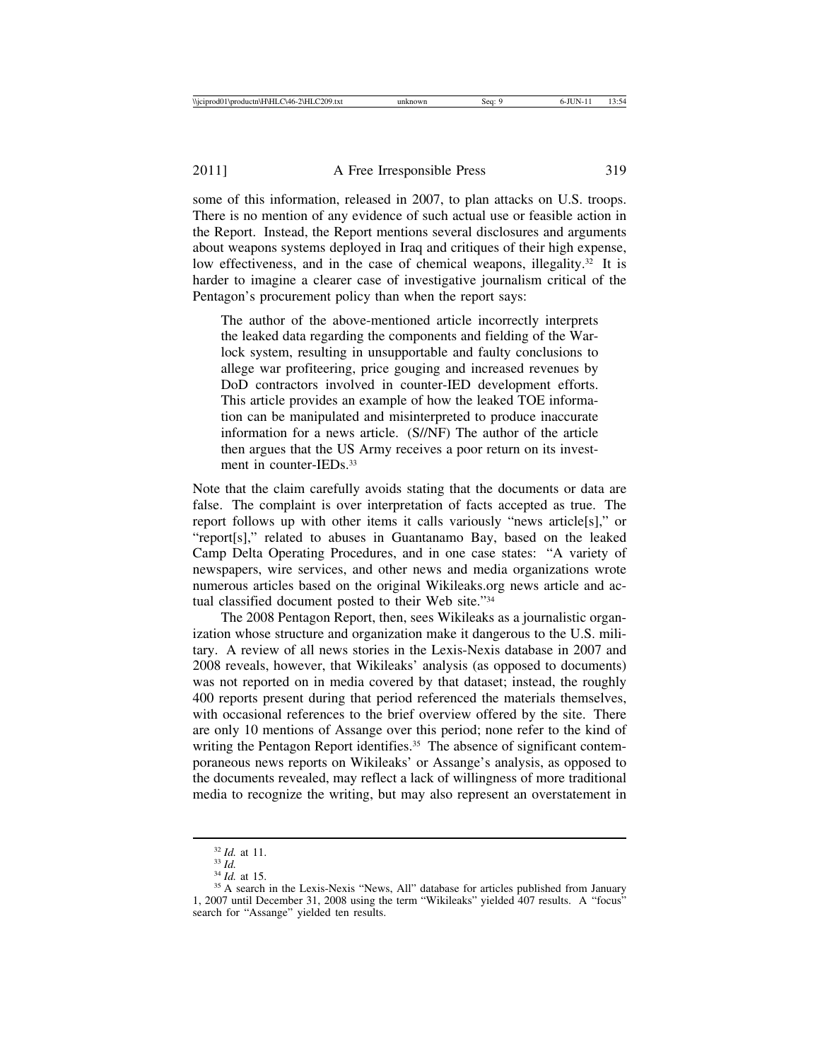some of this information, released in 2007, to plan attacks on U.S. troops. There is no mention of any evidence of such actual use or feasible action in the Report. Instead, the Report mentions several disclosures and arguments about weapons systems deployed in Iraq and critiques of their high expense, low effectiveness, and in the case of chemical weapons, illegality.[32] It is harder to imagine a clearer case of investigative journalism critical of the Pentagon's procurement policy than when the report says:

> The author of the above-mentioned article incorrectly interprets the leaked data regarding the components and fielding of the Warlock system, resulting in unsupportable and faulty conclusions to allege war profiteering, price gouging and increased revenues by DoD contractors involved in counter-IED development efforts. This article provides an example of how the leaked TOE information can be manipulated and misinterpreted to produce inaccurate information for a news article. (S//NF) The author of the article then argues that the US Army receives a poor return on its investment in counter-IEDs.[33]

Note that the claim carefully avoids stating that the documents or data are false. The complaint is over interpretation of facts accepted as true. The report follows up with other items it calls variously "news article[s]," or "report[s]," related to abuses in Guantanamo Bay, based on the leaked Camp Delta Operating Procedures, and in one case states: "A variety of newspapers, wire services, and other news and media organizations wrote numerous articles based on the original Wikileaks.org news article and actual classified document posted to their Web site."[34]

The 2008 Pentagon Report, then, sees Wikileaks as a journalistic organization whose structure and organization make it dangerous to the U.S. military. A review of all news stories in the Lexis-Nexis database in 2007 and 2008 reveals, however, that Wikileaks' analysis (as opposed to documents) was not reported on in media covered by that dataset; instead, the roughly 400 reports present during that period referenced the materials themselves, with occasional references to the brief overview offered by the site. There are only 10 mentions of Assange over this period; none refer to the kind of writing the Pentagon Report identifies.[35] The absence of significant contemporaneous news reports on Wikileaks' or Assange's analysis, as opposed to the documents revealed, may reflect a lack of willingness of more traditional media to recognize the writing, but may also represent an overstatement in

---

[32] *Id.* at 11.

[33] *Id.*

[34] *Id.* at 15.

[35] A search in the Lexis-Nexis "News, All" database for articles published from January 1, 2007 until December 31, 2008 using the term "Wikileaks" yielded 407 results. A "focus" search for "Assange" yielded ten results.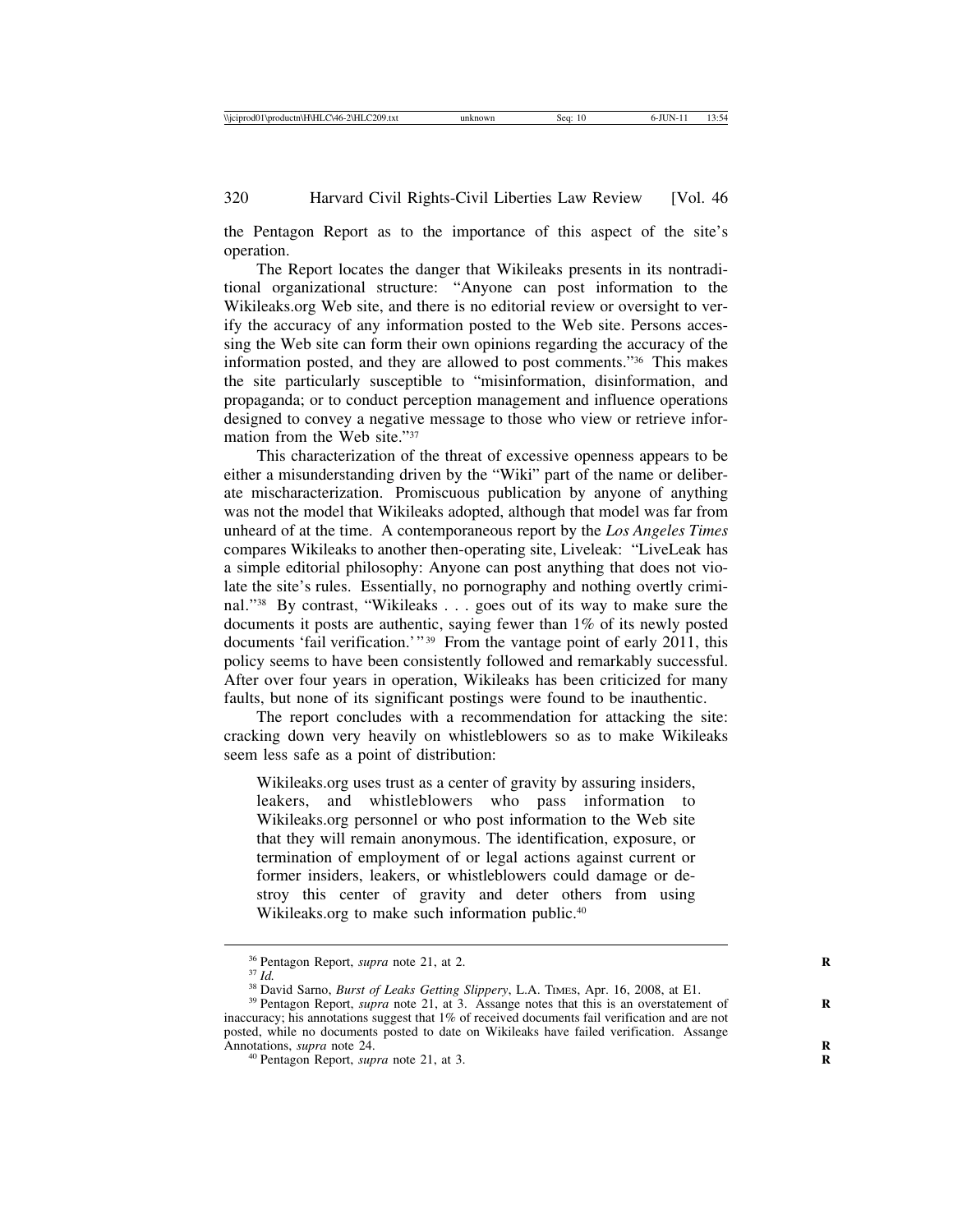the Pentagon Report as to the importance of this aspect of the site's operation.

The Report locates the danger that Wikileaks presents in its nontraditional organizational structure: "Anyone can post information to the Wikileaks.org Web site, and there is no editorial review or oversight to verify the accuracy of any information posted to the Web site. Persons accessing the Web site can form their own opinions regarding the accuracy of the information posted, and they are allowed to post comments."[36] This makes the site particularly susceptible to "misinformation, disinformation, and propaganda; or to conduct perception management and influence operations designed to convey a negative message to those who view or retrieve information from the Web site."[37]

This characterization of the threat of excessive openness appears to be either a misunderstanding driven by the "Wiki" part of the name or deliberate mischaracterization. Promiscuous publication by anyone of anything was not the model that Wikileaks adopted, although that model was far from unheard of at the time. A contemporaneous report by the *Los Angeles Times* compares Wikileaks to another then-operating site, Liveleak: "LiveLeak has a simple editorial philosophy: Anyone can post anything that does not violate the site's rules. Essentially, no pornography and nothing overtly criminal."[38] By contrast, "Wikileaks . . . goes out of its way to make sure the documents it posts are authentic, saying fewer than 1% of its newly posted documents 'fail verification.'"[39] From the vantage point of early 2011, this policy seems to have been consistently followed and remarkably successful. After over four years in operation, Wikileaks has been criticized for many faults, but none of its significant postings were found to be inauthentic.

The report concludes with a recommendation for attacking the site: cracking down very heavily on whistleblowers so as to make Wikileaks seem less safe as a point of distribution:

> Wikileaks.org uses trust as a center of gravity by assuring insiders, leakers, and whistleblowers who pass information to Wikileaks.org personnel or who post information to the Web site that they will remain anonymous. The identification, exposure, or termination of employment of or legal actions against current or former insiders, leakers, or whistleblowers could damage or destroy this center of gravity and deter others from using Wikileaks.org to make such information public.[40]

---

[36] Pentagon Report, *supra* note 21, at 2.

[37] *Id.*

[38] David Sarno, *Burst of Leaks Getting Slippery*, L.A. TIMES, Apr. 16, 2008, at E1.

[39] Pentagon Report, *supra* note 21, at 3. Assange notes that this is an overstatement of inaccuracy; his annotations suggest that 1% of received documents fail verification and are not posted, while no documents posted to date on Wikileaks have failed verification. Assange Annotations, *supra* note 24.

[40] Pentagon Report, *supra* note 21, at 3.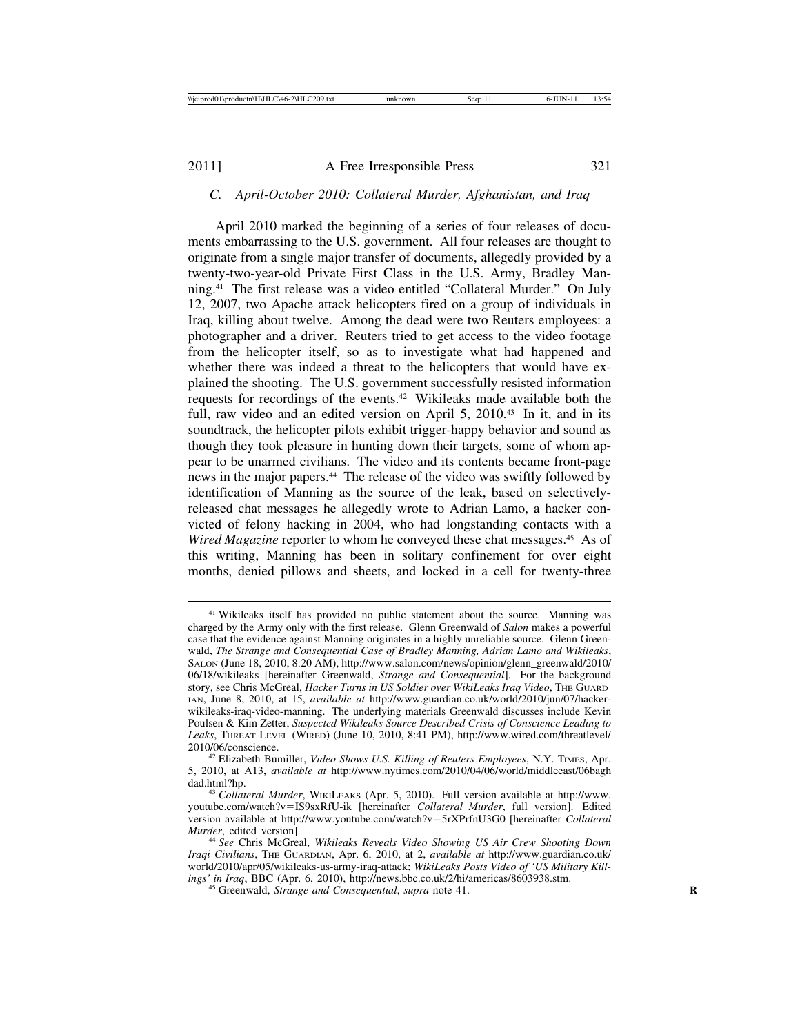### *C. April-October 2010: Collateral Murder, Afghanistan, and Iraq*

April 2010 marked the beginning of a series of four releases of documents embarrassing to the U.S. government. All four releases are thought to originate from a single major transfer of documents, allegedly provided by a twenty-two-year-old Private First Class in the U.S. Army, Bradley Manning.[41] The first release was a video entitled "Collateral Murder." On July 12, 2007, two Apache attack helicopters fired on a group of individuals in Iraq, killing about twelve. Among the dead were two Reuters employees: a photographer and a driver. Reuters tried to get access to the video footage from the helicopter itself, so as to investigate what had happened and whether there was indeed a threat to the helicopters that would have explained the shooting. The U.S. government successfully resisted information requests for recordings of the events.[42] Wikileaks made available both the full, raw video and an edited version on April 5, 2010.[43] In it, and in its soundtrack, the helicopter pilots exhibit trigger-happy behavior and sound as though they took pleasure in hunting down their targets, some of whom appear to be unarmed civilians. The video and its contents became front-page news in the major papers.[44] The release of the video was swiftly followed by identification of Manning as the source of the leak, based on selectively-released chat messages he allegedly wrote to Adrian Lamo, a hacker convicted of felony hacking in 2004, who had longstanding contacts with a *Wired Magazine* reporter to whom he conveyed these chat messages.[45] As of this writing, Manning has been in solitary confinement for over eight months, denied pillows and sheets, and locked in a cell for twenty-three

---

[41] Wikileaks itself has provided no public statement about the source. Manning was charged by the Army only with the first release. Glenn Greenwald of *Salon* makes a powerful case that the evidence against Manning originates in a highly unreliable source. Glenn Greenwald, *The Strange and Consequential Case of Bradley Manning, Adrian Lamo and Wikileaks*, SALON (June 18, 2010, 8:20 AM), http://www.salon.com/news/opinion/glenn_greenwald/2010/06/18/wikileaks [hereinafter Greenwald, *Strange and Consequential*]. For the background story, see Chris McGreal, *Hacker Turns in US Soldier over WikiLeaks Iraq Video*, THE GUARDIAN, June 8, 2010, at 15, *available at* http://www.guardian.co.uk/world/2010/jun/07/hacker-wikileaks-iraq-video-manning. The underlying materials Greenwald discusses include Kevin Poulsen & Kim Zetter, *Suspected Wikileaks Source Described Crisis of Conscience Leading to Leaks*, THREAT LEVEL (WIRED) (June 10, 2010, 8:41 PM), http://www.wired.com/threatlevel/2010/06/conscience.

[42] Elizabeth Bumiller, *Video Shows U.S. Killing of Reuters Employees*, N.Y. TIMES, Apr. 5, 2010, at A13, *available at* http://www.nytimes.com/2010/04/06/world/middleeast/06baghdad.html?hp.

[43] *Collateral Murder*, WIKILEAKS (Apr. 5, 2010). Full version available at http://www.youtube.com/watch?v=IS9sxRfU-ik [hereinafter *Collateral Murder*, full version]. Edited version available at http://www.youtube.com/watch?v=5rXPrfnU3G0 [hereinafter *Collateral Murder*, edited version].

[44] *See* Chris McGreal, *Wikileaks Reveals Video Showing US Air Crew Shooting Down Iraqi Civilians*, THE GUARDIAN, Apr. 6, 2010, at 2, *available at* http://www.guardian.co.uk/world/2010/apr/05/wikileaks-us-army-iraq-attack; *WikiLeaks Posts Video of 'US Military Killings' in Iraq*, BBC (Apr. 6, 2010), http://news.bbc.co.uk/2/hi/americas/8603938.stm.

[45] Greenwald, *Strange and Consequential*, *supra* note 41.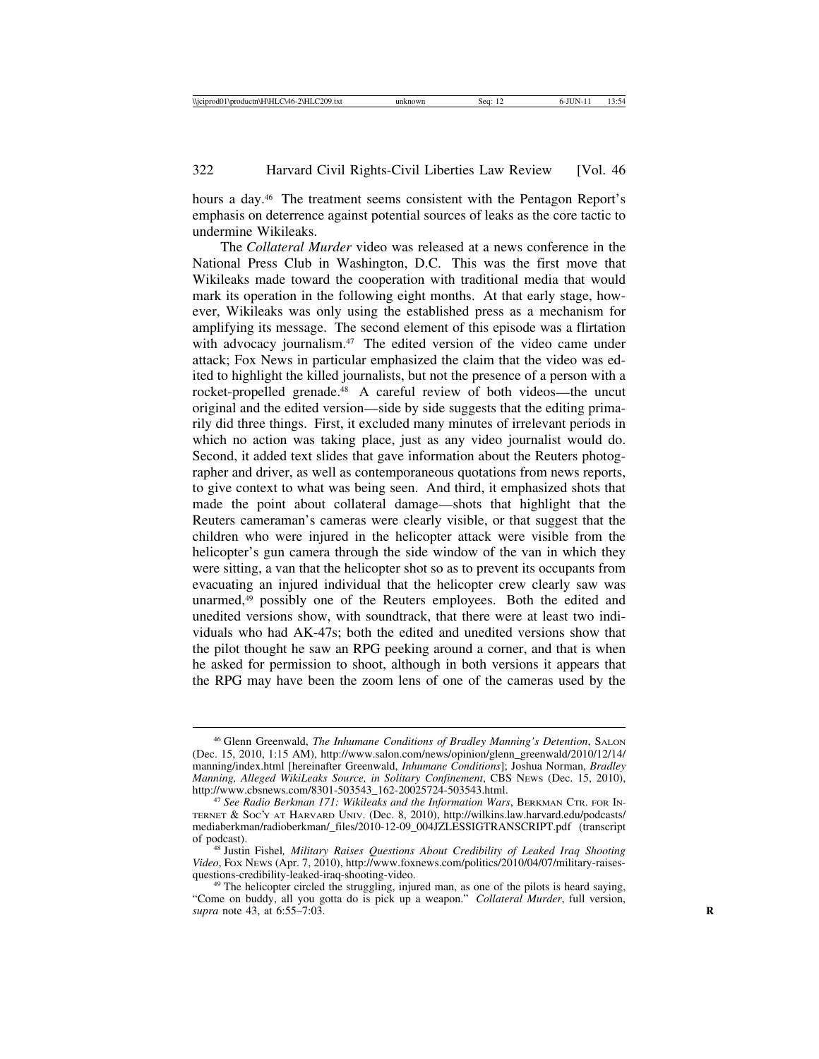hours a day.[46] The treatment seems consistent with the Pentagon Report's emphasis on deterrence against potential sources of leaks as the core tactic to undermine Wikileaks.

The *Collateral Murder* video was released at a news conference in the National Press Club in Washington, D.C. This was the first move that Wikileaks made toward the cooperation with traditional media that would mark its operation in the following eight months. At that early stage, however, Wikileaks was only using the established press as a mechanism for amplifying its message. The second element of this episode was a flirtation with advocacy journalism.[47] The edited version of the video came under attack; Fox News in particular emphasized the claim that the video was edited to highlight the killed journalists, but not the presence of a person with a rocket-propelled grenade.[48] A careful review of both videos—the uncut original and the edited version—side by side suggests that the editing primarily did three things. First, it excluded many minutes of irrelevant periods in which no action was taking place, just as any video journalist would do. Second, it added text slides that gave information about the Reuters photographer and driver, as well as contemporaneous quotations from news reports, to give context to what was being seen. And third, it emphasized shots that made the point about collateral damage—shots that highlight that the Reuters cameraman's cameras were clearly visible, or that suggest that the children who were injured in the helicopter attack were visible from the helicopter's gun camera through the side window of the van in which they were sitting, a van that the helicopter shot so as to prevent its occupants from evacuating an injured individual that the helicopter crew clearly saw was unarmed,[49] possibly one of the Reuters employees. Both the edited and unedited versions show, with soundtrack, that there were at least two individuals who had AK-47s; both the edited and unedited versions show that the pilot thought he saw an RPG peeking around a corner, and that is when he asked for permission to shoot, although in both versions it appears that the RPG may have been the zoom lens of one of the cameras used by the

---

[46] Glenn Greenwald, *The Inhumane Conditions of Bradley Manning's Detention*, SALON (Dec. 15, 2010, 1:15 AM), http://www.salon.com/news/opinion/glenn_greenwald/2010/12/14/manning/index.html [hereinafter Greenwald, *Inhumane Conditions*]; Joshua Norman, *Bradley Manning, Alleged WikiLeaks Source, in Solitary Confinement*, CBS NEWS (Dec. 15, 2010), http://www.cbsnews.com/8301-503543_162-20025724-503543.html.

[47] *See Radio Berkman 171: Wikileaks and the Information Wars*, BERKMAN CTR. FOR INTERNET & SOC'Y AT HARVARD UNIV. (Dec. 8, 2010), http://wilkins.law.harvard.edu/podcasts/mediaberkman/radioberkman/_files/2010-12-09_004JZLESSIGTRANSCRIPT.pdf (transcript of podcast).

[48] Justin Fishel, *Military Raises Questions About Credibility of Leaked Iraq Shooting Video*, FOX NEWS (Apr. 7, 2010), http://www.foxnews.com/politics/2010/04/07/military-raises-questions-credibility-leaked-iraq-shooting-video.

[49] The helicopter circled the struggling, injured man, as one of the pilots is heard saying, "Come on buddy, all you gotta do is pick up a weapon." *Collateral Murder*, full version, *supra* note 43, at 6:55–7:03.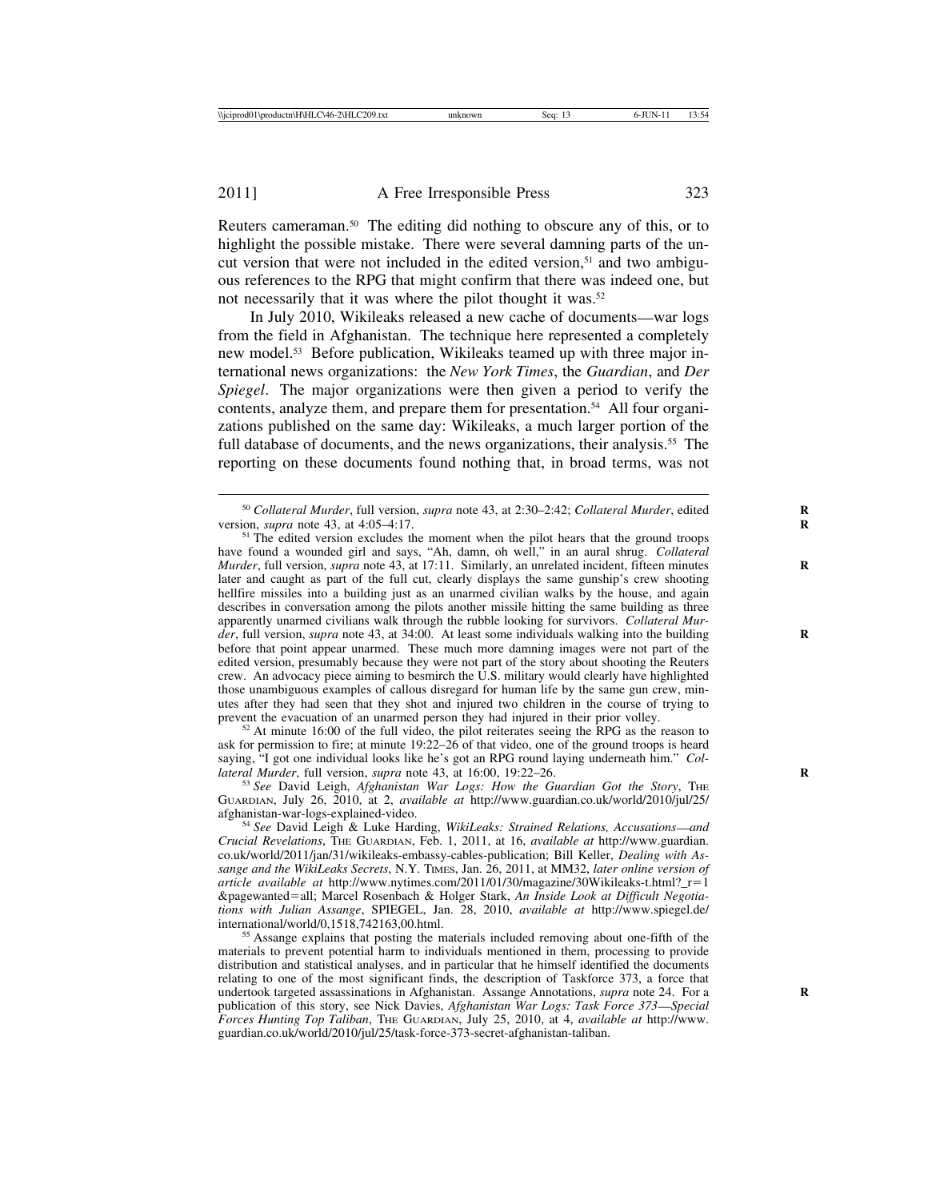Reuters cameraman.[50] The editing did nothing to obscure any of this, or to highlight the possible mistake. There were several damning parts of the uncut version that were not included in the edited version,[51] and two ambiguous references to the RPG that might confirm that there was indeed one, but not necessarily that it was where the pilot thought it was.[52]

In July 2010, Wikileaks released a new cache of documents—war logs from the field in Afghanistan. The technique here represented a completely new model.[53] Before publication, Wikileaks teamed up with three major international news organizations: the *New York Times*, the *Guardian*, and *Der Spiegel*. The major organizations were then given a period to verify the contents, analyze them, and prepare them for presentation.[54] All four organizations published on the same day: Wikileaks, a much larger portion of the full database of documents, and the news organizations, their analysis.[55] The reporting on these documents found nothing that, in broad terms, was not

---

[50] *Collateral Murder*, full version, *supra* note 43, at 2:30–2:42; *Collateral Murder*, edited version, *supra* note 43, at 4:05–4:17.

[51] The edited version excludes the moment when the pilot hears that the ground troops have found a wounded girl and says, "Ah, damn, oh well," in an aural shrug. *Collateral Murder*, full version, *supra* note 43, at 17:11. Similarly, an unrelated incident, fifteen minutes later and caught as part of the full cut, clearly displays the same gunship's crew shooting hellfire missiles into a building just as an unarmed civilian walks by the house, and again describes in conversation among the pilots another missile hitting the same building as three apparently unarmed civilians walk through the rubble looking for survivors. *Collateral Murder*, full version, *supra* note 43, at 34:00. At least some individuals walking into the building before that point appear unarmed. These much more damning images were not part of the edited version, presumably because they were not part of the story about shooting the Reuters crew. An advocacy piece aiming to besmirch the U.S. military would clearly have highlighted those unambiguous examples of callous disregard for human life by the same gun crew, minutes after they had seen that they shot and injured two children in the course of trying to prevent the evacuation of an unarmed person they had injured in their prior volley.

[52] At minute 16:00 of the full video, the pilot reiterates seeing the RPG as the reason to ask for permission to fire; at minute 19:22–26 of that video, one of the ground troops is heard saying, "I got one individual looks like he's got an RPG round laying underneath him." *Collateral Murder*, full version, *supra* note 43, at 16:00, 19:22–26.

[53] *See* David Leigh, *Afghanistan War Logs: How the Guardian Got the Story*, The Guardian, July 26, 2010, at 2, *available at* http://www.guardian.co.uk/world/2010/jul/25/afghanistan-war-logs-explained-video.

[54] *See* David Leigh & Luke Harding, *WikiLeaks: Strained Relations, Accusations—and Crucial Revelations*, The Guardian, Feb. 1, 2011, at 16, *available at* http://www.guardian.co.uk/world/2011/jan/31/wikileaks-embassy-cables-publication; Bill Keller, *Dealing with Assange and the WikiLeaks Secrets*, N.Y. Times, Jan. 26, 2011, at MM32, *later online version of article available at* http://www.nytimes.com/2011/01/30/magazine/30Wikileaks-t.html?_r=1&pagewanted=all; Marcel Rosenbach & Holger Stark, *An Inside Look at Difficult Negotiations with Julian Assange*, SPIEGEL, Jan. 28, 2010, *available at* http://www.spiegel.de/international/world/0,1518,742163,00.html.

[55] Assange explains that posting the materials included removing about one-fifth of the materials to prevent potential harm to individuals mentioned in them, processing to provide distribution and statistical analyses, and in particular that he himself identified the documents relating to one of the most significant finds, the description of Taskforce 373, a force that undertook targeted assassinations in Afghanistan. Assange Annotations, *supra* note 24. For a publication of this story, see Nick Davies, *Afghanistan War Logs: Task Force 373—Special Forces Hunting Top Taliban*, The Guardian, July 25, 2010, at 4, *available at* http://www.guardian.co.uk/world/2010/jul/25/task-force-373-secret-afghanistan-taliban.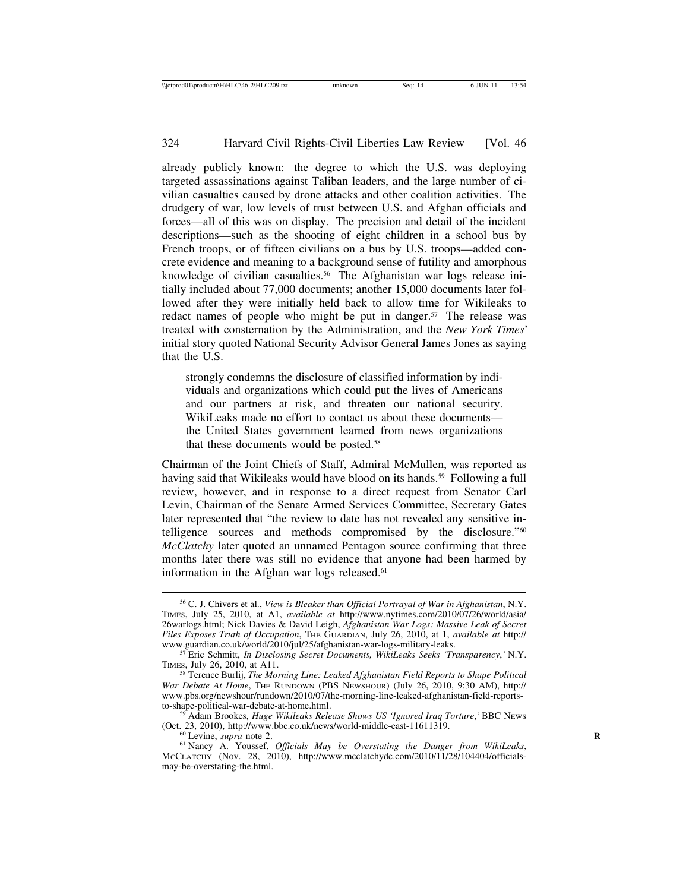already publicly known: the degree to which the U.S. was deploying targeted assassinations against Taliban leaders, and the large number of civilian casualties caused by drone attacks and other coalition activities. The drudgery of war, low levels of trust between U.S. and Afghan officials and forces—all of this was on display. The precision and detail of the incident descriptions—such as the shooting of eight children in a school bus by French troops, or of fifteen civilians on a bus by U.S. troops—added concrete evidence and meaning to a background sense of futility and amorphous knowledge of civilian casualties.[56] The Afghanistan war logs release initially included about 77,000 documents; another 15,000 documents later followed after they were initially held back to allow time for Wikileaks to redact names of people who might be put in danger.[57] The release was treated with consternation by the Administration, and the *New York Times*' initial story quoted National Security Advisor General James Jones as saying that the U.S.

> strongly condemns the disclosure of classified information by individuals and organizations which could put the lives of Americans and our partners at risk, and threaten our national security. WikiLeaks made no effort to contact us about these documents—the United States government learned from news organizations that these documents would be posted.[58]

Chairman of the Joint Chiefs of Staff, Admiral McMullen, was reported as having said that Wikileaks would have blood on its hands.[59] Following a full review, however, and in response to a direct request from Senator Carl Levin, Chairman of the Senate Armed Services Committee, Secretary Gates later represented that "the review to date has not revealed any sensitive intelligence sources and methods compromised by the disclosure."[60] *McClatchy* later quoted an unnamed Pentagon source confirming that three months later there was still no evidence that anyone had been harmed by information in the Afghan war logs released.[61]

---

[56] C. J. Chivers et al., *View is Bleaker than Official Portrayal of War in Afghanistan*, N.Y. TIMES, July 25, 2010, at A1, *available at* http://www.nytimes.com/2010/07/26/world/asia/26warlogs.html; Nick Davies & David Leigh, *Afghanistan War Logs: Massive Leak of Secret Files Exposes Truth of Occupation*, THE GUARDIAN, July 26, 2010, at 1, *available at* http://www.guardian.co.uk/world/2010/jul/25/afghanistan-war-logs-military-leaks.

[57] Eric Schmitt, *In Disclosing Secret Documents, WikiLeaks Seeks 'Transparency*,*'* N.Y. TIMES, July 26, 2010, at A11.

[58] Terence Burlij, *The Morning Line: Leaked Afghanistan Field Reports to Shape Political War Debate At Home*, THE RUNDOWN (PBS NEWSHOUR) (July 26, 2010, 9:30 AM), http://www.pbs.org/newshour/rundown/2010/07/the-morning-line-leaked-afghanistan-field-reports-to-shape-political-war-debate-at-home.html.

[59] Adam Brookes, *Huge Wikileaks Release Shows US 'Ignored Iraq Torture*,*'* BBC NEWS (Oct. 23, 2010), http://www.bbc.co.uk/news/world-middle-east-11611319.

[60] Levine, *supra* note 2.

[61] Nancy A. Youssef, *Officials May be Overstating the Danger from WikiLeaks*, MCCLATCHY (Nov. 28, 2010), http://www.mcclatchydc.com/2010/11/28/104404/officials-may-be-overstating-the.html.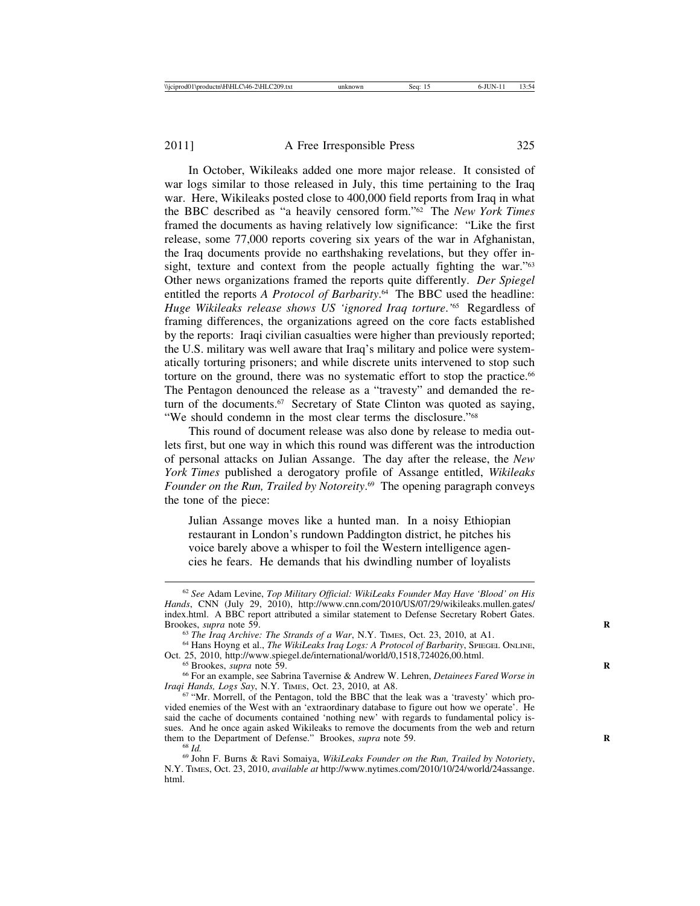In October, Wikileaks added one more major release. It consisted of war logs similar to those released in July, this time pertaining to the Iraq war. Here, Wikileaks posted close to 400,000 field reports from Iraq in what the BBC described as "a heavily censored form."[62] The *New York Times* framed the documents as having relatively low significance: "Like the first release, some 77,000 reports covering six years of the war in Afghanistan, the Iraq documents provide no earthshaking revelations, but they offer insight, texture and context from the people actually fighting the war."[63] Other news organizations framed the reports quite differently. *Der Spiegel* entitled the reports *A Protocol of Barbarity*.[64] The BBC used the headline: *Huge Wikileaks release shows US 'ignored Iraq torture*.'[65] Regardless of framing differences, the organizations agreed on the core facts established by the reports: Iraqi civilian casualties were higher than previously reported; the U.S. military was well aware that Iraq's military and police were systematically torturing prisoners; and while discrete units intervened to stop such torture on the ground, there was no systematic effort to stop the practice.[66] The Pentagon denounced the release as a "travesty" and demanded the return of the documents.[67] Secretary of State Clinton was quoted as saying, "We should condemn in the most clear terms the disclosure."[68]

This round of document release was also done by release to media outlets first, but one way in which this round was different was the introduction of personal attacks on Julian Assange. The day after the release, the *New York Times* published a derogatory profile of Assange entitled, *Wikileaks Founder on the Run, Trailed by Notoreity*.[69] The opening paragraph conveys the tone of the piece:

> Julian Assange moves like a hunted man. In a noisy Ethiopian restaurant in London's rundown Paddington district, he pitches his voice barely above a whisper to foil the Western intelligence agencies he fears. He demands that his dwindling number of loyalists

---

[62] *See* Adam Levine, *Top Military Official: WikiLeaks Founder May Have 'Blood' on His Hands*, CNN (July 29, 2010), http://www.cnn.com/2010/US/07/29/wikileaks.mullen.gates/index.html. A BBC report attributed a similar statement to Defense Secretary Robert Gates. Brookes, *supra* note 59.

[63] *The Iraq Archive: The Strands of a War*, N.Y. TIMES, Oct. 23, 2010, at A1.

[64] Hans Hoyng et al., *The WikiLeaks Iraq Logs: A Protocol of Barbarity*, SPIEGEL ONLINE, Oct. 25, 2010, http://www.spiegel.de/international/world/0,1518,724026,00.html.

[65] Brookes, *supra* note 59.

[66] For an example, see Sabrina Tavernise & Andrew W. Lehren, *Detainees Fared Worse in Iraqi Hands, Logs Say*, N.Y. TIMES, Oct. 23, 2010, at A8.

[67] "Mr. Morrell, of the Pentagon, told the BBC that the leak was a 'travesty' which provided enemies of the West with an 'extraordinary database to figure out how we operate'. He said the cache of documents contained 'nothing new' with regards to fundamental policy issues. And he once again asked Wikileaks to remove the documents from the web and return them to the Department of Defense." Brookes, *supra* note 59.

[68] *Id.*

[69] John F. Burns & Ravi Somaiya, *WikiLeaks Founder on the Run, Trailed by Notoriety*, N.Y. TIMES, Oct. 23, 2010, *available at* http://www.nytimes.com/2010/10/24/world/24assange.html.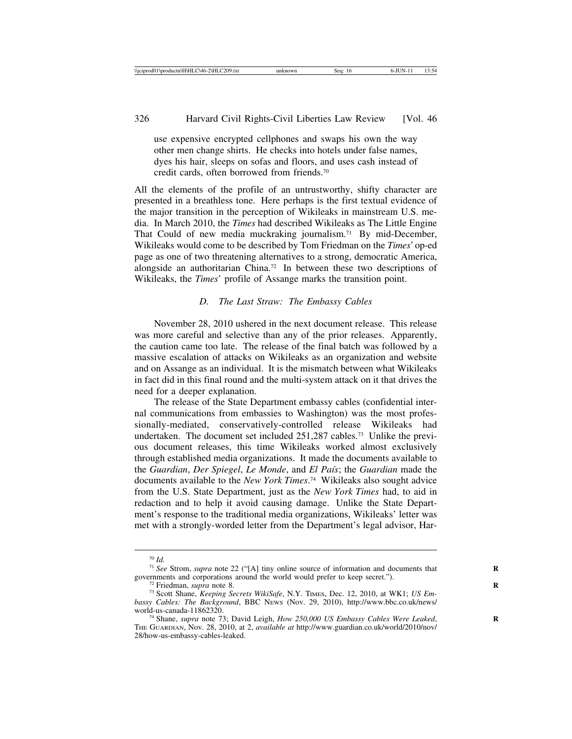use expensive encrypted cellphones and swaps his own the way other men change shirts. He checks into hotels under false names, dyes his hair, sleeps on sofas and floors, and uses cash instead of credit cards, often borrowed from friends.[70]

All the elements of the profile of an untrustworthy, shifty character are presented in a breathless tone. Here perhaps is the first textual evidence of the major transition in the perception of Wikileaks in mainstream U.S. media. In March 2010, the *Times* had described Wikileaks as The Little Engine That Could of new media muckraking journalism.[71] By mid-December, Wikileaks would come to be described by Tom Friedman on the *Times*' op-ed page as one of two threatening alternatives to a strong, democratic America, alongside an authoritarian China.[72] In between these two descriptions of Wikileaks, the *Times*' profile of Assange marks the transition point.

### *D. The Last Straw: The Embassy Cables*

November 28, 2010 ushered in the next document release. This release was more careful and selective than any of the prior releases. Apparently, the caution came too late. The release of the final batch was followed by a massive escalation of attacks on Wikileaks as an organization and website and on Assange as an individual. It is the mismatch between what Wikileaks in fact did in this final round and the multi-system attack on it that drives the need for a deeper explanation.

The release of the State Department embassy cables (confidential internal communications from embassies to Washington) was the most professionally-mediated, conservatively-controlled release Wikileaks had undertaken. The document set included 251,287 cables.[73] Unlike the previous document releases, this time Wikileaks worked almost exclusively through established media organizations. It made the documents available to the *Guardian*, *Der Spiegel*, *Le Monde*, and *El País*; the *Guardian* made the documents available to the *New York Times*.[74] Wikileaks also sought advice from the U.S. State Department, just as the *New York Times* had, to aid in redaction and to help it avoid causing damage. Unlike the State Department's response to the traditional media organizations, Wikileaks' letter was met with a strongly-worded letter from the Department's legal advisor, Har-

---

[70] *Id.*

[71] *See* Strom, *supra* note 22 ("[A] tiny online source of information and documents that governments and corporations around the world would prefer to keep secret.").

[72] Friedman, *supra* note 8.

[73] Scott Shane, *Keeping Secrets WikiSafe*, N.Y. TIMES, Dec. 12, 2010, at WK1; *US Embassy Cables: The Background*, BBC NEWS (Nov. 29, 2010), http://www.bbc.co.uk/news/world-us-canada-11862320.

[74] Shane, *supra* note 73; David Leigh, *How 250,000 US Embassy Cables Were Leaked*, THE GUARDIAN, Nov. 28, 2010, at 2, *available at* http://www.guardian.co.uk/world/2010/nov/28/how-us-embassy-cables-leaked.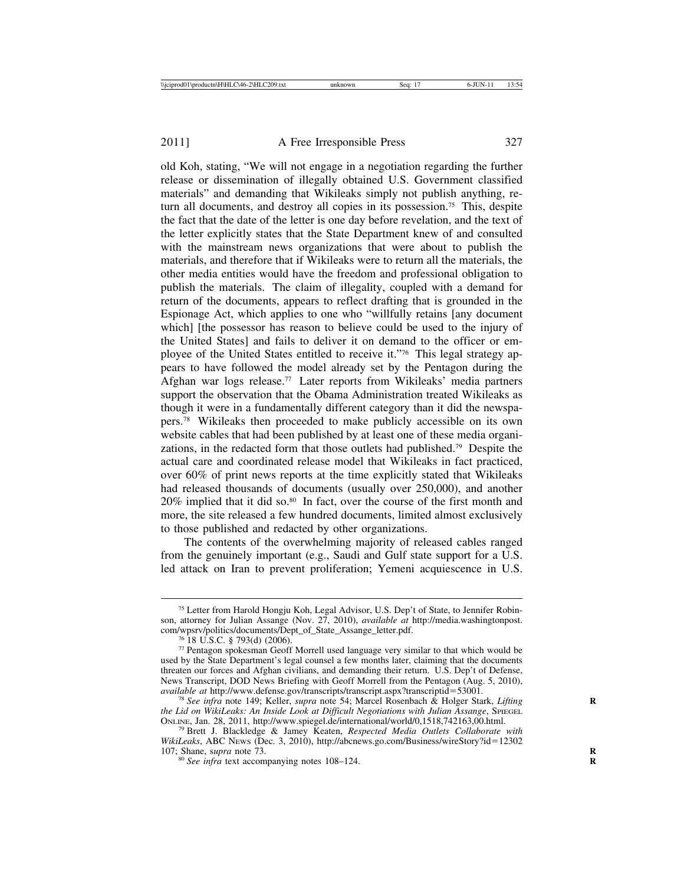old Koh, stating, "We will not engage in a negotiation regarding the further release or dissemination of illegally obtained U.S. Government classified materials" and demanding that Wikileaks simply not publish anything, return all documents, and destroy all copies in its possession.[75] This, despite the fact that the date of the letter is one day before revelation, and the text of the letter explicitly states that the State Department knew of and consulted with the mainstream news organizations that were about to publish the materials, and therefore that if Wikileaks were to return all the materials, the other media entities would have the freedom and professional obligation to publish the materials. The claim of illegality, coupled with a demand for return of the documents, appears to reflect drafting that is grounded in the Espionage Act, which applies to one who "willfully retains [any document which] [the possessor has reason to believe could be used to the injury of the United States] and fails to deliver it on demand to the officer or employee of the United States entitled to receive it."[76] This legal strategy appears to have followed the model already set by the Pentagon during the Afghan war logs release.[77] Later reports from Wikileaks' media partners support the observation that the Obama Administration treated Wikileaks as though it were in a fundamentally different category than it did the newspapers.[78] Wikileaks then proceeded to make publicly accessible on its own website cables that had been published by at least one of these media organizations, in the redacted form that those outlets had published.[79] Despite the actual care and coordinated release model that Wikileaks in fact practiced, over 60% of print news reports at the time explicitly stated that Wikileaks had released thousands of documents (usually over 250,000), and another 20% implied that it did so.[80] In fact, over the course of the first month and more, the site released a few hundred documents, limited almost exclusively to those published and redacted by other organizations.

The contents of the overwhelming majority of released cables ranged from the genuinely important (e.g., Saudi and Gulf state support for a U.S. led attack on Iran to prevent proliferation; Yemeni acquiescence in U.S.

---

[75] Letter from Harold Hongju Koh, Legal Advisor, U.S. Dep't of State, to Jennifer Robinson, attorney for Julian Assange (Nov. 27, 2010), *available at* http://media.washingtonpost.com/wpsrv/politics/documents/Dept_of_State_Assange_letter.pdf.

[76] 18 U.S.C. § 793(d) (2006).

[77] Pentagon spokesman Geoff Morrell used language very similar to that which would be used by the State Department's legal counsel a few months later, claiming that the documents threaten our forces and Afghan civilians, and demanding their return. U.S. Dep't of Defense, News Transcript, DOD News Briefing with Geoff Morrell from the Pentagon (Aug. 5, 2010), *available at* http://www.defense.gov/transcripts/transcript.aspx?transcriptid=53001.

[78] *See infra* note 149; Keller, *supra* note 54; Marcel Rosenbach & Holger Stark, *Lifting the Lid on WikiLeaks: An Inside Look at Difficult Negotiations with Julian Assange*, SPIEGEL ONLINE, Jan. 28, 2011, http://www.spiegel.de/international/world/0,1518,742163,00.html.

[79] Brett J. Blackledge & Jamey Keaten, *Respected Media Outlets Collaborate with WikiLeaks*, ABC NEWS (Dec. 3, 2010), http://abcnews.go.com/Business/wireStory?id=12302107; Shane, *supra* note 73.

[80] *See infra* text accompanying notes 108–124.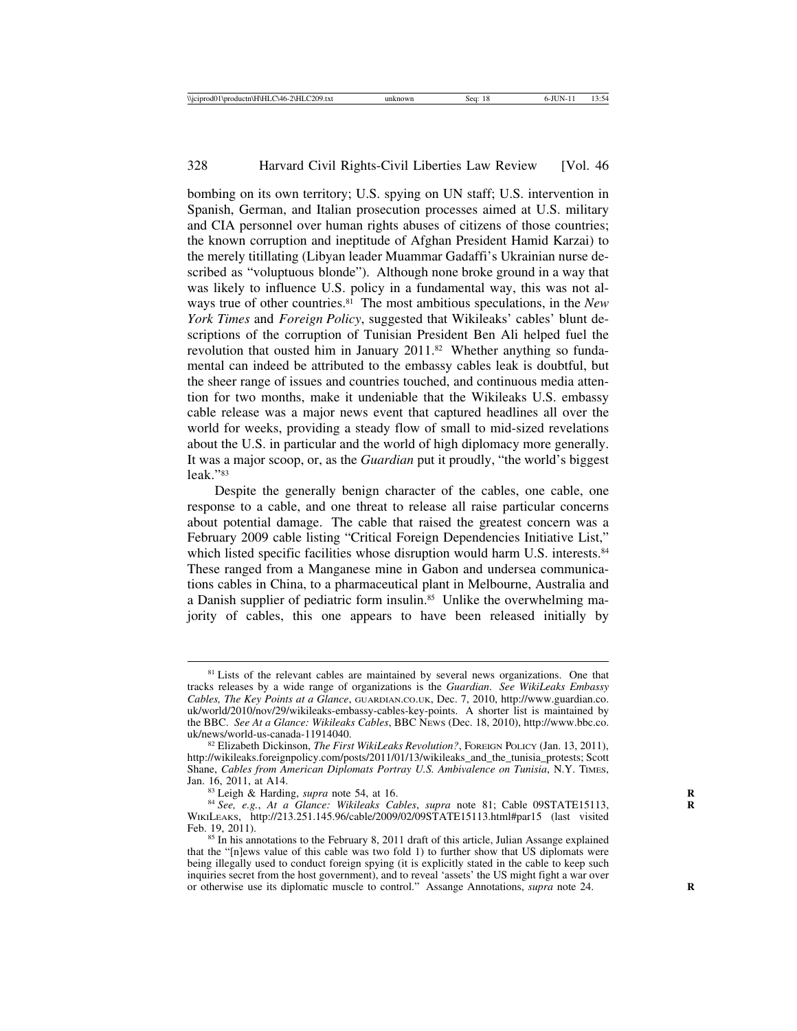bombing on its own territory; U.S. spying on UN staff; U.S. intervention in Spanish, German, and Italian prosecution processes aimed at U.S. military and CIA personnel over human rights abuses of citizens of those countries; the known corruption and ineptitude of Afghan President Hamid Karzai) to the merely titillating (Libyan leader Muammar Gadaffi's Ukrainian nurse described as "voluptuous blonde"). Although none broke ground in a way that was likely to influence U.S. policy in a fundamental way, this was not always true of other countries.[81] The most ambitious speculations, in the *New York Times* and *Foreign Policy*, suggested that Wikileaks' cables' blunt descriptions of the corruption of Tunisian President Ben Ali helped fuel the revolution that ousted him in January 2011.[82] Whether anything so fundamental can indeed be attributed to the embassy cables leak is doubtful, but the sheer range of issues and countries touched, and continuous media attention for two months, make it undeniable that the Wikileaks U.S. embassy cable release was a major news event that captured headlines all over the world for weeks, providing a steady flow of small to mid-sized revelations about the U.S. in particular and the world of high diplomacy more generally. It was a major scoop, or, as the *Guardian* put it proudly, "the world's biggest leak."[83]

Despite the generally benign character of the cables, one cable, one response to a cable, and one threat to release all raise particular concerns about potential damage. The cable that raised the greatest concern was a February 2009 cable listing "Critical Foreign Dependencies Initiative List," which listed specific facilities whose disruption would harm U.S. interests.[84] These ranged from a Manganese mine in Gabon and undersea communications cables in China, to a pharmaceutical plant in Melbourne, Australia and a Danish supplier of pediatric form insulin.[85] Unlike the overwhelming majority of cables, this one appears to have been released initially by

---

[81] Lists of the relevant cables are maintained by several news organizations. One that tracks releases by a wide range of organizations is the *Guardian*. *See WikiLeaks Embassy Cables, The Key Points at a Glance*, GUARDIAN.CO.UK, Dec. 7, 2010, http://www.guardian.co.uk/world/2010/nov/29/wikileaks-embassy-cables-key-points. A shorter list is maintained by the BBC. *See At a Glance: Wikileaks Cables*, BBC NEWS (Dec. 18, 2010), http://www.bbc.co.uk/news/world-us-canada-11914040.

[82] Elizabeth Dickinson, *The First WikiLeaks Revolution?*, FOREIGN POLICY (Jan. 13, 2011), http://wikileaks.foreignpolicy.com/posts/2011/01/13/wikileaks_and_the_tunisia_protests; Scott Shane, *Cables from American Diplomats Portray U.S. Ambivalence on Tunisia*, N.Y. TIMES, Jan. 16, 2011, at A14.

[83] Leigh & Harding, *supra* note 54, at 16.

[84] *See, e.g.*, *At a Glance: Wikileaks Cables*, *supra* note 81; Cable 09STATE15113, WIKILEAKS, http://213.251.145.96/cable/2009/02/09STATE15113.html#par15 (last visited Feb. 19, 2011).

[85] In his annotations to the February 8, 2011 draft of this article, Julian Assange explained that the "[n]ews value of this cable was two fold 1) to further show that US diplomats were being illegally used to conduct foreign spying (it is explicitly stated in the cable to keep such inquiries secret from the host government), and to reveal 'assets' the US might fight a war over or otherwise use its diplomatic muscle to control." Assange Annotations, *supra* note 24.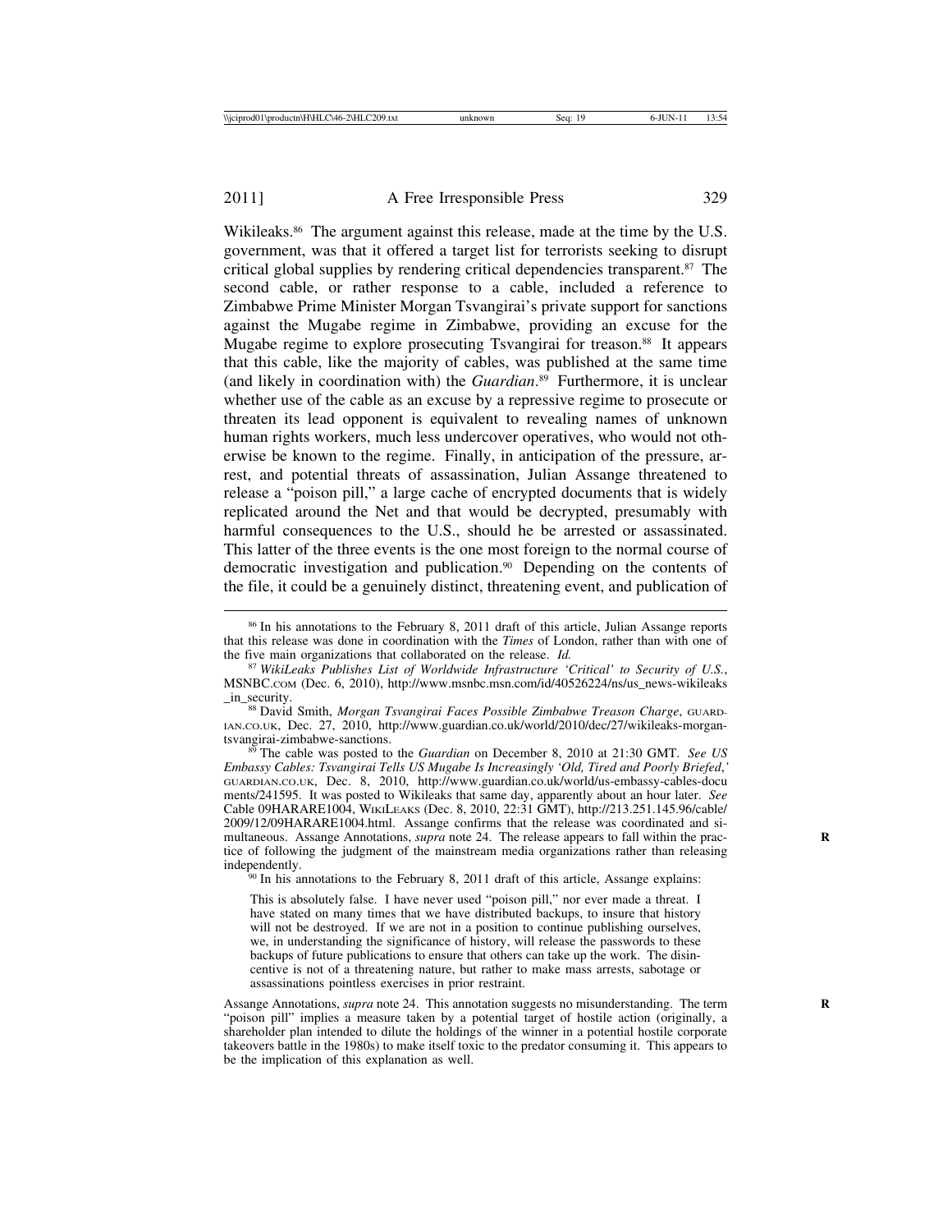Wikileaks.[86] The argument against this release, made at the time by the U.S. government, was that it offered a target list for terrorists seeking to disrupt critical global supplies by rendering critical dependencies transparent.[87] The second cable, or rather response to a cable, included a reference to Zimbabwe Prime Minister Morgan Tsvangirai's private support for sanctions against the Mugabe regime in Zimbabwe, providing an excuse for the Mugabe regime to explore prosecuting Tsvangirai for treason.[88] It appears that this cable, like the majority of cables, was published at the same time (and likely in coordination with) the *Guardian*.[89] Furthermore, it is unclear whether use of the cable as an excuse by a repressive regime to prosecute or threaten its lead opponent is equivalent to revealing names of unknown human rights workers, much less undercover operatives, who would not otherwise be known to the regime. Finally, in anticipation of the pressure, arrest, and potential threats of assassination, Julian Assange threatened to release a "poison pill," a large cache of encrypted documents that is widely replicated around the Net and that would be decrypted, presumably with harmful consequences to the U.S., should he be arrested or assassinated. This latter of the three events is the one most foreign to the normal course of democratic investigation and publication.[90] Depending on the contents of the file, it could be a genuinely distinct, threatening event, and publication of

---

[86] In his annotations to the February 8, 2011 draft of this article, Julian Assange reports that this release was done in coordination with the *Times* of London, rather than with one of the five main organizations that collaborated on the release. *Id.*

[87] *WikiLeaks Publishes List of Worldwide Infrastructure 'Critical' to Security of U.S.*, MSNBC.COM (Dec. 6, 2010), http://www.msnbc.msn.com/id/40526224/ns/us_news-wikileaks_in_security.

[88] David Smith, *Morgan Tsvangirai Faces Possible Zimbabwe Treason Charge*, GUARDIAN.CO.UK, Dec. 27, 2010, http://www.guardian.co.uk/world/2010/dec/27/wikileaks-morgan-tsvangirai-zimbabwe-sanctions.

[89] The cable was posted to the *Guardian* on December 8, 2010 at 21:30 GMT. *See US Embassy Cables: Tsvangirai Tells US Mugabe Is Increasingly 'Old, Tired and Poorly Briefed*,*'* GUARDIAN.CO.UK, Dec. 8, 2010, http://www.guardian.co.uk/world/us-embassy-cables-documents/241595. It was posted to Wikileaks that same day, apparently about an hour later. *See* Cable 09HARARE1004, WIKILEAKS (Dec. 8, 2010, 22:31 GMT), http://213.251.145.96/cable/2009/12/09HARARE1004.html. Assange confirms that the release was coordinated and simultaneous. Assange Annotations, *supra* note 24. The release appears to fall within the practice of following the judgment of the mainstream media organizations rather than releasing independently.

[90] In his annotations to the February 8, 2011 draft of this article, Assange explains:

> This is absolutely false. I have never used "poison pill," nor ever made a threat. I have stated on many times that we have distributed backups, to insure that history will not be destroyed. If we are not in a position to continue publishing ourselves, we, in understanding the significance of history, will release the passwords to these backups of future publications to ensure that others can take up the work. The disincentive is not of a threatening nature, but rather to make mass arrests, sabotage or assassinations pointless exercises in prior restraint.

Assange Annotations, *supra* note 24. This annotation suggests no misunderstanding. The term "poison pill" implies a measure taken by a potential target of hostile action (originally, a shareholder plan intended to dilute the holdings of the winner in a potential hostile corporate takeovers battle in the 1980s) to make itself toxic to the predator consuming it. This appears to be the implication of this explanation as well.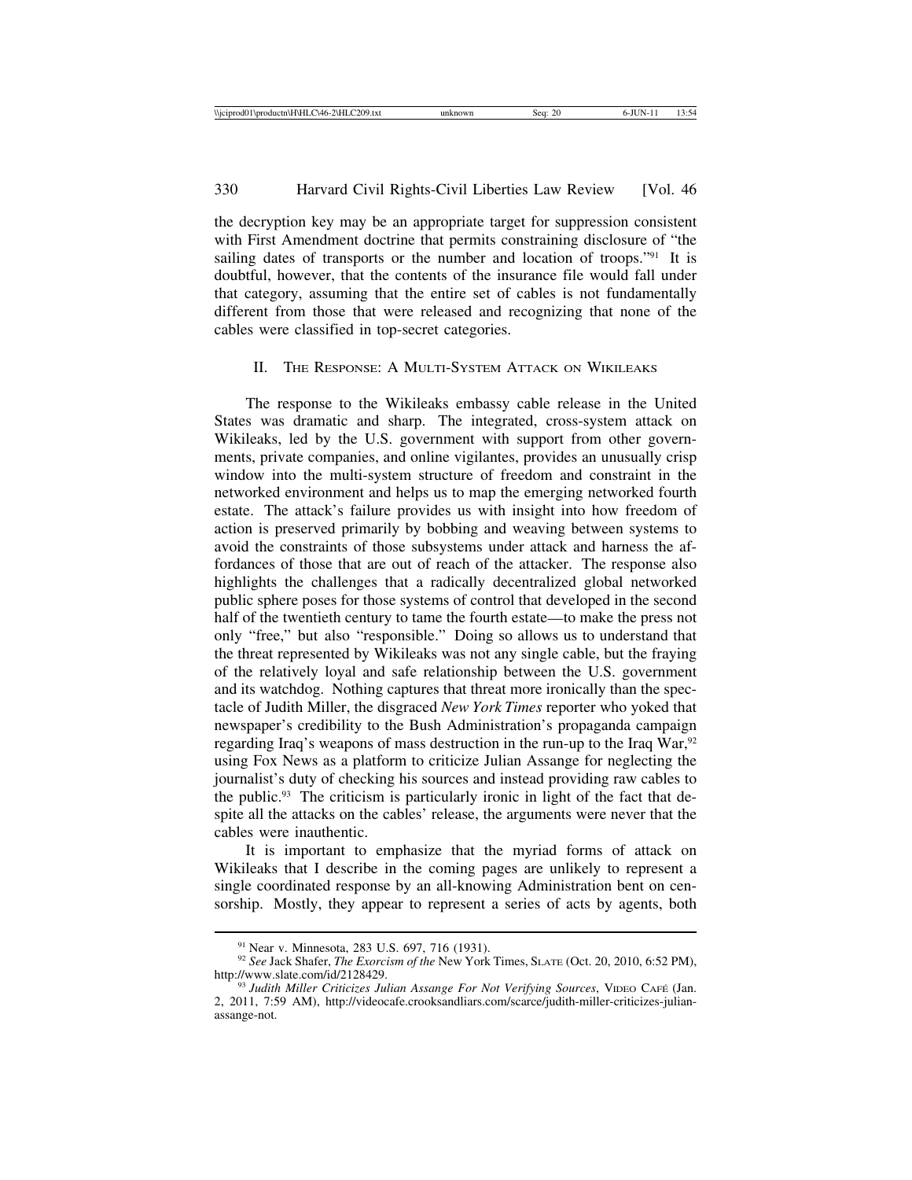the decryption key may be an appropriate target for suppression consistent with First Amendment doctrine that permits constraining disclosure of "the sailing dates of transports or the number and location of troops."[91] It is doubtful, however, that the contents of the insurance file would fall under that category, assuming that the entire set of cables is not fundamentally different from those that were released and recognizing that none of the cables were classified in top-secret categories.

## II. The Response: A Multi-System Attack on Wikileaks

The response to the Wikileaks embassy cable release in the United States was dramatic and sharp. The integrated, cross-system attack on Wikileaks, led by the U.S. government with support from other governments, private companies, and online vigilantes, provides an unusually crisp window into the multi-system structure of freedom and constraint in the networked environment and helps us to map the emerging networked fourth estate. The attack's failure provides us with insight into how freedom of action is preserved primarily by bobbing and weaving between systems to avoid the constraints of those subsystems under attack and harness the affordances of those that are out of reach of the attacker. The response also highlights the challenges that a radically decentralized global networked public sphere poses for those systems of control that developed in the second half of the twentieth century to tame the fourth estate—to make the press not only "free," but also "responsible." Doing so allows us to understand that the threat represented by Wikileaks was not any single cable, but the fraying of the relatively loyal and safe relationship between the U.S. government and its watchdog. Nothing captures that threat more ironically than the spectacle of Judith Miller, the disgraced *New York Times* reporter who yoked that newspaper's credibility to the Bush Administration's propaganda campaign regarding Iraq's weapons of mass destruction in the run-up to the Iraq War,[92] using Fox News as a platform to criticize Julian Assange for neglecting the journalist's duty of checking his sources and instead providing raw cables to the public.[93] The criticism is particularly ironic in light of the fact that despite all the attacks on the cables' release, the arguments were never that the cables were inauthentic.

It is important to emphasize that the myriad forms of attack on Wikileaks that I describe in the coming pages are unlikely to represent a single coordinated response by an all-knowing Administration bent on censorship. Mostly, they appear to represent a series of acts by agents, both

---

[91] Near v. Minnesota, 283 U.S. 697, 716 (1931).

[92] *See* Jack Shafer, *The Exorcism of the* New York Times, Slate (Oct. 20, 2010, 6:52 PM), http://www.slate.com/id/2128429.

[93] *Judith Miller Criticizes Julian Assange For Not Verifying Sources*, Video Café (Jan. 2, 2011, 7:59 AM), http://videocafe.crooksandliars.com/scarce/judith-miller-criticizes-julian-assange-not.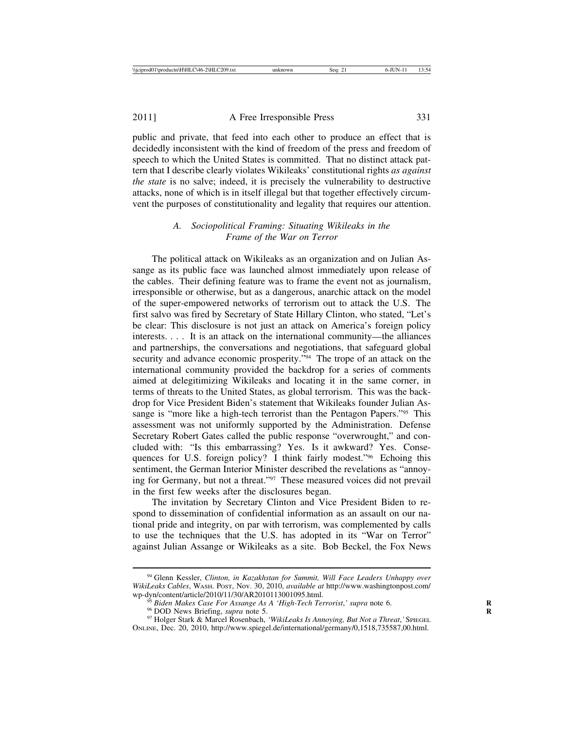public and private, that feed into each other to produce an effect that is decidedly inconsistent with the kind of freedom of the press and freedom of speech to which the United States is committed. That no distinct attack pattern that I describe clearly violates Wikileaks' constitutional rights *as against the state* is no salve; indeed, it is precisely the vulnerability to destructive attacks, none of which is in itself illegal but that together effectively circumvent the purposes of constitutionality and legality that requires our attention.

### *A. Sociopolitical Framing: Situating Wikileaks in the Frame of the War on Terror*

The political attack on Wikileaks as an organization and on Julian Assange as its public face was launched almost immediately upon release of the cables. Their defining feature was to frame the event not as journalism, irresponsible or otherwise, but as a dangerous, anarchic attack on the model of the super-empowered networks of terrorism out to attack the U.S. The first salvo was fired by Secretary of State Hillary Clinton, who stated, "Let's be clear: This disclosure is not just an attack on America's foreign policy interests. . . . It is an attack on the international community—the alliances and partnerships, the conversations and negotiations, that safeguard global security and advance economic prosperity."[94] The trope of an attack on the international community provided the backdrop for a series of comments aimed at delegitimizing Wikileaks and locating it in the same corner, in terms of threats to the United States, as global terrorism. This was the backdrop for Vice President Biden's statement that Wikileaks founder Julian Assange is "more like a high-tech terrorist than the Pentagon Papers."[95] This assessment was not uniformly supported by the Administration. Defense Secretary Robert Gates called the public response "overwrought," and concluded with: "Is this embarrassing? Yes. Is it awkward? Yes. Consequences for U.S. foreign policy? I think fairly modest."[96] Echoing this sentiment, the German Interior Minister described the revelations as "annoying for Germany, but not a threat."[97] These measured voices did not prevail in the first few weeks after the disclosures began.

The invitation by Secretary Clinton and Vice President Biden to respond to dissemination of confidential information as an assault on our national pride and integrity, on par with terrorism, was complemented by calls to use the techniques that the U.S. has adopted in its "War on Terror" against Julian Assange or Wikileaks as a site. Bob Beckel, the Fox News

---

[94] Glenn Kessler, *Clinton, in Kazakhstan for Summit, Will Face Leaders Unhappy over WikiLeaks Cables*, WASH. POST, Nov. 30, 2010, *available at* http://www.washingtonpost.com/wp-dyn/content/article/2010/11/30/AR2010113001095.html.

[95] *Biden Makes Case For Assange As A 'High-Tech Terrorist,' supra* note 6.

[96] DOD News Briefing, *supra* note 5.

[97] Holger Stark & Marcel Rosenbach, *'WikiLeaks Is Annoying, But Not a Threat,'* SPIEGEL ONLINE, Dec. 20, 2010, http://www.spiegel.de/international/germany/0,1518,735587,00.html.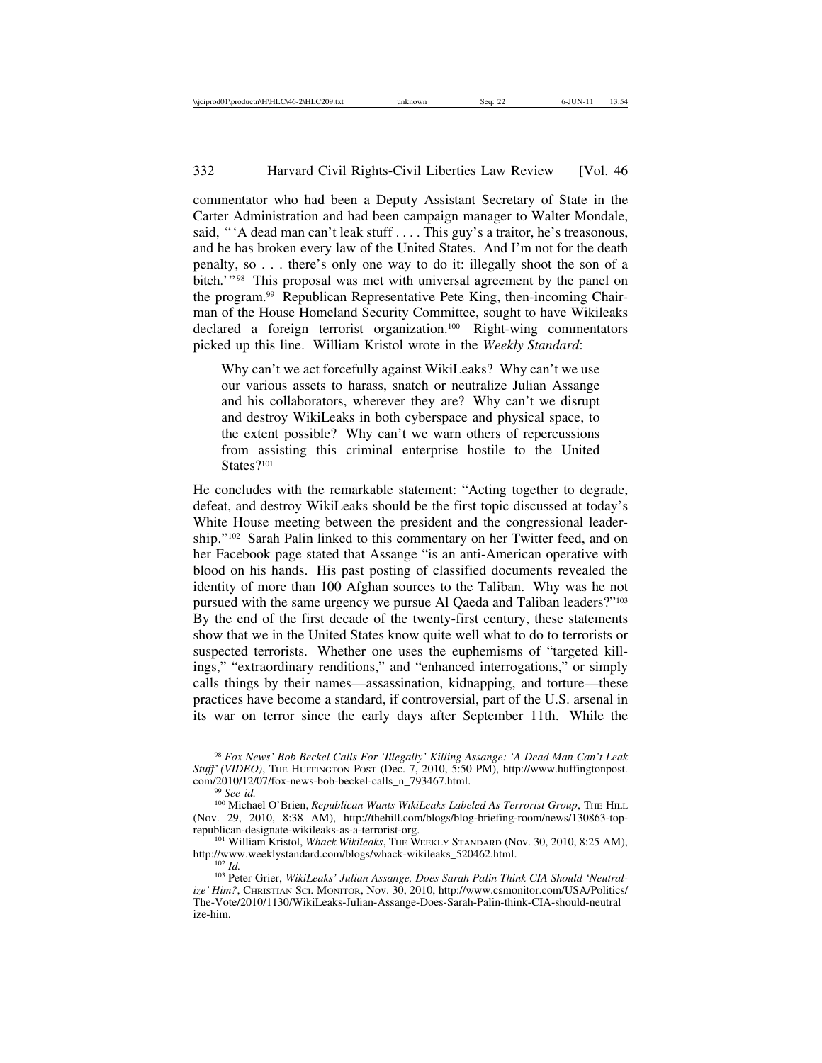commentator who had been a Deputy Assistant Secretary of State in the Carter Administration and had been campaign manager to Walter Mondale, said, "'A dead man can't leak stuff . . . . This guy's a traitor, he's treasonous, and he has broken every law of the United States. And I'm not for the death penalty, so . . . there's only one way to do it: illegally shoot the son of a bitch.'"[98] This proposal was met with universal agreement by the panel on the program.[99] Republican Representative Pete King, then-incoming Chairman of the House Homeland Security Committee, sought to have Wikileaks declared a foreign terrorist organization.[100] Right-wing commentators picked up this line. William Kristol wrote in the *Weekly Standard*:

> Why can't we act forcefully against WikiLeaks? Why can't we use our various assets to harass, snatch or neutralize Julian Assange and his collaborators, wherever they are? Why can't we disrupt and destroy WikiLeaks in both cyberspace and physical space, to the extent possible? Why can't we warn others of repercussions from assisting this criminal enterprise hostile to the United States?[101]

He concludes with the remarkable statement: "Acting together to degrade, defeat, and destroy WikiLeaks should be the first topic discussed at today's White House meeting between the president and the congressional leadership."[102] Sarah Palin linked to this commentary on her Twitter feed, and on her Facebook page stated that Assange "is an anti-American operative with blood on his hands. His past posting of classified documents revealed the identity of more than 100 Afghan sources to the Taliban. Why was he not pursued with the same urgency we pursue Al Qaeda and Taliban leaders?"[103] By the end of the first decade of the twenty-first century, these statements show that we in the United States know quite well what to do to terrorists or suspected terrorists. Whether one uses the euphemisms of "targeted killings," "extraordinary renditions," and "enhanced interrogations," or simply calls things by their names—assassination, kidnapping, and torture—these practices have become a standard, if controversial, part of the U.S. arsenal in its war on terror since the early days after September 11th. While the

---

[98] *Fox News' Bob Beckel Calls For 'Illegally' Killing Assange: 'A Dead Man Can't Leak Stuff' (VIDEO)*, THE HUFFINGTON POST (Dec. 7, 2010, 5:50 PM), http://www.huffingtonpost.com/2010/12/07/fox-news-bob-beckel-calls_n_793467.html.

[99] *See id.*

[100] Michael O'Brien, *Republican Wants WikiLeaks Labeled As Terrorist Group*, THE HILL (Nov. 29, 2010, 8:38 AM), http://thehill.com/blogs/blog-briefing-room/news/130863-top-republican-designate-wikileaks-as-a-terrorist-org.

[101] William Kristol, *Whack Wikileaks*, THE WEEKLY STANDARD (Nov. 30, 2010, 8:25 AM), http://www.weeklystandard.com/blogs/whack-wikileaks_520462.html.

[102] *Id.*

[103] Peter Grier, *WikiLeaks' Julian Assange, Does Sarah Palin Think CIA Should 'Neutralize' Him?*, CHRISTIAN SCI. MONITOR, Nov. 30, 2010, http://www.csmonitor.com/USA/Politics/The-Vote/2010/1130/WikiLeaks-Julian-Assange-Does-Sarah-Palin-think-CIA-should-neutralize-him.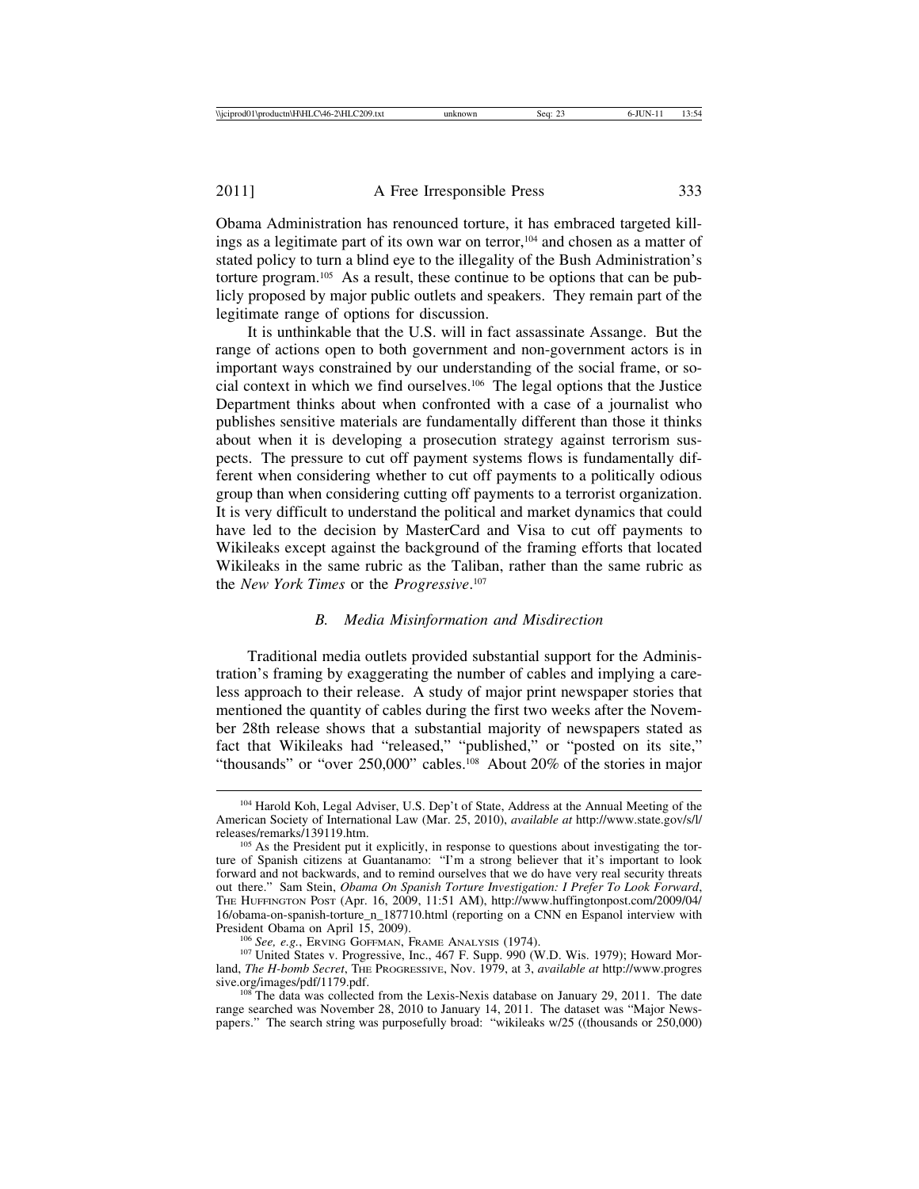Obama Administration has renounced torture, it has embraced targeted killings as a legitimate part of its own war on terror,[104] and chosen as a matter of stated policy to turn a blind eye to the illegality of the Bush Administration's torture program.[105] As a result, these continue to be options that can be publicly proposed by major public outlets and speakers. They remain part of the legitimate range of options for discussion.

It is unthinkable that the U.S. will in fact assassinate Assange. But the range of actions open to both government and non-government actors is in important ways constrained by our understanding of the social frame, or social context in which we find ourselves.[106] The legal options that the Justice Department thinks about when confronted with a case of a journalist who publishes sensitive materials are fundamentally different than those it thinks about when it is developing a prosecution strategy against terrorism suspects. The pressure to cut off payment systems flows is fundamentally different when considering whether to cut off payments to a politically odious group than when considering cutting off payments to a terrorist organization. It is very difficult to understand the political and market dynamics that could have led to the decision by MasterCard and Visa to cut off payments to Wikileaks except against the background of the framing efforts that located Wikileaks in the same rubric as the Taliban, rather than the same rubric as the *New York Times* or the *Progressive*.[107]

### *B. Media Misinformation and Misdirection*

Traditional media outlets provided substantial support for the Administration's framing by exaggerating the number of cables and implying a careless approach to their release. A study of major print newspaper stories that mentioned the quantity of cables during the first two weeks after the November 28th release shows that a substantial majority of newspapers stated as fact that Wikileaks had "released," "published," or "posted on its site," "thousands" or "over 250,000" cables.[108] About 20% of the stories in major

---

[104] Harold Koh, Legal Adviser, U.S. Dep't of State, Address at the Annual Meeting of the American Society of International Law (Mar. 25, 2010), *available at* http://www.state.gov/s/l/releases/remarks/139119.htm.

[105] As the President put it explicitly, in response to questions about investigating the torture of Spanish citizens at Guantanamo: "I'm a strong believer that it's important to look forward and not backwards, and to remind ourselves that we do have very real security threats out there." Sam Stein, *Obama On Spanish Torture Investigation: I Prefer To Look Forward*, THE HUFFINGTON POST (Apr. 16, 2009, 11:51 AM), http://www.huffingtonpost.com/2009/04/16/obama-on-spanish-torture_n_187710.html (reporting on a CNN en Espanol interview with President Obama on April 15, 2009).

[106] *See, e.g.*, ERVING GOFFMAN, FRAME ANALYSIS (1974).

[107] United States v. Progressive, Inc., 467 F. Supp. 990 (W.D. Wis. 1979); Howard Morland, *The H-bomb Secret*, THE PROGRESSIVE, Nov. 1979, at 3, *available at* http://www.progressive.org/images/pdf/1179.pdf.

[108] The data was collected from the Lexis-Nexis database on January 29, 2011. The date range searched was November 28, 2010 to January 14, 2011. The dataset was "Major Newspapers." The search string was purposefully broad: "wikileaks w/25 ((thousands or 250,000)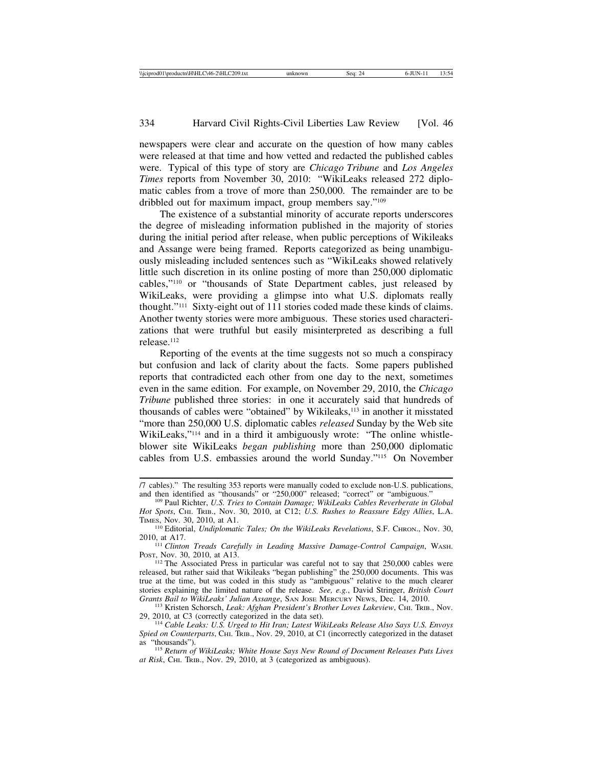newspapers were clear and accurate on the question of how many cables were released at that time and how vetted and redacted the published cables were. Typical of this type of story are *Chicago Tribune* and *Los Angeles Times* reports from November 30, 2010: "WikiLeaks released 272 diplomatic cables from a trove of more than 250,000. The remainder are to be dribbled out for maximum impact, group members say."[109]

The existence of a substantial minority of accurate reports underscores the degree of misleading information published in the majority of stories during the initial period after release, when public perceptions of Wikileaks and Assange were being framed. Reports categorized as being unambiguously misleading included sentences such as "WikiLeaks showed relatively little such discretion in its online posting of more than 250,000 diplomatic cables,"[110] or "thousands of State Department cables, just released by WikiLeaks, were providing a glimpse into what U.S. diplomats really thought."[111] Sixty-eight out of 111 stories coded made these kinds of claims. Another twenty stories were more ambiguous. These stories used characterizations that were truthful but easily misinterpreted as describing a full release.[112]

Reporting of the events at the time suggests not so much a conspiracy but confusion and lack of clarity about the facts. Some papers published reports that contradicted each other from one day to the next, sometimes even in the same edition. For example, on November 29, 2010, the *Chicago Tribune* published three stories: in one it accurately said that hundreds of thousands of cables were "obtained" by Wikileaks,[113] in another it misstated "more than 250,000 U.S. diplomatic cables *released* Sunday by the Web site WikiLeaks,"[114] and in a third it ambiguously wrote: "The online whistleblower site WikiLeaks *began publishing* more than 250,000 diplomatic cables from U.S. embassies around the world Sunday."[115] On November

---

/7 cables)." The resulting 353 reports were manually coded to exclude non-U.S. publications, and then identified as "thousands" or "250,000" released; "correct" or "ambiguous."

[109] Paul Richter, *U.S. Tries to Contain Damage; WikiLeaks Cables Reverberate in Global Hot Spots*, CHI. TRIB., Nov. 30, 2010, at C12; *U.S. Rushes to Reassure Edgy Allies*, L.A. TIMES, Nov. 30, 2010, at A1.

[110] Editorial, *Undiplomatic Tales; On the WikiLeaks Revelations*, S.F. CHRON., Nov. 30, 2010, at A17.

[111] *Clinton Treads Carefully in Leading Massive Damage-Control Campaign*, WASH. POST, Nov. 30, 2010, at A13.

[112] The Associated Press in particular was careful not to say that 250,000 cables were released, but rather said that Wikileaks "began publishing" the 250,000 documents. This was true at the time, but was coded in this study as "ambiguous" relative to the much clearer stories explaining the limited nature of the release. *See, e.g.*, David Stringer, *British Court Grants Bail to WikiLeaks' Julian Assange*, SAN JOSE MERCURY NEWS, Dec. 14, 2010.

[113] Kristen Schorsch, *Leak: Afghan President's Brother Loves Lakeview*, CHI. TRIB., Nov. 29, 2010, at C3 (correctly categorized in the data set).

[114] *Cable Leaks: U.S. Urged to Hit Iran; Latest WikiLeaks Release Also Says U.S. Envoys Spied on Counterparts*, CHI. TRIB., Nov. 29, 2010, at C1 (incorrectly categorized in the dataset as "thousands").

[115] *Return of WikiLeaks; White House Says New Round of Document Releases Puts Lives at Risk*, CHI. TRIB., Nov. 29, 2010, at 3 (categorized as ambiguous).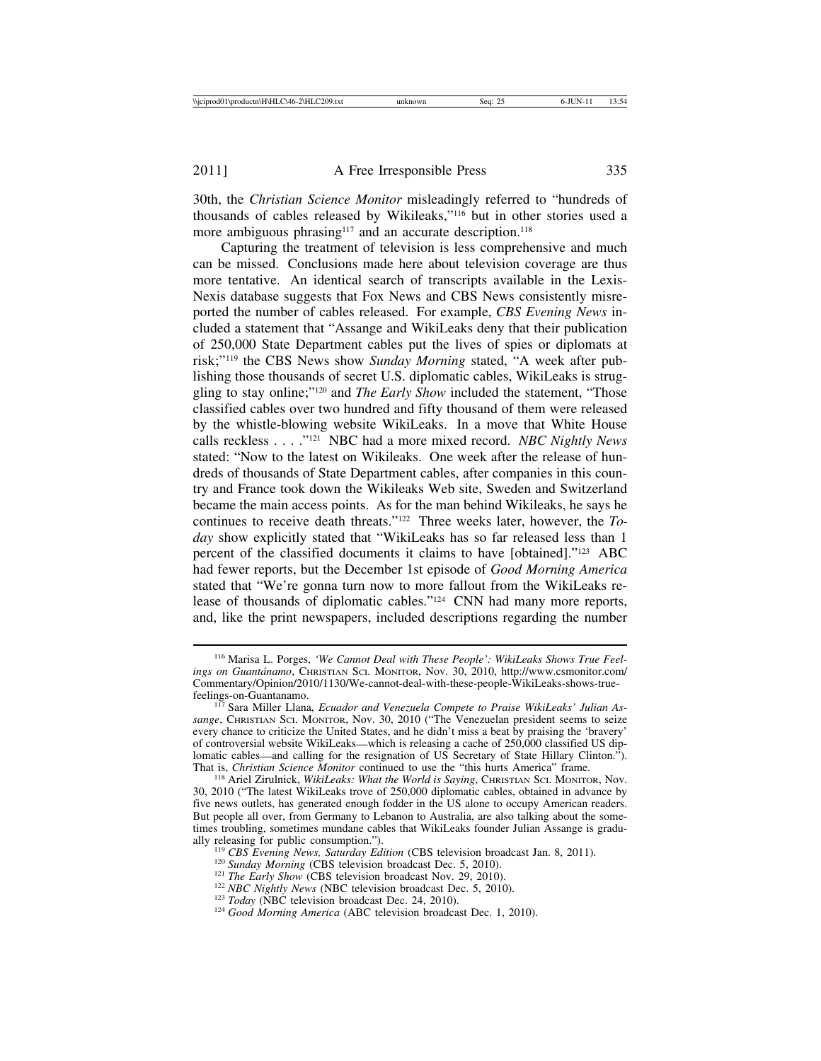30th, the *Christian Science Monitor* misleadingly referred to "hundreds of thousands of cables released by Wikileaks,"[116] but in other stories used a more ambiguous phrasing[117] and an accurate description.[118]

Capturing the treatment of television is less comprehensive and much can be missed. Conclusions made here about television coverage are thus more tentative. An identical search of transcripts available in the Lexis-Nexis database suggests that Fox News and CBS News consistently misreported the number of cables released. For example, *CBS Evening News* included a statement that "Assange and WikiLeaks deny that their publication of 250,000 State Department cables put the lives of spies or diplomats at risk;"[119] the CBS News show *Sunday Morning* stated, "A week after publishing those thousands of secret U.S. diplomatic cables, WikiLeaks is struggling to stay online;"[120] and *The Early Show* included the statement, "Those classified cables over two hundred and fifty thousand of them were released by the whistle-blowing website WikiLeaks. In a move that White House calls reckless . . . ."[121] NBC had a more mixed record. *NBC Nightly News* stated: "Now to the latest on Wikileaks. One week after the release of hundreds of thousands of State Department cables, after companies in this country and France took down the Wikileaks Web site, Sweden and Switzerland became the main access points. As for the man behind Wikileaks, he says he continues to receive death threats."[122] Three weeks later, however, the *Today* show explicitly stated that "WikiLeaks has so far released less than 1 percent of the classified documents it claims to have [obtained]."[123] ABC had fewer reports, but the December 1st episode of *Good Morning America* stated that "We're gonna turn now to more fallout from the WikiLeaks release of thousands of diplomatic cables."[124] CNN had many more reports, and, like the print newspapers, included descriptions regarding the number

---

[116] Marisa L. Porges, *'We Cannot Deal with These People': WikiLeaks Shows True Feelings on Guantánamo*, CHRISTIAN SCI. MONITOR, Nov. 30, 2010, http://www.csmonitor.com/Commentary/Opinion/2010/1130/We-cannot-deal-with-these-people-WikiLeaks-shows-true-feelings-on-Guantanamo.

[117] Sara Miller Llana, *Ecuador and Venezuela Compete to Praise WikiLeaks' Julian Assange*, CHRISTIAN SCI. MONITOR, Nov. 30, 2010 ("The Venezuelan president seems to seize every chance to criticize the United States, and he didn't miss a beat by praising the 'bravery' of controversial website WikiLeaks—which is releasing a cache of 250,000 classified US diplomatic cables—and calling for the resignation of US Secretary of State Hillary Clinton."). That is, *Christian Science Monitor* continued to use the "this hurts America" frame.

[118] Ariel Zirulnick, *WikiLeaks: What the World is Saying*, CHRISTIAN SCI. MONITOR, Nov. 30, 2010 ("The latest WikiLeaks trove of 250,000 diplomatic cables, obtained in advance by five news outlets, has generated enough fodder in the US alone to occupy American readers. But people all over, from Germany to Lebanon to Australia, are also talking about the sometimes troubling, sometimes mundane cables that WikiLeaks founder Julian Assange is gradually releasing for public consumption.").

[119] *CBS Evening News, Saturday Edition* (CBS television broadcast Jan. 8, 2011).

[120] *Sunday Morning* (CBS television broadcast Dec. 5, 2010).

[121] *The Early Show* (CBS television broadcast Nov. 29, 2010).

[122] *NBC Nightly News* (NBC television broadcast Dec. 5, 2010).

[123] *Today* (NBC television broadcast Dec. 24, 2010).

[124] *Good Morning America* (ABC television broadcast Dec. 1, 2010).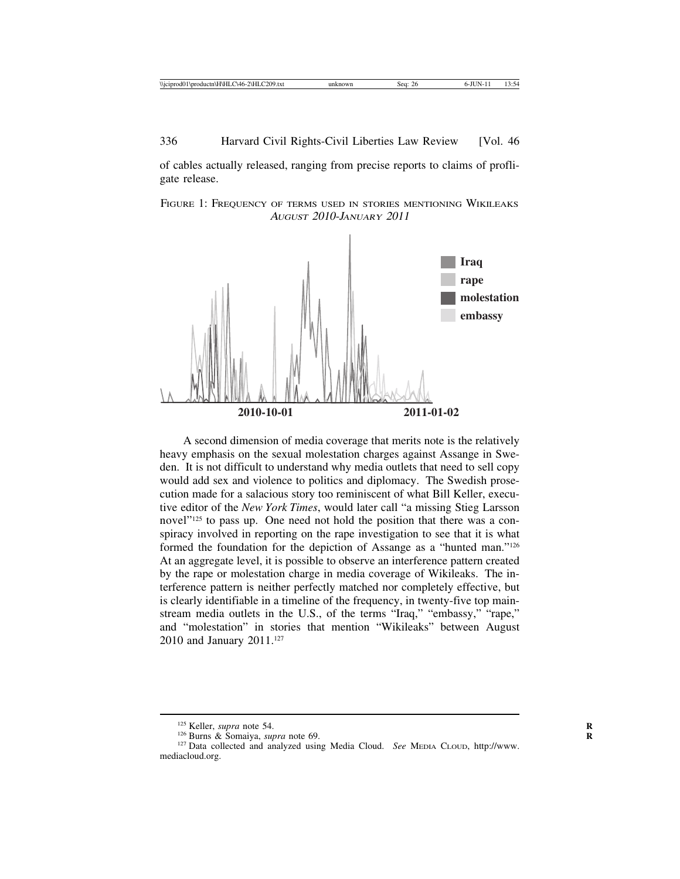of cables actually released, ranging from precise reports to claims of profligate release.

FIGURE 1: FREQUENCY OF TERMS USED IN STORIES MENTIONING WIKILEAKS *AUGUST 2010-JANUARY 2011*

A second dimension of media coverage that merits note is the relatively heavy emphasis on the sexual molestation charges against Assange in Sweden. It is not difficult to understand why media outlets that need to sell copy would add sex and violence to politics and diplomacy. The Swedish prosecution made for a salacious story too reminiscent of what Bill Keller, executive editor of the *New York Times*, would later call "a missing Stieg Larsson novel"[125] to pass up. One need not hold the position that there was a conspiracy involved in reporting on the rape investigation to see that it is what formed the foundation for the depiction of Assange as a "hunted man."[126] At an aggregate level, it is possible to observe an interference pattern created by the rape or molestation charge in media coverage of Wikileaks. The interference pattern is neither perfectly matched nor completely effective, but is clearly identifiable in a timeline of the frequency, in twenty-five top mainstream media outlets in the U.S., of the terms "Iraq," "embassy," "rape," and "molestation" in stories that mention "Wikileaks" between August 2010 and January 2011.[127]

[125] Keller, *supra* note 54.

[126] Burns & Somaiya, *supra* note 69.

[127] Data collected and analyzed using Media Cloud. *See* MEDIA CLOUD, http://www.mediacloud.org.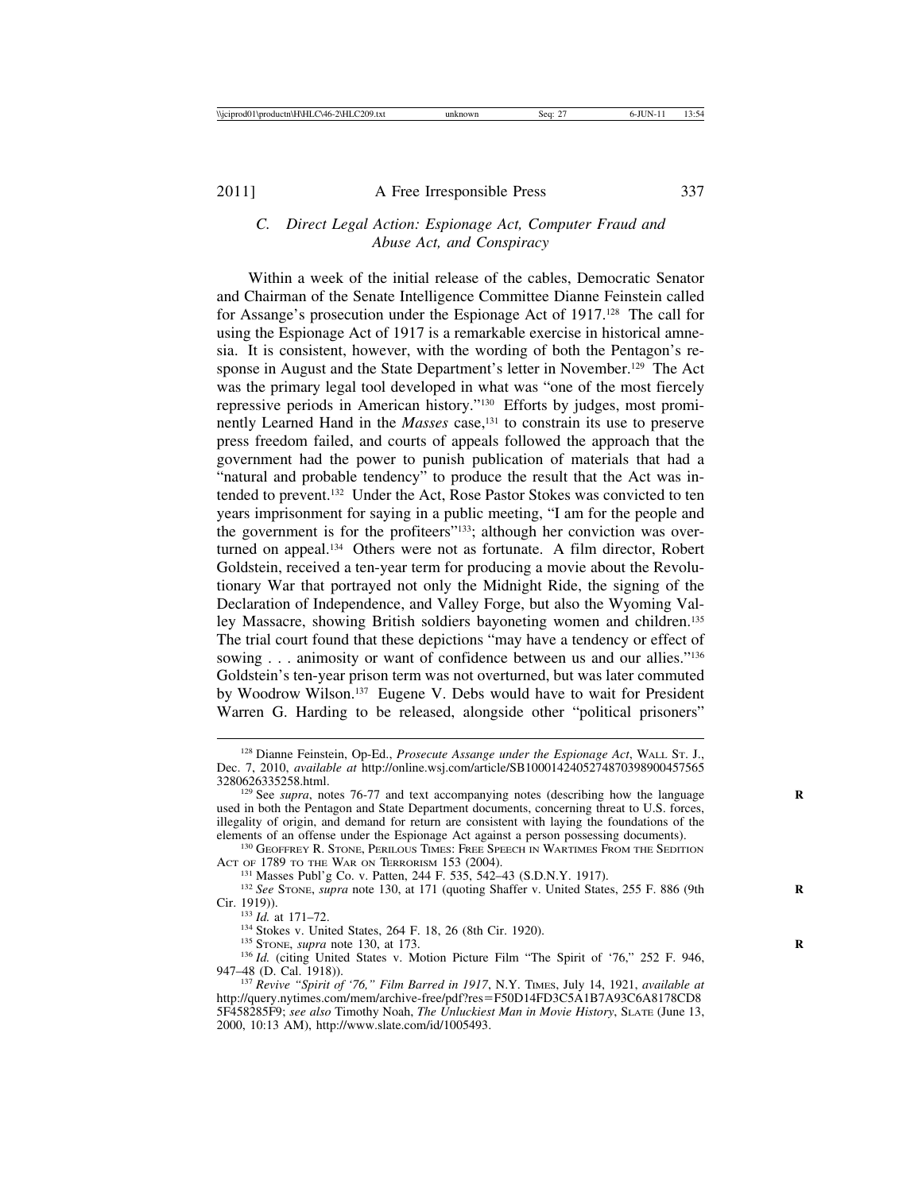### C. *Direct Legal Action: Espionage Act, Computer Fraud and Abuse Act, and Conspiracy*

Within a week of the initial release of the cables, Democratic Senator and Chairman of the Senate Intelligence Committee Dianne Feinstein called for Assange's prosecution under the Espionage Act of 1917.[128] The call for using the Espionage Act of 1917 is a remarkable exercise in historical amnesia. It is consistent, however, with the wording of both the Pentagon's response in August and the State Department's letter in November.[129] The Act was the primary legal tool developed in what was "one of the most fiercely repressive periods in American history."[130] Efforts by judges, most prominently Learned Hand in the *Masses* case,[131] to constrain its use to preserve press freedom failed, and courts of appeals followed the approach that the government had the power to punish publication of materials that had a "natural and probable tendency" to produce the result that the Act was intended to prevent.[132] Under the Act, Rose Pastor Stokes was convicted to ten years imprisonment for saying in a public meeting, "I am for the people and the government is for the profiteers"[133]; although her conviction was overturned on appeal.[134] Others were not as fortunate. A film director, Robert Goldstein, received a ten-year term for producing a movie about the Revolutionary War that portrayed not only the Midnight Ride, the signing of the Declaration of Independence, and Valley Forge, but also the Wyoming Valley Massacre, showing British soldiers bayoneting women and children.[135] The trial court found that these depictions "may have a tendency or effect of sowing . . . animosity or want of confidence between us and our allies."[136] Goldstein's ten-year prison term was not overturned, but was later commuted by Woodrow Wilson.[137] Eugene V. Debs would have to wait for President Warren G. Harding to be released, alongside other "political prisoners"

---

[128] Dianne Feinstein, Op-Ed., *Prosecute Assange under the Espionage Act*, WALL ST. J., Dec. 7, 2010, *available at* http://online.wsj.com/article/SB10001424052748703989004575653280626335258.html.

[129] See *supra*, notes 76-77 and text accompanying notes (describing how the language used in both the Pentagon and State Department documents, concerning threat to U.S. forces, illegality of origin, and demand for return are consistent with laying the foundations of the elements of an offense under the Espionage Act against a person possessing documents).

[130] GEOFFREY R. STONE, PERILOUS TIMES: FREE SPEECH IN WARTIMES FROM THE SEDITION ACT OF 1789 TO THE WAR ON TERRORISM 153 (2004).

[131] Masses Publ'g Co. v. Patten, 244 F. 535, 542–43 (S.D.N.Y. 1917).

[132] *See* STONE, *supra* note 130, at 171 (quoting Shaffer v. United States, 255 F. 886 (9th Cir. 1919)).

[133] *Id.* at 171–72.

[134] Stokes v. United States, 264 F. 18, 26 (8th Cir. 1920).

[135] STONE, *supra* note 130, at 173.

[136] *Id.* (citing United States v. Motion Picture Film "The Spirit of '76," 252 F. 946, 947–48 (D. Cal. 1918)).

[137] *Revive "Spirit of '76," Film Barred in 1917*, N.Y. TIMES, July 14, 1921, *available at* http://query.nytimes.com/mem/archive-free/pdf?res=F50D14FD3C5A1B7A93C6A8178CD85F458285F9; *see also* Timothy Noah, *The Unluckiest Man in Movie History*, SLATE (June 13, 2000, 10:13 AM), http://www.slate.com/id/1005493.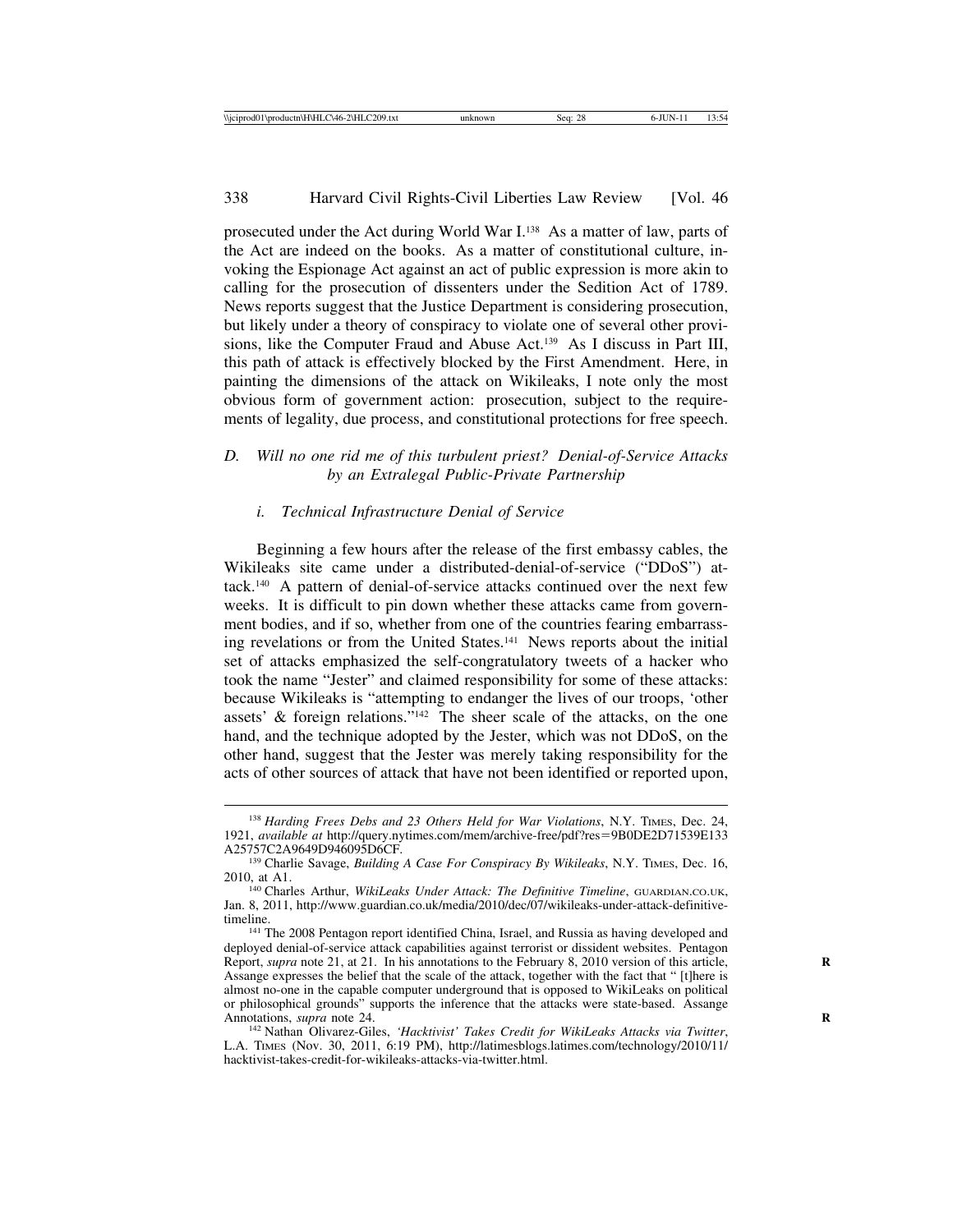prosecuted under the Act during World War I.[138] As a matter of law, parts of the Act are indeed on the books. As a matter of constitutional culture, invoking the Espionage Act against an act of public expression is more akin to calling for the prosecution of dissenters under the Sedition Act of 1789. News reports suggest that the Justice Department is considering prosecution, but likely under a theory of conspiracy to violate one of several other provisions, like the Computer Fraud and Abuse Act.[139] As I discuss in Part III, this path of attack is effectively blocked by the First Amendment. Here, in painting the dimensions of the attack on Wikileaks, I note only the most obvious form of government action: prosecution, subject to the requirements of legality, due process, and constitutional protections for free speech.

### *D. Will no one rid me of this turbulent priest? Denial-of-Service Attacks by an Extralegal Public-Private Partnership*

#### *i. Technical Infrastructure Denial of Service*

Beginning a few hours after the release of the first embassy cables, the Wikileaks site came under a distributed-denial-of-service ("DDoS") attack.[140] A pattern of denial-of-service attacks continued over the next few weeks. It is difficult to pin down whether these attacks came from government bodies, and if so, whether from one of the countries fearing embarrassing revelations or from the United States.[141] News reports about the initial set of attacks emphasized the self-congratulatory tweets of a hacker who took the name "Jester" and claimed responsibility for some of these attacks: because Wikileaks is "attempting to endanger the lives of our troops, 'other assets' & foreign relations."[142] The sheer scale of the attacks, on the one hand, and the technique adopted by the Jester, which was not DDoS, on the other hand, suggest that the Jester was merely taking responsibility for the acts of other sources of attack that have not been identified or reported upon,

---

[138] *Harding Frees Debs and 23 Others Held for War Violations*, N.Y. TIMES, Dec. 24, 1921, *available at* http://query.nytimes.com/mem/archive-free/pdf?res=9B0DE2D71539E133A25757C2A9649D946095D6CF.

[139] Charlie Savage, *Building A Case For Conspiracy By Wikileaks*, N.Y. TIMES, Dec. 16, 2010, at A1.

[140] Charles Arthur, *WikiLeaks Under Attack: The Definitive Timeline*, GUARDIAN.CO.UK, Jan. 8, 2011, http://www.guardian.co.uk/media/2010/dec/07/wikileaks-under-attack-definitive-timeline.

[141] The 2008 Pentagon report identified China, Israel, and Russia as having developed and deployed denial-of-service attack capabilities against terrorist or dissident websites. Pentagon Report, *supra* note 21, at 21. In his annotations to the February 8, 2010 version of this article, Assange expresses the belief that the scale of the attack, together with the fact that " [t]here is almost no-one in the capable computer underground that is opposed to WikiLeaks on political or philosophical grounds" supports the inference that the attacks were state-based. Assange Annotations, *supra* note 24.

[142] Nathan Olivarez-Giles, *'Hacktivist' Takes Credit for WikiLeaks Attacks via Twitter*, L.A. TIMES (Nov. 30, 2011, 6:19 PM), http://latimesblogs.latimes.com/technology/2010/11/hacktivist-takes-credit-for-wikileaks-attacks-via-twitter.html.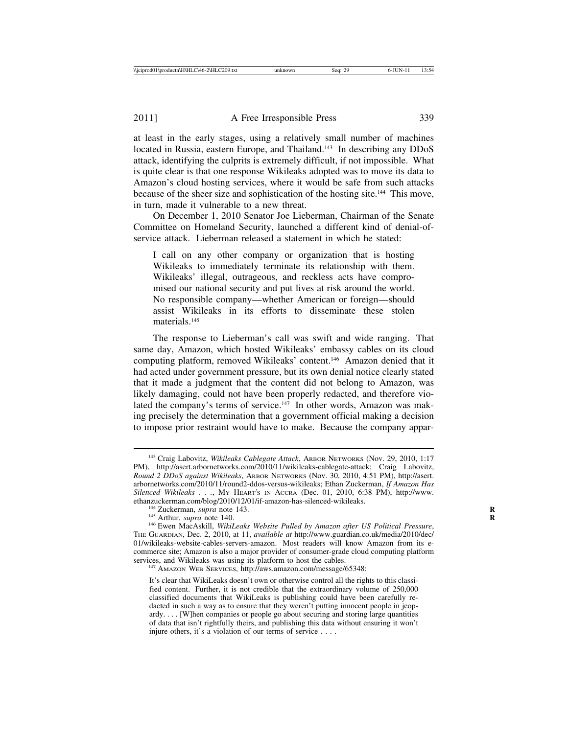at least in the early stages, using a relatively small number of machines located in Russia, eastern Europe, and Thailand.[143] In describing any DDoS attack, identifying the culprits is extremely difficult, if not impossible. What is quite clear is that one response Wikileaks adopted was to move its data to Amazon's cloud hosting services, where it would be safe from such attacks because of the sheer size and sophistication of the hosting site.[144] This move, in turn, made it vulnerable to a new threat.

On December 1, 2010 Senator Joe Lieberman, Chairman of the Senate Committee on Homeland Security, launched a different kind of denial-of-service attack. Lieberman released a statement in which he stated:

> I call on any other company or organization that is hosting Wikileaks to immediately terminate its relationship with them. Wikileaks' illegal, outrageous, and reckless acts have compromised our national security and put lives at risk around the world. No responsible company—whether American or foreign—should assist Wikileaks in its efforts to disseminate these stolen materials.[145]

The response to Lieberman's call was swift and wide ranging. That same day, Amazon, which hosted Wikileaks' embassy cables on its cloud computing platform, removed Wikileaks' content.[146] Amazon denied that it had acted under government pressure, but its own denial notice clearly stated that it made a judgment that the content did not belong to Amazon, was likely damaging, could not have been properly redacted, and therefore violated the company's terms of service.[147] In other words, Amazon was making precisely the determination that a government official making a decision to impose prior restraint would have to make. Because the company appar-

---

[143] Craig Labovitz, *Wikileaks Cablegate Attack*, ARBOR NETWORKS (Nov. 29, 2010, 1:17 PM), http://asert.arbornetworks.com/2010/11/wikileaks-cablegate-attack; Craig Labovitz, *Round 2 DDoS against Wikileaks*, ARBOR NETWORKS (Nov. 30, 2010, 4:51 PM), http://asert.arbornetworks.com/2010/11/round2-ddos-versus-wikileaks; Ethan Zuckerman, *If Amazon Has Silenced Wikileaks . . .*, MY HEART'S IN ACCRA (Dec. 01, 2010, 6:38 PM), http://www.ethanzuckerman.com/blog/2010/12/01/if-amazon-has-silenced-wikileaks.

[144] Zuckerman, *supra* note 143.

[145] Arthur, *supra* note 140.

[146] Ewen MacAskill, *WikiLeaks Website Pulled by Amazon after US Political Pressure*, THE GUARDIAN, Dec. 2, 2010, at 11, *available at* http://www.guardian.co.uk/media/2010/dec/01/wikileaks-website-cables-servers-amazon. Most readers will know Amazon from its e-commerce site; Amazon is also a major provider of consumer-grade cloud computing platform services, and Wikileaks was using its platform to host the cables.

[147] AMAZON WEB SERVICES, http://aws.amazon.com/message/65348:

> It's clear that WikiLeaks doesn't own or otherwise control all the rights to this classified content. Further, it is not credible that the extraordinary volume of 250,000 classified documents that WikiLeaks is publishing could have been carefully redacted in such a way as to ensure that they weren't putting innocent people in jeopardy. . . . [W]hen companies or people go about securing and storing large quantities of data that isn't rightfully theirs, and publishing this data without ensuring it won't injure others, it's a violation of our terms of service . . . .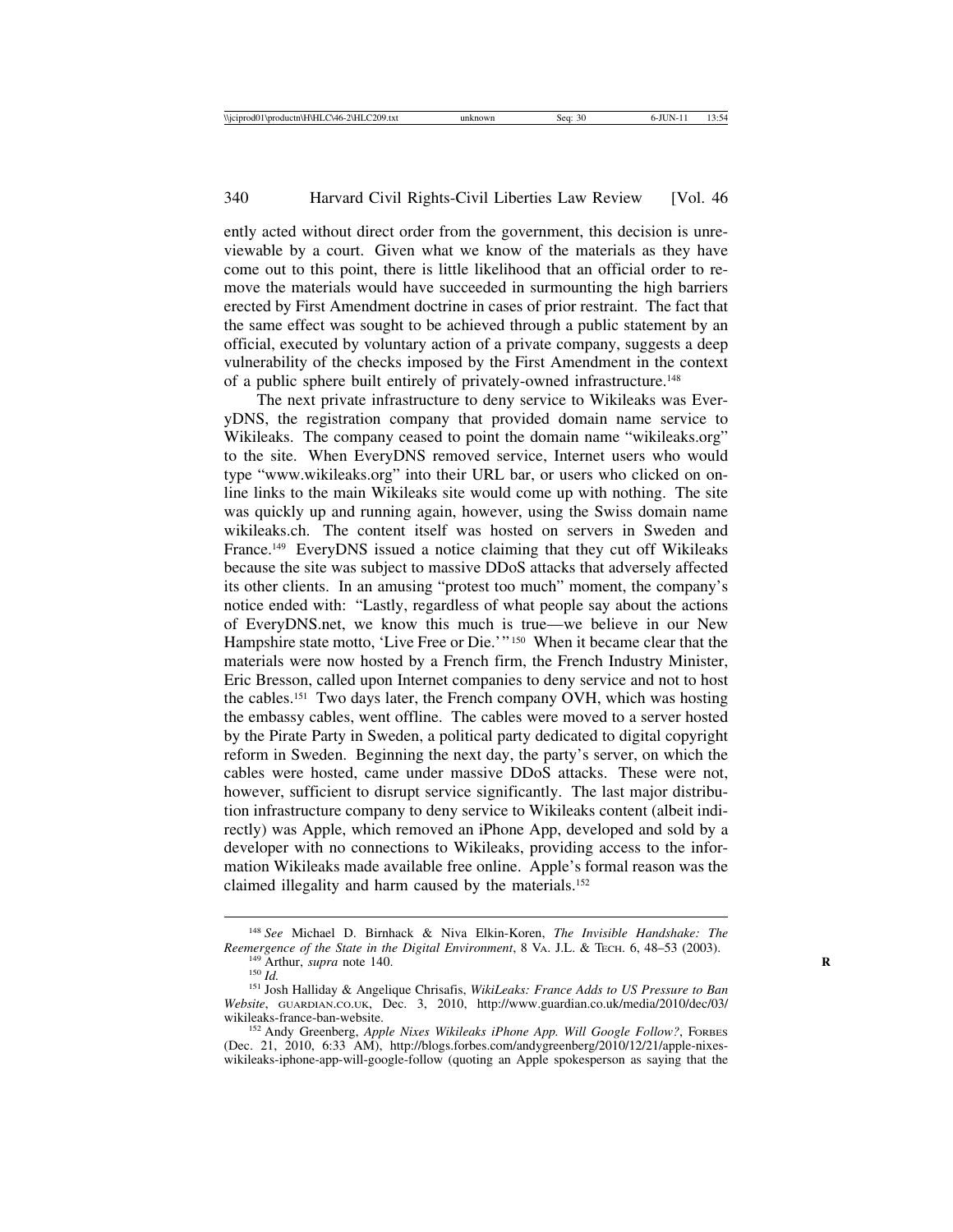ently acted without direct order from the government, this decision is unreviewable by a court. Given what we know of the materials as they have come out to this point, there is little likelihood that an official order to remove the materials would have succeeded in surmounting the high barriers erected by First Amendment doctrine in cases of prior restraint. The fact that the same effect was sought to be achieved through a public statement by an official, executed by voluntary action of a private company, suggests a deep vulnerability of the checks imposed by the First Amendment in the context of a public sphere built entirely of privately-owned infrastructure.[148]

The next private infrastructure to deny service to Wikileaks was EveryDNS, the registration company that provided domain name service to Wikileaks. The company ceased to point the domain name "wikileaks.org" to the site. When EveryDNS removed service, Internet users who would type "www.wikileaks.org" into their URL bar, or users who clicked on online links to the main Wikileaks site would come up with nothing. The site was quickly up and running again, however, using the Swiss domain name wikileaks.ch. The content itself was hosted on servers in Sweden and France.[149] EveryDNS issued a notice claiming that they cut off Wikileaks because the site was subject to massive DDoS attacks that adversely affected its other clients. In an amusing "protest too much" moment, the company's notice ended with: "Lastly, regardless of what people say about the actions of EveryDNS.net, we know this much is true—we believe in our New Hampshire state motto, 'Live Free or Die.'"[150] When it became clear that the materials were now hosted by a French firm, the French Industry Minister, Eric Bresson, called upon Internet companies to deny service and not to host the cables.[151] Two days later, the French company OVH, which was hosting the embassy cables, went offline. The cables were moved to a server hosted by the Pirate Party in Sweden, a political party dedicated to digital copyright reform in Sweden. Beginning the next day, the party's server, on which the cables were hosted, came under massive DDoS attacks. These were not, however, sufficient to disrupt service significantly. The last major distribution infrastructure company to deny service to Wikileaks content (albeit indirectly) was Apple, which removed an iPhone App, developed and sold by a developer with no connections to Wikileaks, providing access to the information Wikileaks made available free online. Apple's formal reason was the claimed illegality and harm caused by the materials.[152]

---

[148] *See* Michael D. Birnhack & Niva Elkin-Koren, *The Invisible Handshake: The Reemergence of the State in the Digital Environment*, 8 VA. J.L. & TECH. 6, 48–53 (2003).

[149] Arthur, *supra* note 140.

[150] *Id.*

[151] Josh Halliday & Angelique Chrisafis, *WikiLeaks: France Adds to US Pressure to Ban Website*, GUARDIAN.CO.UK, Dec. 3, 2010, http://www.guardian.co.uk/media/2010/dec/03/wikileaks-france-ban-website.

[152] Andy Greenberg, *Apple Nixes Wikileaks iPhone App. Will Google Follow?*, FORBES (Dec. 21, 2010, 6:33 AM), http://blogs.forbes.com/andygreenberg/2010/12/21/apple-nixes-wikileaks-iphone-app-will-google-follow (quoting an Apple spokesperson as saying that the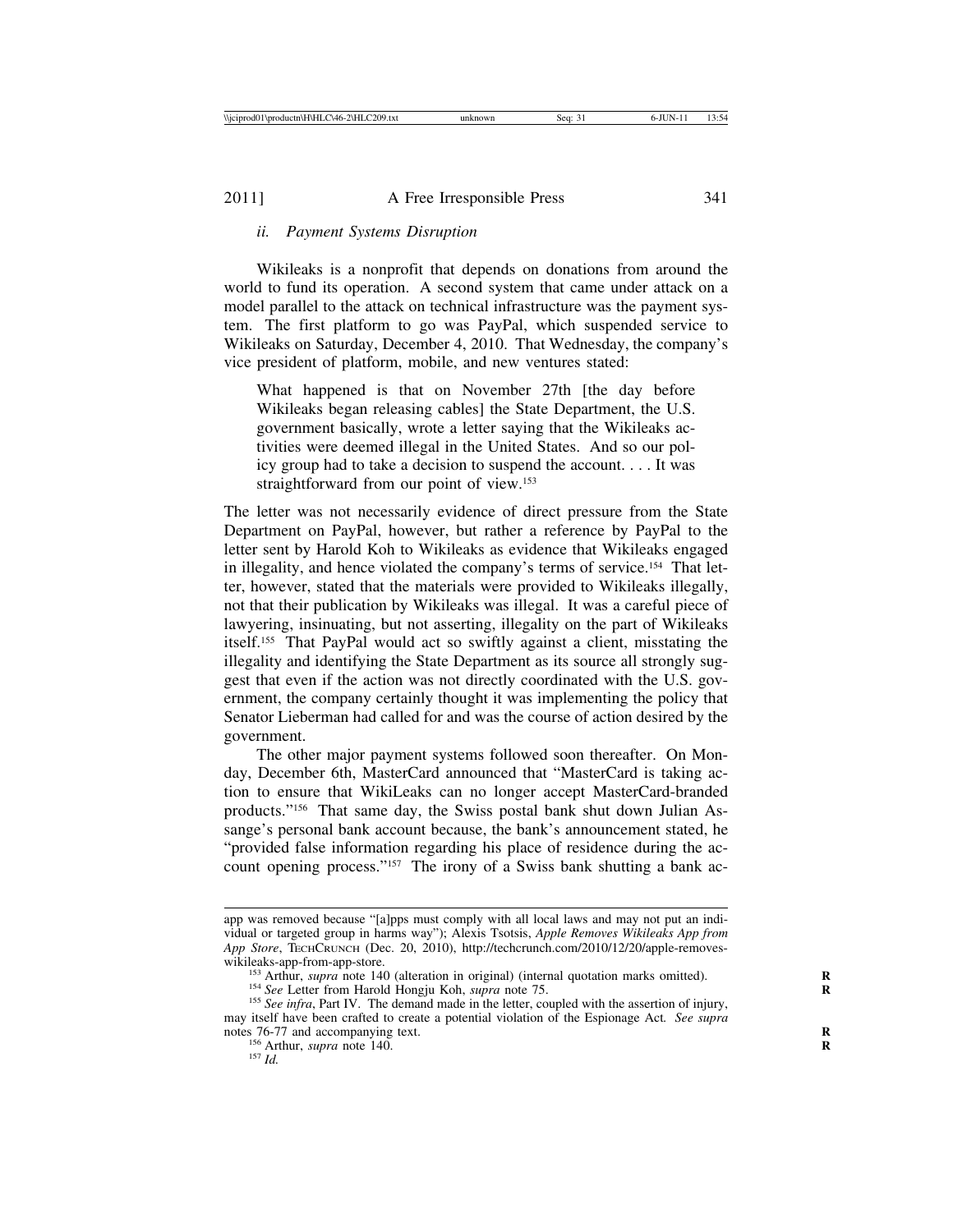*ii. Payment Systems Disruption*

Wikileaks is a nonprofit that depends on donations from around the world to fund its operation. A second system that came under attack on a model parallel to the attack on technical infrastructure was the payment system. The first platform to go was PayPal, which suspended service to Wikileaks on Saturday, December 4, 2010. That Wednesday, the company's vice president of platform, mobile, and new ventures stated:

> What happened is that on November 27th [the day before Wikileaks began releasing cables] the State Department, the U.S. government basically, wrote a letter saying that the Wikileaks activities were deemed illegal in the United States. And so our policy group had to take a decision to suspend the account. . . . It was straightforward from our point of view.[153]

The letter was not necessarily evidence of direct pressure from the State Department on PayPal, however, but rather a reference by PayPal to the letter sent by Harold Koh to Wikileaks as evidence that Wikileaks engaged in illegality, and hence violated the company's terms of service.[154] That letter, however, stated that the materials were provided to Wikileaks illegally, not that their publication by Wikileaks was illegal. It was a careful piece of lawyering, insinuating, but not asserting, illegality on the part of Wikileaks itself.[155] That PayPal would act so swiftly against a client, misstating the illegality and identifying the State Department as its source all strongly suggest that even if the action was not directly coordinated with the U.S. government, the company certainly thought it was implementing the policy that Senator Lieberman had called for and was the course of action desired by the government.

The other major payment systems followed soon thereafter. On Monday, December 6th, MasterCard announced that "MasterCard is taking action to ensure that WikiLeaks can no longer accept MasterCard-branded products."[156] That same day, the Swiss postal bank shut down Julian Assange's personal bank account because, the bank's announcement stated, he "provided false information regarding his place of residence during the account opening process."[157] The irony of a Swiss bank shutting a bank ac-

---

app was removed because "[a]pps must comply with all local laws and may not put an individual or targeted group in harms way"); Alexis Tsotsis, *Apple Removes Wikileaks App from App Store*, TECHCRUNCH (Dec. 20, 2010), http://techcrunch.com/2010/12/20/apple-removes-wikileaks-app-from-app-store.

[153] Arthur, *supra* note 140 (alteration in original) (internal quotation marks omitted).

[154] *See* Letter from Harold Hongju Koh, *supra* note 75.

[155] *See infra*, Part IV. The demand made in the letter, coupled with the assertion of injury, may itself have been crafted to create a potential violation of the Espionage Act. *See supra* notes 76-77 and accompanying text.

[156] Arthur, *supra* note 140.

[157] *Id.*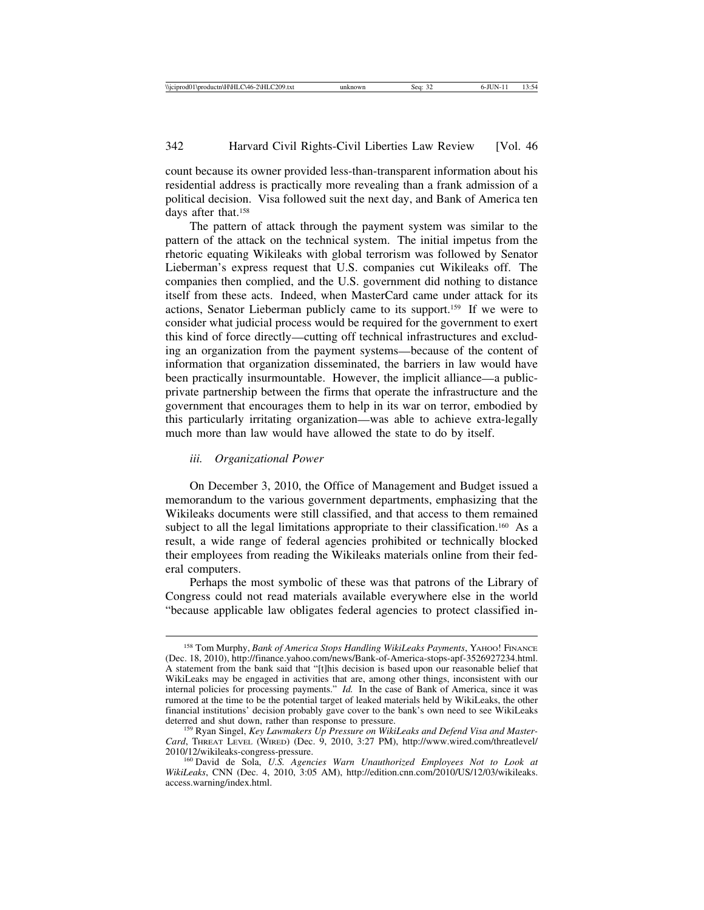count because its owner provided less-than-transparent information about his residential address is practically more revealing than a frank admission of a political decision. Visa followed suit the next day, and Bank of America ten days after that.[158]

The pattern of attack through the payment system was similar to the pattern of the attack on the technical system. The initial impetus from the rhetoric equating Wikileaks with global terrorism was followed by Senator Lieberman's express request that U.S. companies cut Wikileaks off. The companies then complied, and the U.S. government did nothing to distance itself from these acts. Indeed, when MasterCard came under attack for its actions, Senator Lieberman publicly came to its support.[159] If we were to consider what judicial process would be required for the government to exert this kind of force directly—cutting off technical infrastructures and excluding an organization from the payment systems—because of the content of information that organization disseminated, the barriers in law would have been practically insurmountable. However, the implicit alliance—a public-private partnership between the firms that operate the infrastructure and the government that encourages them to help in its war on terror, embodied by this particularly irritating organization—was able to achieve extra-legally much more than law would have allowed the state to do by itself.

#### *iii. Organizational Power*

On December 3, 2010, the Office of Management and Budget issued a memorandum to the various government departments, emphasizing that the Wikileaks documents were still classified, and that access to them remained subject to all the legal limitations appropriate to their classification.[160] As a result, a wide range of federal agencies prohibited or technically blocked their employees from reading the Wikileaks materials online from their federal computers.

Perhaps the most symbolic of these was that patrons of the Library of Congress could not read materials available everywhere else in the world "because applicable law obligates federal agencies to protect classified in-

---

[158] Tom Murphy, *Bank of America Stops Handling WikiLeaks Payments*, YAHOO! FINANCE (Dec. 18, 2010), http://finance.yahoo.com/news/Bank-of-America-stops-apf-3526927234.html. A statement from the bank said that "[t]his decision is based upon our reasonable belief that WikiLeaks may be engaged in activities that are, among other things, inconsistent with our internal policies for processing payments." *Id.* In the case of Bank of America, since it was rumored at the time to be the potential target of leaked materials held by WikiLeaks, the other financial institutions' decision probably gave cover to the bank's own need to see WikiLeaks deterred and shut down, rather than response to pressure.

[159] Ryan Singel, *Key Lawmakers Up Pressure on WikiLeaks and Defend Visa and MasterCard*, THREAT LEVEL (WIRED) (Dec. 9, 2010, 3:27 PM), http://www.wired.com/threatlevel/2010/12/wikileaks-congress-pressure.

[160] David de Sola, *U.S. Agencies Warn Unauthorized Employees Not to Look at WikiLeaks*, CNN (Dec. 4, 2010, 3:05 AM), http://edition.cnn.com/2010/US/12/03/wikileaks.access.warning/index.html.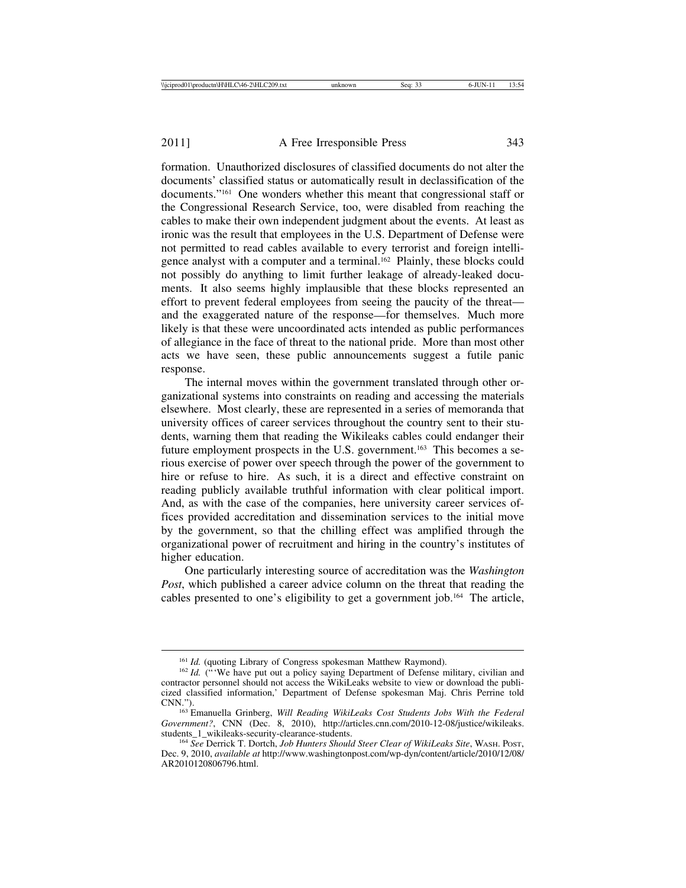formation. Unauthorized disclosures of classified documents do not alter the documents' classified status or automatically result in declassification of the documents."[161] One wonders whether this meant that congressional staff or the Congressional Research Service, too, were disabled from reaching the cables to make their own independent judgment about the events. At least as ironic was the result that employees in the U.S. Department of Defense were not permitted to read cables available to every terrorist and foreign intelligence analyst with a computer and a terminal.[162] Plainly, these blocks could not possibly do anything to limit further leakage of already-leaked documents. It also seems highly implausible that these blocks represented an effort to prevent federal employees from seeing the paucity of the threat— and the exaggerated nature of the response—for themselves. Much more likely is that these were uncoordinated acts intended as public performances of allegiance in the face of threat to the national pride. More than most other acts we have seen, these public announcements suggest a futile panic response.

The internal moves within the government translated through other organizational systems into constraints on reading and accessing the materials elsewhere. Most clearly, these are represented in a series of memoranda that university offices of career services throughout the country sent to their students, warning them that reading the Wikileaks cables could endanger their future employment prospects in the U.S. government.[163] This becomes a serious exercise of power over speech through the power of the government to hire or refuse to hire. As such, it is a direct and effective constraint on reading publicly available truthful information with clear political import. And, as with the case of the companies, here university career services offices provided accreditation and dissemination services to the initial move by the government, so that the chilling effect was amplified through the organizational power of recruitment and hiring in the country's institutes of higher education.

One particularly interesting source of accreditation was the *Washington Post*, which published a career advice column on the threat that reading the cables presented to one's eligibility to get a government job.[164] The article,

---

[161] *Id.* (quoting Library of Congress spokesman Matthew Raymond).

[162] *Id.* ("'We have put out a policy saying Department of Defense military, civilian and contractor personnel should not access the WikiLeaks website to view or download the publicized classified information,' Department of Defense spokesman Maj. Chris Perrine told CNN.").

[163] Emanuella Grinberg, *Will Reading WikiLeaks Cost Students Jobs With the Federal Government?*, CNN (Dec. 8, 2010), http://articles.cnn.com/2010-12-08/justice/wikileaks.students_1_wikileaks-security-clearance-students.

[164] *See* Derrick T. Dortch, *Job Hunters Should Steer Clear of WikiLeaks Site*, WASH. POST, Dec. 9, 2010, *available at* http://www.washingtonpost.com/wp-dyn/content/article/2010/12/08/AR2010120806796.html.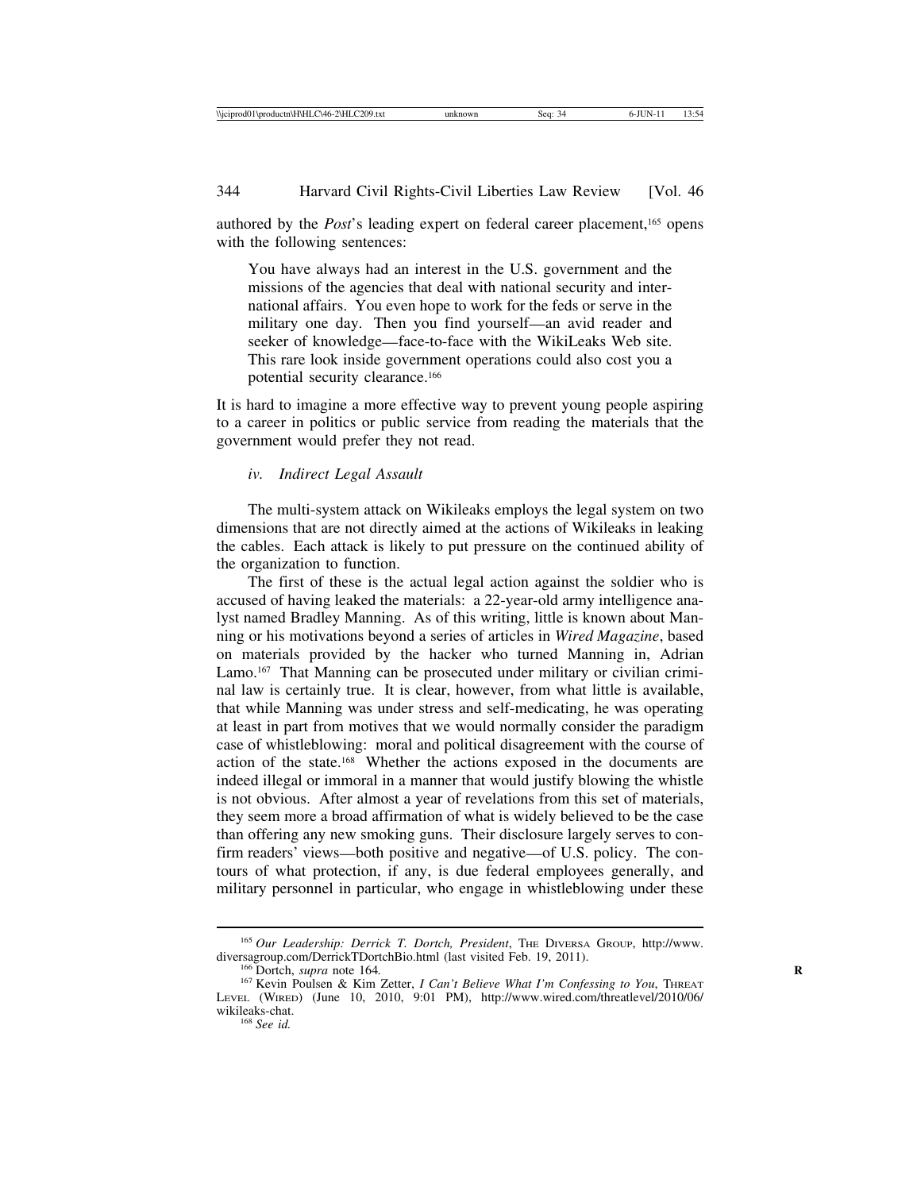authored by the *Post*'s leading expert on federal career placement,[165] opens with the following sentences:

> You have always had an interest in the U.S. government and the missions of the agencies that deal with national security and international affairs. You even hope to work for the feds or serve in the military one day. Then you find yourself—an avid reader and seeker of knowledge—face-to-face with the WikiLeaks Web site. This rare look inside government operations could also cost you a potential security clearance.[166]

It is hard to imagine a more effective way to prevent young people aspiring to a career in politics or public service from reading the materials that the government would prefer they not read.

#### *iv. Indirect Legal Assault*

The multi-system attack on Wikileaks employs the legal system on two dimensions that are not directly aimed at the actions of Wikileaks in leaking the cables. Each attack is likely to put pressure on the continued ability of the organization to function.

The first of these is the actual legal action against the soldier who is accused of having leaked the materials: a 22-year-old army intelligence analyst named Bradley Manning. As of this writing, little is known about Manning or his motivations beyond a series of articles in *Wired Magazine*, based on materials provided by the hacker who turned Manning in, Adrian Lamo.[167] That Manning can be prosecuted under military or civilian criminal law is certainly true. It is clear, however, from what little is available, that while Manning was under stress and self-medicating, he was operating at least in part from motives that we would normally consider the paradigm case of whistleblowing: moral and political disagreement with the course of action of the state.[168] Whether the actions exposed in the documents are indeed illegal or immoral in a manner that would justify blowing the whistle is not obvious. After almost a year of revelations from this set of materials, they seem more a broad affirmation of what is widely believed to be the case than offering any new smoking guns. Their disclosure largely serves to confirm readers' views—both positive and negative—of U.S. policy. The contours of what protection, if any, is due federal employees generally, and military personnel in particular, who engage in whistleblowing under these

---

[165] *Our Leadership: Derrick T. Dortch, President*, THE DIVERSA GROUP, http://www.diversagroup.com/DerrickTDortchBio.html (last visited Feb. 19, 2011).

[166] Dortch, *supra* note 164.

[167] Kevin Poulsen & Kim Zetter, *I Can't Believe What I'm Confessing to You*, THREAT LEVEL (WIRED) (June 10, 2010, 9:01 PM), http://www.wired.com/threatlevel/2010/06/wikileaks-chat.

[168] *See id.*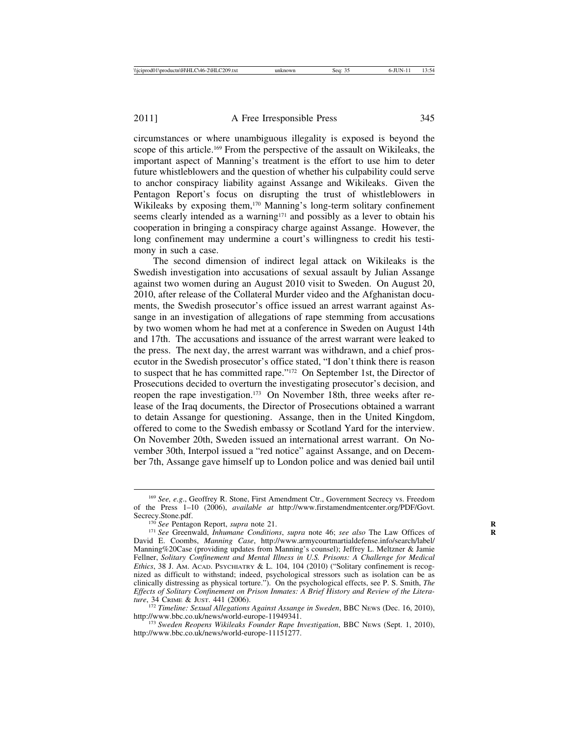circumstances or where unambiguous illegality is exposed is beyond the scope of this article.[169] From the perspective of the assault on Wikileaks, the important aspect of Manning's treatment is the effort to use him to deter future whistleblowers and the question of whether his culpability could serve to anchor conspiracy liability against Assange and Wikileaks. Given the Pentagon Report's focus on disrupting the trust of whistleblowers in Wikileaks by exposing them,[170] Manning's long-term solitary confinement seems clearly intended as a warning[171] and possibly as a lever to obtain his cooperation in bringing a conspiracy charge against Assange. However, the long confinement may undermine a court's willingness to credit his testimony in such a case.

The second dimension of indirect legal attack on Wikileaks is the Swedish investigation into accusations of sexual assault by Julian Assange against two women during an August 2010 visit to Sweden. On August 20, 2010, after release of the Collateral Murder video and the Afghanistan documents, the Swedish prosecutor's office issued an arrest warrant against Assange in an investigation of allegations of rape stemming from accusations by two women whom he had met at a conference in Sweden on August 14th and 17th. The accusations and issuance of the arrest warrant were leaked to the press. The next day, the arrest warrant was withdrawn, and a chief prosecutor in the Swedish prosecutor's office stated, "I don't think there is reason to suspect that he has committed rape."[172] On September 1st, the Director of Prosecutions decided to overturn the investigating prosecutor's decision, and reopen the rape investigation.[173] On November 18th, three weeks after release of the Iraq documents, the Director of Prosecutions obtained a warrant to detain Assange for questioning. Assange, then in the United Kingdom, offered to come to the Swedish embassy or Scotland Yard for the interview. On November 20th, Sweden issued an international arrest warrant. On November 30th, Interpol issued a "red notice" against Assange, and on December 7th, Assange gave himself up to London police and was denied bail until

---

[169] *See, e.g.*, Geoffrey R. Stone, First Amendment Ctr., Government Secrecy vs. Freedom of the Press 1–10 (2006), *available at* http://www.firstamendmentcenter.org/PDF/Govt.Secrecy.Stone.pdf.

[170] *See* Pentagon Report, *supra* note 21.

[171] *See* Greenwald, *Inhumane Conditions*, *supra* note 46; *see also* The Law Offices of David E. Coombs, *Manning Case*, http://www.armycourtmartialdefense.info/search/label/Manning%20Case (providing updates from Manning's counsel); Jeffrey L. Meltzner & Jamie Fellner, *Solitary Confinement and Mental Illness in U.S. Prisons: A Challenge for Medical Ethics*, 38 J. Am. Acad. Psychiatry & L. 104, 104 (2010) ("Solitary confinement is recognized as difficult to withstand; indeed, psychological stressors such as isolation can be as clinically distressing as physical torture."). On the psychological effects, see P. S. Smith, *The Effects of Solitary Confinement on Prison Inmates: A Brief History and Review of the Literature*, 34 Crime & Just. 441 (2006).

[172] *Timeline: Sexual Allegations Against Assange in Sweden*, BBC News (Dec. 16, 2010), http://www.bbc.co.uk/news/world-europe-11949341.

[173] *Sweden Reopens Wikileaks Founder Rape Investigation*, BBC News (Sept. 1, 2010), http://www.bbc.co.uk/news/world-europe-11151277.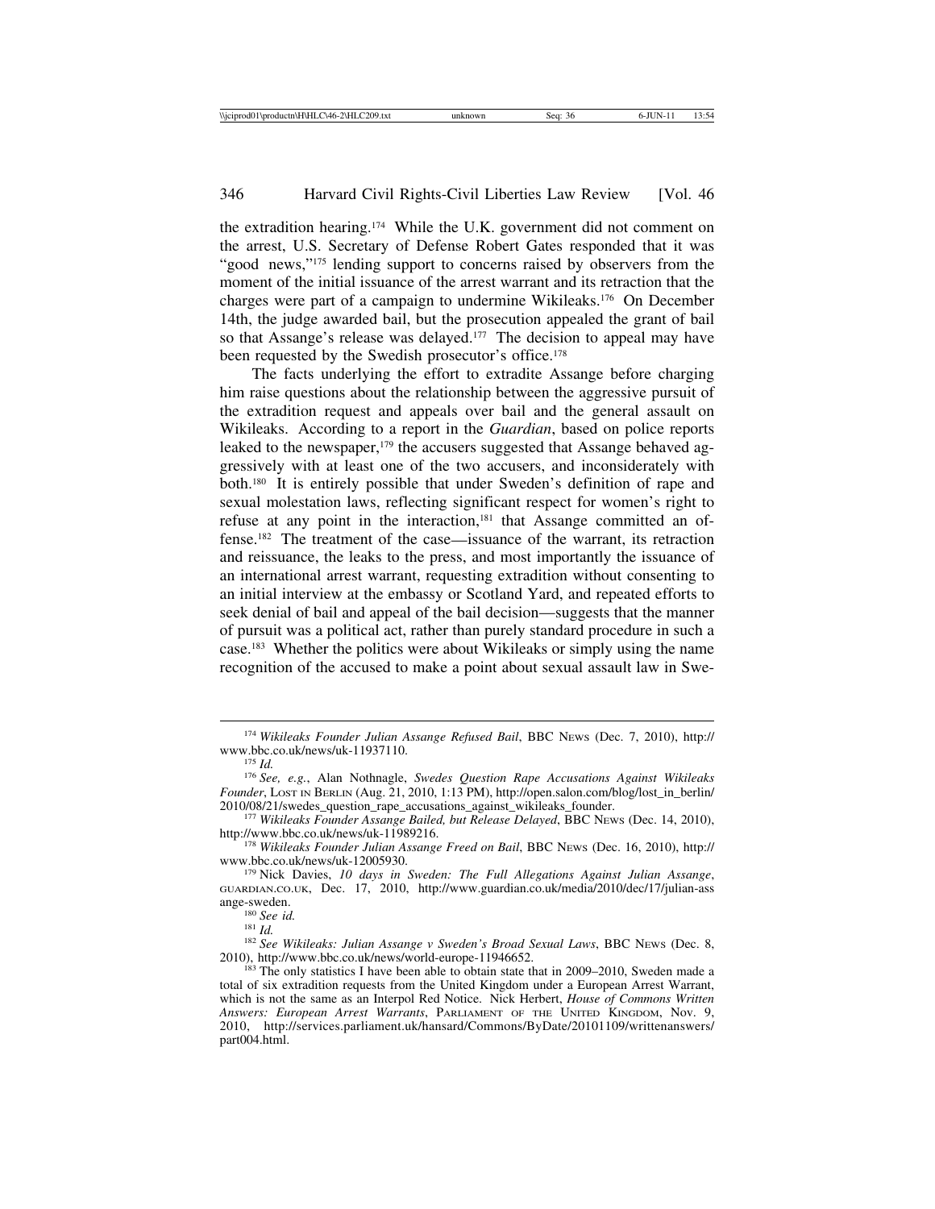the extradition hearing.[174] While the U.K. government did not comment on the arrest, U.S. Secretary of Defense Robert Gates responded that it was "good news,"[175] lending support to concerns raised by observers from the moment of the initial issuance of the arrest warrant and its retraction that the charges were part of a campaign to undermine Wikileaks.[176] On December 14th, the judge awarded bail, but the prosecution appealed the grant of bail so that Assange's release was delayed.[177] The decision to appeal may have been requested by the Swedish prosecutor's office.[178]

The facts underlying the effort to extradite Assange before charging him raise questions about the relationship between the aggressive pursuit of the extradition request and appeals over bail and the general assault on Wikileaks. According to a report in the *Guardian*, based on police reports leaked to the newspaper,[179] the accusers suggested that Assange behaved aggressively with at least one of the two accusers, and inconsiderately with both.[180] It is entirely possible that under Sweden's definition of rape and sexual molestation laws, reflecting significant respect for women's right to refuse at any point in the interaction,[181] that Assange committed an offense.[182] The treatment of the case—issuance of the warrant, its retraction and reissuance, the leaks to the press, and most importantly the issuance of an international arrest warrant, requesting extradition without consenting to an initial interview at the embassy or Scotland Yard, and repeated efforts to seek denial of bail and appeal of the bail decision—suggests that the manner of pursuit was a political act, rather than purely standard procedure in such a case.[183] Whether the politics were about Wikileaks or simply using the name recognition of the accused to make a point about sexual assault law in Swe-

---

[174] *Wikileaks Founder Julian Assange Refused Bail*, BBC News (Dec. 7, 2010), http://www.bbc.co.uk/news/uk-11937110.

[175] *Id.*

[176] *See, e.g.*, Alan Nothnagle, *Swedes Question Rape Accusations Against Wikileaks Founder*, Lost in Berlin (Aug. 21, 2010, 1:13 PM), http://open.salon.com/blog/lost_in_berlin/2010/08/21/swedes_question_rape_accusations_against_wikileaks_founder.

[177] *Wikileaks Founder Assange Bailed, but Release Delayed*, BBC News (Dec. 14, 2010), http://www.bbc.co.uk/news/uk-11989216.

[178] *Wikileaks Founder Julian Assange Freed on Bail*, BBC News (Dec. 16, 2010), http://www.bbc.co.uk/news/uk-12005930.

[179] Nick Davies, *10 days in Sweden: The Full Allegations Against Julian Assange*, guardian.co.uk, Dec. 17, 2010, http://www.guardian.co.uk/media/2010/dec/17/julian-assange-sweden.

[180] *See id.*

[181] *Id.*

[182] *See Wikileaks: Julian Assange v Sweden's Broad Sexual Laws*, BBC News (Dec. 8, 2010), http://www.bbc.co.uk/news/world-europe-11946652.

[183] The only statistics I have been able to obtain state that in 2009–2010, Sweden made a total of six extradition requests from the United Kingdom under a European Arrest Warrant, which is not the same as an Interpol Red Notice. Nick Herbert, *House of Commons Written Answers: European Arrest Warrants*, Parliament of the United Kingdom, Nov. 9, 2010, http://services.parliament.uk/hansard/Commons/ByDate/20101109/writtenanswers/part004.html.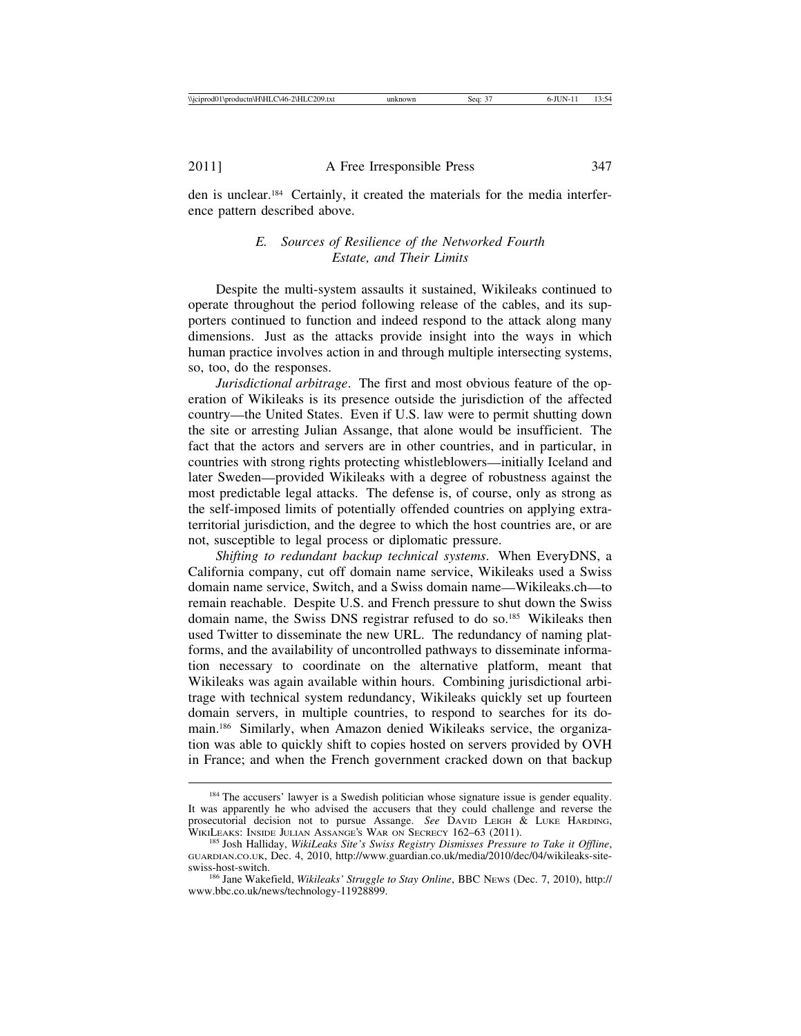den is unclear.[184] Certainly, it created the materials for the media interference pattern described above.

### *E. Sources of Resilience of the Networked Fourth Estate, and Their Limits*

Despite the multi-system assaults it sustained, Wikileaks continued to operate throughout the period following release of the cables, and its supporters continued to function and indeed respond to the attack along many dimensions. Just as the attacks provide insight into the ways in which human practice involves action in and through multiple intersecting systems, so, too, do the responses.

*Jurisdictional arbitrage*. The first and most obvious feature of the operation of Wikileaks is its presence outside the jurisdiction of the affected country—the United States. Even if U.S. law were to permit shutting down the site or arresting Julian Assange, that alone would be insufficient. The fact that the actors and servers are in other countries, and in particular, in countries with strong rights protecting whistleblowers—initially Iceland and later Sweden—provided Wikileaks with a degree of robustness against the most predictable legal attacks. The defense is, of course, only as strong as the self-imposed limits of potentially offended countries on applying extraterritorial jurisdiction, and the degree to which the host countries are, or are not, susceptible to legal process or diplomatic pressure.

*Shifting to redundant backup technical systems*. When EveryDNS, a California company, cut off domain name service, Wikileaks used a Swiss domain name service, Switch, and a Swiss domain name—Wikileaks.ch—to remain reachable. Despite U.S. and French pressure to shut down the Swiss domain name, the Swiss DNS registrar refused to do so.[185] Wikileaks then used Twitter to disseminate the new URL. The redundancy of naming platforms, and the availability of uncontrolled pathways to disseminate information necessary to coordinate on the alternative platform, meant that Wikileaks was again available within hours. Combining jurisdictional arbitrage with technical system redundancy, Wikileaks quickly set up fourteen domain servers, in multiple countries, to respond to searches for its domain.[186] Similarly, when Amazon denied Wikileaks service, the organization was able to quickly shift to copies hosted on servers provided by OVH in France; and when the French government cracked down on that backup

---

[184] The accusers' lawyer is a Swedish politician whose signature issue is gender equality. It was apparently he who advised the accusers that they could challenge and reverse the prosecutorial decision not to pursue Assange. *See* DAVID LEIGH & LUKE HARDING, WIKILEAKS: INSIDE JULIAN ASSANGE'S WAR ON SECRECY 162–63 (2011).

[185] Josh Halliday, *WikiLeaks Site's Swiss Registry Dismisses Pressure to Take it Offline*, GUARDIAN.CO.UK, Dec. 4, 2010, http://www.guardian.co.uk/media/2010/dec/04/wikileaks-site-swiss-host-switch.

[186] Jane Wakefield, *Wikileaks' Struggle to Stay Online*, BBC NEWS (Dec. 7, 2010), http://www.bbc.co.uk/news/technology-11928899.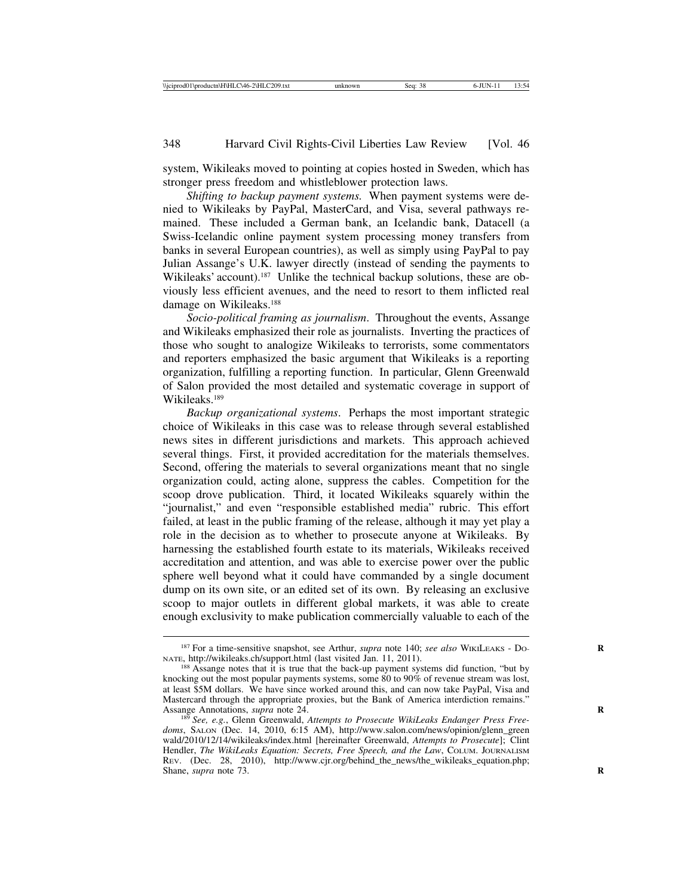system, Wikileaks moved to pointing at copies hosted in Sweden, which has stronger press freedom and whistleblower protection laws.

*Shifting to backup payment systems.* When payment systems were denied to Wikileaks by PayPal, MasterCard, and Visa, several pathways remained. These included a German bank, an Icelandic bank, Datacell (a Swiss-Icelandic online payment system processing money transfers from banks in several European countries), as well as simply using PayPal to pay Julian Assange's U.K. lawyer directly (instead of sending the payments to Wikileaks' account).[187] Unlike the technical backup solutions, these are obviously less efficient avenues, and the need to resort to them inflicted real damage on Wikileaks.[188]

*Socio-political framing as journalism*. Throughout the events, Assange and Wikileaks emphasized their role as journalists. Inverting the practices of those who sought to analogize Wikileaks to terrorists, some commentators and reporters emphasized the basic argument that Wikileaks is a reporting organization, fulfilling a reporting function. In particular, Glenn Greenwald of Salon provided the most detailed and systematic coverage in support of Wikileaks.[189]

*Backup organizational systems*. Perhaps the most important strategic choice of Wikileaks in this case was to release through several established news sites in different jurisdictions and markets. This approach achieved several things. First, it provided accreditation for the materials themselves. Second, offering the materials to several organizations meant that no single organization could, acting alone, suppress the cables. Competition for the scoop drove publication. Third, it located Wikileaks squarely within the "journalist," and even "responsible established media" rubric. This effort failed, at least in the public framing of the release, although it may yet play a role in the decision as to whether to prosecute anyone at Wikileaks. By harnessing the established fourth estate to its materials, Wikileaks received accreditation and attention, and was able to exercise power over the public sphere well beyond what it could have commanded by a single document dump on its own site, or an edited set of its own. By releasing an exclusive scoop to major outlets in different global markets, it was able to create enough exclusivity to make publication commercially valuable to each of the

---

[187] For a time-sensitive snapshot, see Arthur, *supra* note 140; *see also* WIKILEAKS - DONATE, http://wikileaks.ch/support.html (last visited Jan. 11, 2011).

[188] Assange notes that it is true that the back-up payment systems did function, "but by knocking out the most popular payments systems, some 80 to 90% of revenue stream was lost, at least $5M dollars. We have since worked around this, and can now take PayPal, Visa and Mastercard through the appropriate proxies, but the Bank of America interdiction remains." Assange Annotations, *supra* note 24.

[189] *See, e.g.*, Glenn Greenwald, *Attempts to Prosecute WikiLeaks Endanger Press Freedoms*, SALON (Dec. 14, 2010, 6:15 AM), http://www.salon.com/news/opinion/glenn_greenwald/2010/12/14/wikileaks/index.html [hereinafter Greenwald, *Attempts to Prosecute*]; Clint Hendler, *The WikiLeaks Equation: Secrets, Free Speech, and the Law*, COLUM. JOURNALISM REV. (Dec. 28, 2010), http://www.cjr.org/behind_the_news/the_wikileaks_equation.php; Shane, *supra* note 73.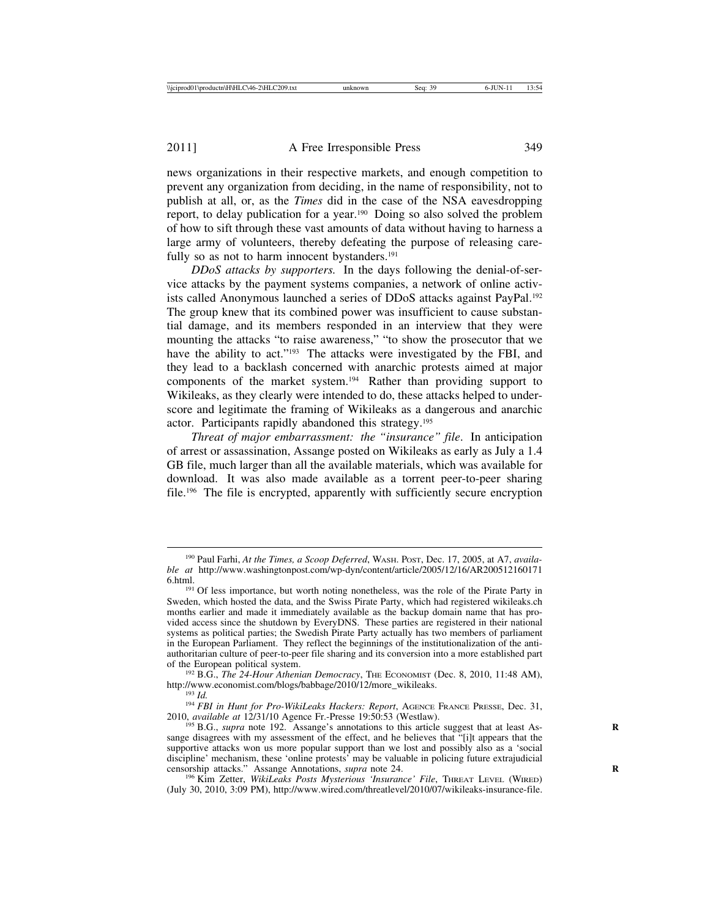news organizations in their respective markets, and enough competition to prevent any organization from deciding, in the name of responsibility, not to publish at all, or, as the *Times* did in the case of the NSA eavesdropping report, to delay publication for a year.[190] Doing so also solved the problem of how to sift through these vast amounts of data without having to harness a large army of volunteers, thereby defeating the purpose of releasing carefully so as not to harm innocent bystanders.[191]

*DDoS attacks by supporters.* In the days following the denial-of-service attacks by the payment systems companies, a network of online activists called Anonymous launched a series of DDoS attacks against PayPal.[192] The group knew that its combined power was insufficient to cause substantial damage, and its members responded in an interview that they were mounting the attacks "to raise awareness," "to show the prosecutor that we have the ability to act."[193] The attacks were investigated by the FBI, and they lead to a backlash concerned with anarchic protests aimed at major components of the market system.[194] Rather than providing support to Wikileaks, as they clearly were intended to do, these attacks helped to underscore and legitimate the framing of Wikileaks as a dangerous and anarchic actor. Participants rapidly abandoned this strategy.[195]

*Threat of major embarrassment: the "insurance" file*. In anticipation of arrest or assassination, Assange posted on Wikileaks as early as July a 1.4 GB file, much larger than all the available materials, which was available for download. It was also made available as a torrent peer-to-peer sharing file.[196] The file is encrypted, apparently with sufficiently secure encryption

---

[190] Paul Farhi, *At the Times, a Scoop Deferred*, WASH. POST, Dec. 17, 2005, at A7, *available at* http://www.washingtonpost.com/wp-dyn/content/article/2005/12/16/AR2005121601716.html.

[191] Of less importance, but worth noting nonetheless, was the role of the Pirate Party in Sweden, which hosted the data, and the Swiss Pirate Party, which had registered wikileaks.ch months earlier and made it immediately available as the backup domain name that has provided access since the shutdown by EveryDNS. These parties are registered in their national systems as political parties; the Swedish Pirate Party actually has two members of parliament in the European Parliament. They reflect the beginnings of the institutionalization of the anti-authoritarian culture of peer-to-peer file sharing and its conversion into a more established part of the European political system.

[192] B.G., *The 24-Hour Athenian Democracy*, THE ECONOMIST (Dec. 8, 2010, 11:48 AM), http://www.economist.com/blogs/babbage/2010/12/more_wikileaks.

[193] *Id.*

[194] *FBI in Hunt for Pro-WikiLeaks Hackers: Report*, AGENCE FRANCE PRESSE, Dec. 31, 2010, *available at* 12/31/10 Agence Fr.-Presse 19:50:53 (Westlaw).

[195] B.G., *supra* note 192. Assange's annotations to this article suggest that at least Assange disagrees with my assessment of the effect, and he believes that "[i]t appears that the supportive attacks won us more popular support than we lost and possibly also as a 'social discipline' mechanism, these 'online protests' may be valuable in policing future extrajudicial censorship attacks." Assange Annotations, *supra* note 24.

[196] Kim Zetter, *WikiLeaks Posts Mysterious 'Insurance' File*, THREAT LEVEL (WIRED) (July 30, 2010, 3:09 PM), http://www.wired.com/threatlevel/2010/07/wikileaks-insurance-file.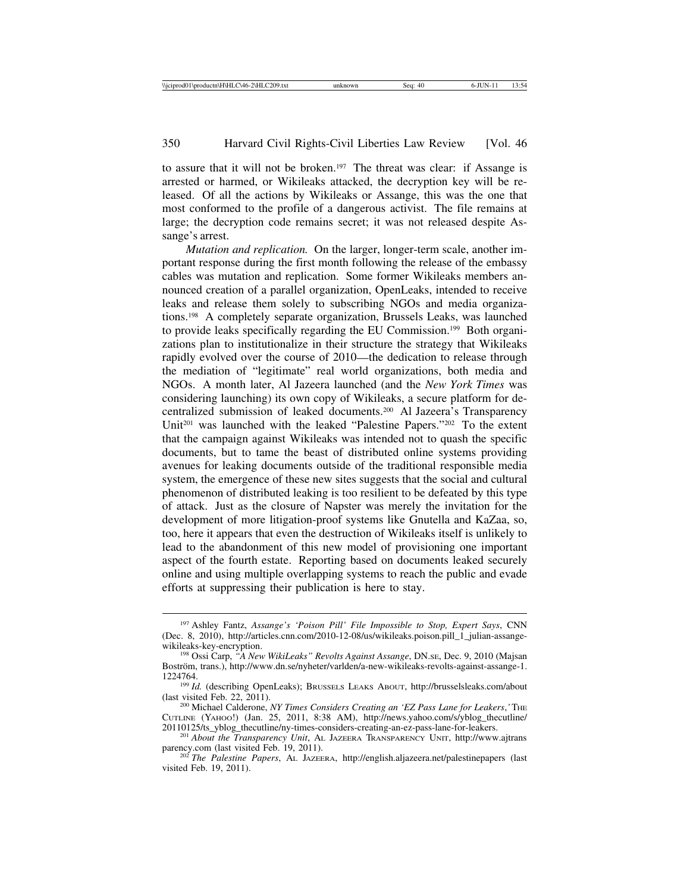to assure that it will not be broken.[197] The threat was clear: if Assange is arrested or harmed, or Wikileaks attacked, the decryption key will be released. Of all the actions by Wikileaks or Assange, this was the one that most conformed to the profile of a dangerous activist. The file remains at large; the decryption code remains secret; it was not released despite Assange's arrest.

*Mutation and replication.* On the larger, longer-term scale, another important response during the first month following the release of the embassy cables was mutation and replication. Some former Wikileaks members announced creation of a parallel organization, OpenLeaks, intended to receive leaks and release them solely to subscribing NGOs and media organizations.[198] A completely separate organization, Brussels Leaks, was launched to provide leaks specifically regarding the EU Commission.[199] Both organizations plan to institutionalize in their structure the strategy that Wikileaks rapidly evolved over the course of 2010—the dedication to release through the mediation of "legitimate" real world organizations, both media and NGOs. A month later, Al Jazeera launched (and the *New York Times* was considering launching) its own copy of Wikileaks, a secure platform for decentralized submission of leaked documents.[200] Al Jazeera's Transparency Unit[201] was launched with the leaked "Palestine Papers."[202] To the extent that the campaign against Wikileaks was intended not to quash the specific documents, but to tame the beast of distributed online systems providing avenues for leaking documents outside of the traditional responsible media system, the emergence of these new sites suggests that the social and cultural phenomenon of distributed leaking is too resilient to be defeated by this type of attack. Just as the closure of Napster was merely the invitation for the development of more litigation-proof systems like Gnutella and KaZaa, so, too, here it appears that even the destruction of Wikileaks itself is unlikely to lead to the abandonment of this new model of provisioning one important aspect of the fourth estate. Reporting based on documents leaked securely online and using multiple overlapping systems to reach the public and evade efforts at suppressing their publication is here to stay.

---

[197] Ashley Fantz, *Assange's 'Poison Pill' File Impossible to Stop, Expert Says*, CNN (Dec. 8, 2010), http://articles.cnn.com/2010-12-08/us/wikileaks.poison.pill_1_julian-assange-wikileaks-key-encryption.

[198] Ossi Carp, *"A New WikiLeaks" Revolts Against Assange*, DN.SE, Dec. 9, 2010 (Majsan Boström, trans.), http://www.dn.se/nyheter/varlden/a-new-wikileaks-revolts-against-assange-1.1224764.

[199] *Id.* (describing OpenLeaks); BRUSSELS LEAKS ABOUT, http://brusselsleaks.com/about (last visited Feb. 22, 2011).

[200] Michael Calderone, *NY Times Considers Creating an 'EZ Pass Lane for Leakers*,' THE CUTLINE (YAHOO!) (Jan. 25, 2011, 8:38 AM), http://news.yahoo.com/s/yblog_thecutline/20110125/ts_yblog_thecutline/ny-times-considers-creating-an-ez-pass-lane-for-leakers.

[201] *About the Transparency Unit*, AL JAZEERA TRANSPARENCY UNIT, http://www.ajtransparency.com (last visited Feb. 19, 2011).

[202] *The Palestine Papers*, AL JAZEERA, http://english.aljazeera.net/palestinepapers (last visited Feb. 19, 2011).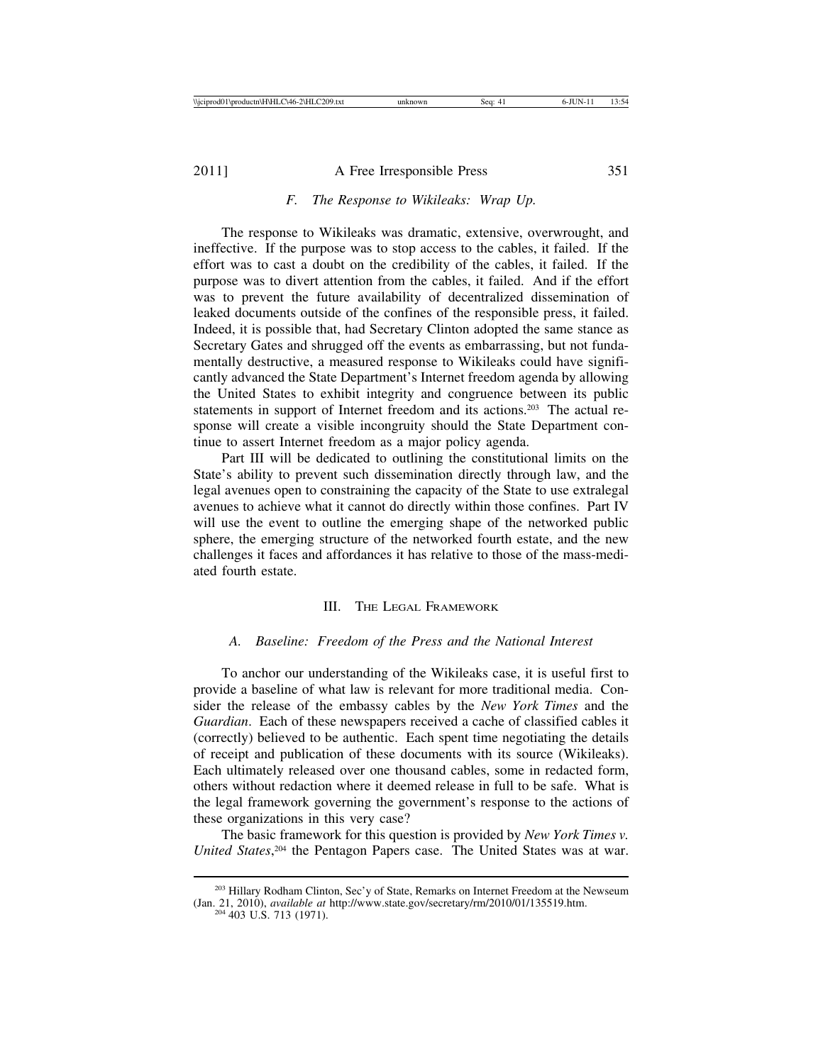### *F. The Response to Wikileaks: Wrap Up.*

The response to Wikileaks was dramatic, extensive, overwrought, and ineffective. If the purpose was to stop access to the cables, it failed. If the effort was to cast a doubt on the credibility of the cables, it failed. If the purpose was to divert attention from the cables, it failed. And if the effort was to prevent the future availability of decentralized dissemination of leaked documents outside of the confines of the responsible press, it failed. Indeed, it is possible that, had Secretary Clinton adopted the same stance as Secretary Gates and shrugged off the events as embarrassing, but not fundamentally destructive, a measured response to Wikileaks could have significantly advanced the State Department's Internet freedom agenda by allowing the United States to exhibit integrity and congruence between its public statements in support of Internet freedom and its actions.[203] The actual response will create a visible incongruity should the State Department continue to assert Internet freedom as a major policy agenda.

Part III will be dedicated to outlining the constitutional limits on the State's ability to prevent such dissemination directly through law, and the legal avenues open to constraining the capacity of the State to use extralegal avenues to achieve what it cannot do directly within those confines. Part IV will use the event to outline the emerging shape of the networked public sphere, the emerging structure of the networked fourth estate, and the new challenges it faces and affordances it has relative to those of the mass-mediated fourth estate.

## III. The Legal Framework

### *A. Baseline: Freedom of the Press and the National Interest*

To anchor our understanding of the Wikileaks case, it is useful first to provide a baseline of what law is relevant for more traditional media. Consider the release of the embassy cables by the *New York Times* and the *Guardian*. Each of these newspapers received a cache of classified cables it (correctly) believed to be authentic. Each spent time negotiating the details of receipt and publication of these documents with its source (Wikileaks). Each ultimately released over one thousand cables, some in redacted form, others without redaction where it deemed release in full to be safe. What is the legal framework governing the government's response to the actions of these organizations in this very case?

The basic framework for this question is provided by *New York Times v. United States*,[204] the Pentagon Papers case. The United States was at war.

---

[203] Hillary Rodham Clinton, Sec'y of State, Remarks on Internet Freedom at the Newseum (Jan. 21, 2010), *available at* http://www.state.gov/secretary/rm/2010/01/135519.htm.

[204] 403 U.S. 713 (1971).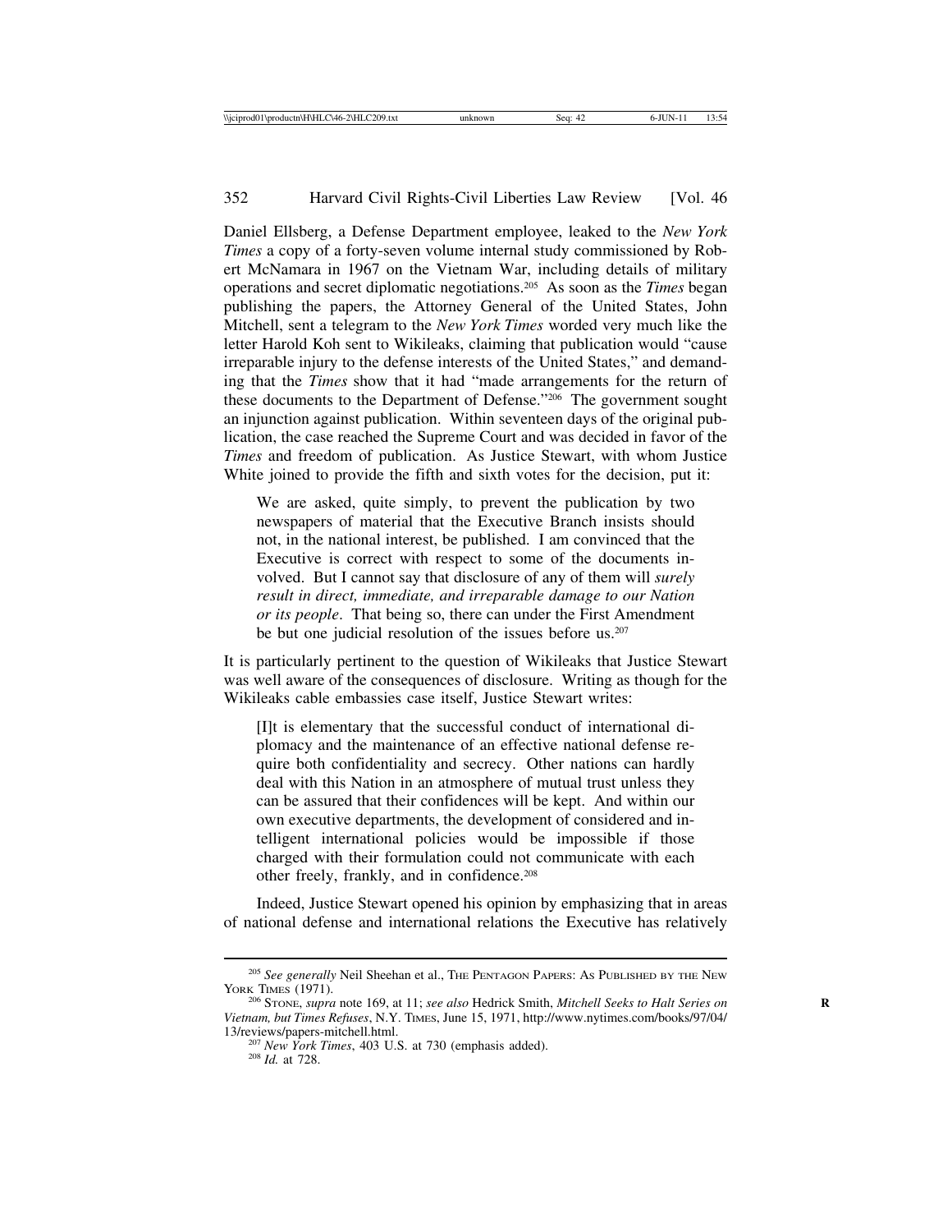Daniel Ellsberg, a Defense Department employee, leaked to the *New York Times* a copy of a forty-seven volume internal study commissioned by Robert McNamara in 1967 on the Vietnam War, including details of military operations and secret diplomatic negotiations.[205] As soon as the *Times* began publishing the papers, the Attorney General of the United States, John Mitchell, sent a telegram to the *New York Times* worded very much like the letter Harold Koh sent to Wikileaks, claiming that publication would "cause irreparable injury to the defense interests of the United States," and demanding that the *Times* show that it had "made arrangements for the return of these documents to the Department of Defense."[206] The government sought an injunction against publication. Within seventeen days of the original publication, the case reached the Supreme Court and was decided in favor of the *Times* and freedom of publication. As Justice Stewart, with whom Justice White joined to provide the fifth and sixth votes for the decision, put it:

> We are asked, quite simply, to prevent the publication by two newspapers of material that the Executive Branch insists should not, in the national interest, be published. I am convinced that the Executive is correct with respect to some of the documents involved. But I cannot say that disclosure of any of them will *surely result in direct, immediate, and irreparable damage to our Nation or its people*. That being so, there can under the First Amendment be but one judicial resolution of the issues before us.[207]

It is particularly pertinent to the question of Wikileaks that Justice Stewart was well aware of the consequences of disclosure. Writing as though for the Wikileaks cable embassies case itself, Justice Stewart writes:

> [I]t is elementary that the successful conduct of international diplomacy and the maintenance of an effective national defense require both confidentiality and secrecy. Other nations can hardly deal with this Nation in an atmosphere of mutual trust unless they can be assured that their confidences will be kept. And within our own executive departments, the development of considered and intelligent international policies would be impossible if those charged with their formulation could not communicate with each other freely, frankly, and in confidence.[208]

Indeed, Justice Stewart opened his opinion by emphasizing that in areas of national defense and international relations the Executive has relatively

---

[205] *See generally* Neil Sheehan et al., The Pentagon Papers: As Published by the New York Times (1971).

[206] Stone, *supra* note 169, at 11; *see also* Hedrick Smith, *Mitchell Seeks to Halt Series on Vietnam, but Times Refuses*, N.Y. Times, June 15, 1971, http://www.nytimes.com/books/97/04/13/reviews/papers-mitchell.html.

[207] *New York Times*, 403 U.S. at 730 (emphasis added).

[208] *Id.* at 728.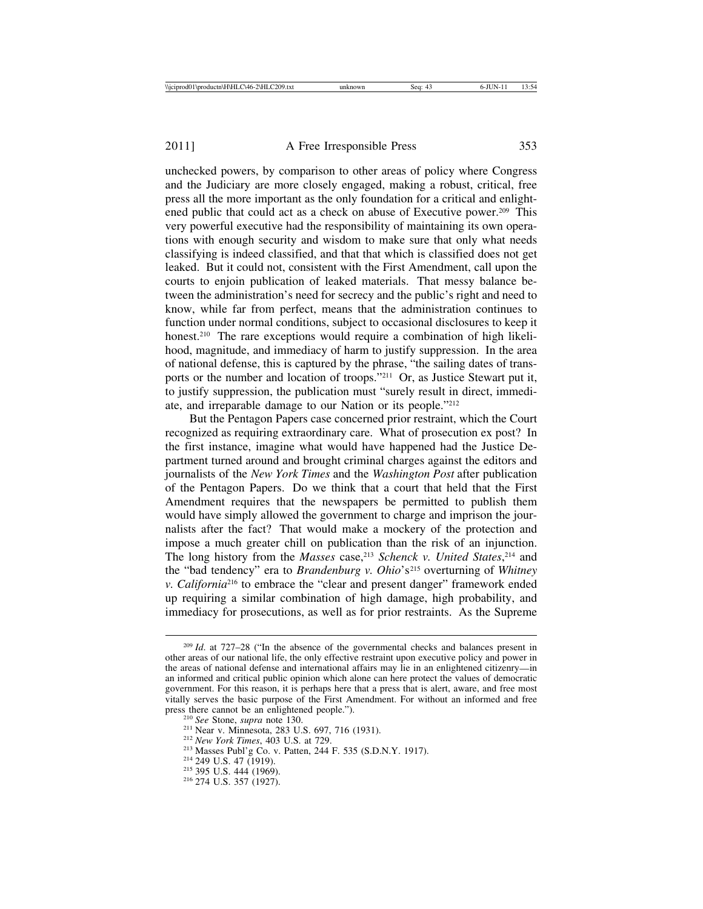unchecked powers, by comparison to other areas of policy where Congress and the Judiciary are more closely engaged, making a robust, critical, free press all the more important as the only foundation for a critical and enlightened public that could act as a check on abuse of Executive power.[209] This very powerful executive had the responsibility of maintaining its own operations with enough security and wisdom to make sure that only what needs classifying is indeed classified, and that that which is classified does not get leaked. But it could not, consistent with the First Amendment, call upon the courts to enjoin publication of leaked materials. That messy balance between the administration's need for secrecy and the public's right and need to know, while far from perfect, means that the administration continues to function under normal conditions, subject to occasional disclosures to keep it honest.[210] The rare exceptions would require a combination of high likelihood, magnitude, and immediacy of harm to justify suppression. In the area of national defense, this is captured by the phrase, "the sailing dates of transports or the number and location of troops."[211] Or, as Justice Stewart put it, to justify suppression, the publication must "surely result in direct, immediate, and irreparable damage to our Nation or its people."[212]

But the Pentagon Papers case concerned prior restraint, which the Court recognized as requiring extraordinary care. What of prosecution ex post? In the first instance, imagine what would have happened had the Justice Department turned around and brought criminal charges against the editors and journalists of the *New York Times* and the *Washington Post* after publication of the Pentagon Papers. Do we think that a court that held that the First Amendment requires that the newspapers be permitted to publish them would have simply allowed the government to charge and imprison the journalists after the fact? That would make a mockery of the protection and impose a much greater chill on publication than the risk of an injunction. The long history from the *Masses* case,[213] *Schenck v. United States*,[214] and the "bad tendency" era to *Brandenburg v. Ohio*'s[215] overturning of *Whitney v. California*[216] to embrace the "clear and present danger" framework ended up requiring a similar combination of high damage, high probability, and immediacy for prosecutions, as well as for prior restraints. As the Supreme

---

[209] *Id.* at 727–28 ("In the absence of the governmental checks and balances present in other areas of our national life, the only effective restraint upon executive policy and power in the areas of national defense and international affairs may lie in an enlightened citizenry—in an informed and critical public opinion which alone can here protect the values of democratic government. For this reason, it is perhaps here that a press that is alert, aware, and free most vitally serves the basic purpose of the First Amendment. For without an informed and free press there cannot be an enlightened people.").

[210] *See* Stone, *supra* note 130.

[211] Near v. Minnesota, 283 U.S. 697, 716 (1931).

[212] *New York Times*, 403 U.S. at 729.

[213] Masses Publ'g Co. v. Patten, 244 F. 535 (S.D.N.Y. 1917).

[214] 249 U.S. 47 (1919).

[215] 395 U.S. 444 (1969).

[216] 274 U.S. 357 (1927).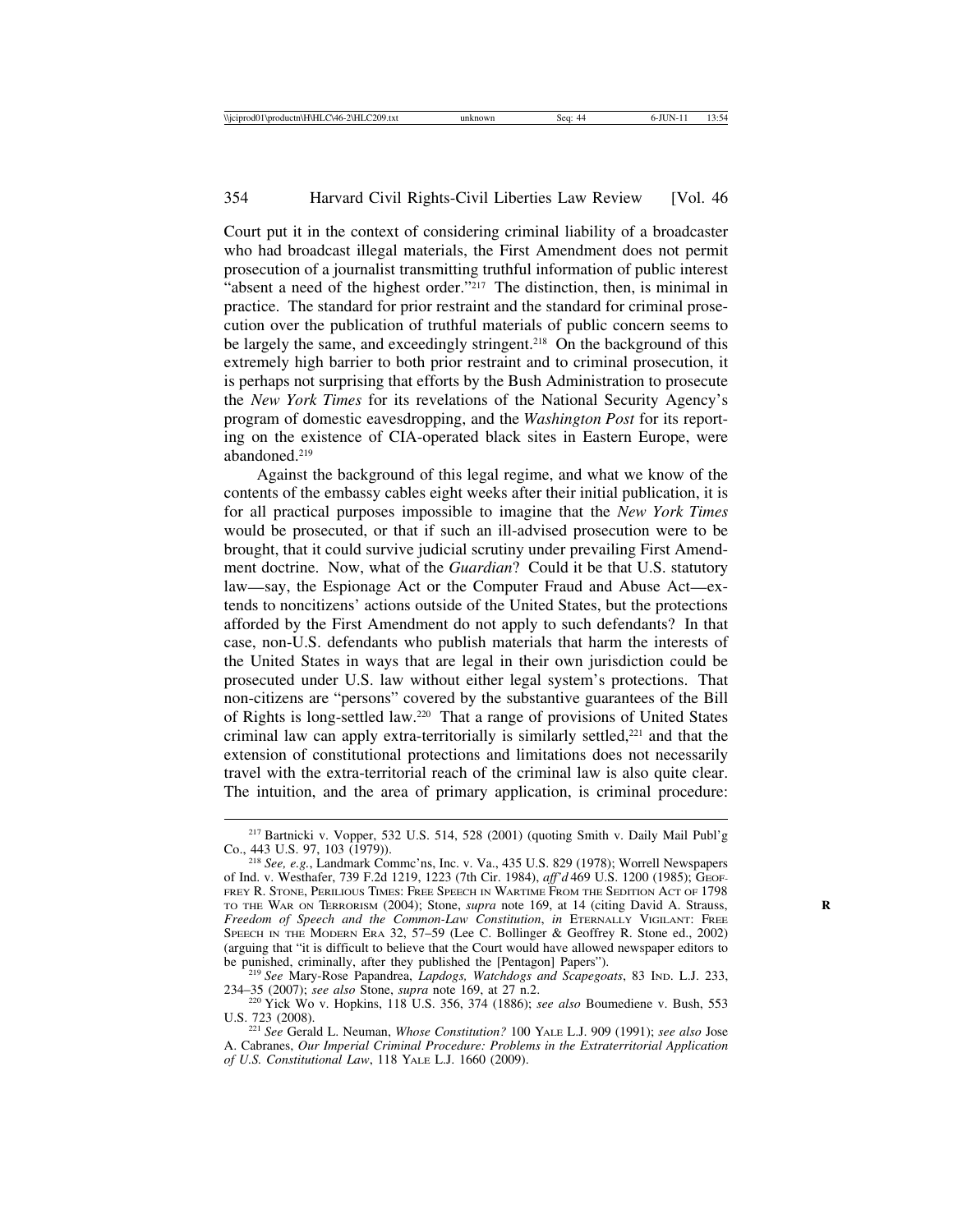Court put it in the context of considering criminal liability of a broadcaster who had broadcast illegal materials, the First Amendment does not permit prosecution of a journalist transmitting truthful information of public interest "absent a need of the highest order."[217] The distinction, then, is minimal in practice. The standard for prior restraint and the standard for criminal prosecution over the publication of truthful materials of public concern seems to be largely the same, and exceedingly stringent.[218] On the background of this extremely high barrier to both prior restraint and to criminal prosecution, it is perhaps not surprising that efforts by the Bush Administration to prosecute the *New York Times* for its revelations of the National Security Agency's program of domestic eavesdropping, and the *Washington Post* for its reporting on the existence of CIA-operated black sites in Eastern Europe, were abandoned.[219]

Against the background of this legal regime, and what we know of the contents of the embassy cables eight weeks after their initial publication, it is for all practical purposes impossible to imagine that the *New York Times* would be prosecuted, or that if such an ill-advised prosecution were to be brought, that it could survive judicial scrutiny under prevailing First Amendment doctrine. Now, what of the *Guardian*? Could it be that U.S. statutory law—say, the Espionage Act or the Computer Fraud and Abuse Act—extends to noncitizens' actions outside of the United States, but the protections afforded by the First Amendment do not apply to such defendants? In that case, non-U.S. defendants who publish materials that harm the interests of the United States in ways that are legal in their own jurisdiction could be prosecuted under U.S. law without either legal system's protections. That non-citizens are "persons" covered by the substantive guarantees of the Bill of Rights is long-settled law.[220] That a range of provisions of United States criminal law can apply extra-territorially is similarly settled,[221] and that the extension of constitutional protections and limitations does not necessarily travel with the extra-territorial reach of the criminal law is also quite clear. The intuition, and the area of primary application, is criminal procedure:

---

[217] Bartnicki v. Vopper, 532 U.S. 514, 528 (2001) (quoting Smith v. Daily Mail Publ'g Co., 443 U.S. 97, 103 (1979)).

[218] *See, e.g.*, Landmark Commc'ns, Inc. v. Va., 435 U.S. 829 (1978); Worrell Newspapers of Ind. v. Westhafer, 739 F.2d 1219, 1223 (7th Cir. 1984), *aff'd* 469 U.S. 1200 (1985); GEOFFREY R. STONE, PERILIOUS TIMES: FREE SPEECH IN WARTIME FROM THE SEDITION ACT OF 1798 TO THE WAR ON TERRORISM (2004); Stone, *supra* note 169, at 14 (citing David A. Strauss, *Freedom of Speech and the Common-Law Constitution*, *in* ETERNALLY VIGILANT: FREE SPEECH IN THE MODERN ERA 32, 57–59 (Lee C. Bollinger & Geoffrey R. Stone ed., 2002) (arguing that "it is difficult to believe that the Court would have allowed newspaper editors to be punished, criminally, after they published the [Pentagon] Papers").

[219] *See* Mary-Rose Papandrea, *Lapdogs, Watchdogs and Scapegoats*, 83 IND. L.J. 233, 234–35 (2007); *see also* Stone, *supra* note 169, at 27 n.2.

[220] Yick Wo v. Hopkins, 118 U.S. 356, 374 (1886); *see also* Boumediene v. Bush, 553 U.S. 723 (2008).

[221] *See* Gerald L. Neuman, *Whose Constitution?* 100 YALE L.J. 909 (1991); *see also* Jose A. Cabranes, *Our Imperial Criminal Procedure: Problems in the Extraterritorial Application of U.S. Constitutional Law*, 118 YALE L.J. 1660 (2009).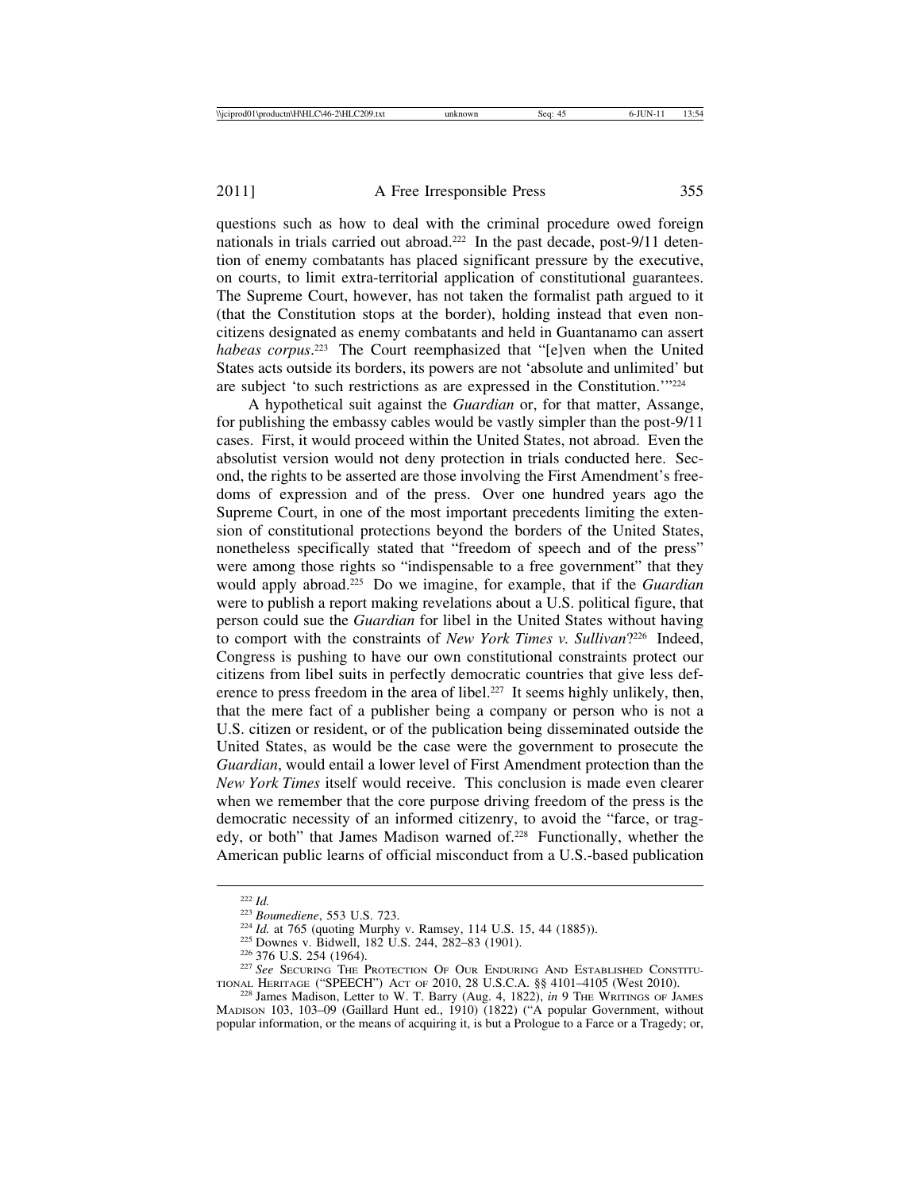questions such as how to deal with the criminal procedure owed foreign nationals in trials carried out abroad.[222] In the past decade, post-9/11 detention of enemy combatants has placed significant pressure by the executive, on courts, to limit extra-territorial application of constitutional guarantees. The Supreme Court, however, has not taken the formalist path argued to it (that the Constitution stops at the border), holding instead that even non-citizens designated as enemy combatants and held in Guantanamo can assert *habeas corpus*.[223] The Court reemphasized that "[e]ven when the United States acts outside its borders, its powers are not 'absolute and unlimited' but are subject 'to such restrictions as are expressed in the Constitution.'"[224]

A hypothetical suit against the *Guardian* or, for that matter, Assange, for publishing the embassy cables would be vastly simpler than the post-9/11 cases. First, it would proceed within the United States, not abroad. Even the absolutist version would not deny protection in trials conducted here. Second, the rights to be asserted are those involving the First Amendment's freedoms of expression and of the press. Over one hundred years ago the Supreme Court, in one of the most important precedents limiting the extension of constitutional protections beyond the borders of the United States, nonetheless specifically stated that "freedom of speech and of the press" were among those rights so "indispensable to a free government" that they would apply abroad.[225] Do we imagine, for example, that if the *Guardian* were to publish a report making revelations about a U.S. political figure, that person could sue the *Guardian* for libel in the United States without having to comport with the constraints of *New York Times v. Sullivan*?[226] Indeed, Congress is pushing to have our own constitutional constraints protect our citizens from libel suits in perfectly democratic countries that give less deference to press freedom in the area of libel.[227] It seems highly unlikely, then, that the mere fact of a publisher being a company or person who is not a U.S. citizen or resident, or of the publication being disseminated outside the United States, as would be the case were the government to prosecute the *Guardian*, would entail a lower level of First Amendment protection than the *New York Times* itself would receive. This conclusion is made even clearer when we remember that the core purpose driving freedom of the press is the democratic necessity of an informed citizenry, to avoid the "farce, or tragedy, or both" that James Madison warned of.[228] Functionally, whether the American public learns of official misconduct from a U.S.-based publication

---

[222] *Id.*

[223] *Boumediene*, 553 U.S. 723.

[224] *Id.* at 765 (quoting Murphy v. Ramsey, 114 U.S. 15, 44 (1885)).

[225] Downes v. Bidwell, 182 U.S. 244, 282–83 (1901).

[226] 376 U.S. 254 (1964).

[227] *See* Securing The Protection Of Our Enduring And Established Constitutional Heritage ("SPEECH") Act of 2010, 28 U.S.C.A. §§ 4101–4105 (West 2010).

[228] James Madison, Letter to W. T. Barry (Aug. 4, 1822), *in* 9 The Writings of James Madison 103, 103–09 (Gaillard Hunt ed., 1910) (1822) ("A popular Government, without popular information, or the means of acquiring it, is but a Prologue to a Farce or a Tragedy; or,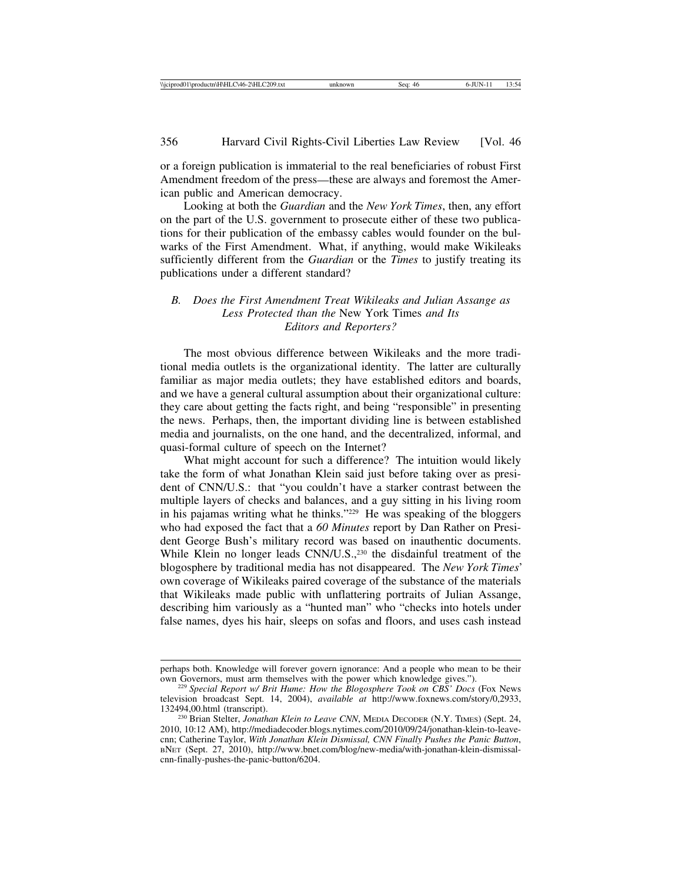or a foreign publication is immaterial to the real beneficiaries of robust First Amendment freedom of the press—these are always and foremost the American public and American democracy.

Looking at both the *Guardian* and the *New York Times*, then, any effort on the part of the U.S. government to prosecute either of these two publications for their publication of the embassy cables would founder on the bulwarks of the First Amendment. What, if anything, would make Wikileaks sufficiently different from the *Guardian* or the *Times* to justify treating its publications under a different standard?

### B. *Does the First Amendment Treat Wikileaks and Julian Assange as Less Protected than the* New York Times *and Its Editors and Reporters?*

The most obvious difference between Wikileaks and the more traditional media outlets is the organizational identity. The latter are culturally familiar as major media outlets; they have established editors and boards, and we have a general cultural assumption about their organizational culture: they care about getting the facts right, and being "responsible" in presenting the news. Perhaps, then, the important dividing line is between established media and journalists, on the one hand, and the decentralized, informal, and quasi-formal culture of speech on the Internet?

What might account for such a difference? The intuition would likely take the form of what Jonathan Klein said just before taking over as president of CNN/U.S.: that "you couldn't have a starker contrast between the multiple layers of checks and balances, and a guy sitting in his living room in his pajamas writing what he thinks."[229] He was speaking of the bloggers who had exposed the fact that a *60 Minutes* report by Dan Rather on President George Bush's military record was based on inauthentic documents. While Klein no longer leads CNN/U.S.,[230] the disdainful treatment of the blogosphere by traditional media has not disappeared. The *New York Times*' own coverage of Wikileaks paired coverage of the substance of the materials that Wikileaks made public with unflattering portraits of Julian Assange, describing him variously as a "hunted man" who "checks into hotels under false names, dyes his hair, sleeps on sofas and floors, and uses cash instead

---

perhaps both. Knowledge will forever govern ignorance: And a people who mean to be their own Governors, must arm themselves with the power which knowledge gives.").

[229] *Special Report w/ Brit Hume: How the Blogosphere Took on CBS' Docs* (Fox News television broadcast Sept. 14, 2004), *available at* http://www.foxnews.com/story/0,2933,132494,00.html (transcript).

[230] Brian Stelter, *Jonathan Klein to Leave CNN*, MEDIA DECODER (N.Y. TIMES) (Sept. 24, 2010, 10:12 AM), http://mediadecoder.blogs.nytimes.com/2010/09/24/jonathan-klein-to-leave-cnn; Catherine Taylor, *With Jonathan Klein Dismissal, CNN Finally Pushes the Panic Button*, BNET (Sept. 27, 2010), http://www.bnet.com/blog/new-media/with-jonathan-klein-dismissal-cnn-finally-pushes-the-panic-button/6204.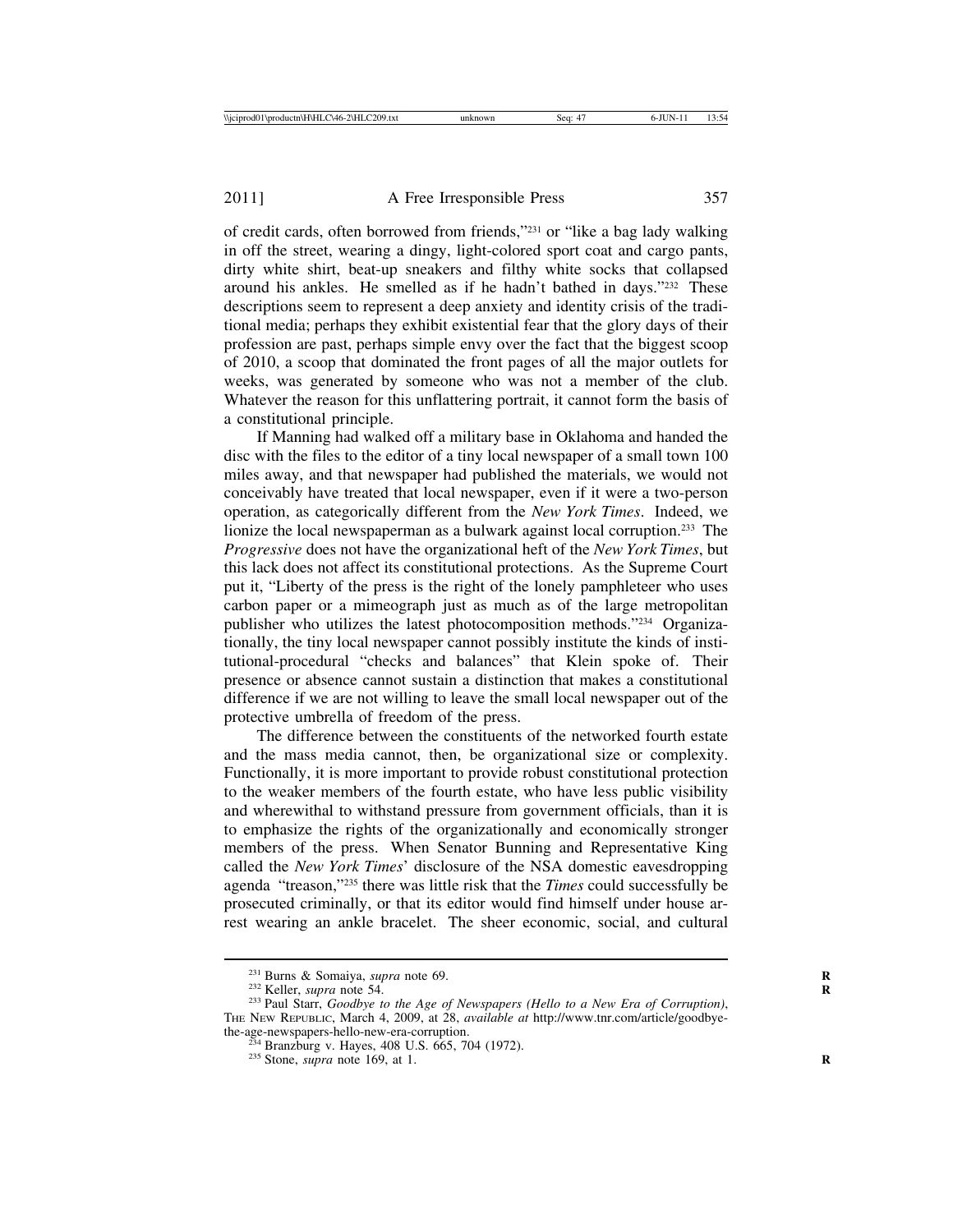of credit cards, often borrowed from friends,"[231] or "like a bag lady walking in off the street, wearing a dingy, light-colored sport coat and cargo pants, dirty white shirt, beat-up sneakers and filthy white socks that collapsed around his ankles. He smelled as if he hadn't bathed in days."[232] These descriptions seem to represent a deep anxiety and identity crisis of the traditional media; perhaps they exhibit existential fear that the glory days of their profession are past, perhaps simple envy over the fact that the biggest scoop of 2010, a scoop that dominated the front pages of all the major outlets for weeks, was generated by someone who was not a member of the club. Whatever the reason for this unflattering portrait, it cannot form the basis of a constitutional principle.

If Manning had walked off a military base in Oklahoma and handed the disc with the files to the editor of a tiny local newspaper of a small town 100 miles away, and that newspaper had published the materials, we would not conceivably have treated that local newspaper, even if it were a two-person operation, as categorically different from the *New York Times*. Indeed, we lionize the local newspaperman as a bulwark against local corruption.[233] The *Progressive* does not have the organizational heft of the *New York Times*, but this lack does not affect its constitutional protections. As the Supreme Court put it, "Liberty of the press is the right of the lonely pamphleteer who uses carbon paper or a mimeograph just as much as of the large metropolitan publisher who utilizes the latest photocomposition methods."[234] Organizationally, the tiny local newspaper cannot possibly institute the kinds of institutional-procedural "checks and balances" that Klein spoke of. Their presence or absence cannot sustain a distinction that makes a constitutional difference if we are not willing to leave the small local newspaper out of the protective umbrella of freedom of the press.

The difference between the constituents of the networked fourth estate and the mass media cannot, then, be organizational size or complexity. Functionally, it is more important to provide robust constitutional protection to the weaker members of the fourth estate, who have less public visibility and wherewithal to withstand pressure from government officials, than it is to emphasize the rights of the organizationally and economically stronger members of the press. When Senator Bunning and Representative King called the *New York Times*' disclosure of the NSA domestic eavesdropping agenda "treason,"[235] there was little risk that the *Times* could successfully be prosecuted criminally, or that its editor would find himself under house arrest wearing an ankle bracelet. The sheer economic, social, and cultural

---

[231] Burns & Somaiya, *supra* note 69.

[232] Keller, *supra* note 54.

[233] Paul Starr, *Goodbye to the Age of Newspapers (Hello to a New Era of Corruption)*, THE NEW REPUBLIC, March 4, 2009, at 28, *available at* http://www.tnr.com/article/goodbye-the-age-newspapers-hello-new-era-corruption.

[234] Branzburg v. Hayes, 408 U.S. 665, 704 (1972).

[235] Stone, *supra* note 169, at 1.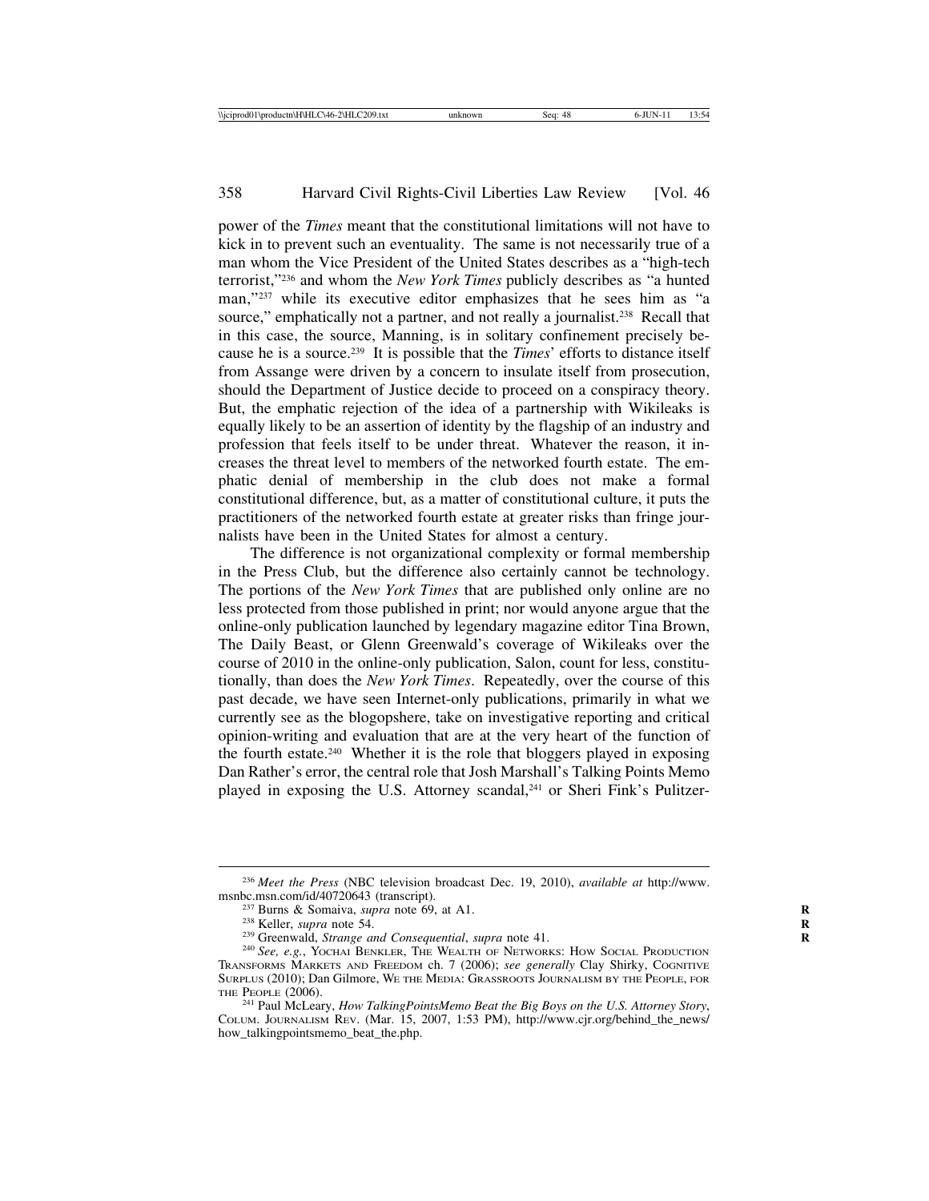power of the *Times* meant that the constitutional limitations will not have to kick in to prevent such an eventuality. The same is not necessarily true of a man whom the Vice President of the United States describes as a "high-tech terrorist,"[236] and whom the *New York Times* publicly describes as "a hunted man,"[237] while its executive editor emphasizes that he sees him as "a source," emphatically not a partner, and not really a journalist.[238] Recall that in this case, the source, Manning, is in solitary confinement precisely because he is a source.[239] It is possible that the *Times*' efforts to distance itself from Assange were driven by a concern to insulate itself from prosecution, should the Department of Justice decide to proceed on a conspiracy theory. But, the emphatic rejection of the idea of a partnership with Wikileaks is equally likely to be an assertion of identity by the flagship of an industry and profession that feels itself to be under threat. Whatever the reason, it increases the threat level to members of the networked fourth estate. The emphatic denial of membership in the club does not make a formal constitutional difference, but, as a matter of constitutional culture, it puts the practitioners of the networked fourth estate at greater risks than fringe journalists have been in the United States for almost a century.

The difference is not organizational complexity or formal membership in the Press Club, but the difference also certainly cannot be technology. The portions of the *New York Times* that are published only online are no less protected from those published in print; nor would anyone argue that the online-only publication launched by legendary magazine editor Tina Brown, The Daily Beast, or Glenn Greenwald's coverage of Wikileaks over the course of 2010 in the online-only publication, Salon, count for less, constitutionally, than does the *New York Times*. Repeatedly, over the course of this past decade, we have seen Internet-only publications, primarily in what we currently see as the blogopshere, take on investigative reporting and critical opinion-writing and evaluation that are at the very heart of the function of the fourth estate.[240] Whether it is the role that bloggers played in exposing Dan Rather's error, the central role that Josh Marshall's Talking Points Memo played in exposing the U.S. Attorney scandal,[241] or Sheri Fink's Pulitzer-

---

[236] *Meet the Press* (NBC television broadcast Dec. 19, 2010), *available at* http://www.msnbc.msn.com/id/40720643 (transcript).

[237] Burns & Somaiva, *supra* note 69, at A1.

[238] Keller, *supra* note 54.

[239] Greenwald, *Strange and Consequential*, *supra* note 41.

[240] *See, e.g.*, Yochai Benkler, The Wealth of Networks: How Social Production Transforms Markets and Freedom ch. 7 (2006); *see generally* Clay Shirky, Cognitive Surplus (2010); Dan Gilmore, We the Media: Grassroots Journalism by the People, for the People (2006).

[241] Paul McLeary, *How TalkingPointsMemo Beat the Big Boys on the U.S. Attorney Story*, Colum. Journalism Rev. (Mar. 15, 2007, 1:53 PM), http://www.cjr.org/behind_the_news/how_talkingpointsmemo_beat_the.php.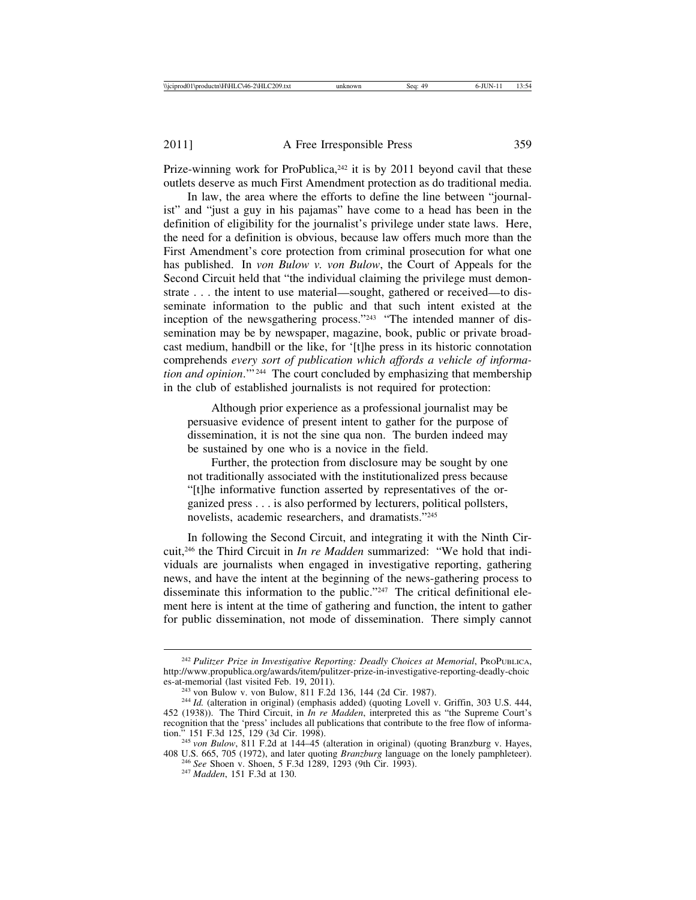Prize-winning work for ProPublica,[242] it is by 2011 beyond cavil that these outlets deserve as much First Amendment protection as do traditional media.

In law, the area where the efforts to define the line between "journalist" and "just a guy in his pajamas" have come to a head has been in the definition of eligibility for the journalist's privilege under state laws. Here, the need for a definition is obvious, because law offers much more than the First Amendment's core protection from criminal prosecution for what one has published. In *von Bulow v. von Bulow*, the Court of Appeals for the Second Circuit held that "the individual claiming the privilege must demonstrate . . . the intent to use material—sought, gathered or received—to disseminate information to the public and that such intent existed at the inception of the newsgathering process."[243] "The intended manner of dissemination may be by newspaper, magazine, book, public or private broadcast medium, handbill or the like, for '[t]he press in its historic connotation comprehends *every sort of publication which affords a vehicle of information and opinion*.'"[244] The court concluded by emphasizing that membership in the club of established journalists is not required for protection:

> Although prior experience as a professional journalist may be persuasive evidence of present intent to gather for the purpose of dissemination, it is not the sine qua non. The burden indeed may be sustained by one who is a novice in the field.
>
> Further, the protection from disclosure may be sought by one not traditionally associated with the institutionalized press because "[t]he informative function asserted by representatives of the organized press . . . is also performed by lecturers, political pollsters, novelists, academic researchers, and dramatists."[245]

In following the Second Circuit, and integrating it with the Ninth Circuit,[246] the Third Circuit in *In re Madden* summarized: "We hold that individuals are journalists when engaged in investigative reporting, gathering news, and have the intent at the beginning of the news-gathering process to disseminate this information to the public."[247] The critical definitional element here is intent at the time of gathering and function, the intent to gather for public dissemination, not mode of dissemination. There simply cannot

---

[242] *Pulitzer Prize in Investigative Reporting: Deadly Choices at Memorial*, ProPublica, http://www.propublica.org/awards/item/pulitzer-prize-in-investigative-reporting-deadly-choices-at-memorial (last visited Feb. 19, 2011).

[243] von Bulow v. von Bulow, 811 F.2d 136, 144 (2d Cir. 1987).

[244] *Id.* (alteration in original) (emphasis added) (quoting Lovell v. Griffin, 303 U.S. 444, 452 (1938)). The Third Circuit, in *In re Madden* interpreted this as "the Supreme Court's recognition that the 'press' includes all publications that contribute to the free flow of information." 151 F.3d 125, 129 (3d Cir. 1998).

[245] *von Bulow*, 811 F.2d at 144–45 (alteration in original) (quoting Branzburg v. Hayes, 408 U.S. 665, 705 (1972), and later quoting *Branzburg* language on the lonely pamphleteer).

[246] *See* Shoen v. Shoen, 5 F.3d 1289, 1293 (9th Cir. 1993).

[247] *Madden*, 151 F.3d at 130.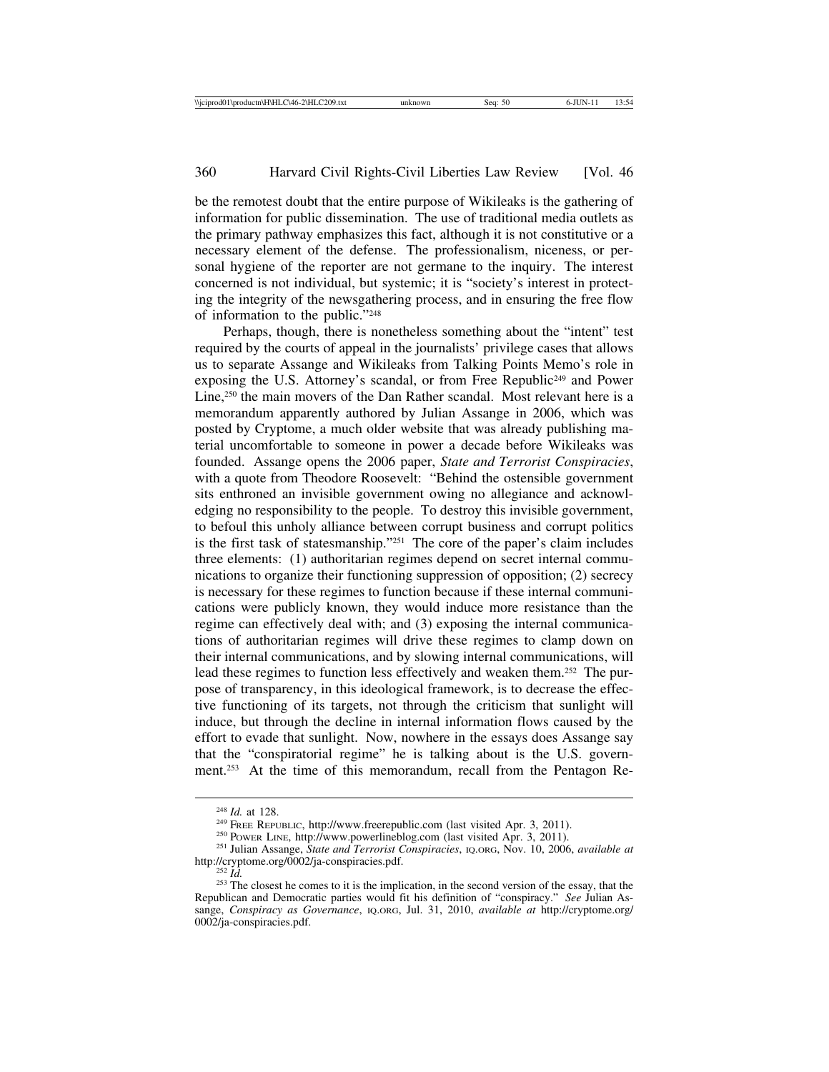be the remotest doubt that the entire purpose of Wikileaks is the gathering of information for public dissemination. The use of traditional media outlets as the primary pathway emphasizes this fact, although it is not constitutive or a necessary element of the defense. The professionalism, niceness, or personal hygiene of the reporter are not germane to the inquiry. The interest concerned is not individual, but systemic; it is "society's interest in protecting the integrity of the newsgathering process, and in ensuring the free flow of information to the public."[248]

Perhaps, though, there is nonetheless something about the "intent" test required by the courts of appeal in the journalists' privilege cases that allows us to separate Assange and Wikileaks from Talking Points Memo's role in exposing the U.S. Attorney's scandal, or from Free Republic[249] and Power Line,[250] the main movers of the Dan Rather scandal. Most relevant here is a memorandum apparently authored by Julian Assange in 2006, which was posted by Cryptome, a much older website that was already publishing material uncomfortable to someone in power a decade before Wikileaks was founded. Assange opens the 2006 paper, *State and Terrorist Conspiracies*, with a quote from Theodore Roosevelt: "Behind the ostensible government sits enthroned an invisible government owing no allegiance and acknowledging no responsibility to the people. To destroy this invisible government, to befoul this unholy alliance between corrupt business and corrupt politics is the first task of statesmanship."[251] The core of the paper's claim includes three elements: (1) authoritarian regimes depend on secret internal communications to organize their functioning suppression of opposition; (2) secrecy is necessary for these regimes to function because if these internal communications were publicly known, they would induce more resistance than the regime can effectively deal with; and (3) exposing the internal communications of authoritarian regimes will drive these regimes to clamp down on their internal communications, and by slowing internal communications, will lead these regimes to function less effectively and weaken them.[252] The purpose of transparency, in this ideological framework, is to decrease the effective functioning of its targets, not through the criticism that sunlight will induce, but through the decline in internal information flows caused by the effort to evade that sunlight. Now, nowhere in the essays does Assange say that the "conspiratorial regime" he is talking about is the U.S. government.[253] At the time of this memorandum, recall from the Pentagon Re-

---

[248] *Id.* at 128.

[249] Free Republic, http://www.freerepublic.com (last visited Apr. 3, 2011).

[250] Power Line, http://www.powerlineblog.com (last visited Apr. 3, 2011).

[251] Julian Assange, *State and Terrorist Conspiracies*, IQ.ORG, Nov. 10, 2006, *available at* http://cryptome.org/0002/ja-conspiracies.pdf.

[252] *Id.*

[253] The closest he comes to it is the implication, in the second version of the essay, that the Republican and Democratic parties would fit his definition of "conspiracy." *See* Julian Assange, *Conspiracy as Governance*, IQ.ORG, Jul. 31, 2010, *available at* http://cryptome.org/0002/ja-conspiracies.pdf.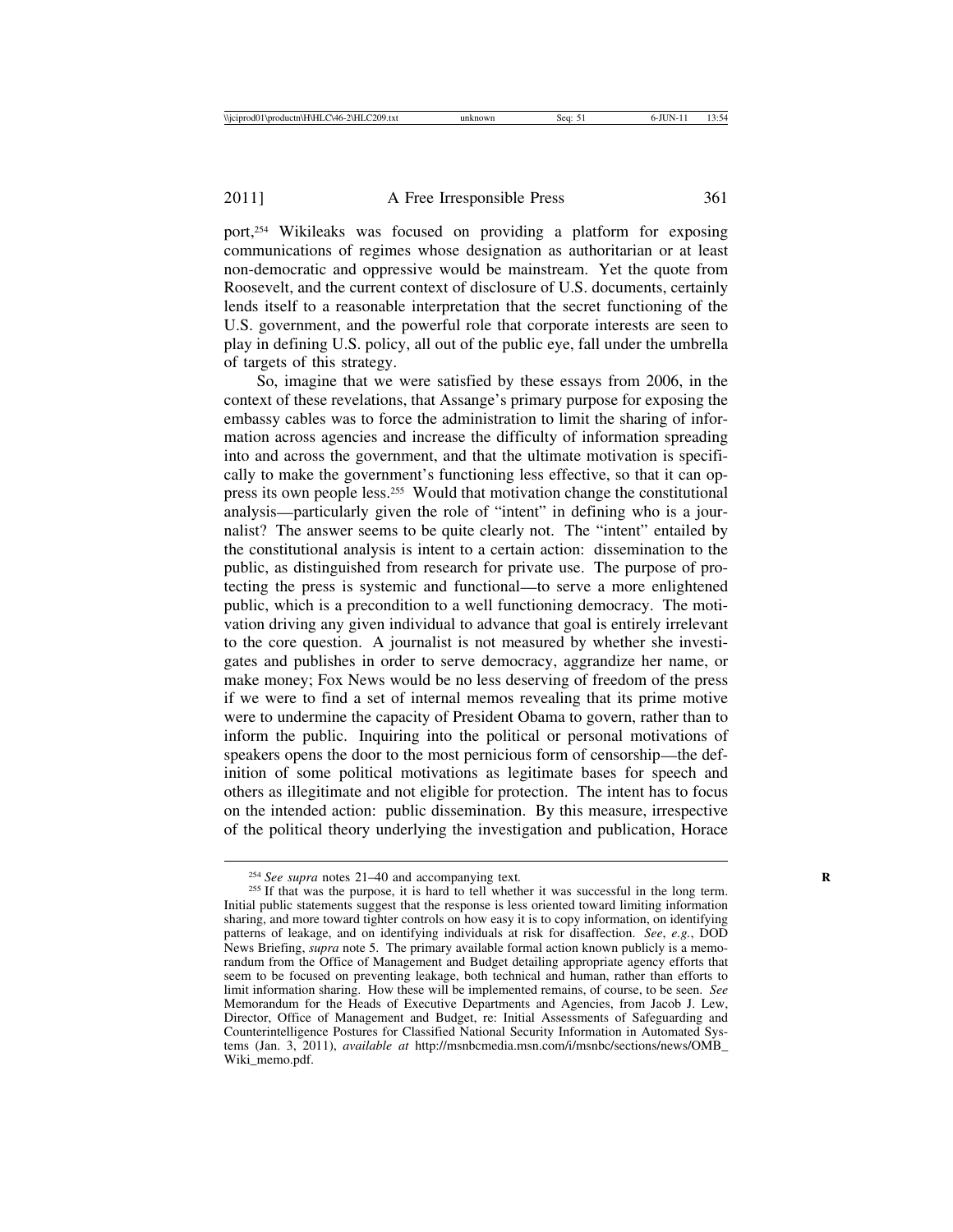port,[254] Wikileaks was focused on providing a platform for exposing communications of regimes whose designation as authoritarian or at least non-democratic and oppressive would be mainstream. Yet the quote from Roosevelt, and the current context of disclosure of U.S. documents, certainly lends itself to a reasonable interpretation that the secret functioning of the U.S. government, and the powerful role that corporate interests are seen to play in defining U.S. policy, all out of the public eye, fall under the umbrella of targets of this strategy.

So, imagine that we were satisfied by these essays from 2006, in the context of these revelations, that Assange's primary purpose for exposing the embassy cables was to force the administration to limit the sharing of information across agencies and increase the difficulty of information spreading into and across the government, and that the ultimate motivation is specifically to make the government's functioning less effective, so that it can oppress its own people less.[255] Would that motivation change the constitutional analysis—particularly given the role of "intent" in defining who is a journalist? The answer seems to be quite clearly not. The "intent" entailed by the constitutional analysis is intent to a certain action: dissemination to the public, as distinguished from research for private use. The purpose of protecting the press is systemic and functional—to serve a more enlightened public, which is a precondition to a well functioning democracy. The motivation driving any given individual to advance that goal is entirely irrelevant to the core question. A journalist is not measured by whether she investigates and publishes in order to serve democracy, aggrandize her name, or make money; Fox News would be no less deserving of freedom of the press if we were to find a set of internal memos revealing that its prime motive were to undermine the capacity of President Obama to govern, rather than to inform the public. Inquiring into the political or personal motivations of speakers opens the door to the most pernicious form of censorship—the definition of some political motivations as legitimate bases for speech and others as illegitimate and not eligible for protection. The intent has to focus on the intended action: public dissemination. By this measure, irrespective of the political theory underlying the investigation and publication, Horace

---

[254] *See supra* notes 21–40 and accompanying text.

[255] If that was the purpose, it is hard to tell whether it was successful in the long term. Initial public statements suggest that the response is less oriented toward limiting information sharing, and more toward tighter controls on how easy it is to copy information, on identifying patterns of leakage, and on identifying individuals at risk for disaffection. *See, e.g.*, DOD News Briefing, *supra* note 5. The primary available formal action known publicly is a memorandum from the Office of Management and Budget detailing appropriate agency efforts that seem to be focused on preventing leakage, both technical and human, rather than efforts to limit information sharing. How these will be implemented remains, of course, to be seen. *See* Memorandum for the Heads of Executive Departments and Agencies, from Jacob J. Lew, Director, Office of Management and Budget, re: Initial Assessments of Safeguarding and Counterintelligence Postures for Classified National Security Information in Automated Systems (Jan. 3, 2011), *available at* http://msnbcmedia.msn.com/i/msnbc/sections/news/OMB_Wiki_memo.pdf.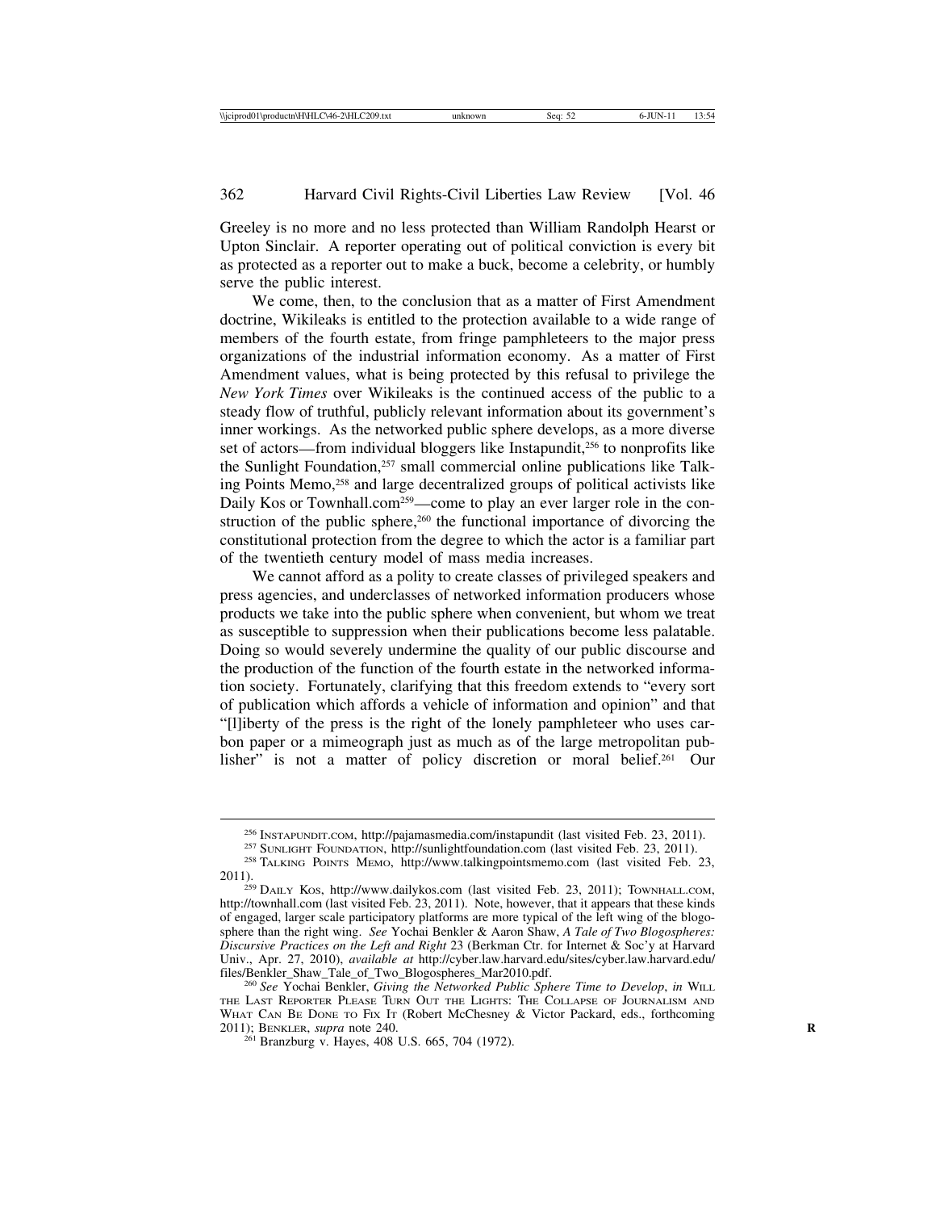Greeley is no more and no less protected than William Randolph Hearst or Upton Sinclair. A reporter operating out of political conviction is every bit as protected as a reporter out to make a buck, become a celebrity, or humbly serve the public interest.

We come, then, to the conclusion that as a matter of First Amendment doctrine, Wikileaks is entitled to the protection available to a wide range of members of the fourth estate, from fringe pamphleteers to the major press organizations of the industrial information economy. As a matter of First Amendment values, what is being protected by this refusal to privilege the *New York Times* over Wikileaks is the continued access of the public to a steady flow of truthful, publicly relevant information about its government's inner workings. As the networked public sphere develops, as a more diverse set of actors—from individual bloggers like Instapundit,[256] to nonprofits like the Sunlight Foundation,[257] small commercial online publications like Talking Points Memo,[258] and large decentralized groups of political activists like Daily Kos or Townhall.com[259]—come to play an ever larger role in the construction of the public sphere,[260] the functional importance of divorcing the constitutional protection from the degree to which the actor is a familiar part of the twentieth century model of mass media increases.

We cannot afford as a polity to create classes of privileged speakers and press agencies, and underclasses of networked information producers whose products we take into the public sphere when convenient, but whom we treat as susceptible to suppression when their publications become less palatable. Doing so would severely undermine the quality of our public discourse and the production of the function of the fourth estate in the networked information society. Fortunately, clarifying that this freedom extends to "every sort of publication which affords a vehicle of information and opinion" and that "[l]iberty of the press is the right of the lonely pamphleteer who uses carbon paper or a mimeograph just as much as of the large metropolitan publisher" is not a matter of policy discretion or moral belief.[261] Our

---

[256] INSTAPUNDIT.COM, http://pajamasmedia.com/instapundit (last visited Feb. 23, 2011).

[257] SUNLIGHT FOUNDATION, http://sunlightfoundation.com (last visited Feb. 23, 2011).

[258] TALKING POINTS MEMO, http://www.talkingpointsmemo.com (last visited Feb. 23, 2011).

[259] DAILY KOS, http://www.dailykos.com (last visited Feb. 23, 2011); TOWNHALL.COM, http://townhall.com (last visited Feb. 23, 2011). Note, however, that it appears that these kinds of engaged, larger scale participatory platforms are more typical of the left wing of the blogosphere than the right wing. *See* Yochai Benkler & Aaron Shaw, *A Tale of Two Blogospheres: Discursive Practices on the Left and Right* 23 (Berkman Ctr. for Internet & Soc'y at Harvard Univ., Apr. 27, 2010), *available at* http://cyber.law.harvard.edu/sites/cyber.law.harvard.edu/files/Benkler_Shaw_Tale_of_Two_Blogospheres_Mar2010.pdf.

[260] *See* Yochai Benkler, *Giving the Networked Public Sphere Time to Develop*, *in* WILL THE LAST REPORTER PLEASE TURN OUT THE LIGHTS: THE COLLAPSE OF JOURNALISM AND WHAT CAN BE DONE TO FIX IT (Robert McChesney & Victor Packard, eds., forthcoming 2011); BENKLER, *supra* note 240.

[261] Branzburg v. Hayes, 408 U.S. 665, 704 (1972).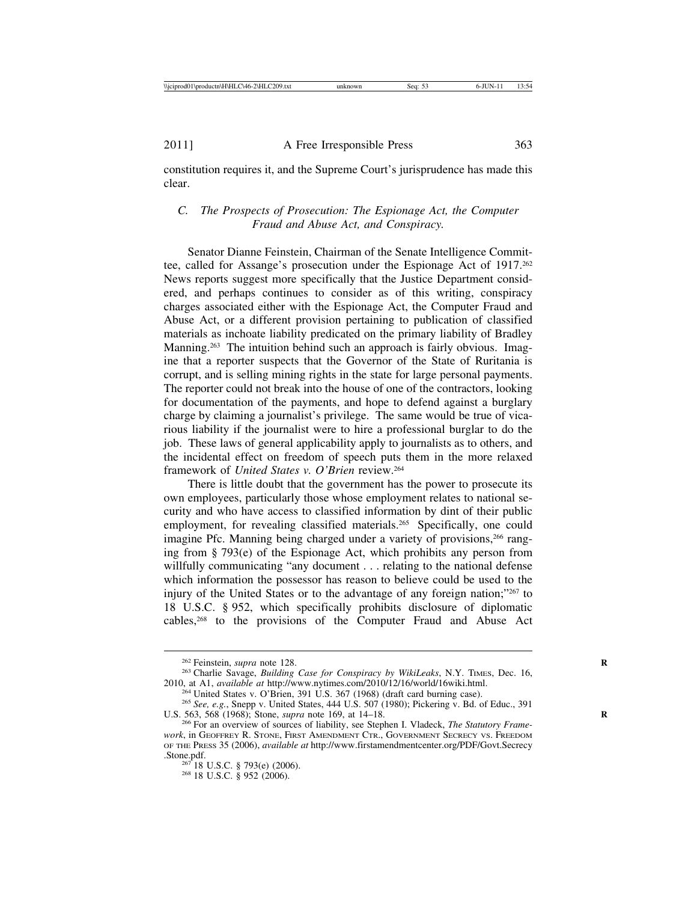constitution requires it, and the Supreme Court's jurisprudence has made this clear.

### *C. The Prospects of Prosecution: The Espionage Act, the Computer Fraud and Abuse Act, and Conspiracy.*

Senator Dianne Feinstein, Chairman of the Senate Intelligence Committee, called for Assange's prosecution under the Espionage Act of 1917.[262] News reports suggest more specifically that the Justice Department considered, and perhaps continues to consider as of this writing, conspiracy charges associated either with the Espionage Act, the Computer Fraud and Abuse Act, or a different provision pertaining to publication of classified materials as inchoate liability predicated on the primary liability of Bradley Manning.[263] The intuition behind such an approach is fairly obvious. Imagine that a reporter suspects that the Governor of the State of Ruritania is corrupt, and is selling mining rights in the state for large personal payments. The reporter could not break into the house of one of the contractors, looking for documentation of the payments, and hope to defend against a burglary charge by claiming a journalist's privilege. The same would be true of vicarious liability if the journalist were to hire a professional burglar to do the job. These laws of general applicability apply to journalists as to others, and the incidental effect on freedom of speech puts them in the more relaxed framework of *United States v. O'Brien* review.[264]

There is little doubt that the government has the power to prosecute its own employees, particularly those whose employment relates to national security and who have access to classified information by dint of their public employment, for revealing classified materials.[265] Specifically, one could imagine Pfc. Manning being charged under a variety of provisions,[266] ranging from § 793(e) of the Espionage Act, which prohibits any person from willfully communicating "any document . . . relating to the national defense which information the possessor has reason to believe could be used to the injury of the United States or to the advantage of any foreign nation;"[267] to 18 U.S.C. § 952, which specifically prohibits disclosure of diplomatic cables,[268] to the provisions of the Computer Fraud and Abuse Act

---

[262] Feinstein, *supra* note 128.

[263] Charlie Savage, *Building Case for Conspiracy by WikiLeaks*, N.Y. TIMES, Dec. 16, 2010, at A1, *available at* http://www.nytimes.com/2010/12/16/world/16wiki.html.

[264] United States v. O'Brien, 391 U.S. 367 (1968) (draft card burning case).

[265] *See, e.g.*, Snepp v. United States, 444 U.S. 507 (1980); Pickering v. Bd. of Educ., 391 U.S. 563, 568 (1968); Stone, *supra* note 169, at 14–18.

[266] For an overview of sources of liability, see Stephen I. Vladeck, *The Statutory Framework*, in GEOFFREY R. STONE, FIRST AMENDMENT CTR., GOVERNMENT SECRECY VS. FREEDOM OF THE PRESS 35 (2006), *available at* http://www.firstamendmentcenter.org/PDF/Govt.Secrecy.Stone.pdf.

[267] 18 U.S.C. § 793(e) (2006).

[268] 18 U.S.C. § 952 (2006).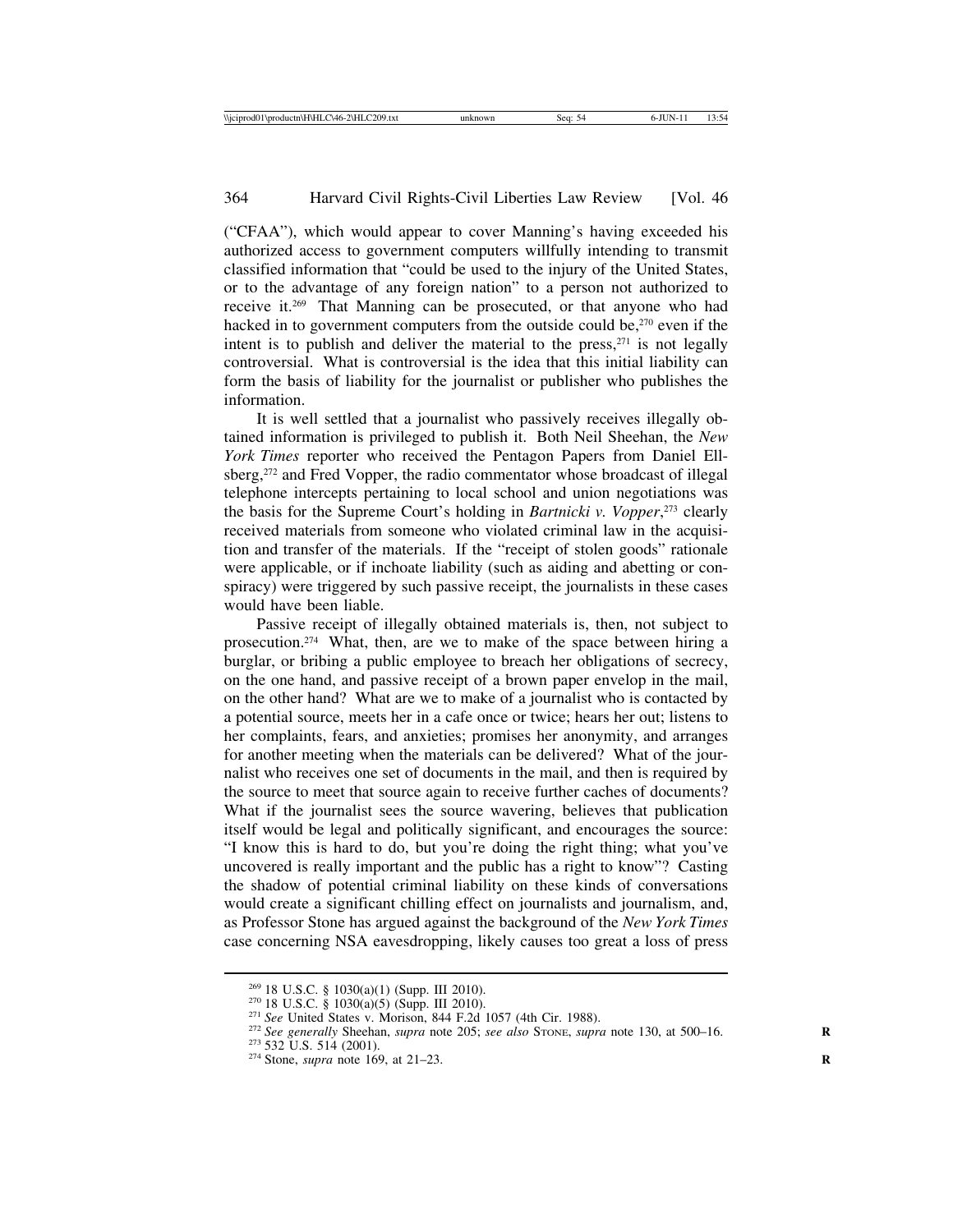("CFAA"), which would appear to cover Manning's having exceeded his authorized access to government computers willfully intending to transmit classified information that "could be used to the injury of the United States, or to the advantage of any foreign nation" to a person not authorized to receive it.[269] That Manning can be prosecuted, or that anyone who had hacked in to government computers from the outside could be,[270] even if the intent is to publish and deliver the material to the press,[271] is not legally controversial. What is controversial is the idea that this initial liability can form the basis of liability for the journalist or publisher who publishes the information.

It is well settled that a journalist who passively receives illegally obtained information is privileged to publish it. Both Neil Sheehan, the *New York Times* reporter who received the Pentagon Papers from Daniel Ellsberg,[272] and Fred Vopper, the radio commentator whose broadcast of illegal telephone intercepts pertaining to local school and union negotiations was the basis for the Supreme Court's holding in *Bartnicki v. Vopper*,[273] clearly received materials from someone who violated criminal law in the acquisition and transfer of the materials. If the "receipt of stolen goods" rationale were applicable, or if inchoate liability (such as aiding and abetting or conspiracy) were triggered by such passive receipt, the journalists in these cases would have been liable.

Passive receipt of illegally obtained materials is, then, not subject to prosecution.[274] What, then, are we to make of the space between hiring a burglar, or bribing a public employee to breach her obligations of secrecy, on the one hand, and passive receipt of a brown paper envelop in the mail, on the other hand? What are we to make of a journalist who is contacted by a potential source, meets her in a cafe once or twice; hears her out; listens to her complaints, fears, and anxieties; promises her anonymity, and arranges for another meeting when the materials can be delivered? What of the journalist who receives one set of documents in the mail, and then is required by the source to meet that source again to receive further caches of documents? What if the journalist sees the source wavering, believes that publication itself would be legal and politically significant, and encourages the source: "I know this is hard to do, but you're doing the right thing; what you've uncovered is really important and the public has a right to know"? Casting the shadow of potential criminal liability on these kinds of conversations would create a significant chilling effect on journalists and journalism, and, as Professor Stone has argued against the background of the *New York Times* case concerning NSA eavesdropping, likely causes too great a loss of press

---

[269] 18 U.S.C. § 1030(a)(1) (Supp. III 2010).

[270] 18 U.S.C. § 1030(a)(5) (Supp. III 2010).

[271] *See* United States v. Morison, 844 F.2d 1057 (4th Cir. 1988).

[272] *See generally* Sheehan, *supra* note 205; *see also* STONE, *supra* note 130, at 500–16.

[273] 532 U.S. 514 (2001).

[274] Stone, *supra* note 169, at 21–23.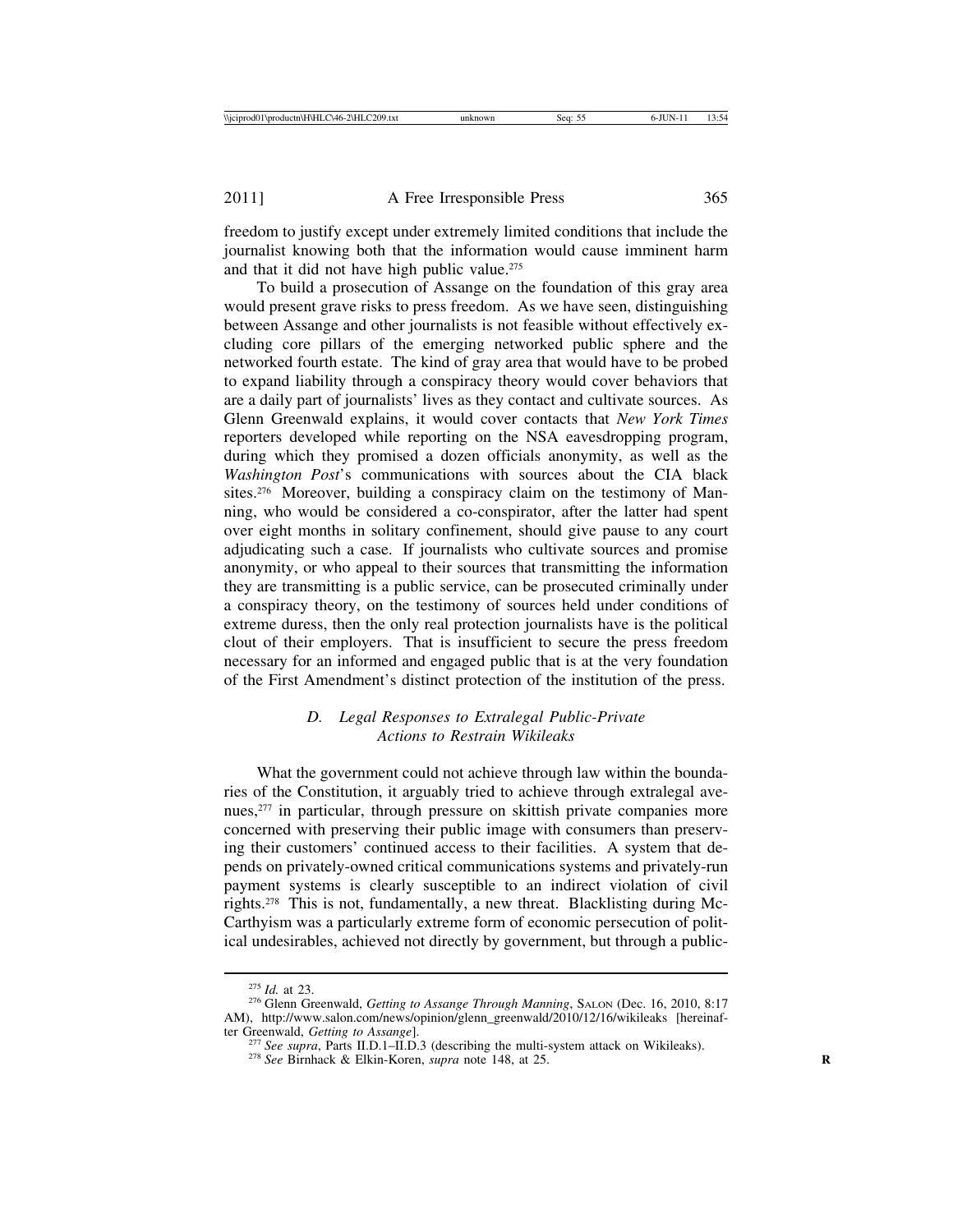freedom to justify except under extremely limited conditions that include the journalist knowing both that the information would cause imminent harm and that it did not have high public value.[275]

To build a prosecution of Assange on the foundation of this gray area would present grave risks to press freedom. As we have seen, distinguishing between Assange and other journalists is not feasible without effectively excluding core pillars of the emerging networked public sphere and the networked fourth estate. The kind of gray area that would have to be probed to expand liability through a conspiracy theory would cover behaviors that are a daily part of journalists' lives as they contact and cultivate sources. As Glenn Greenwald explains, it would cover contacts that *New York Times* reporters developed while reporting on the NSA eavesdropping program, during which they promised a dozen officials anonymity, as well as the *Washington Post*'s communications with sources about the CIA black sites.[276] Moreover, building a conspiracy claim on the testimony of Manning, who would be considered a co-conspirator, after the latter had spent over eight months in solitary confinement, should give pause to any court adjudicating such a case. If journalists who cultivate sources and promise anonymity, or who appeal to their sources that transmitting the information they are transmitting is a public service, can be prosecuted criminally under a conspiracy theory, on the testimony of sources held under conditions of extreme duress, then the only real protection journalists have is the political clout of their employers. That is insufficient to secure the press freedom necessary for an informed and engaged public that is at the very foundation of the First Amendment's distinct protection of the institution of the press.

### *D. Legal Responses to Extralegal Public-Private Actions to Restrain Wikileaks*

What the government could not achieve through law within the boundaries of the Constitution, it arguably tried to achieve through extralegal avenues,[277] in particular, through pressure on skittish private companies more concerned with preserving their public image with consumers than preserving their customers' continued access to their facilities. A system that depends on privately-owned critical communications systems and privately-run payment systems is clearly susceptible to an indirect violation of civil rights.[278] This is not, fundamentally, a new threat. Blacklisting during McCarthyism was a particularly extreme form of economic persecution of political undesirables, achieved not directly by government, but through a public-

---

[275] *Id.* at 23.

[276] Glenn Greenwald, *Getting to Assange Through Manning*, SALON (Dec. 16, 2010, 8:17 AM), http://www.salon.com/news/opinion/glenn_greenwald/2010/12/16/wikileaks [hereinafter Greenwald, *Getting to Assange*].

[277] *See supra*, Parts II.D.1–II.D.3 (describing the multi-system attack on Wikileaks).

[278] *See* Birnhack & Elkin-Koren, *supra* note 148, at 25.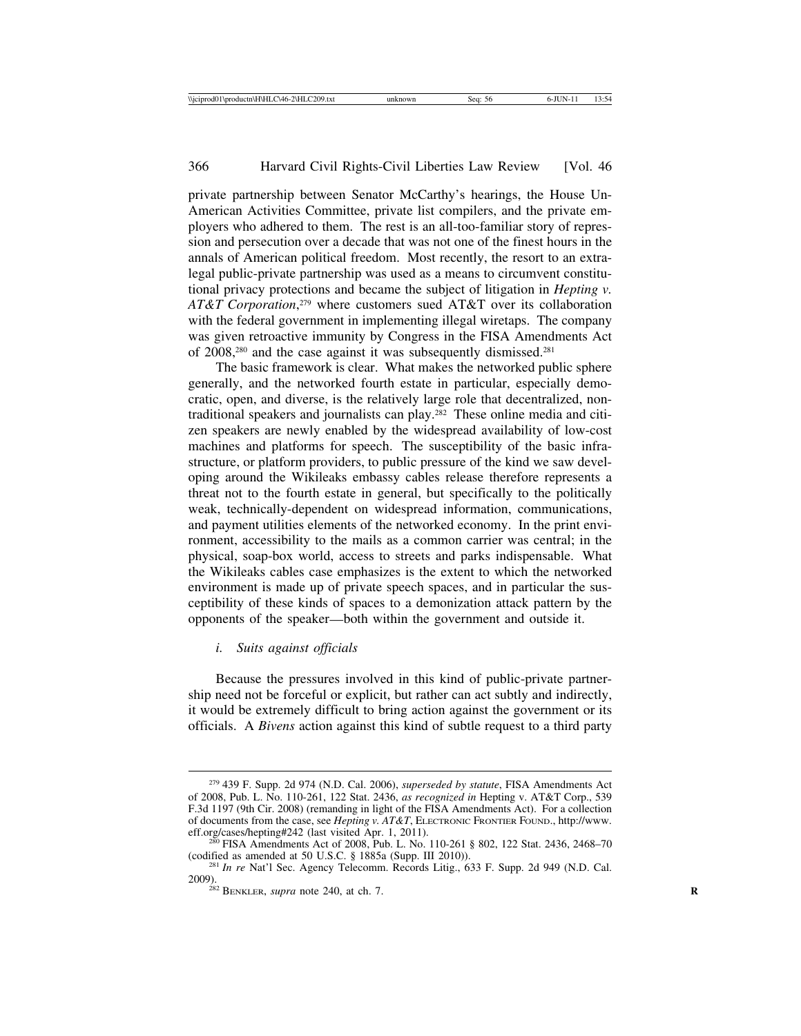private partnership between Senator McCarthy's hearings, the House Un-American Activities Committee, private list compilers, and the private employers who adhered to them. The rest is an all-too-familiar story of repression and persecution over a decade that was not one of the finest hours in the annals of American political freedom. Most recently, the resort to an extra-legal public-private partnership was used as a means to circumvent constitutional privacy protections and became the subject of litigation in *Hepting v. AT&T Corporation*,[279] where customers sued AT&T over its collaboration with the federal government in implementing illegal wiretaps. The company was given retroactive immunity by Congress in the FISA Amendments Act of 2008,[280] and the case against it was subsequently dismissed.[281]

The basic framework is clear. What makes the networked public sphere generally, and the networked fourth estate in particular, especially democratic, open, and diverse, is the relatively large role that decentralized, non-traditional speakers and journalists can play.[282] These online media and citizen speakers are newly enabled by the widespread availability of low-cost machines and platforms for speech. The susceptibility of the basic infrastructure, or platform providers, to public pressure of the kind we saw developing around the Wikileaks embassy cables release therefore represents a threat not to the fourth estate in general, but specifically to the politically weak, technically-dependent on widespread information, communications, and payment utilities elements of the networked economy. In the print environment, accessibility to the mails as a common carrier was central; in the physical, soap-box world, access to streets and parks indispensable. What the Wikileaks cables case emphasizes is the extent to which the networked environment is made up of private speech spaces, and in particular the susceptibility of these kinds of spaces to a demonization attack pattern by the opponents of the speaker—both within the government and outside it.

*i. Suits against officials*

Because the pressures involved in this kind of public-private partnership need not be forceful or explicit, but rather can act subtly and indirectly, it would be extremely difficult to bring action against the government or its officials. A *Bivens* action against this kind of subtle request to a third party

---

[279] 439 F. Supp. 2d 974 (N.D. Cal. 2006), *superseded by statute*, FISA Amendments Act of 2008, Pub. L. No. 110-261, 122 Stat. 2436, *as recognized in* Hepting v. AT&T Corp., 539 F.3d 1197 (9th Cir. 2008) (remanding in light of the FISA Amendments Act). For a collection of documents from the case, see *Hepting v. AT&T*, ELECTRONIC FRONTIER FOUND., http://www.eff.org/cases/hepting#242 (last visited Apr. 1, 2011).

[280] FISA Amendments Act of 2008, Pub. L. No. 110-261 § 802, 122 Stat. 2436, 2468–70 (codified as amended at 50 U.S.C. § 1885a (Supp. III 2010)).

[281] *In re* Nat'l Sec. Agency Telecomm. Records Litig., 633 F. Supp. 2d 949 (N.D. Cal. 2009).

[282] BENKLER, *supra* note 240, at ch. 7.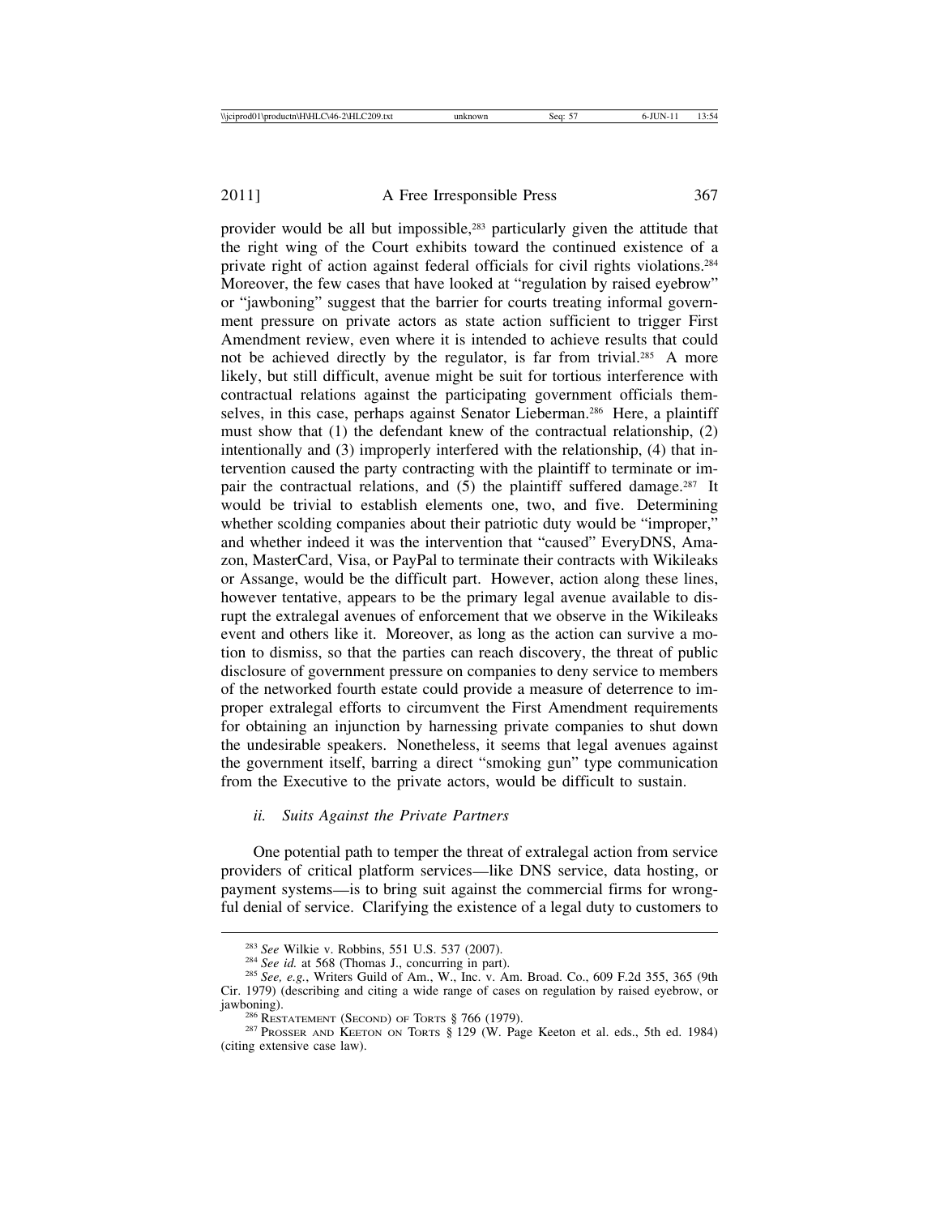provider would be all but impossible,[283] particularly given the attitude that the right wing of the Court exhibits toward the continued existence of a private right of action against federal officials for civil rights violations.[284] Moreover, the few cases that have looked at "regulation by raised eyebrow" or "jawboning" suggest that the barrier for courts treating informal government pressure on private actors as state action sufficient to trigger First Amendment review, even where it is intended to achieve results that could not be achieved directly by the regulator, is far from trivial.[285] A more likely, but still difficult, avenue might be suit for tortious interference with contractual relations against the participating government officials themselves, in this case, perhaps against Senator Lieberman.[286] Here, a plaintiff must show that (1) the defendant knew of the contractual relationship, (2) intentionally and (3) improperly interfered with the relationship, (4) that intervention caused the party contracting with the plaintiff to terminate or impair the contractual relations, and (5) the plaintiff suffered damage.[287] It would be trivial to establish elements one, two, and five. Determining whether scolding companies about their patriotic duty would be "improper," and whether indeed it was the intervention that "caused" EveryDNS, Amazon, MasterCard, Visa, or PayPal to terminate their contracts with Wikileaks or Assange, would be the difficult part. However, action along these lines, however tentative, appears to be the primary legal avenue available to disrupt the extralegal avenues of enforcement that we observe in the Wikileaks event and others like it. Moreover, as long as the action can survive a motion to dismiss, so that the parties can reach discovery, the threat of public disclosure of government pressure on companies to deny service to members of the networked fourth estate could provide a measure of deterrence to improper extralegal efforts to circumvent the First Amendment requirements for obtaining an injunction by harnessing private companies to shut down the undesirable speakers. Nonetheless, it seems that legal avenues against the government itself, barring a direct "smoking gun" type communication from the Executive to the private actors, would be difficult to sustain.

### *ii. Suits Against the Private Partners*

One potential path to temper the threat of extralegal action from service providers of critical platform services—like DNS service, data hosting, or payment systems—is to bring suit against the commercial firms for wrongful denial of service. Clarifying the existence of a legal duty to customers to

---

[283] *See* Wilkie v. Robbins, 551 U.S. 537 (2007).

[284] *See id.* at 568 (Thomas J., concurring in part).

[285] *See, e.g.*, Writers Guild of Am., W., Inc. v. Am. Broad. Co., 609 F.2d 355, 365 (9th Cir. 1979) (describing and citing a wide range of cases on regulation by raised eyebrow, or jawboning).

[286] RESTATEMENT (SECOND) OF TORTS § 766 (1979).

[287] PROSSER AND KEETON ON TORTS § 129 (W. Page Keeton et al. eds., 5th ed. 1984) (citing extensive case law).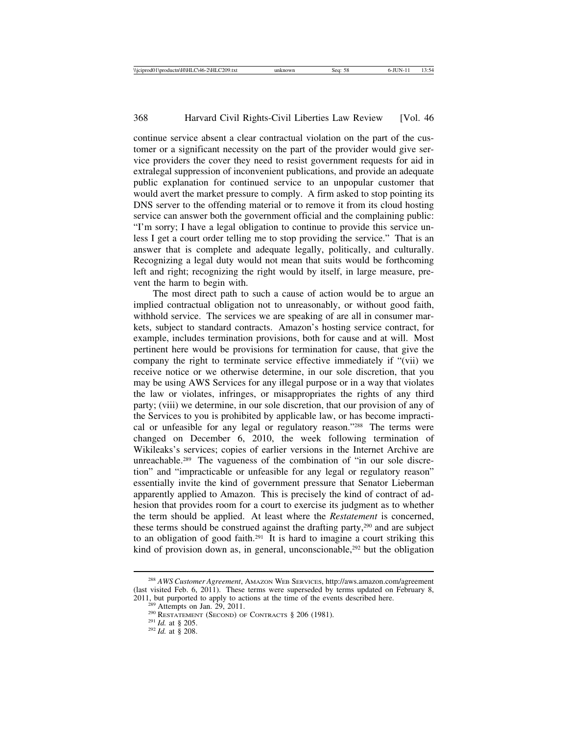continue service absent a clear contractual violation on the part of the customer or a significant necessity on the part of the provider would give service providers the cover they need to resist government requests for aid in extralegal suppression of inconvenient publications, and provide an adequate public explanation for continued service to an unpopular customer that would avert the market pressure to comply. A firm asked to stop pointing its DNS server to the offending material or to remove it from its cloud hosting service can answer both the government official and the complaining public: "I'm sorry; I have a legal obligation to continue to provide this service unless I get a court order telling me to stop providing the service." That is an answer that is complete and adequate legally, politically, and culturally. Recognizing a legal duty would not mean that suits would be forthcoming left and right; recognizing the right would by itself, in large measure, prevent the harm to begin with.

The most direct path to such a cause of action would be to argue an implied contractual obligation not to unreasonably, or without good faith, withhold service. The services we are speaking of are all in consumer markets, subject to standard contracts. Amazon's hosting service contract, for example, includes termination provisions, both for cause and at will. Most pertinent here would be provisions for termination for cause, that give the company the right to terminate service effective immediately if "(vii) we receive notice or we otherwise determine, in our sole discretion, that you may be using AWS Services for any illegal purpose or in a way that violates the law or violates, infringes, or misappropriates the rights of any third party; (viii) we determine, in our sole discretion, that our provision of any of the Services to you is prohibited by applicable law, or has become impractical or unfeasible for any legal or regulatory reason."[288] The terms were changed on December 6, 2010, the week following termination of Wikileaks's services; copies of earlier versions in the Internet Archive are unreachable.[289] The vagueness of the combination of "in our sole discretion" and "impracticable or unfeasible for any legal or regulatory reason" essentially invite the kind of government pressure that Senator Lieberman apparently applied to Amazon. This is precisely the kind of contract of adhesion that provides room for a court to exercise its judgment as to whether the term should be applied. At least where the *Restatement* is concerned, these terms should be construed against the drafting party,[290] and are subject to an obligation of good faith.[291] It is hard to imagine a court striking this kind of provision down as, in general, unconscionable,[292] but the obligation

---

[288] *AWS Customer Agreement*, Amazon Web Services, http://aws.amazon.com/agreement (last visited Feb. 6, 2011). These terms were superseded by terms updated on February 8, 2011, but purported to apply to actions at the time of the events described here.

[289] Attempts on Jan. 29, 2011.

[290] Restatement (Second) of Contracts § 206 (1981).

[291] *Id.* at § 205.

[292] *Id.* at § 208.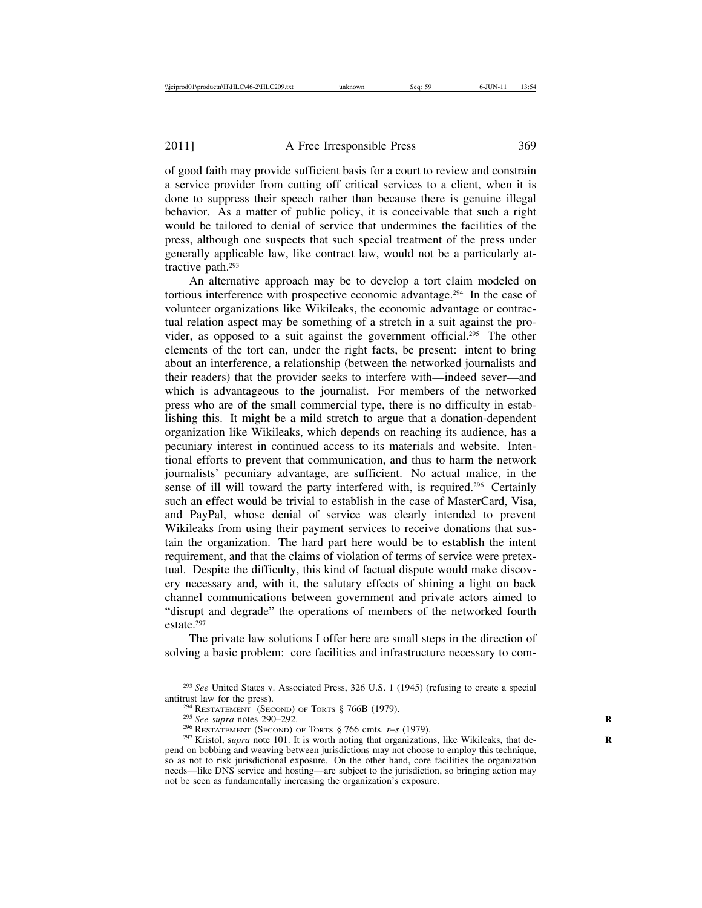of good faith may provide sufficient basis for a court to review and constrain a service provider from cutting off critical services to a client, when it is done to suppress their speech rather than because there is genuine illegal behavior. As a matter of public policy, it is conceivable that such a right would be tailored to denial of service that undermines the facilities of the press, although one suspects that such special treatment of the press under generally applicable law, like contract law, would not be a particularly attractive path.[293]

An alternative approach may be to develop a tort claim modeled on tortious interference with prospective economic advantage.[294] In the case of volunteer organizations like Wikileaks, the economic advantage or contractual relation aspect may be something of a stretch in a suit against the provider, as opposed to a suit against the government official.[295] The other elements of the tort can, under the right facts, be present: intent to bring about an interference, a relationship (between the networked journalists and their readers) that the provider seeks to interfere with—indeed sever—and which is advantageous to the journalist. For members of the networked press who are of the small commercial type, there is no difficulty in establishing this. It might be a mild stretch to argue that a donation-dependent organization like Wikileaks, which depends on reaching its audience, has a pecuniary interest in continued access to its materials and website. Intentional efforts to prevent that communication, and thus to harm the network journalists' pecuniary advantage, are sufficient. No actual malice, in the sense of ill will toward the party interfered with, is required.[296] Certainly such an effect would be trivial to establish in the case of MasterCard, Visa, and PayPal, whose denial of service was clearly intended to prevent Wikileaks from using their payment services to receive donations that sustain the organization. The hard part here would be to establish the intent requirement, and that the claims of violation of terms of service were pretextual. Despite the difficulty, this kind of factual dispute would make discovery necessary and, with it, the salutary effects of shining a light on back channel communications between government and private actors aimed to "disrupt and degrade" the operations of members of the networked fourth estate.[297]

The private law solutions I offer here are small steps in the direction of solving a basic problem: core facilities and infrastructure necessary to com-

---

[293] *See* United States v. Associated Press, 326 U.S. 1 (1945) (refusing to create a special antitrust law for the press).

[294] Restatement (Second) of Torts § 766B (1979).

[295] *See supra* notes 290–292.

[296] Restatement (Second) of Torts § 766 cmts. *r–s* (1979).

[297] Kristol, s*upra* note 101. It is worth noting that organizations, like Wikileaks, that depend on bobbing and weaving between jurisdictions may not choose to employ this technique, so as not to risk jurisdictional exposure. On the other hand, core facilities the organization needs—like DNS service and hosting—are subject to the jurisdiction, so bringing action may not be seen as fundamentally increasing the organization's exposure.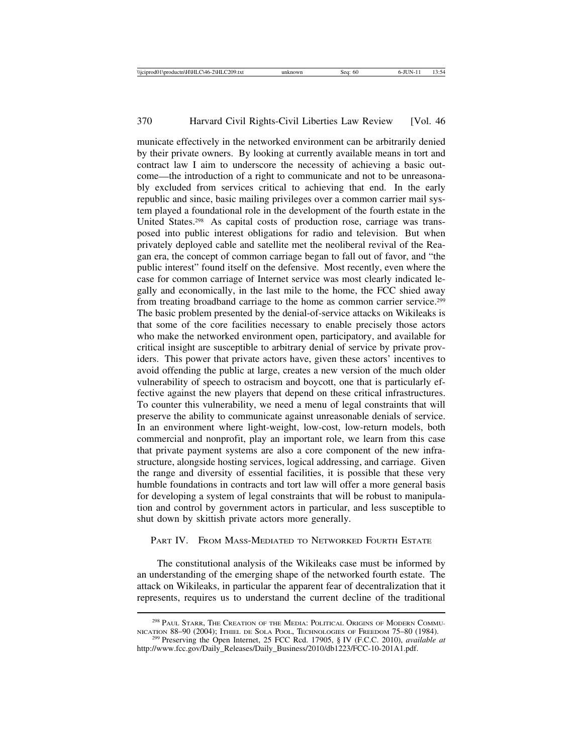municate effectively in the networked environment can be arbitrarily denied by their private owners. By looking at currently available means in tort and contract law I aim to underscore the necessity of achieving a basic outcome—the introduction of a right to communicate and not to be unreasonably excluded from services critical to achieving that end. In the early republic and since, basic mailing privileges over a common carrier mail system played a foundational role in the development of the fourth estate in the United States.[298] As capital costs of production rose, carriage was transposed into public interest obligations for radio and television. But when privately deployed cable and satellite met the neoliberal revival of the Reagan era, the concept of common carriage began to fall out of favor, and "the public interest" found itself on the defensive. Most recently, even where the case for common carriage of Internet service was most clearly indicated legally and economically, in the last mile to the home, the FCC shied away from treating broadband carriage to the home as common carrier service.[299] The basic problem presented by the denial-of-service attacks on Wikileaks is that some of the core facilities necessary to enable precisely those actors who make the networked environment open, participatory, and available for critical insight are susceptible to arbitrary denial of service by private providers. This power that private actors have, given these actors' incentives to avoid offending the public at large, creates a new version of the much older vulnerability of speech to ostracism and boycott, one that is particularly effective against the new players that depend on these critical infrastructures. To counter this vulnerability, we need a menu of legal constraints that will preserve the ability to communicate against unreasonable denials of service. In an environment where light-weight, low-cost, low-return models, both commercial and nonprofit, play an important role, we learn from this case that private payment systems are also a core component of the new infrastructure, alongside hosting services, logical addressing, and carriage. Given the range and diversity of essential facilities, it is possible that these very humble foundations in contracts and tort law will offer a more general basis for developing a system of legal constraints that will be robust to manipulation and control by government actors in particular, and less susceptible to shut down by skittish private actors more generally.

## PART IV. FROM MASS-MEDIATED TO NETWORKED FOURTH ESTATE

The constitutional analysis of the Wikileaks case must be informed by an understanding of the emerging shape of the networked fourth estate. The attack on Wikileaks, in particular the apparent fear of decentralization that it represents, requires us to understand the current decline of the traditional

[298] PAUL STARR, THE CREATION OF THE MEDIA: POLITICAL ORIGINS OF MODERN COMMUNICATION 88–90 (2004); ITHIEL DE SOLA POOL, TECHNOLOGIES OF FREEDOM 75–80 (1984).

[299] Preserving the Open Internet, 25 FCC Rcd. 17905, § IV (F.C.C. 2010), *available at* http://www.fcc.gov/Daily_Releases/Daily_Business/2010/db1223/FCC-10-201A1.pdf.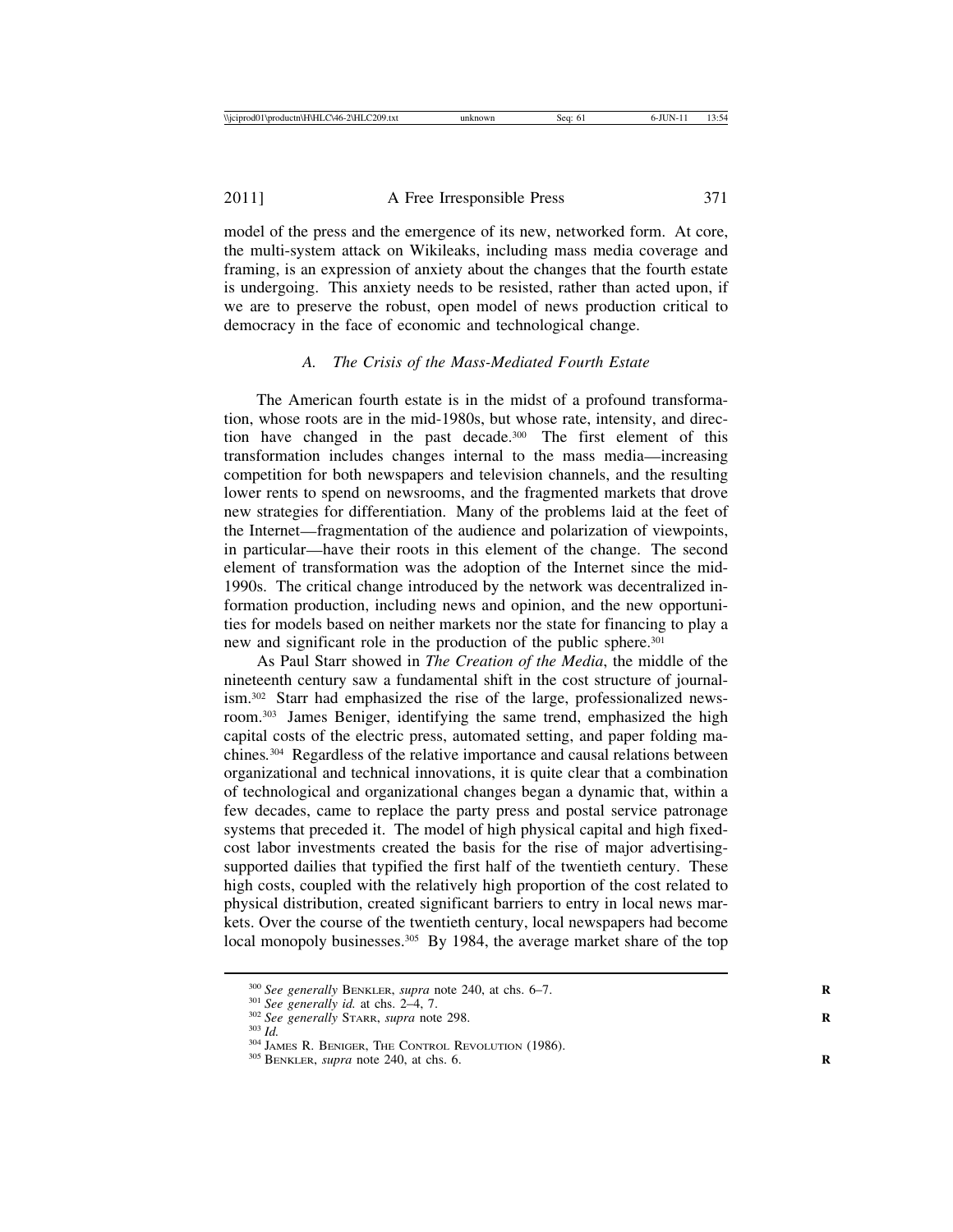model of the press and the emergence of its new, networked form. At core, the multi-system attack on Wikileaks, including mass media coverage and framing, is an expression of anxiety about the changes that the fourth estate is undergoing. This anxiety needs to be resisted, rather than acted upon, if we are to preserve the robust, open model of news production critical to democracy in the face of economic and technological change.

### *A. The Crisis of the Mass-Mediated Fourth Estate*

The American fourth estate is in the midst of a profound transformation, whose roots are in the mid-1980s, but whose rate, intensity, and direction have changed in the past decade.[300] The first element of this transformation includes changes internal to the mass media—increasing competition for both newspapers and television channels, and the resulting lower rents to spend on newsrooms, and the fragmented markets that drove new strategies for differentiation. Many of the problems laid at the feet of the Internet—fragmentation of the audience and polarization of viewpoints, in particular—have their roots in this element of the change. The second element of transformation was the adoption of the Internet since the mid-1990s. The critical change introduced by the network was decentralized information production, including news and opinion, and the new opportunities for models based on neither markets nor the state for financing to play a new and significant role in the production of the public sphere.[301]

As Paul Starr showed in *The Creation of the Media*, the middle of the nineteenth century saw a fundamental shift in the cost structure of journalism.[302] Starr had emphasized the rise of the large, professionalized newsroom.[303] James Beniger, identifying the same trend, emphasized the high capital costs of the electric press, automated setting, and paper folding machines.[304] Regardless of the relative importance and causal relations between organizational and technical innovations, it is quite clear that a combination of technological and organizational changes began a dynamic that, within a few decades, came to replace the party press and postal service patronage systems that preceded it. The model of high physical capital and high fixed-cost labor investments created the basis for the rise of major advertising-supported dailies that typified the first half of the twentieth century. These high costs, coupled with the relatively high proportion of the cost related to physical distribution, created significant barriers to entry in local news markets. Over the course of the twentieth century, local newspapers had become local monopoly businesses.[305] By 1984, the average market share of the top

---

[300] *See generally* Benkler, *supra* note 240, at chs. 6–7.

[301] *See generally id.* at chs. 2–4, 7.

[302] *See generally* Starr, *supra* note 298.

[303] *Id.*

[304] James R. Beniger, The Control Revolution (1986).

[305] Benkler, *supra* note 240, at chs. 6.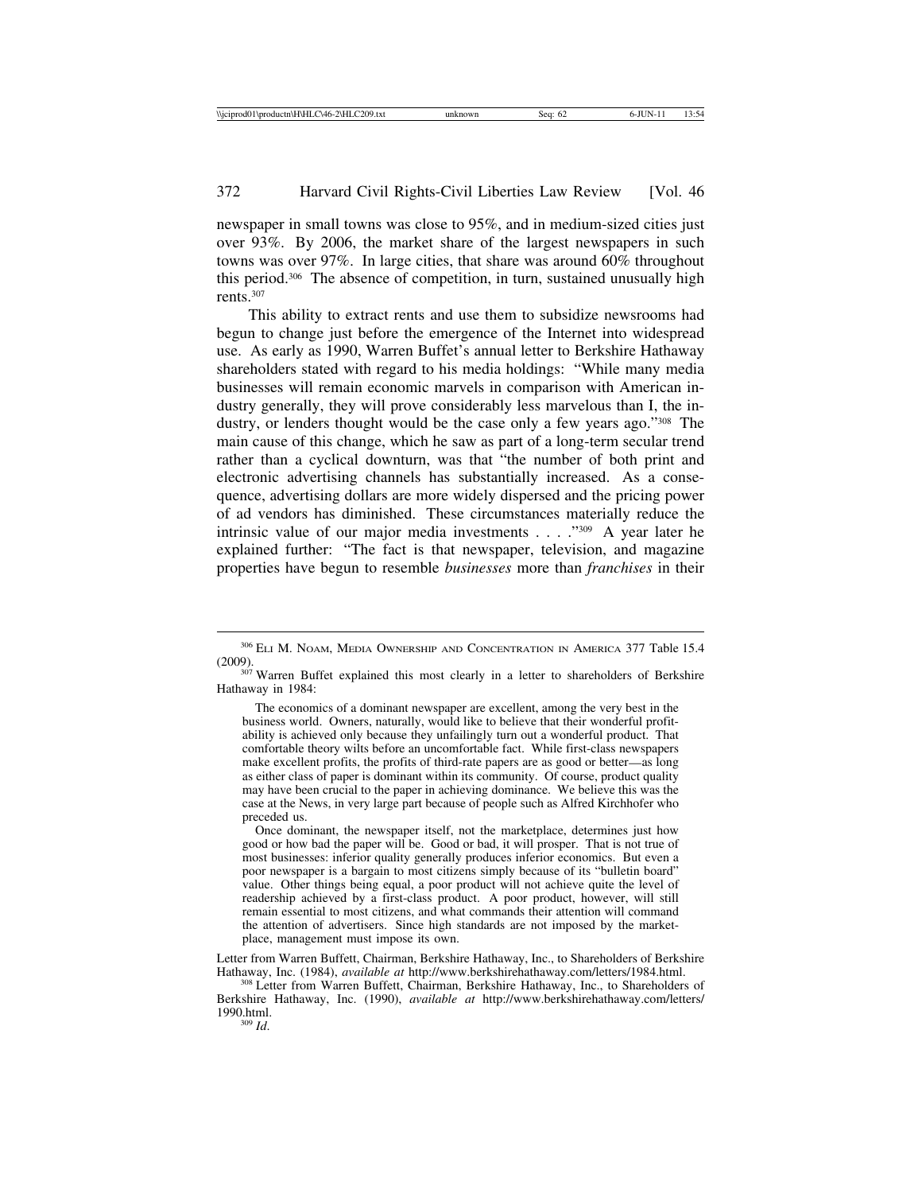newspaper in small towns was close to 95%, and in medium-sized cities just over 93%. By 2006, the market share of the largest newspapers in such towns was over 97%. In large cities, that share was around 60% throughout this period.[306] The absence of competition, in turn, sustained unusually high rents.[307]

This ability to extract rents and use them to subsidize newsrooms had begun to change just before the emergence of the Internet into widespread use. As early as 1990, Warren Buffet's annual letter to Berkshire Hathaway shareholders stated with regard to his media holdings: "While many media businesses will remain economic marvels in comparison with American industry generally, they will prove considerably less marvelous than I, the industry, or lenders thought would be the case only a few years ago."[308] The main cause of this change, which he saw as part of a long-term secular trend rather than a cyclical downturn, was that "the number of both print and electronic advertising channels has substantially increased. As a consequence, advertising dollars are more widely dispersed and the pricing power of ad vendors has diminished. These circumstances materially reduce the intrinsic value of our major media investments . . . ."[309] A year later he explained further: "The fact is that newspaper, television, and magazine properties have begun to resemble *businesses* more than *franchises* in their

---

[306] Eli M. Noam, Media Ownership and Concentration in America 377 Table 15.4 (2009).

[307] Warren Buffet explained this most clearly in a letter to shareholders of Berkshire Hathaway in 1984:

> The economics of a dominant newspaper are excellent, among the very best in the business world. Owners, naturally, would like to believe that their wonderful profitability is achieved only because they unfailingly turn out a wonderful product. That comfortable theory wilts before an uncomfortable fact. While first-class newspapers make excellent profits, the profits of third-rate papers are as good or better—as long as either class of paper is dominant within its community. Of course, product quality may have been crucial to the paper in achieving dominance. We believe this was the case at the News, in very large part because of people such as Alfred Kirchhofer who preceded us.
>
> Once dominant, the newspaper itself, not the marketplace, determines just how good or how bad the paper will be. Good or bad, it will prosper. That is not true of most businesses: inferior quality generally produces inferior economics. But even a poor newspaper is a bargain to most citizens simply because of its "bulletin board" value. Other things being equal, a poor product will not achieve quite the level of readership achieved by a first-class product. A poor product, however, will still remain essential to most citizens, and what commands their attention will command the attention of advertisers. Since high standards are not imposed by the marketplace, management must impose its own.

Letter from Warren Buffett, Chairman, Berkshire Hathaway, Inc., to Shareholders of Berkshire Hathaway, Inc. (1984), *available at* http://www.berkshirehathaway.com/letters/1984.html.

[308] Letter from Warren Buffett, Chairman, Berkshire Hathaway, Inc., to Shareholders of Berkshire Hathaway, Inc. (1990), *available at* http://www.berkshirehathaway.com/letters/1990.html.

[309] *Id*.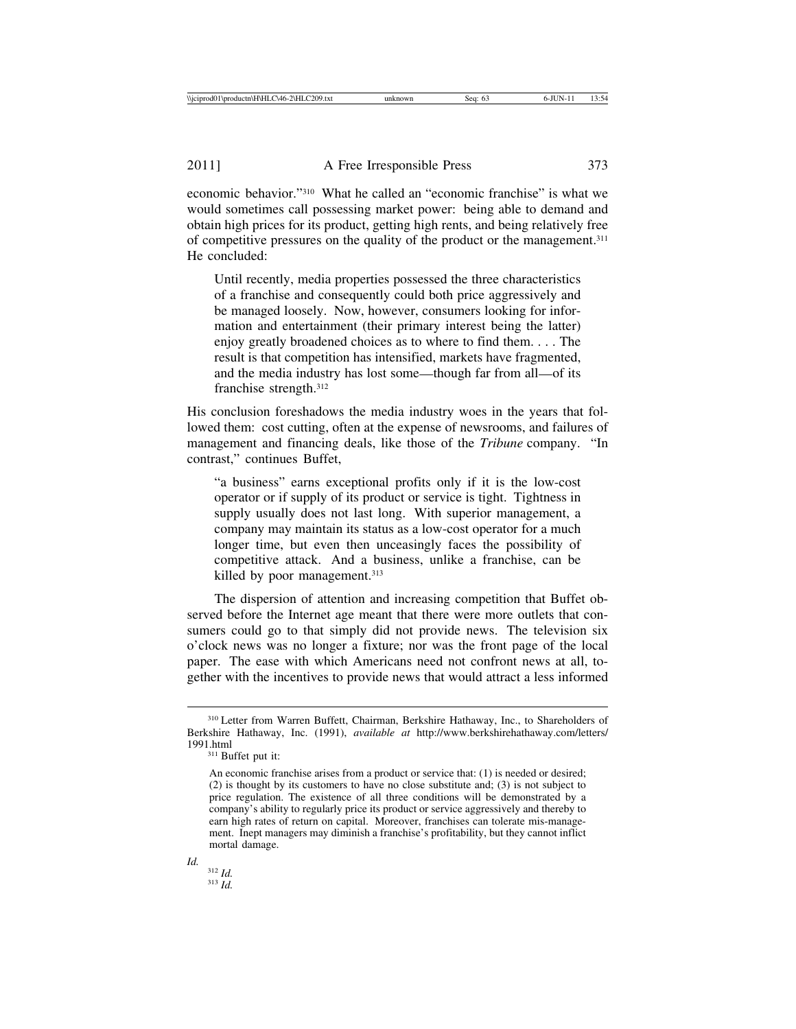economic behavior."[310] What he called an "economic franchise" is what we would sometimes call possessing market power: being able to demand and obtain high prices for its product, getting high rents, and being relatively free of competitive pressures on the quality of the product or the management.[311] He concluded:

> Until recently, media properties possessed the three characteristics of a franchise and consequently could both price aggressively and be managed loosely. Now, however, consumers looking for information and entertainment (their primary interest being the latter) enjoy greatly broadened choices as to where to find them. . . . The result is that competition has intensified, markets have fragmented, and the media industry has lost some—though far from all—of its franchise strength.[312]

His conclusion foreshadows the media industry woes in the years that followed them: cost cutting, often at the expense of newsrooms, and failures of management and financing deals, like those of the *Tribune* company. "In contrast," continues Buffet,

> "a business" earns exceptional profits only if it is the low-cost operator or if supply of its product or service is tight. Tightness in supply usually does not last long. With superior management, a company may maintain its status as a low-cost operator for a much longer time, but even then unceasingly faces the possibility of competitive attack. And a business, unlike a franchise, can be killed by poor management.[313]

The dispersion of attention and increasing competition that Buffet observed before the Internet age meant that there were more outlets that consumers could go to that simply did not provide news. The television six o'clock news was no longer a fixture; nor was the front page of the local paper. The ease with which Americans need not confront news at all, together with the incentives to provide news that would attract a less informed

---

[310] Letter from Warren Buffett, Chairman, Berkshire Hathaway, Inc., to Shareholders of Berkshire Hathaway, Inc. (1991), *available at* http://www.berkshirehathaway.com/letters/1991.html

[311] Buffet put it:

> An economic franchise arises from a product or service that: (1) is needed or desired; (2) is thought by its customers to have no close substitute and; (3) is not subject to price regulation. The existence of all three conditions will be demonstrated by a company's ability to regularly price its product or service aggressively and thereby to earn high rates of return on capital. Moreover, franchises can tolerate mis-management. Inept managers may diminish a franchise's profitability, but they cannot inflict mortal damage.

*Id.*

[312] *Id.*

[313] *Id.*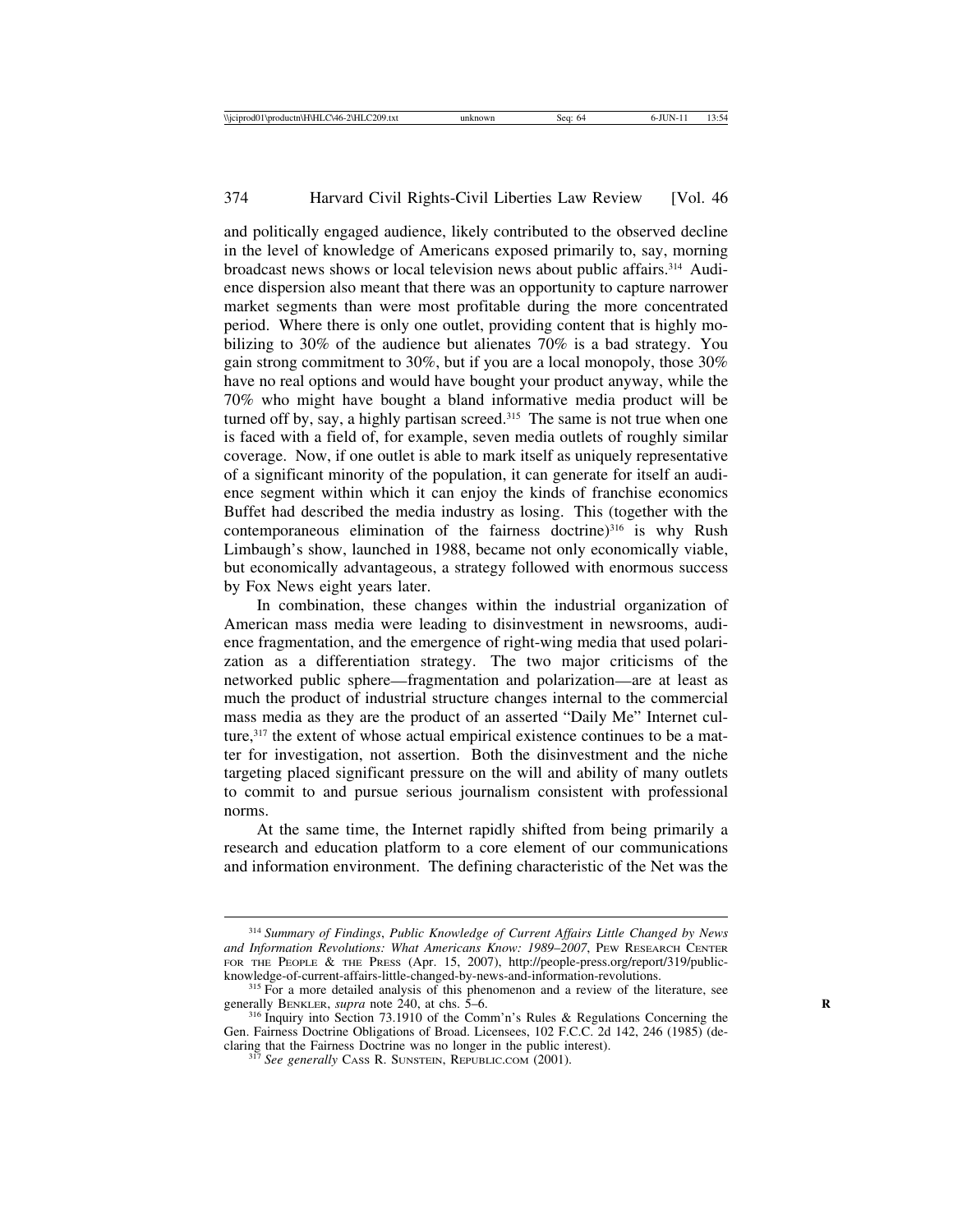and politically engaged audience, likely contributed to the observed decline in the level of knowledge of Americans exposed primarily to, say, morning broadcast news shows or local television news about public affairs.[314] Audience dispersion also meant that there was an opportunity to capture narrower market segments than were most profitable during the more concentrated period. Where there is only one outlet, providing content that is highly mobilizing to 30% of the audience but alienates 70% is a bad strategy. You gain strong commitment to 30%, but if you are a local monopoly, those 30% have no real options and would have bought your product anyway, while the 70% who might have bought a bland informative media product will be turned off by, say, a highly partisan screed.[315] The same is not true when one is faced with a field of, for example, seven media outlets of roughly similar coverage. Now, if one outlet is able to mark itself as uniquely representative of a significant minority of the population, it can generate for itself an audience segment within which it can enjoy the kinds of franchise economics Buffet had described the media industry as losing. This (together with the contemporaneous elimination of the fairness doctrine)[316] is why Rush Limbaugh's show, launched in 1988, became not only economically viable, but economically advantageous, a strategy followed with enormous success by Fox News eight years later.

In combination, these changes within the industrial organization of American mass media were leading to disinvestment in newsrooms, audience fragmentation, and the emergence of right-wing media that used polarization as a differentiation strategy. The two major criticisms of the networked public sphere—fragmentation and polarization—are at least as much the product of industrial structure changes internal to the commercial mass media as they are the product of an asserted "Daily Me" Internet culture,[317] the extent of whose actual empirical existence continues to be a matter for investigation, not assertion. Both the disinvestment and the niche targeting placed significant pressure on the will and ability of many outlets to commit to and pursue serious journalism consistent with professional norms.

At the same time, the Internet rapidly shifted from being primarily a research and education platform to a core element of our communications and information environment. The defining characteristic of the Net was the

---

[314] *Summary of Findings*, *Public Knowledge of Current Affairs Little Changed by News and Information Revolutions: What Americans Know: 1989–2007*, PEW RESEARCH CENTER FOR THE PEOPLE & THE PRESS (Apr. 15, 2007), http://people-press.org/report/319/public-knowledge-of-current-affairs-little-changed-by-news-and-information-revolutions.

[315] For a more detailed analysis of this phenomenon and a review of the literature, see generally BENKLER, *supra* note 240, at chs. 5–6.

[316] Inquiry into Section 73.1910 of the Comm'n's Rules & Regulations Concerning the Gen. Fairness Doctrine Obligations of Broad. Licensees, 102 F.C.C. 2d 142, 246 (1985) (declaring that the Fairness Doctrine was no longer in the public interest).

[317] *See generally* CASS R. SUNSTEIN, REPUBLIC.COM (2001).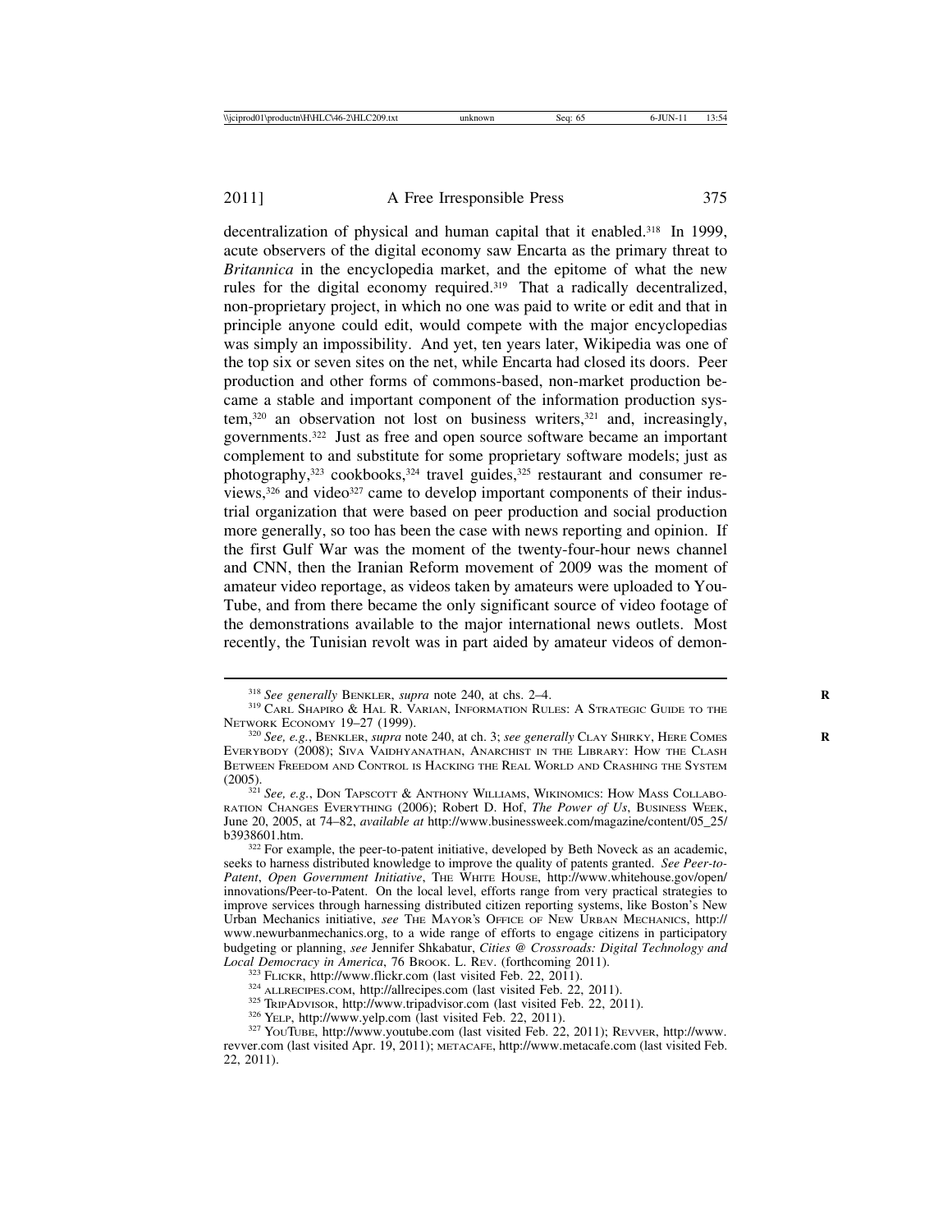decentralization of physical and human capital that it enabled.[318] In 1999, acute observers of the digital economy saw Encarta as the primary threat to *Britannica* in the encyclopedia market, and the epitome of what the new rules for the digital economy required.[319] That a radically decentralized, non-proprietary project, in which no one was paid to write or edit and that in principle anyone could edit, would compete with the major encyclopedias was simply an impossibility. And yet, ten years later, Wikipedia was one of the top six or seven sites on the net, while Encarta had closed its doors. Peer production and other forms of commons-based, non-market production became a stable and important component of the information production system,[320] an observation not lost on business writers,[321] and, increasingly, governments.[322] Just as free and open source software became an important complement to and substitute for some proprietary software models; just as photography,[323] cookbooks,[324] travel guides,[325] restaurant and consumer reviews,[326] and video[327] came to develop important components of their industrial organization that were based on peer production and social production more generally, so too has been the case with news reporting and opinion. If the first Gulf War was the moment of the twenty-four-hour news channel and CNN, then the Iranian Reform movement of 2009 was the moment of amateur video reportage, as videos taken by amateurs were uploaded to YouTube, and from there became the only significant source of video footage of the demonstrations available to the major international news outlets. Most recently, the Tunisian revolt was in part aided by amateur videos of demon-

---

[318] *See generally* BENKLER, *supra* note 240, at chs. 2–4.

[319] CARL SHAPIRO & HAL R. VARIAN, INFORMATION RULES: A STRATEGIC GUIDE TO THE NETWORK ECONOMY 19–27 (1999).

[320] *See, e.g.*, BENKLER, *supra* note 240, at ch. 3; *see generally* CLAY SHIRKY, HERE COMES EVERYBODY (2008); SIVA VAIDHYANATHAN, ANARCHIST IN THE LIBRARY: HOW THE CLASH BETWEEN FREEDOM AND CONTROL IS HACKING THE REAL WORLD AND CRASHING THE SYSTEM (2005).

[321] *See, e.g.*, DON TAPSCOTT & ANTHONY WILLIAMS, WIKINOMICS: HOW MASS COLLABORATION CHANGES EVERYTHING (2006); Robert D. Hof, *The Power of Us*, BUSINESS WEEK, June 20, 2005, at 74–82, *available at* http://www.businessweek.com/magazine/content/05_25/b3938601.htm.

[322] For example, the peer-to-patent initiative, developed by Beth Noveck as an academic, seeks to harness distributed knowledge to improve the quality of patents granted. *See Peer-to-Patent*, *Open Government Initiative*, THE WHITE HOUSE, http://www.whitehouse.gov/open/innovations/Peer-to-Patent. On the local level, efforts range from very practical strategies to improve services through harnessing distributed citizen reporting systems, like Boston's New Urban Mechanics initiative, *see* THE MAYOR'S OFFICE OF NEW URBAN MECHANICS, http://www.newurbanmechanics.org, to a wide range of efforts to engage citizens in participatory budgeting or planning, *see* Jennifer Shkabatur, *Cities @ Crossroads: Digital Technology and Local Democracy in America*, 76 BROOK. L. REV. (forthcoming 2011).

[323] FLICKR, http://www.flickr.com (last visited Feb. 22, 2011).

[324] ALLRECIPES.COM, http://allrecipes.com (last visited Feb. 22, 2011).

[325] TRIPADVISOR, http://www.tripadvisor.com (last visited Feb. 22, 2011).

[326] YELP, http://www.yelp.com (last visited Feb. 22, 2011).

[327] YOUTUBE, http://www.youtube.com (last visited Feb. 22, 2011); REVVER, http://www.revver.com (last visited Apr. 19, 2011); METACAFE, http://www.metacafe.com (last visited Feb. 22, 2011).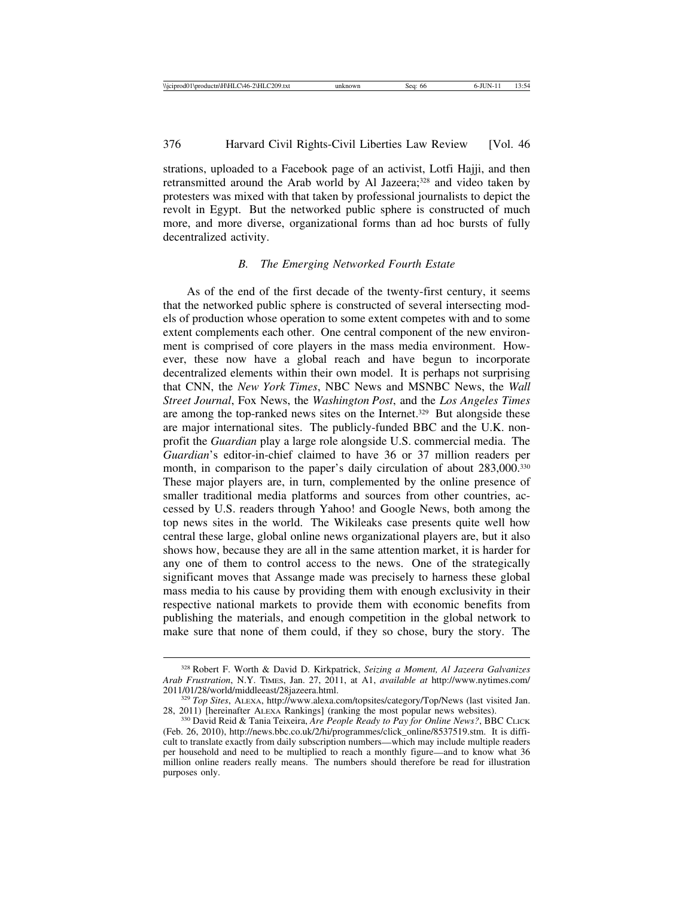strations, uploaded to a Facebook page of an activist, Lotfi Hajji, and then retransmitted around the Arab world by Al Jazeera;[328] and video taken by protesters was mixed with that taken by professional journalists to depict the revolt in Egypt. But the networked public sphere is constructed of much more, and more diverse, organizational forms than ad hoc bursts of fully decentralized activity.

### *B. The Emerging Networked Fourth Estate*

As of the end of the first decade of the twenty-first century, it seems that the networked public sphere is constructed of several intersecting models of production whose operation to some extent competes with and to some extent complements each other. One central component of the new environment is comprised of core players in the mass media environment. However, these now have a global reach and have begun to incorporate decentralized elements within their own model. It is perhaps not surprising that CNN, the *New York Times*, NBC News and MSNBC News, the *Wall Street Journal*, Fox News, the *Washington Post*, and the *Los Angeles Times* are among the top-ranked news sites on the Internet.[329] But alongside these are major international sites. The publicly-funded BBC and the U.K. non-profit the *Guardian* play a large role alongside U.S. commercial media. The *Guardian*'s editor-in-chief claimed to have 36 or 37 million readers per month, in comparison to the paper's daily circulation of about 283,000.[330] These major players are, in turn, complemented by the online presence of smaller traditional media platforms and sources from other countries, accessed by U.S. readers through Yahoo! and Google News, both among the top news sites in the world. The Wikileaks case presents quite well how central these large, global online news organizational players are, but it also shows how, because they are all in the same attention market, it is harder for any one of them to control access to the news. One of the strategically significant moves that Assange made was precisely to harness these global mass media to his cause by providing them with enough exclusivity in their respective national markets to provide them with economic benefits from publishing the materials, and enough competition in the global network to make sure that none of them could, if they so chose, bury the story. The

---

[328] Robert F. Worth & David D. Kirkpatrick, *Seizing a Moment, Al Jazeera Galvanizes Arab Frustration*, N.Y. TIMES, Jan. 27, 2011, at A1, *available at* http://www.nytimes.com/2011/01/28/world/middleeast/28jazeera.html.

[329] *Top Sites*, ALEXA, http://www.alexa.com/topsites/category/Top/News (last visited Jan. 28, 2011) [hereinafter ALEXA Rankings] (ranking the most popular news websites).

[330] David Reid & Tania Teixeira, *Are People Ready to Pay for Online News?*, BBC CLICK (Feb. 26, 2010), http://news.bbc.co.uk/2/hi/programmes/click_online/8537519.stm. It is difficult to translate exactly from daily subscription numbers—which may include multiple readers per household and need to be multiplied to reach a monthly figure—and to know what 36 million online readers really means. The numbers should therefore be read for illustration purposes only.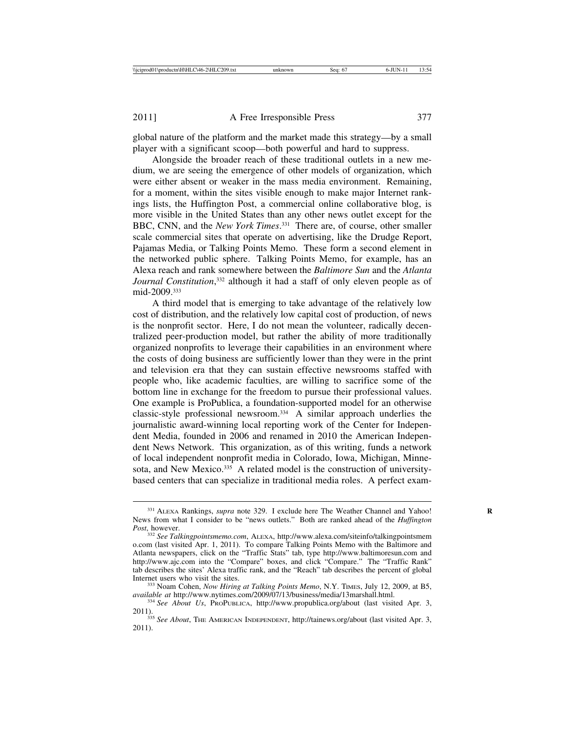global nature of the platform and the market made this strategy—by a small player with a significant scoop—both powerful and hard to suppress.

Alongside the broader reach of these traditional outlets in a new medium, we are seeing the emergence of other models of organization, which were either absent or weaker in the mass media environment. Remaining, for a moment, within the sites visible enough to make major Internet rankings lists, the Huffington Post, a commercial online collaborative blog, is more visible in the United States than any other news outlet except for the BBC, CNN, and the *New York Times*.[331] There are, of course, other smaller scale commercial sites that operate on advertising, like the Drudge Report, Pajamas Media, or Talking Points Memo. These form a second element in the networked public sphere. Talking Points Memo, for example, has an Alexa reach and rank somewhere between the *Baltimore Sun* and the *Atlanta Journal Constitution*,[332] although it had a staff of only eleven people as of mid-2009.[333]

A third model that is emerging to take advantage of the relatively low cost of distribution, and the relatively low capital cost of production, of news is the nonprofit sector. Here, I do not mean the volunteer, radically decentralized peer-production model, but rather the ability of more traditionally organized nonprofits to leverage their capabilities in an environment where the costs of doing business are sufficiently lower than they were in the print and television era that they can sustain effective newsrooms staffed with people who, like academic faculties, are willing to sacrifice some of the bottom line in exchange for the freedom to pursue their professional values. One example is ProPublica, a foundation-supported model for an otherwise classic-style professional newsroom.[334] A similar approach underlies the journalistic award-winning local reporting work of the Center for Independent Media, founded in 2006 and renamed in 2010 the American Independent News Network. This organization, as of this writing, funds a network of local independent nonprofit media in Colorado, Iowa, Michigan, Minnesota, and New Mexico.[335] A related model is the construction of university-based centers that can specialize in traditional media roles. A perfect exam-

---

[331] ALEXA Rankings, *supra* note 329. I exclude here The Weather Channel and Yahoo! News from what I consider to be "news outlets." Both are ranked ahead of the *Huffington Post*, however.

[332] *See Talkingpointsmemo.com*, ALEXA, http://www.alexa.com/siteinfo/talkingpointsmemo.com (last visited Apr. 1, 2011). To compare Talking Points Memo with the Baltimore and Atlanta newspapers, click on the "Traffic Stats" tab, type http://www.baltimoresun.com and http://www.ajc.com into the "Compare" boxes, and click "Compare." The "Traffic Rank" tab describes the sites' Alexa traffic rank, and the "Reach" tab describes the percent of global Internet users who visit the sites.

[333] Noam Cohen, *Now Hiring at Talking Points Memo*, N.Y. TIMES, July 12, 2009, at B5, *available at* http://www.nytimes.com/2009/07/13/business/media/13marshall.html.

[334] *See About Us*, PROPUBLICA, http://www.propublica.org/about (last visited Apr. 3, 2011).

[335] *See About*, THE AMERICAN INDEPENDENT, http://tainews.org/about (last visited Apr. 3, 2011).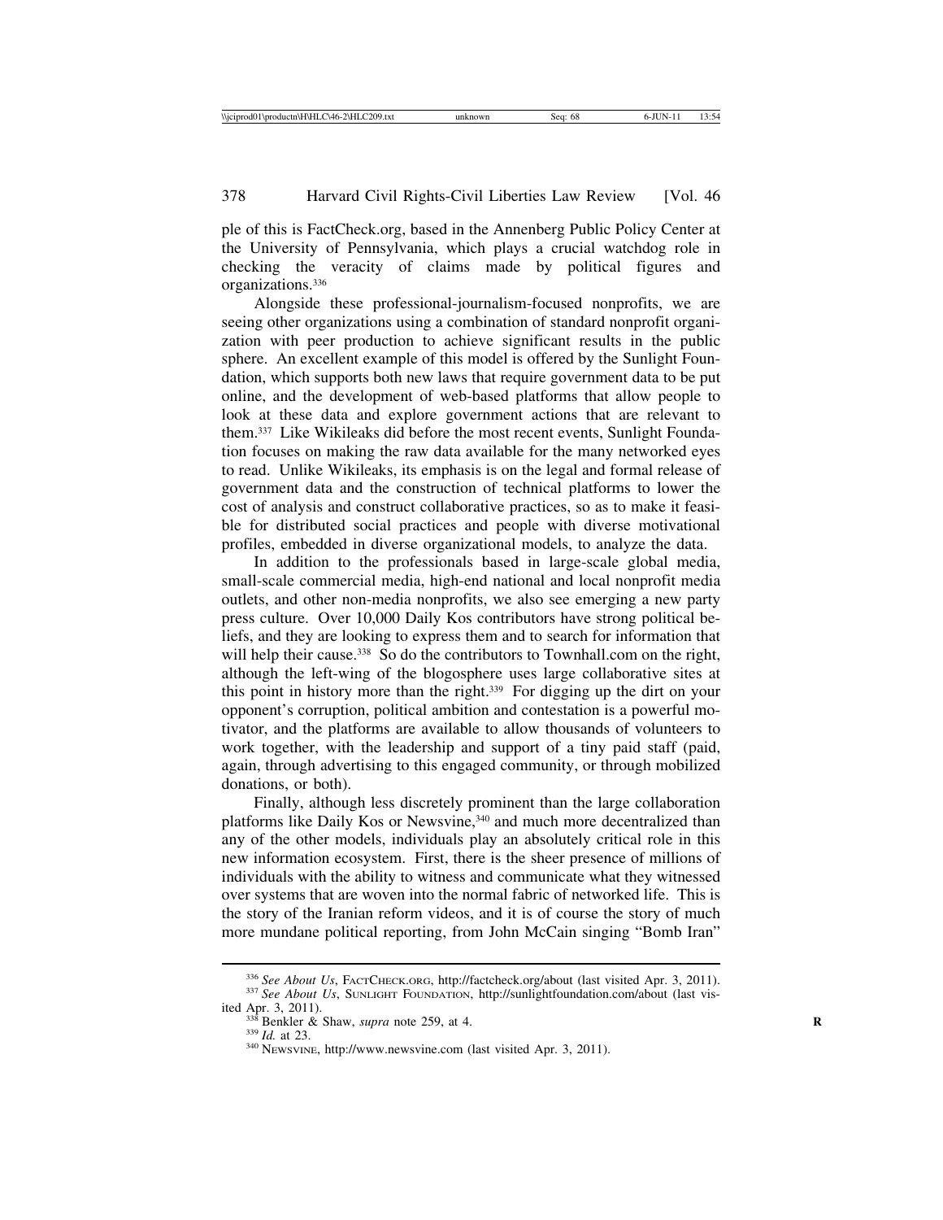ple of this is FactCheck.org, based in the Annenberg Public Policy Center at the University of Pennsylvania, which plays a crucial watchdog role in checking the veracity of claims made by political figures and organizations.[336]

Alongside these professional-journalism-focused nonprofits, we are seeing other organizations using a combination of standard nonprofit organization with peer production to achieve significant results in the public sphere. An excellent example of this model is offered by the Sunlight Foundation, which supports both new laws that require government data to be put online, and the development of web-based platforms that allow people to look at these data and explore government actions that are relevant to them.[337] Like Wikileaks did before the most recent events, Sunlight Foundation focuses on making the raw data available for the many networked eyes to read. Unlike Wikileaks, its emphasis is on the legal and formal release of government data and the construction of technical platforms to lower the cost of analysis and construct collaborative practices, so as to make it feasible for distributed social practices and people with diverse motivational profiles, embedded in diverse organizational models, to analyze the data.

In addition to the professionals based in large-scale global media, small-scale commercial media, high-end national and local nonprofit media outlets, and other non-media nonprofits, we also see emerging a new party press culture. Over 10,000 Daily Kos contributors have strong political beliefs, and they are looking to express them and to search for information that will help their cause.[338] So do the contributors to Townhall.com on the right, although the left-wing of the blogosphere uses large collaborative sites at this point in history more than the right.[339] For digging up the dirt on your opponent's corruption, political ambition and contestation is a powerful motivator, and the platforms are available to allow thousands of volunteers to work together, with the leadership and support of a tiny paid staff (paid, again, through advertising to this engaged community, or through mobilized donations, or both).

Finally, although less discretely prominent than the large collaboration platforms like Daily Kos or Newsvine,[340] and much more decentralized than any of the other models, individuals play an absolutely critical role in this new information ecosystem. First, there is the sheer presence of millions of individuals with the ability to witness and communicate what they witnessed over systems that are woven into the normal fabric of networked life. This is the story of the Iranian reform videos, and it is of course the story of much more mundane political reporting, from John McCain singing "Bomb Iran"

---

[336] *See About Us*, FACTCHECK.ORG, http://factcheck.org/about (last visited Apr. 3, 2011).

[337] *See About Us*, SUNLIGHT FOUNDATION, http://sunlightfoundation.com/about (last visited Apr. 3, 2011).

[338] Benkler & Shaw, *supra* note 259, at 4.

[339] *Id.* at 23.

[340] NEWSVINE, http://www.newsvine.com (last visited Apr. 3, 2011).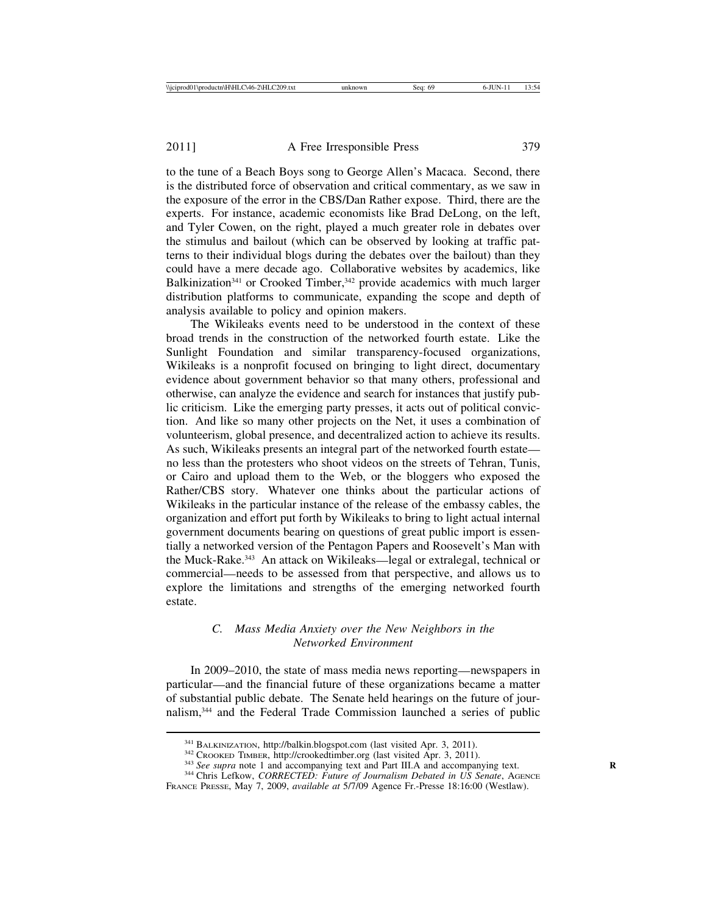to the tune of a Beach Boys song to George Allen's Macaca. Second, there is the distributed force of observation and critical commentary, as we saw in the exposure of the error in the CBS/Dan Rather expose. Third, there are the experts. For instance, academic economists like Brad DeLong, on the left, and Tyler Cowen, on the right, played a much greater role in debates over the stimulus and bailout (which can be observed by looking at traffic patterns to their individual blogs during the debates over the bailout) than they could have a mere decade ago. Collaborative websites by academics, like Balkinization[341] or Crooked Timber,[342] provide academics with much larger distribution platforms to communicate, expanding the scope and depth of analysis available to policy and opinion makers.

The Wikileaks events need to be understood in the context of these broad trends in the construction of the networked fourth estate. Like the Sunlight Foundation and similar transparency-focused organizations, Wikileaks is a nonprofit focused on bringing to light direct, documentary evidence about government behavior so that many others, professional and otherwise, can analyze the evidence and search for instances that justify public criticism. Like the emerging party presses, it acts out of political conviction. And like so many other projects on the Net, it uses a combination of volunteerism, global presence, and decentralized action to achieve its results. As such, Wikileaks presents an integral part of the networked fourth estate—no less than the protesters who shoot videos on the streets of Tehran, Tunis, or Cairo and upload them to the Web, or the bloggers who exposed the Rather/CBS story. Whatever one thinks about the particular actions of Wikileaks in the particular instance of the release of the embassy cables, the organization and effort put forth by Wikileaks to bring to light actual internal government documents bearing on questions of great public import is essentially a networked version of the Pentagon Papers and Roosevelt's Man with the Muck-Rake.[343] An attack on Wikileaks—legal or extralegal, technical or commercial—needs to be assessed from that perspective, and allows us to explore the limitations and strengths of the emerging networked fourth estate.

### *C. Mass Media Anxiety over the New Neighbors in the Networked Environment*

In 2009–2010, the state of mass media news reporting—newspapers in particular—and the financial future of these organizations became a matter of substantial public debate. The Senate held hearings on the future of journalism,[344] and the Federal Trade Commission launched a series of public

---

[341] BALKINIZATION, http://balkin.blogspot.com (last visited Apr. 3, 2011).

[342] CROOKED TIMBER, http://crookedtimber.org (last visited Apr. 3, 2011).

[343] *See supra* note 1 and accompanying text and Part III.A and accompanying text.

[344] Chris Lefkow, *CORRECTED: Future of Journalism Debated in US Senate*, AGENCE FRANCE PRESSE, May 7, 2009, *available at* 5/7/09 Agence Fr.-Presse 18:16:00 (Westlaw).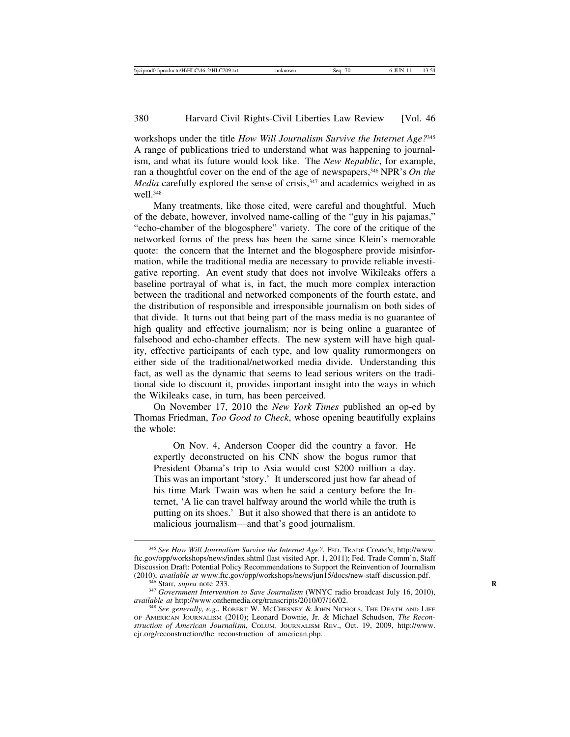workshops under the title *How Will Journalism Survive the Internet Age?*[345] A range of publications tried to understand what was happening to journalism, and what its future would look like. The *New Republic*, for example, ran a thoughtful cover on the end of the age of newspapers,[346] NPR's *On the Media* carefully explored the sense of crisis,[347] and academics weighed in as well.[348]

Many treatments, like those cited, were careful and thoughtful. Much of the debate, however, involved name-calling of the "guy in his pajamas," "echo-chamber of the blogosphere" variety. The core of the critique of the networked forms of the press has been the same since Klein's memorable quote: the concern that the Internet and the blogosphere provide misinformation, while the traditional media are necessary to provide reliable investigative reporting. An event study that does not involve Wikileaks offers a baseline portrayal of what is, in fact, the much more complex interaction between the traditional and networked components of the fourth estate, and the distribution of responsible and irresponsible journalism on both sides of that divide. It turns out that being part of the mass media is no guarantee of high quality and effective journalism; nor is being online a guarantee of falsehood and echo-chamber effects. The new system will have high quality, effective participants of each type, and low quality rumormongers on either side of the traditional/networked media divide. Understanding this fact, as well as the dynamic that seems to lead serious writers on the traditional side to discount it, provides important insight into the ways in which the Wikileaks case, in turn, has been perceived.

On November 17, 2010 the *New York Times* published an op-ed by Thomas Friedman, *Too Good to Check*, whose opening beautifully explains the whole:

> On Nov. 4, Anderson Cooper did the country a favor. He expertly deconstructed on his CNN show the bogus rumor that President Obama's trip to Asia would cost $200 million a day. This was an important 'story.' It underscored just how far ahead of his time Mark Twain was when he said a century before the Internet, 'A lie can travel halfway around the world while the truth is putting on its shoes.' But it also showed that there is an antidote to malicious journalism—and that's good journalism.

---

[345] *See How Will Journalism Survive the Internet Age?*, FED. TRADE COMM'N, http://www.ftc.gov/opp/workshops/news/index.shtml (last visited Apr. 1, 2011); Fed. Trade Comm'n, Staff Discussion Draft: Potential Policy Recommendations to Support the Reinvention of Journalism (2010), *available at* www.ftc.gov/opp/workshops/news/jun15/docs/new-staff-discussion.pdf.

[346] Starr, *supra* note 233.

[347] *Government Intervention to Save Journalism* (WNYC radio broadcast July 16, 2010), *available at* http://www.onthemedia.org/transcripts/2010/07/16/02.

[348] *See generally, e.g.*, ROBERT W. MCCHESNEY & JOHN NICHOLS, THE DEATH AND LIFE OF AMERICAN JOURNALISM (2010); Leonard Downie, Jr. & Michael Schudson, *The Reconstruction of American Journalism*, COLUM. JOURNALISM REV., Oct. 19, 2009, http://www.cjr.org/reconstruction/the_reconstruction_of_american.php.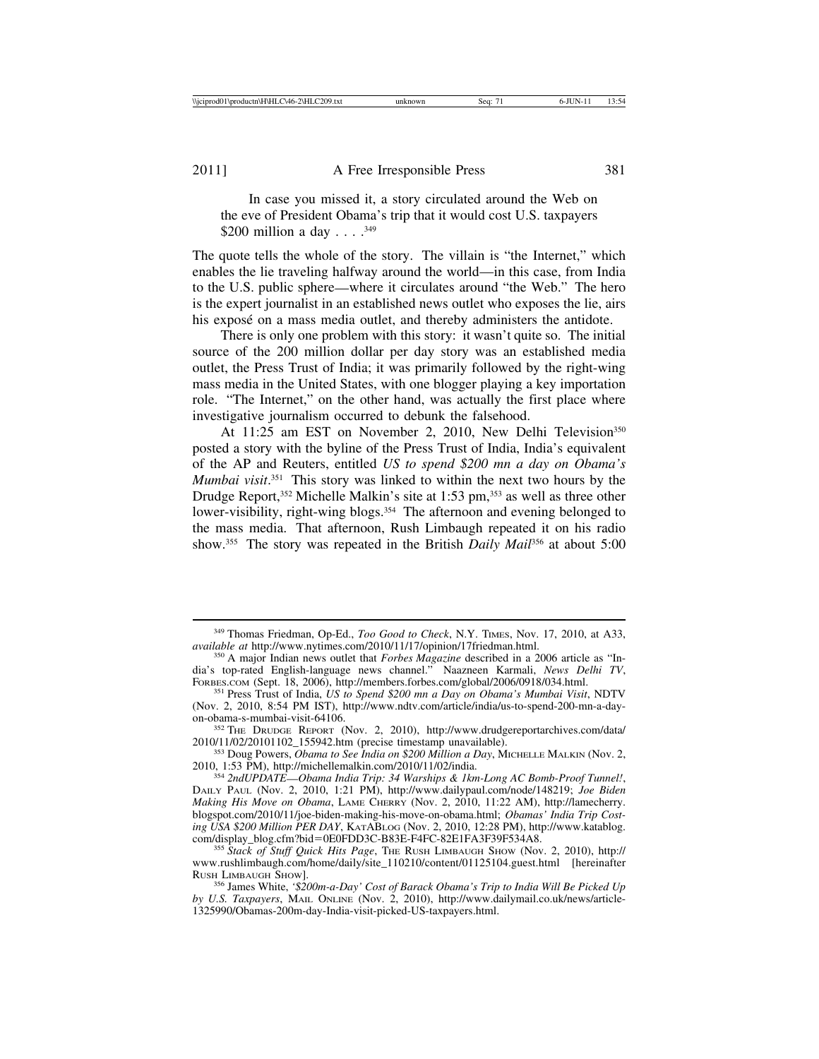> In case you missed it, a story circulated around the Web on the eve of President Obama's trip that it would cost U.S. taxpayers $200 million a day . . . .[349]

The quote tells the whole of the story. The villain is "the Internet," which enables the lie traveling halfway around the world—in this case, from India to the U.S. public sphere—where it circulates around "the Web." The hero is the expert journalist in an established news outlet who exposes the lie, airs his exposé on a mass media outlet, and thereby administers the antidote.

There is only one problem with this story: it wasn't quite so. The initial source of the 200 million dollar per day story was an established media outlet, the Press Trust of India; it was primarily followed by the right-wing mass media in the United States, with one blogger playing a key importation role. "The Internet," on the other hand, was actually the first place where investigative journalism occurred to debunk the falsehood.

At 11:25 am EST on November 2, 2010, New Delhi Television[350] posted a story with the byline of the Press Trust of India, India's equivalent of the AP and Reuters, entitled *US to spend $200 mn a day on Obama's Mumbai visit*.[351] This story was linked to within the next two hours by the Drudge Report,[352] Michelle Malkin's site at 1:53 pm,[353] as well as three other lower-visibility, right-wing blogs.[354] The afternoon and evening belonged to the mass media. That afternoon, Rush Limbaugh repeated it on his radio show.[355] The story was repeated in the British *Daily Mail*[356] at about 5:00

---

[349] Thomas Friedman, Op-Ed., *Too Good to Check*, N.Y. TIMES, Nov. 17, 2010, at A33, *available at* http://www.nytimes.com/2010/11/17/opinion/17friedman.html.

[350] A major Indian news outlet that *Forbes Magazine* described in a 2006 article as "India's top-rated English-language news channel." Naazneen Karmali, *News Delhi TV*, FORBES.COM (Sept. 18, 2006), http://members.forbes.com/global/2006/0918/034.html.

[351] Press Trust of India, *US to Spend $200 mn a Day on Obama's Mumbai Visit*, NDTV (Nov. 2, 2010, 8:54 PM IST), http://www.ndtv.com/article/india/us-to-spend-200-mn-a-day-on-obama-s-mumbai-visit-64106.

[352] THE DRUDGE REPORT (Nov. 2, 2010), http://www.drudgereportarchives.com/data/2010/11/02/20101102_155942.htm (precise timestamp unavailable).

[353] Doug Powers, *Obama to See India on $200 Million a Day*, MICHELLE MALKIN (Nov. 2, 2010, 1:53 PM), http://michellemalkin.com/2010/11/02/india.

[354] *2ndUPDATE—Obama India Trip: 34 Warships & 1km-Long AC Bomb-Proof Tunnel!*, DAILY PAUL (Nov. 2, 2010, 1:21 PM), http://www.dailypaul.com/node/148219; *Joe Biden Making His Move on Obama*, LAME CHERRY (Nov. 2, 2010, 11:22 AM), http://lamecherry.blogspot.com/2010/11/joe-biden-making-his-move-on-obama.html; *Obamas' India Trip Costing USA $200 Million PER DAY*, KATABLOG (Nov. 2, 2010, 12:28 PM), http://www.katablog.com/display_blog.cfm?bid=0E0FDD3C-B83E-F4FC-82E1FA3F39F534A8.

[355] *Stack of Stuff Quick Hits Page*, THE RUSH LIMBAUGH SHOW (Nov. 2, 2010), http://www.rushlimbaugh.com/home/daily/site_110210/content/01125104.guest.html [hereinafter RUSH LIMBAUGH SHOW].

[356] James White, *'$200m-a-Day' Cost of Barack Obama's Trip to India Will Be Picked Up by U.S. Taxpayers*, MAIL ONLINE (Nov. 2, 2010), http://www.dailymail.co.uk/news/article-1325990/Obamas-200m-day-India-visit-picked-US-taxpayers.html.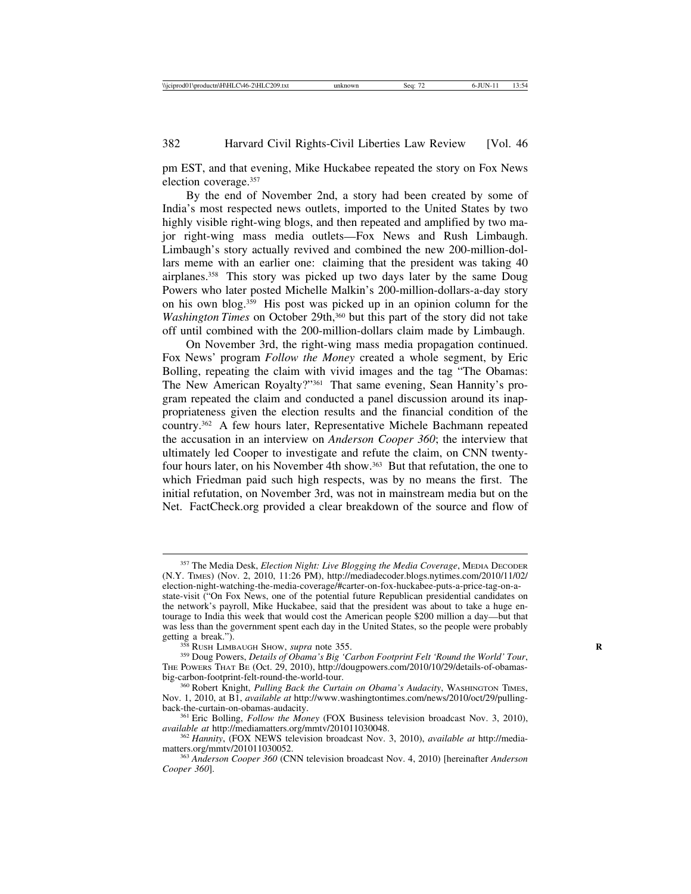pm EST, and that evening, Mike Huckabee repeated the story on Fox News election coverage.[357]

By the end of November 2nd, a story had been created by some of India's most respected news outlets, imported to the United States by two highly visible right-wing blogs, and then repeated and amplified by two major right-wing mass media outlets—Fox News and Rush Limbaugh. Limbaugh's story actually revived and combined the new 200-million-dollars meme with an earlier one: claiming that the president was taking 40 airplanes.[358] This story was picked up two days later by the same Doug Powers who later posted Michelle Malkin's 200-million-dollars-a-day story on his own blog.[359] His post was picked up in an opinion column for the *Washington Times* on October 29th,[360] but this part of the story did not take off until combined with the 200-million-dollars claim made by Limbaugh.

On November 3rd, the right-wing mass media propagation continued. Fox News' program *Follow the Money* created a whole segment, by Eric Bolling, repeating the claim with vivid images and the tag "The Obamas: The New American Royalty?"[361] That same evening, Sean Hannity's program repeated the claim and conducted a panel discussion around its inappropriateness given the election results and the financial condition of the country.[362] A few hours later, Representative Michele Bachmann repeated the accusation in an interview on *Anderson Cooper 360*; the interview that ultimately led Cooper to investigate and refute the claim, on CNN twenty-four hours later, on his November 4th show.[363] But that refutation, the one to which Friedman paid such high respects, was by no means the first. The initial refutation, on November 3rd, was not in mainstream media but on the Net. FactCheck.org provided a clear breakdown of the source and flow of

---

[357] The Media Desk, *Election Night: Live Blogging the Media Coverage*, MEDIA DECODER (N.Y. TIMES) (Nov. 2, 2010, 11:26 PM), http://mediadecoder.blogs.nytimes.com/2010/11/02/election-night-watching-the-media-coverage/#carter-on-fox-huckabee-puts-a-price-tag-on-a-state-visit ("On Fox News, one of the potential future Republican presidential candidates on the network's payroll, Mike Huckabee, said that the president was about to take a huge entourage to India this week that would cost the American people $200 million a day—but that was less than the government spent each day in the United States, so the people were probably getting a break.").

[358] RUSH LIMBAUGH SHOW, *supra* note 355.

[359] Doug Powers, *Details of Obama's Big 'Carbon Footprint Felt 'Round the World' Tour*, THE POWERS THAT BE (Oct. 29, 2010), http://dougpowers.com/2010/10/29/details-of-obamas-big-carbon-footprint-felt-round-the-world-tour.

[360] Robert Knight, *Pulling Back the Curtain on Obama's Audacity*, WASHINGTON TIMES, Nov. 1, 2010, at B1, *available at* http://www.washingtontimes.com/news/2010/oct/29/pulling-back-the-curtain-on-obamas-audacity.

[361] Eric Bolling, *Follow the Money* (FOX Business television broadcast Nov. 3, 2010), *available at* http://mediamatters.org/mmtv/201011030048.

[362] *Hannity*, (FOX NEWS television broadcast Nov. 3, 2010), *available at* http://mediamatters.org/mmtv/201011030052.

[363] *Anderson Cooper 360* (CNN television broadcast Nov. 4, 2010) [hereinafter *Anderson Cooper 360*].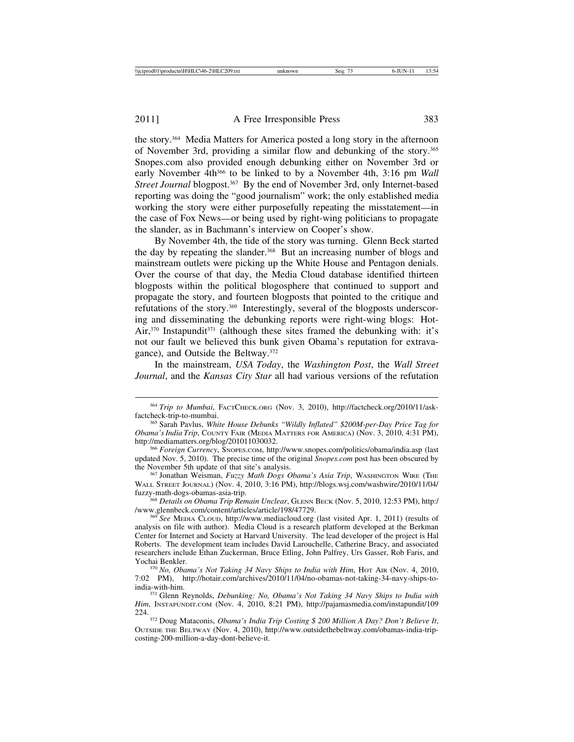the story.[364] Media Matters for America posted a long story in the afternoon of November 3rd, providing a similar flow and debunking of the story.[365] Snopes.com also provided enough debunking either on November 3rd or early November 4th[366] to be linked to by a November 4th, 3:16 pm *Wall Street Journal* blogpost.[367] By the end of November 3rd, only Internet-based reporting was doing the "good journalism" work; the only established media working the story were either purposefully repeating the misstatement—in the case of Fox News—or being used by right-wing politicians to propagate the slander, as in Bachmann's interview on Cooper's show.

By November 4th, the tide of the story was turning. Glenn Beck started the day by repeating the slander.[368] But an increasing number of blogs and mainstream outlets were picking up the White House and Pentagon denials. Over the course of that day, the Media Cloud database identified thirteen blogposts within the political blogosphere that continued to support and propagate the story, and fourteen blogposts that pointed to the critique and refutations of the story.[369] Interestingly, several of the blogposts underscoring and disseminating the debunking reports were right-wing blogs: Hot-Air,[370] Instapundit[371] (although these sites framed the debunking with: it's not our fault we believed this bunk given Obama's reputation for extravagance), and Outside the Beltway.[372]

In the mainstream, *USA Today*, the *Washington Post*, the *Wall Street Journal*, and the *Kansas City Star* all had various versions of the refutation

---

[364] *Trip to Mumbai*, FACTCHECK.ORG (Nov. 3, 2010), http://factcheck.org/2010/11/ask-factcheck-trip-to-mumbai.

[365] Sarah Pavlus, *White House Debunks "Wildly Inflated" $200M-per-Day Price Tag for Obama's India Trip*, COUNTY FAIR (MEDIA MATTERS FOR AMERICA) (Nov. 3, 2010, 4:31 PM), http://mediamatters.org/blog/201011030032.

[366] *Foreign Currency*, SNOPES.COM, http://www.snopes.com/politics/obama/india.asp (last updated Nov. 5, 2010). The precise time of the original *Snopes.com* post has been obscured by the November 5th update of that site's analysis.

[367] Jonathan Weisman, *Fuzzy Math Dogs Obama's Asia Trip*, WASHINGTON WIRE (THE WALL STREET JOURNAL) (Nov. 4, 2010, 3:16 PM), http://blogs.wsj.com/washwire/2010/11/04/fuzzy-math-dogs-obamas-asia-trip.

[368] *Details on Obama Trip Remain Unclear*, GLENN BECK (Nov. 5, 2010, 12:53 PM), http://www.glennbeck.com/content/articles/article/198/47729.

[369] *See* MEDIA CLOUD, http://www.mediacloud.org (last visited Apr. 1, 2011) (results of analysis on file with author). Media Cloud is a research platform developed at the Berkman Center for Internet and Society at Harvard University. The lead developer of the project is Hal Roberts. The development team includes David Larouchelle, Catherine Bracy, and associated researchers include Ethan Zuckerman, Bruce Etling, John Palfrey, Urs Gasser, Rob Faris, and Yochai Benkler.

[370] *No, Obama's Not Taking 34 Navy Ships to India with Him*, HOT AIR (Nov. 4, 2010, 7:02 PM), http://hotair.com/archives/2010/11/04/no-obamas-not-taking-34-navy-ships-to-india-with-him.

[371] Glenn Reynolds, *Debunking: No, Obama's Not Taking 34 Navy Ships to India with Him*, INSTAPUNDIT.COM (Nov. 4, 2010, 8:21 PM), http://pajamasmedia.com/instapundit/109224.

[372] Doug Mataconis, *Obama's India Trip Costing $ 200 Million A Day? Don't Believe It*, OUTSIDE THE BELTWAY (Nov. 4, 2010), http://www.outsidethebeltway.com/obamas-india-trip-costing-200-million-a-day-dont-believe-it.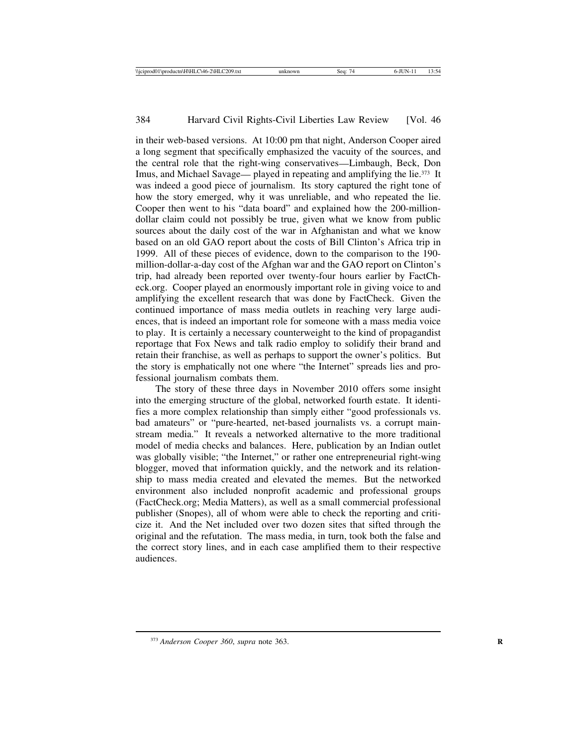in their web-based versions. At 10:00 pm that night, Anderson Cooper aired a long segment that specifically emphasized the vacuity of the sources, and the central role that the right-wing conservatives—Limbaugh, Beck, Don Imus, and Michael Savage— played in repeating and amplifying the lie.[373] It was indeed a good piece of journalism. Its story captured the right tone of how the story emerged, why it was unreliable, and who repeated the lie. Cooper then went to his "data board" and explained how the 200-million-dollar claim could not possibly be true, given what we know from public sources about the daily cost of the war in Afghanistan and what we know based on an old GAO report about the costs of Bill Clinton's Africa trip in 1999. All of these pieces of evidence, down to the comparison to the 190-million-dollar-a-day cost of the Afghan war and the GAO report on Clinton's trip, had already been reported over twenty-four hours earlier by FactCheck.org. Cooper played an enormously important role in giving voice to and amplifying the excellent research that was done by FactCheck. Given the continued importance of mass media outlets in reaching very large audiences, that is indeed an important role for someone with a mass media voice to play. It is certainly a necessary counterweight to the kind of propagandist reportage that Fox News and talk radio employ to solidify their brand and retain their franchise, as well as perhaps to support the owner's politics. But the story is emphatically not one where "the Internet" spreads lies and professional journalism combats them.

The story of these three days in November 2010 offers some insight into the emerging structure of the global, networked fourth estate. It identifies a more complex relationship than simply either "good professionals vs. bad amateurs" or "pure-hearted, net-based journalists vs. a corrupt mainstream media." It reveals a networked alternative to the more traditional model of media checks and balances. Here, publication by an Indian outlet was globally visible; "the Internet," or rather one entrepreneurial right-wing blogger, moved that information quickly, and the network and its relationship to mass media created and elevated the memes. But the networked environment also included nonprofit academic and professional groups (FactCheck.org; Media Matters), as well as a small commercial professional publisher (Snopes), all of whom were able to check the reporting and criticize it. And the Net included over two dozen sites that sifted through the original and the refutation. The mass media, in turn, took both the false and the correct story lines, and in each case amplified them to their respective audiences.

[373] *Anderson Cooper 360*, *supra* note 363.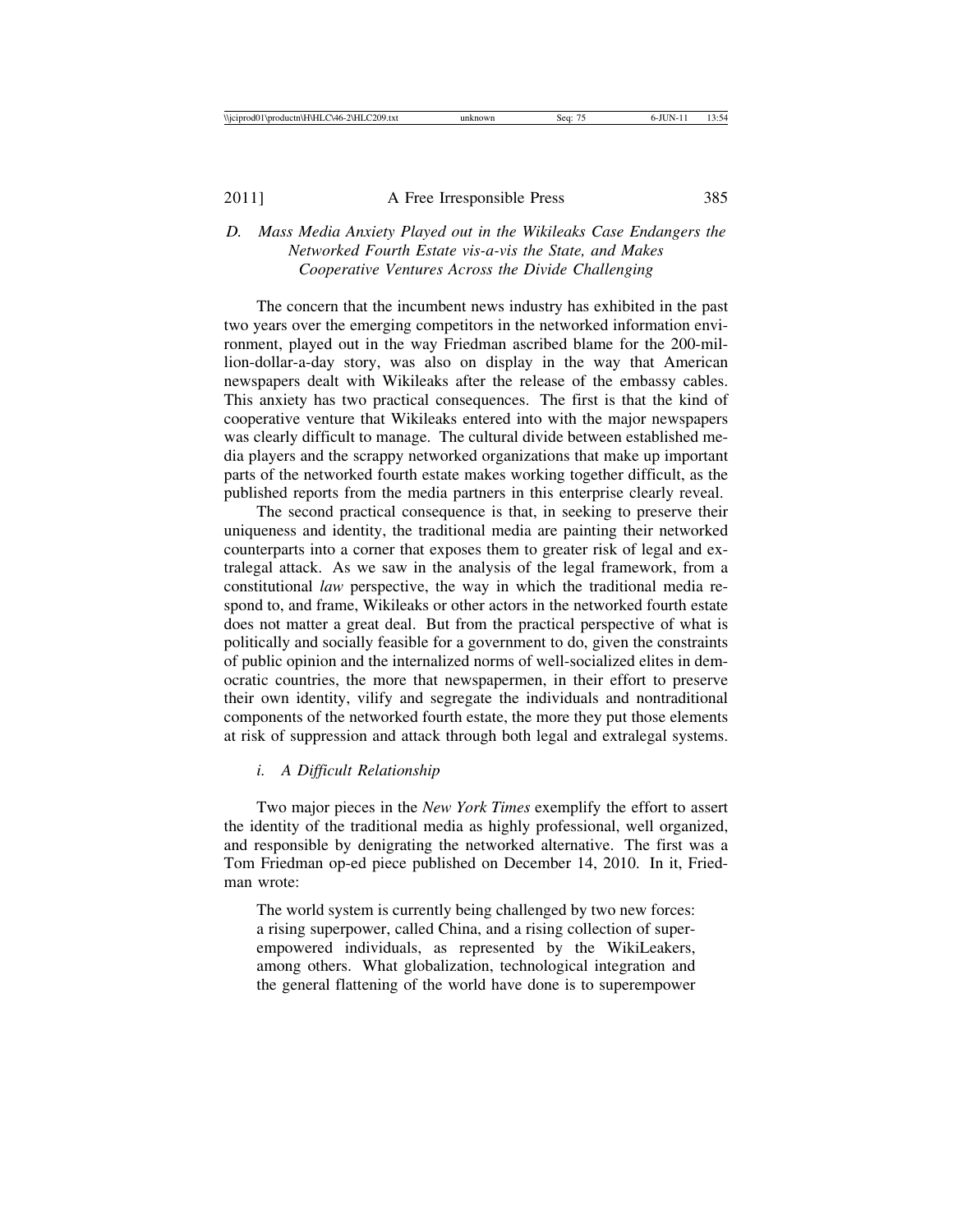### *D. Mass Media Anxiety Played out in the Wikileaks Case Endangers the Networked Fourth Estate vis-a-vis the State, and Makes Cooperative Ventures Across the Divide Challenging*

The concern that the incumbent news industry has exhibited in the past two years over the emerging competitors in the networked information environment, played out in the way Friedman ascribed blame for the 200-million-dollar-a-day story, was also on display in the way that American newspapers dealt with Wikileaks after the release of the embassy cables. This anxiety has two practical consequences. The first is that the kind of cooperative venture that Wikileaks entered into with the major newspapers was clearly difficult to manage. The cultural divide between established media players and the scrappy networked organizations that make up important parts of the networked fourth estate makes working together difficult, as the published reports from the media partners in this enterprise clearly reveal.

The second practical consequence is that, in seeking to preserve their uniqueness and identity, the traditional media are painting their networked counterparts into a corner that exposes them to greater risk of legal and extralegal attack. As we saw in the analysis of the legal framework, from a constitutional *law* perspective, the way in which the traditional media respond to, and frame, Wikileaks or other actors in the networked fourth estate does not matter a great deal. But from the practical perspective of what is politically and socially feasible for a government to do, given the constraints of public opinion and the internalized norms of well-socialized elites in democratic countries, the more that newspapermen, in their effort to preserve their own identity, vilify and segregate the individuals and nontraditional components of the networked fourth estate, the more they put those elements at risk of suppression and attack through both legal and extralegal systems.

#### *i. A Difficult Relationship*

Two major pieces in the *New York Times* exemplify the effort to assert the identity of the traditional media as highly professional, well organized, and responsible by denigrating the networked alternative. The first was a Tom Friedman op-ed piece published on December 14, 2010. In it, Friedman wrote:

> The world system is currently being challenged by two new forces: a rising superpower, called China, and a rising collection of superempowered individuals, as represented by the WikiLeakers, among others. What globalization, technological integration and the general flattening of the world have done is to superempower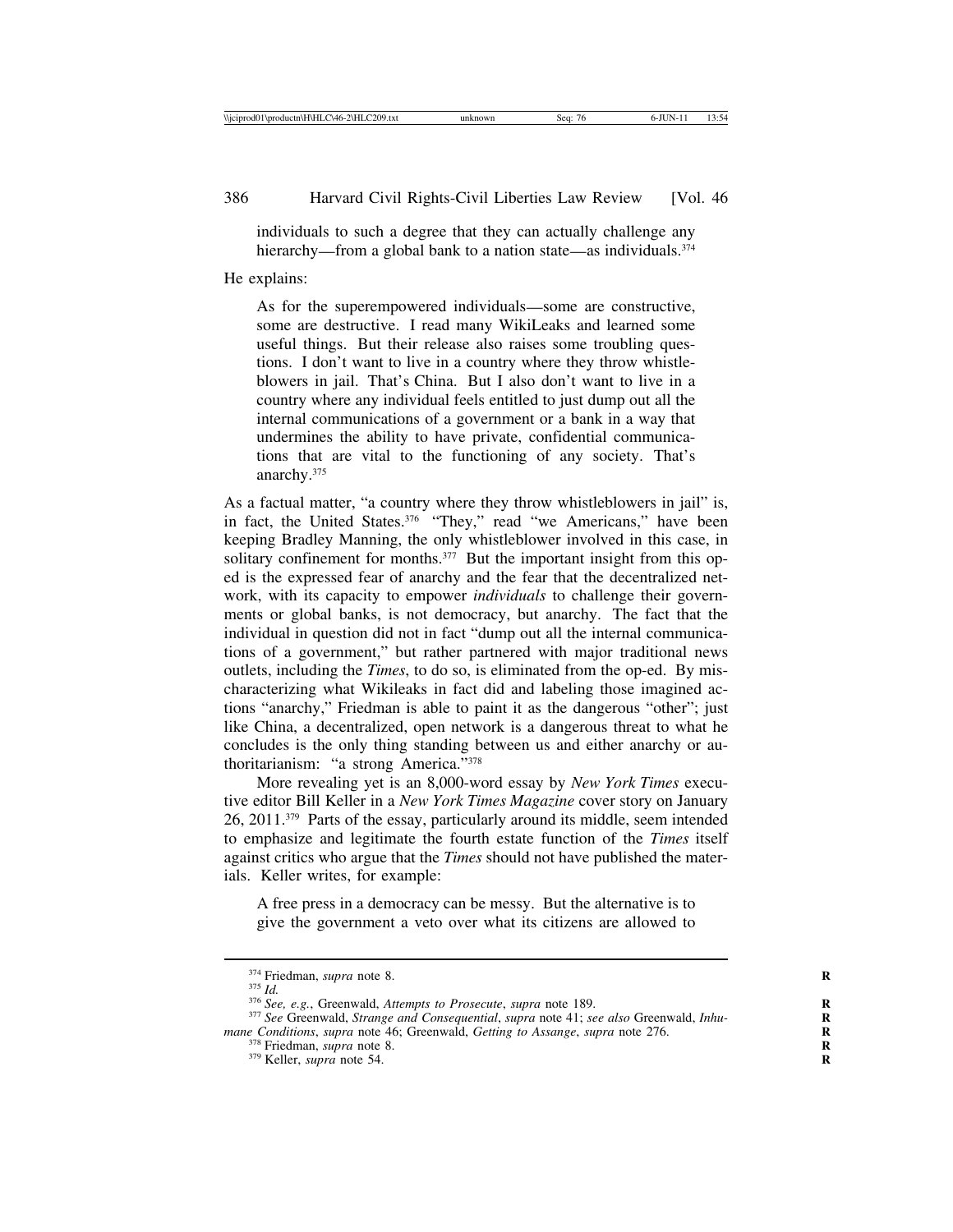> individuals to such a degree that they can actually challenge any hierarchy—from a global bank to a nation state—as individuals.[374]

He explains:

> As for the superempowered individuals—some are constructive, some are destructive. I read many WikiLeaks and learned some useful things. But their release also raises some troubling questions. I don't want to live in a country where they throw whistleblowers in jail. That's China. But I also don't want to live in a country where any individual feels entitled to just dump out all the internal communications of a government or a bank in a way that undermines the ability to have private, confidential communications that are vital to the functioning of any society. That's anarchy.[375]

As a factual matter, "a country where they throw whistleblowers in jail" is, in fact, the United States.[376] "They," read "we Americans," have been keeping Bradley Manning, the only whistleblower involved in this case, in solitary confinement for months.[377] But the important insight from this op-ed is the expressed fear of anarchy and the fear that the decentralized network, with its capacity to empower *individuals* to challenge their governments or global banks, is not democracy, but anarchy. The fact that the individual in question did not in fact "dump out all the internal communications of a government," but rather partnered with major traditional news outlets, including the *Times*, to do so, is eliminated from the op-ed. By mischaracterizing what Wikileaks in fact did and labeling those imagined actions "anarchy," Friedman is able to paint it as the dangerous "other"; just like China, a decentralized, open network is a dangerous threat to what he concludes is the only thing standing between us and either anarchy or authoritarianism: "a strong America."[378]

More revealing yet is an 8,000-word essay by *New York Times* executive editor Bill Keller in a *New York Times Magazine* cover story on January 26, 2011.[379] Parts of the essay, particularly around its middle, seem intended to emphasize and legitimate the fourth estate function of the *Times* itself against critics who argue that the *Times* should not have published the materials. Keller writes, for example:

> A free press in a democracy can be messy. But the alternative is to give the government a veto over what its citizens are allowed to

---

[374] Friedman, *supra* note 8.

[375] *Id.*

[376] *See, e.g.*, Greenwald, *Attempts to Prosecute*, *supra* note 189.

[377] *See* Greenwald, *Strange and Consequential*, *supra* note 41; *see also* Greenwald, *Inhumane Conditions*, *supra* note 46; Greenwald, *Getting to Assange*, *supra* note 276.

[378] Friedman, *supra* note 8.

[379] Keller, *supra* note 54.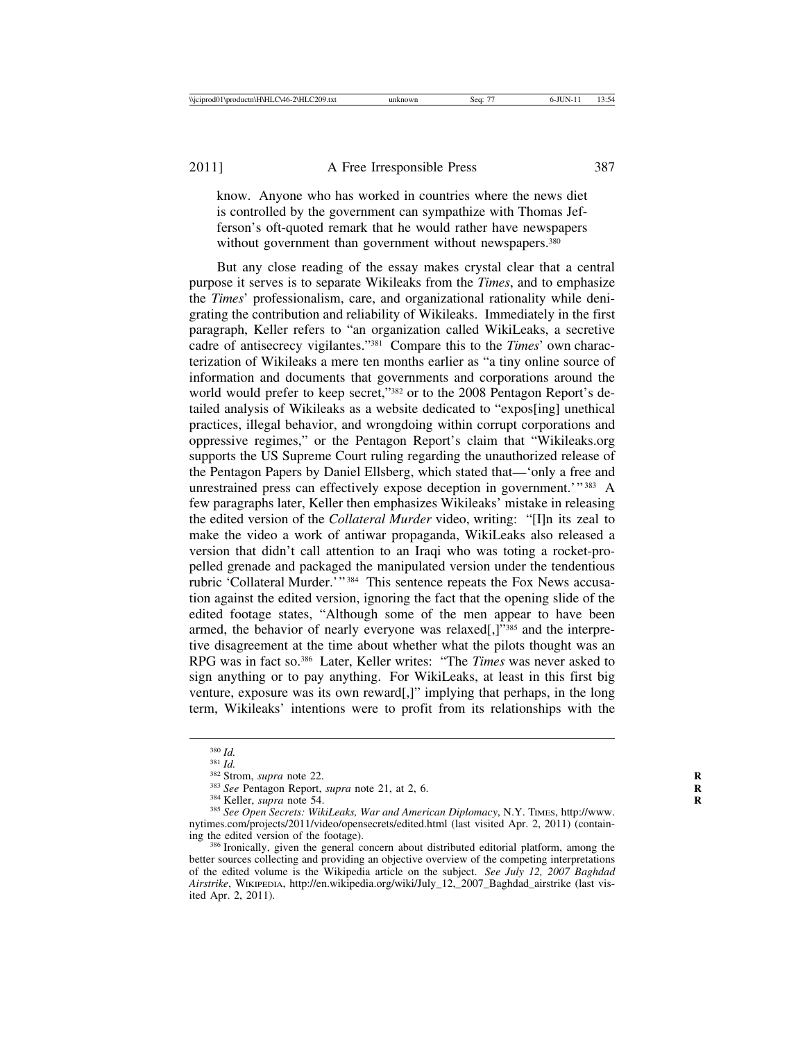know. Anyone who has worked in countries where the news diet is controlled by the government can sympathize with Thomas Jefferson's oft-quoted remark that he would rather have newspapers without government than government without newspapers.[380]

But any close reading of the essay makes crystal clear that a central purpose it serves is to separate Wikileaks from the *Times*, and to emphasize the *Times*' professionalism, care, and organizational rationality while denigrating the contribution and reliability of Wikileaks. Immediately in the first paragraph, Keller refers to "an organization called WikiLeaks, a secretive cadre of antisecrecy vigilantes."[381] Compare this to the *Times*' own characterization of Wikileaks a mere ten months earlier as "a tiny online source of information and documents that governments and corporations around the world would prefer to keep secret,"[382] or to the 2008 Pentagon Report's detailed analysis of Wikileaks as a website dedicated to "expos[ing] unethical practices, illegal behavior, and wrongdoing within corrupt corporations and oppressive regimes," or the Pentagon Report's claim that "Wikileaks.org supports the US Supreme Court ruling regarding the unauthorized release of the Pentagon Papers by Daniel Ellsberg, which stated that—'only a free and unrestrained press can effectively expose deception in government.'"[383] A few paragraphs later, Keller then emphasizes Wikileaks' mistake in releasing the edited version of the *Collateral Murder* video, writing: "[I]n its zeal to make the video a work of antiwar propaganda, WikiLeaks also released a version that didn't call attention to an Iraqi who was toting a rocket-propelled grenade and packaged the manipulated version under the tendentious rubric 'Collateral Murder.'"[384] This sentence repeats the Fox News accusation against the edited version, ignoring the fact that the opening slide of the edited footage states, "Although some of the men appear to have been armed, the behavior of nearly everyone was relaxed[,]"[385] and the interpretive disagreement at the time about whether what the pilots thought was an RPG was in fact so.[386] Later, Keller writes: "The *Times* was never asked to sign anything or to pay anything. For WikiLeaks, at least in this first big venture, exposure was its own reward[,]" implying that perhaps, in the long term, Wikileaks' intentions were to profit from its relationships with the

---

[380] *Id.*

[381] *Id.*

[382] Strom, *supra* note 22.

[383] *See* Pentagon Report, *supra* note 21, at 2, 6.

[384] Keller, *supra* note 54.

[385] *See Open Secrets: WikiLeaks, War and American Diplomacy*, N.Y. TIMES, http://www.nytimes.com/projects/2011/video/opensecrets/edited.html (last visited Apr. 2, 2011) (containing the edited version of the footage).

[386] Ironically, given the general concern about distributed editorial platform, among the better sources collecting and providing an objective overview of the competing interpretations of the edited volume is the Wikipedia article on the subject. *See July 12, 2007 Baghdad Airstrike*, WIKIPEDIA, http://en.wikipedia.org/wiki/July_12,_2007_Baghdad_airstrike (last visited Apr. 2, 2011).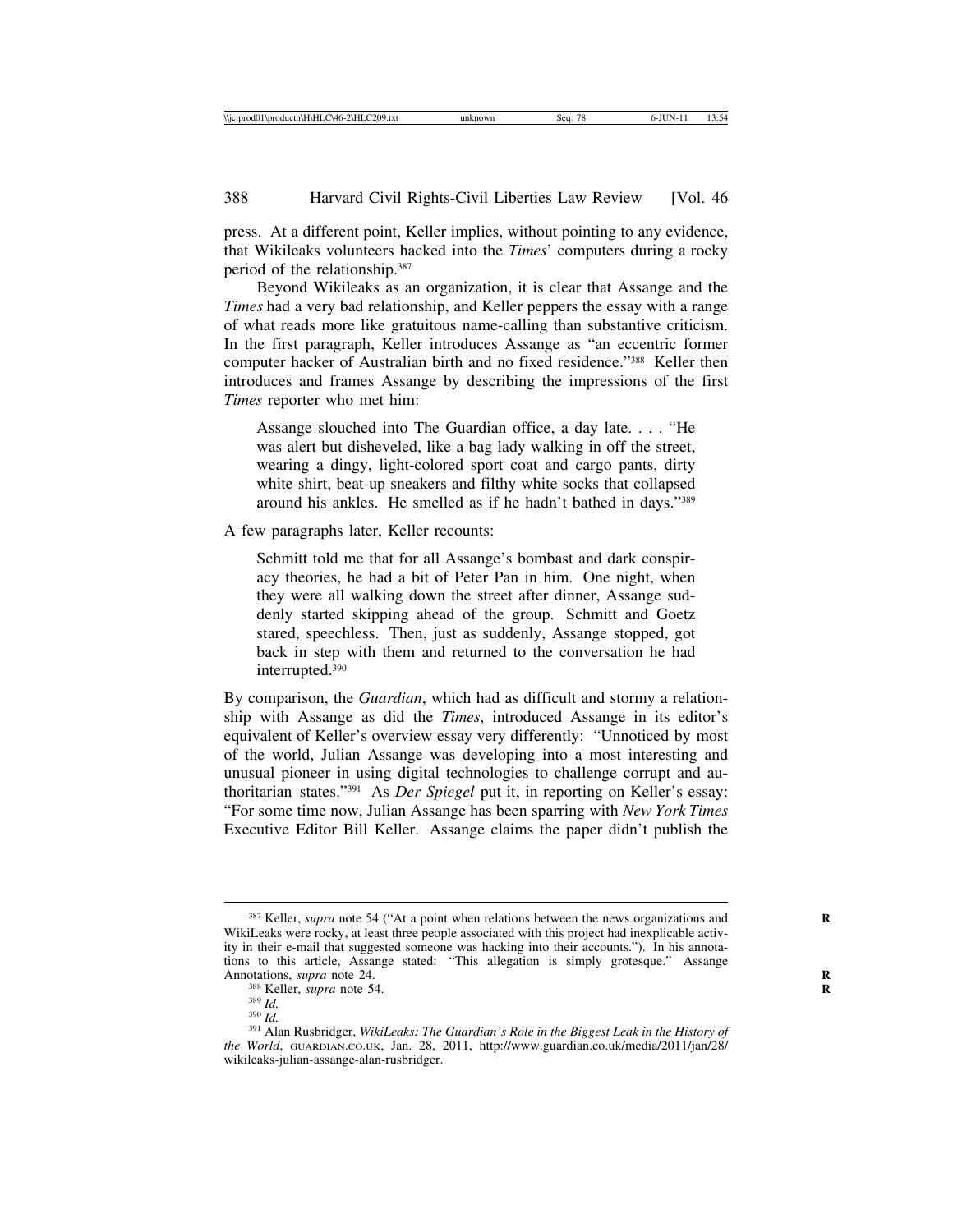press. At a different point, Keller implies, without pointing to any evidence, that Wikileaks volunteers hacked into the *Times*' computers during a rocky period of the relationship.[387]

Beyond Wikileaks as an organization, it is clear that Assange and the *Times* had a very bad relationship, and Keller peppers the essay with a range of what reads more like gratuitous name-calling than substantive criticism. In the first paragraph, Keller introduces Assange as "an eccentric former computer hacker of Australian birth and no fixed residence."[388] Keller then introduces and frames Assange by describing the impressions of the first *Times* reporter who met him:

> Assange slouched into The Guardian office, a day late. . . . "He was alert but disheveled, like a bag lady walking in off the street, wearing a dingy, light-colored sport coat and cargo pants, dirty white shirt, beat-up sneakers and filthy white socks that collapsed around his ankles. He smelled as if he hadn't bathed in days."[389]

A few paragraphs later, Keller recounts:

> Schmitt told me that for all Assange's bombast and dark conspiracy theories, he had a bit of Peter Pan in him. One night, when they were all walking down the street after dinner, Assange suddenly started skipping ahead of the group. Schmitt and Goetz stared, speechless. Then, just as suddenly, Assange stopped, got back in step with them and returned to the conversation he had interrupted.[390]

By comparison, the *Guardian*, which had as difficult and stormy a relationship with Assange as did the *Times*, introduced Assange in its editor's equivalent of Keller's overview essay very differently: "Unnoticed by most of the world, Julian Assange was developing into a most interesting and unusual pioneer in using digital technologies to challenge corrupt and authoritarian states."[391] As *Der Spiegel* put it, in reporting on Keller's essay: "For some time now, Julian Assange has been sparring with *New York Times* Executive Editor Bill Keller. Assange claims the paper didn't publish the

---

[387] Keller, *supra* note 54 ("At a point when relations between the news organizations and WikiLeaks were rocky, at least three people associated with this project had inexplicable activity in their e-mail that suggested someone was hacking into their accounts."). In his annotations to this article, Assange stated: "This allegation is simply grotesque." Assange Annotations, *supra* note 24.

[388] Keller, *supra* note 54.

[389] *Id.*

[390] *Id.*

[391] Alan Rusbridger, *WikiLeaks: The Guardian's Role in the Biggest Leak in the History of the World*, GUARDIAN.CO.UK, Jan. 28, 2011, http://www.guardian.co.uk/media/2011/jan/28/wikileaks-julian-assange-alan-rusbridger.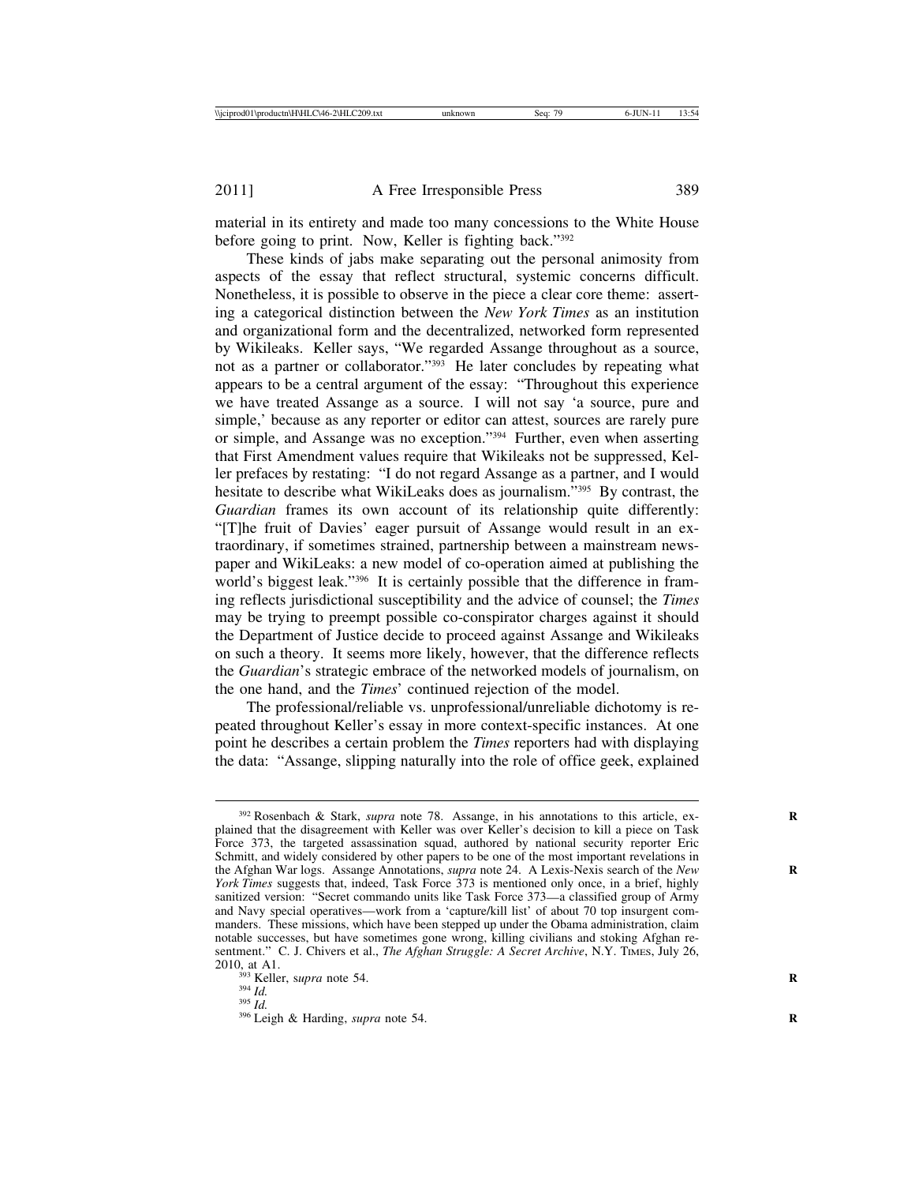material in its entirety and made too many concessions to the White House before going to print. Now, Keller is fighting back."[392]

These kinds of jabs make separating out the personal animosity from aspects of the essay that reflect structural, systemic concerns difficult. Nonetheless, it is possible to observe in the piece a clear core theme: asserting a categorical distinction between the *New York Times* as an institution and organizational form and the decentralized, networked form represented by Wikileaks. Keller says, "We regarded Assange throughout as a source, not as a partner or collaborator."[393] He later concludes by repeating what appears to be a central argument of the essay: "Throughout this experience we have treated Assange as a source. I will not say 'a source, pure and simple,' because as any reporter or editor can attest, sources are rarely pure or simple, and Assange was no exception."[394] Further, even when asserting that First Amendment values require that Wikileaks not be suppressed, Keller prefaces by restating: "I do not regard Assange as a partner, and I would hesitate to describe what WikiLeaks does as journalism."[395] By contrast, the *Guardian* frames its own account of its relationship quite differently: "[T]he fruit of Davies' eager pursuit of Assange would result in an extraordinary, if sometimes strained, partnership between a mainstream newspaper and WikiLeaks: a new model of co-operation aimed at publishing the world's biggest leak."[396] It is certainly possible that the difference in framing reflects jurisdictional susceptibility and the advice of counsel; the *Times* may be trying to preempt possible co-conspirator charges against it should the Department of Justice decide to proceed against Assange and Wikileaks on such a theory. It seems more likely, however, that the difference reflects the *Guardian*'s strategic embrace of the networked models of journalism, on the one hand, and the *Times*' continued rejection of the model.

The professional/reliable vs. unprofessional/unreliable dichotomy is repeated throughout Keller's essay in more context-specific instances. At one point he describes a certain problem the *Times* reporters had with displaying the data: "Assange, slipping naturally into the role of office geek, explained

---

[392] Rosenbach & Stark, *supra* note 78. Assange, in his annotations to this article, explained that the disagreement with Keller was over Keller's decision to kill a piece on Task Force 373, the targeted assassination squad, authored by national security reporter Eric Schmitt, and widely considered by other papers to be one of the most important revelations in the Afghan War logs. Assange Annotations, *supra* note 24. A Lexis-Nexis search of the *New York Times* suggests that, indeed, Task Force 373 is mentioned only once, in a brief, highly sanitized version: "Secret commando units like Task Force 373—a classified group of Army and Navy special operatives—work from a 'capture/kill list' of about 70 top insurgent commanders. These missions, which have been stepped up under the Obama administration, claim notable successes, but have sometimes gone wrong, killing civilians and stoking Afghan resentment." C. J. Chivers et al., *The Afghan Struggle: A Secret Archive*, N.Y. TIMES, July 26, 2010, at A1.

[393] Keller, *supra* note 54.

[394] *Id.*

[395] *Id.*

[396] Leigh & Harding, *supra* note 54.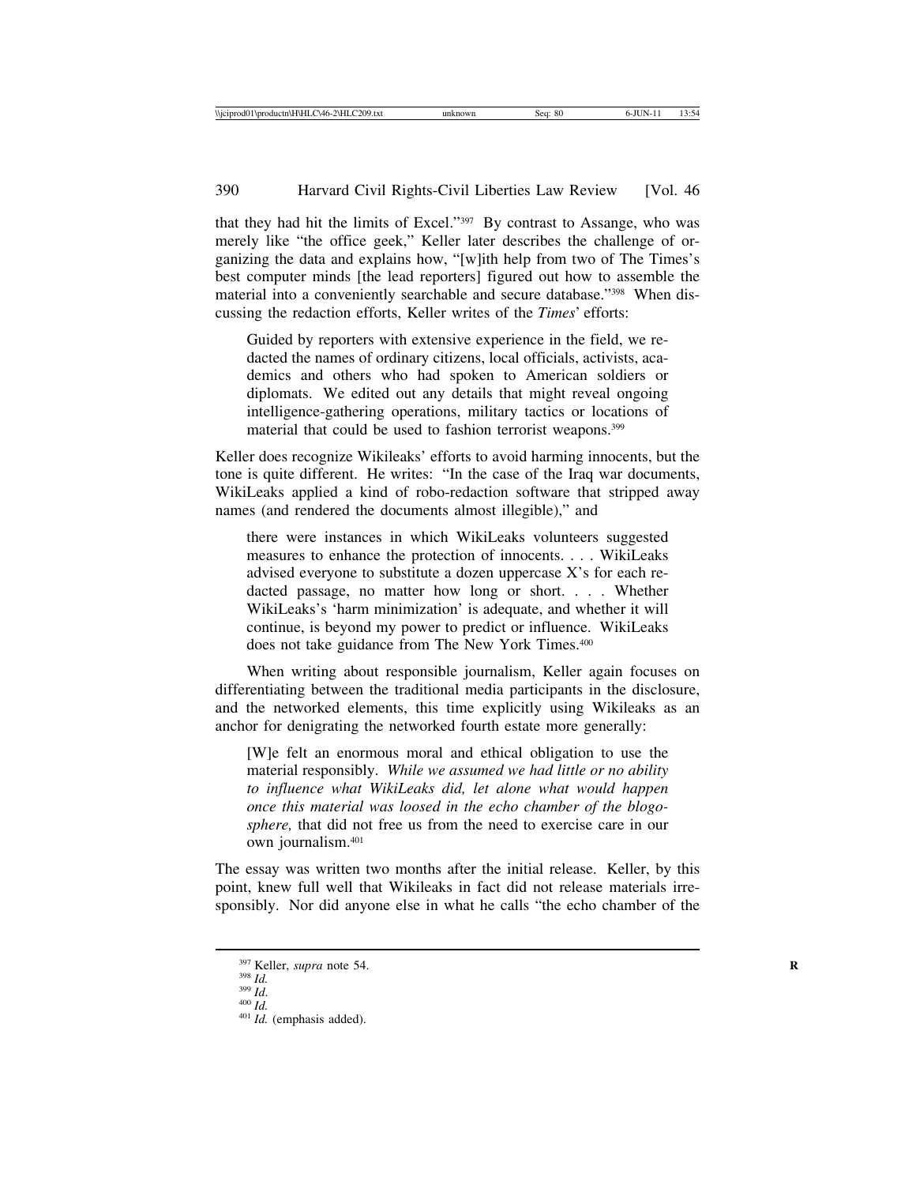that they had hit the limits of Excel."[397] By contrast to Assange, who was merely like "the office geek," Keller later describes the challenge of organizing the data and explains how, "[w]ith help from two of The Times's best computer minds [the lead reporters] figured out how to assemble the material into a conveniently searchable and secure database."[398] When discussing the redaction efforts, Keller writes of the *Times*' efforts:

> Guided by reporters with extensive experience in the field, we redacted the names of ordinary citizens, local officials, activists, academics and others who had spoken to American soldiers or diplomats. We edited out any details that might reveal ongoing intelligence-gathering operations, military tactics or locations of material that could be used to fashion terrorist weapons.[399]

Keller does recognize Wikileaks' efforts to avoid harming innocents, but the tone is quite different. He writes: "In the case of the Iraq war documents, WikiLeaks applied a kind of robo-redaction software that stripped away names (and rendered the documents almost illegible)," and

> there were instances in which WikiLeaks volunteers suggested measures to enhance the protection of innocents. . . . WikiLeaks advised everyone to substitute a dozen uppercase X's for each redacted passage, no matter how long or short. . . . Whether WikiLeaks's 'harm minimization' is adequate, and whether it will continue, is beyond my power to predict or influence. WikiLeaks does not take guidance from The New York Times.[400]

When writing about responsible journalism, Keller again focuses on differentiating between the traditional media participants in the disclosure, and the networked elements, this time explicitly using Wikileaks as an anchor for denigrating the networked fourth estate more generally:

> [W]e felt an enormous moral and ethical obligation to use the material responsibly. *While we assumed we had little or no ability to influence what WikiLeaks did, let alone what would happen once this material was loosed in the echo chamber of the blogosphere,* that did not free us from the need to exercise care in our own journalism.[401]

The essay was written two months after the initial release. Keller, by this point, knew full well that Wikileaks in fact did not release materials irresponsibly. Nor did anyone else in what he calls "the echo chamber of the

---

[397] Keller, *supra* note 54.

[398] *Id.*

[399] *Id.*

[400] *Id.*

[401] *Id.* (emphasis added).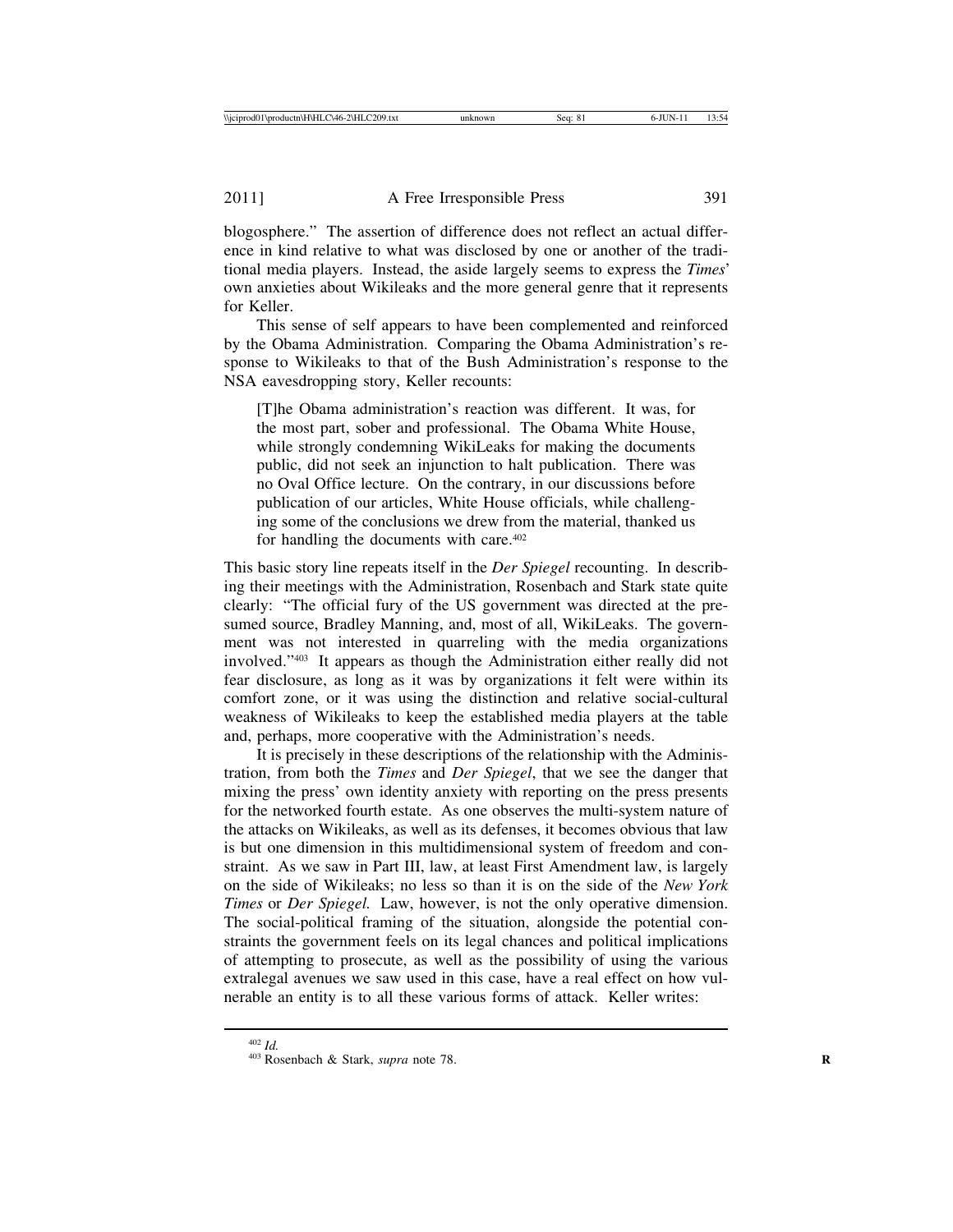blogosphere." The assertion of difference does not reflect an actual difference in kind relative to what was disclosed by one or another of the traditional media players. Instead, the aside largely seems to express the *Times*' own anxieties about Wikileaks and the more general genre that it represents for Keller.

This sense of self appears to have been complemented and reinforced by the Obama Administration. Comparing the Obama Administration's response to Wikileaks to that of the Bush Administration's response to the NSA eavesdropping story, Keller recounts:

> [T]he Obama administration's reaction was different. It was, for the most part, sober and professional. The Obama White House, while strongly condemning WikiLeaks for making the documents public, did not seek an injunction to halt publication. There was no Oval Office lecture. On the contrary, in our discussions before publication of our articles, White House officials, while challenging some of the conclusions we drew from the material, thanked us for handling the documents with care.[402]

This basic story line repeats itself in the *Der Spiegel* recounting. In describing their meetings with the Administration, Rosenbach and Stark state quite clearly: "The official fury of the US government was directed at the presumed source, Bradley Manning, and, most of all, WikiLeaks. The government was not interested in quarreling with the media organizations involved."[403] It appears as though the Administration either really did not fear disclosure, as long as it was by organizations it felt were within its comfort zone, or it was using the distinction and relative social-cultural weakness of Wikileaks to keep the established media players at the table and, perhaps, more cooperative with the Administration's needs.

It is precisely in these descriptions of the relationship with the Administration, from both the *Times* and *Der Spiegel*, that we see the danger that mixing the press' own identity anxiety with reporting on the press presents for the networked fourth estate. As one observes the multi-system nature of the attacks on Wikileaks, as well as its defenses, it becomes obvious that law is but one dimension in this multidimensional system of freedom and constraint. As we saw in Part III, law, at least First Amendment law, is largely on the side of Wikileaks; no less so than it is on the side of the *New York Times* or *Der Spiegel.* Law, however, is not the only operative dimension. The social-political framing of the situation, alongside the potential constraints the government feels on its legal chances and political implications of attempting to prosecute, as well as the possibility of using the various extralegal avenues we saw used in this case, have a real effect on how vulnerable an entity is to all these various forms of attack. Keller writes:

---

[402] *Id.*

[403] Rosenbach & Stark, *supra* note 78.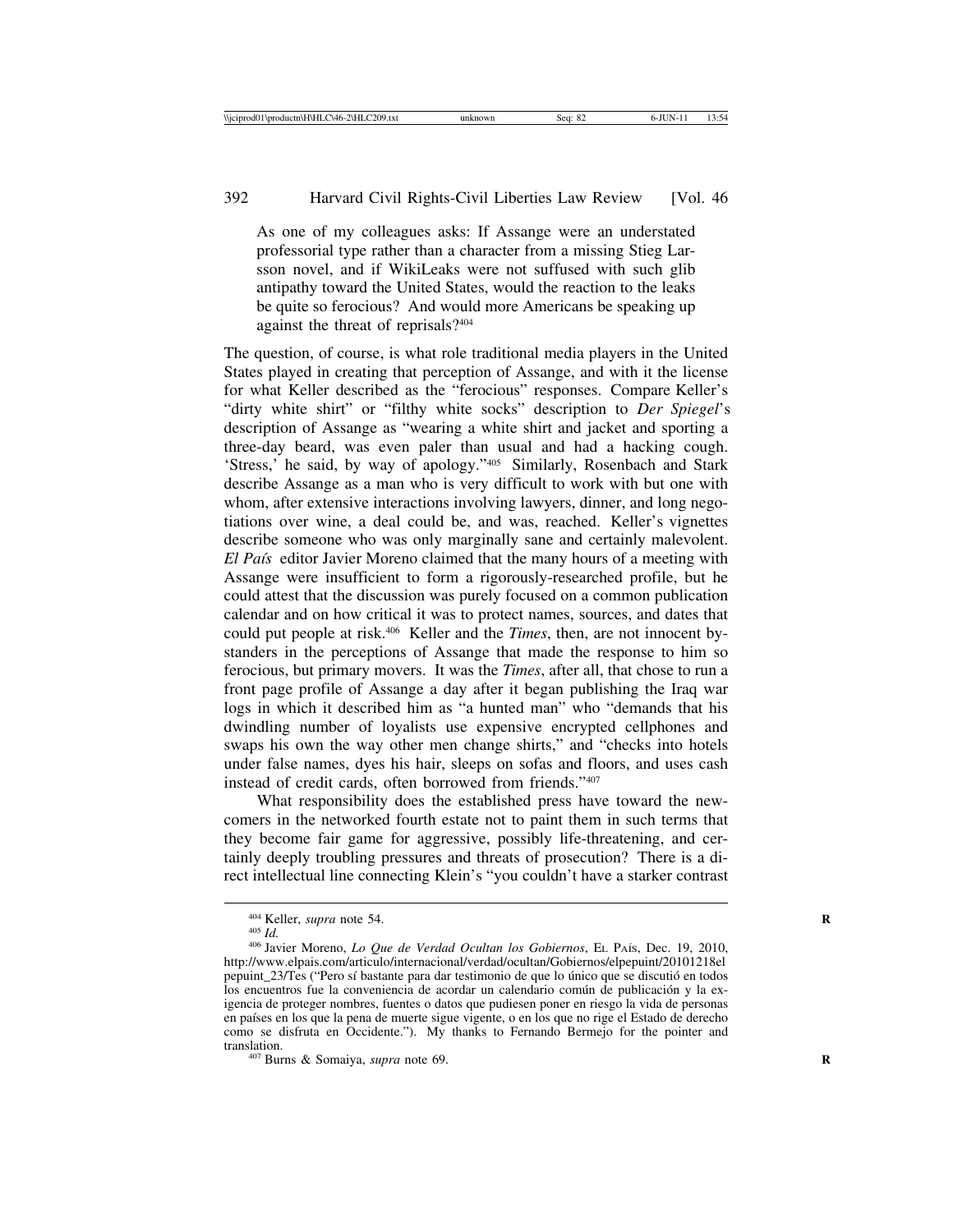As one of my colleagues asks: If Assange were an understated professorial type rather than a character from a missing Stieg Larsson novel, and if WikiLeaks were not suffused with such glib antipathy toward the United States, would the reaction to the leaks be quite so ferocious? And would more Americans be speaking up against the threat of reprisals?[404]

The question, of course, is what role traditional media players in the United States played in creating that perception of Assange, and with it the license for what Keller described as the "ferocious" responses. Compare Keller's "dirty white shirt" or "filthy white socks" description to *Der Spiegel*'s description of Assange as "wearing a white shirt and jacket and sporting a three-day beard, was even paler than usual and had a hacking cough. 'Stress,' he said, by way of apology."[405] Similarly, Rosenbach and Stark describe Assange as a man who is very difficult to work with but one with whom, after extensive interactions involving lawyers, dinner, and long negotiations over wine, a deal could be, and was, reached. Keller's vignettes describe someone who was only marginally sane and certainly malevolent. *El País* editor Javier Moreno claimed that the many hours of a meeting with Assange were insufficient to form a rigorously-researched profile, but he could attest that the discussion was purely focused on a common publication calendar and on how critical it was to protect names, sources, and dates that could put people at risk.[406] Keller and the *Times*, then, are not innocent bystanders in the perceptions of Assange that made the response to him so ferocious, but primary movers. It was the *Times*, after all, that chose to run a front page profile of Assange a day after it began publishing the Iraq war logs in which it described him as "a hunted man" who "demands that his dwindling number of loyalists use expensive encrypted cellphones and swaps his own the way other men change shirts," and "checks into hotels under false names, dyes his hair, sleeps on sofas and floors, and uses cash instead of credit cards, often borrowed from friends."[407]

What responsibility does the established press have toward the newcomers in the networked fourth estate not to paint them in such terms that they become fair game for aggressive, possibly life-threatening, and certainly deeply troubling pressures and threats of prosecution? There is a direct intellectual line connecting Klein's "you couldn't have a starker contrast

---

[404] Keller, *supra* note 54.

[405] *Id.*

[406] Javier Moreno, *Lo Que de Verdad Ocultan los Gobiernos*, El País, Dec. 19, 2010, http://www.elpais.com/articulo/internacional/verdad/ocultan/Gobiernos/elpepuint/20101218elpepuint_23/Tes ("Pero sí bastante para dar testimonio de que lo único que se discutió en todos los encuentros fue la conveniencia de acordar un calendario común de publicación y la exigencia de proteger nombres, fuentes o datos que pudiesen poner en riesgo la vida de personas en países en los que la pena de muerte sigue vigente, o en los que no rige el Estado de derecho como se disfruta en Occidente."). My thanks to Fernando Bermejo for the pointer and translation.

[407] Burns & Somaiya, *supra* note 69.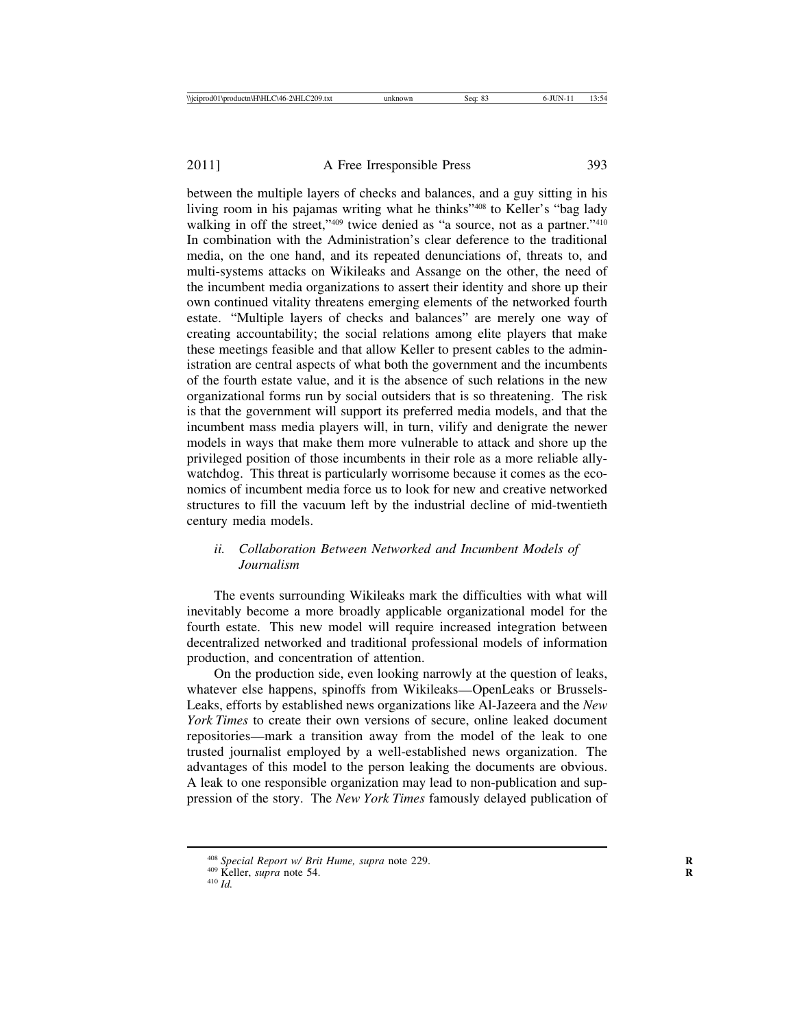between the multiple layers of checks and balances, and a guy sitting in his living room in his pajamas writing what he thinks"[408] to Keller's "bag lady walking in off the street,"[409] twice denied as "a source, not as a partner."[410] In combination with the Administration's clear deference to the traditional media, on the one hand, and its repeated denunciations of, threats to, and multi-systems attacks on Wikileaks and Assange on the other, the need of the incumbent media organizations to assert their identity and shore up their own continued vitality threatens emerging elements of the networked fourth estate. "Multiple layers of checks and balances" are merely one way of creating accountability; the social relations among elite players that make these meetings feasible and that allow Keller to present cables to the administration are central aspects of what both the government and the incumbents of the fourth estate value, and it is the absence of such relations in the new organizational forms run by social outsiders that is so threatening. The risk is that the government will support its preferred media models, and that the incumbent mass media players will, in turn, vilify and denigrate the newer models in ways that make them more vulnerable to attack and shore up the privileged position of those incumbents in their role as a more reliable ally-watchdog. This threat is particularly worrisome because it comes as the economics of incumbent media force us to look for new and creative networked structures to fill the vacuum left by the industrial decline of mid-twentieth century media models.

### *ii. Collaboration Between Networked and Incumbent Models of Journalism*

The events surrounding Wikileaks mark the difficulties with what will inevitably become a more broadly applicable organizational model for the fourth estate. This new model will require increased integration between decentralized networked and traditional professional models of information production, and concentration of attention.

On the production side, even looking narrowly at the question of leaks, whatever else happens, spinoffs from Wikileaks—OpenLeaks or Brussels-Leaks, efforts by established news organizations like Al-Jazeera and the *New York Times* to create their own versions of secure, online leaked document repositories—mark a transition away from the model of the leak to one trusted journalist employed by a well-established news organization. The advantages of this model to the person leaking the documents are obvious. A leak to one responsible organization may lead to non-publication and suppression of the story. The *New York Times* famously delayed publication of

---

[408] *Special Report w/ Brit Hume, supra* note 229.

[409] Keller, *supra* note 54.

[410] *Id.*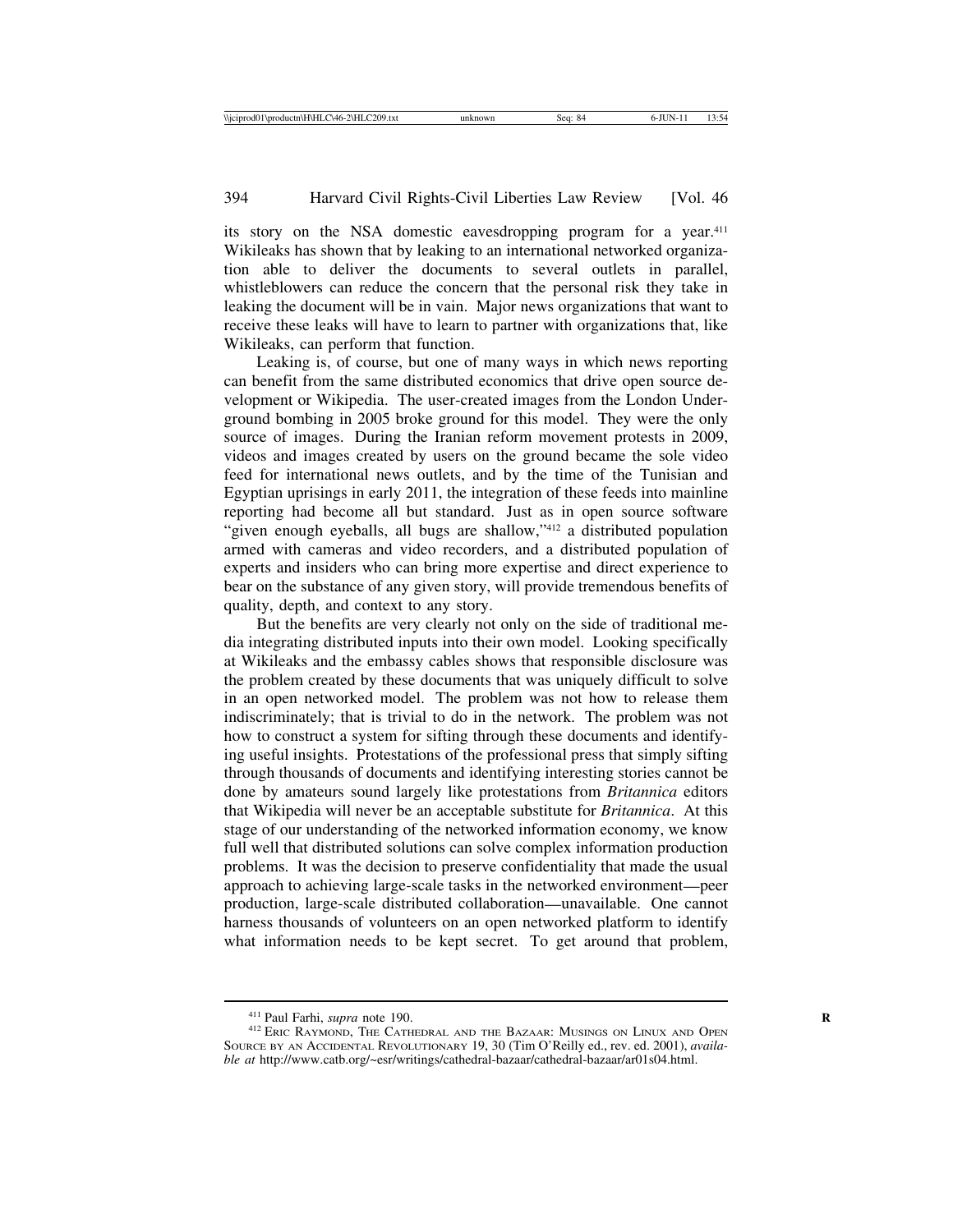its story on the NSA domestic eavesdropping program for a year.[411] Wikileaks has shown that by leaking to an international networked organization able to deliver the documents to several outlets in parallel, whistleblowers can reduce the concern that the personal risk they take in leaking the document will be in vain. Major news organizations that want to receive these leaks will have to learn to partner with organizations that, like Wikileaks, can perform that function.

Leaking is, of course, but one of many ways in which news reporting can benefit from the same distributed economics that drive open source development or Wikipedia. The user-created images from the London Underground bombing in 2005 broke ground for this model. They were the only source of images. During the Iranian reform movement protests in 2009, videos and images created by users on the ground became the sole video feed for international news outlets, and by the time of the Tunisian and Egyptian uprisings in early 2011, the integration of these feeds into mainline reporting had become all but standard. Just as in open source software "given enough eyeballs, all bugs are shallow,"[412] a distributed population armed with cameras and video recorders, and a distributed population of experts and insiders who can bring more expertise and direct experience to bear on the substance of any given story, will provide tremendous benefits of quality, depth, and context to any story.

But the benefits are very clearly not only on the side of traditional media integrating distributed inputs into their own model. Looking specifically at Wikileaks and the embassy cables shows that responsible disclosure was the problem created by these documents that was uniquely difficult to solve in an open networked model. The problem was not how to release them indiscriminately; that is trivial to do in the network. The problem was not how to construct a system for sifting through these documents and identifying useful insights. Protestations of the professional press that simply sifting through thousands of documents and identifying interesting stories cannot be done by amateurs sound largely like protestations from *Britannica* editors that Wikipedia will never be an acceptable substitute for *Britannica*. At this stage of our understanding of the networked information economy, we know full well that distributed solutions can solve complex information production problems. It was the decision to preserve confidentiality that made the usual approach to achieving large-scale tasks in the networked environment—peer production, large-scale distributed collaboration—unavailable. One cannot harness thousands of volunteers on an open networked platform to identify what information needs to be kept secret. To get around that problem,

---

[411] Paul Farhi, *supra* note 190.

[412] ERIC RAYMOND, THE CATHEDRAL AND THE BAZAAR: MUSINGS ON LINUX AND OPEN SOURCE BY AN ACCIDENTAL REVOLUTIONARY 19, 30 (Tim O'Reilly ed., rev. ed. 2001), *available at* http://www.catb.org/~esr/writings/cathedral-bazaar/cathedral-bazaar/ar01s04.html.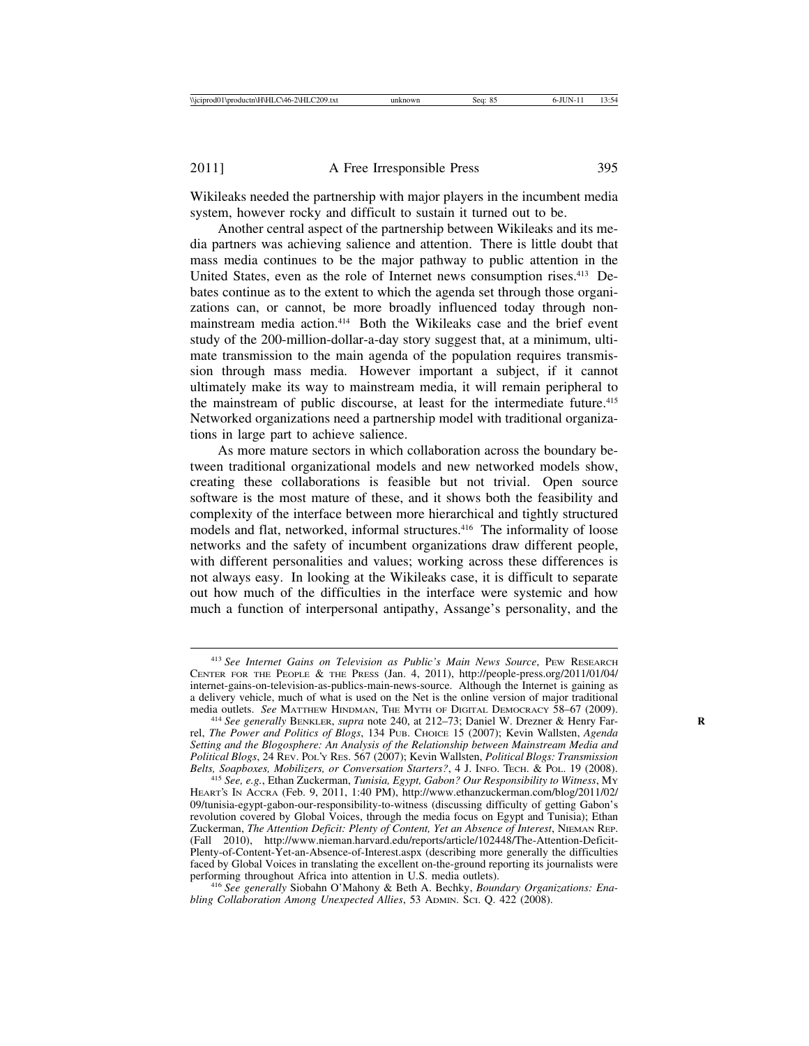Wikileaks needed the partnership with major players in the incumbent media system, however rocky and difficult to sustain it turned out to be.

Another central aspect of the partnership between Wikileaks and its media partners was achieving salience and attention. There is little doubt that mass media continues to be the major pathway to public attention in the United States, even as the role of Internet news consumption rises.[413] Debates continue as to the extent to which the agenda set through those organizations can, or cannot, be more broadly influenced today through non-mainstream media action.[414] Both the Wikileaks case and the brief event study of the 200-million-dollar-a-day story suggest that, at a minimum, ultimate transmission to the main agenda of the population requires transmission through mass media. However important a subject, if it cannot ultimately make its way to mainstream media, it will remain peripheral to the mainstream of public discourse, at least for the intermediate future.[415] Networked organizations need a partnership model with traditional organizations in large part to achieve salience.

As more mature sectors in which collaboration across the boundary between traditional organizational models and new networked models show, creating these collaborations is feasible but not trivial. Open source software is the most mature of these, and it shows both the feasibility and complexity of the interface between more hierarchical and tightly structured models and flat, networked, informal structures.[416] The informality of loose networks and the safety of incumbent organizations draw different people, with different personalities and values; working across these differences is not always easy. In looking at the Wikileaks case, it is difficult to separate out how much of the difficulties in the interface were systemic and how much a function of interpersonal antipathy, Assange's personality, and the

---

[413] *See Internet Gains on Television as Public's Main News Source*, PEW RESEARCH CENTER FOR THE PEOPLE & THE PRESS (Jan. 4, 2011), http://people-press.org/2011/01/04/internet-gains-on-television-as-publics-main-news-source. Although the Internet is gaining as a delivery vehicle, much of what is used on the Net is the online version of major traditional media outlets. *See* MATTHEW HINDMAN, THE MYTH OF DIGITAL DEMOCRACY 58–67 (2009).

[414] *See generally* BENKLER, *supra* note 240, at 212–73; Daniel W. Drezner & Henry Farrel, *The Power and Politics of Blogs*, 134 PUB. CHOICE 15 (2007); Kevin Wallsten, *Agenda Setting and the Blogosphere: An Analysis of the Relationship between Mainstream Media and Political Blogs*, 24 REV. POL'Y RES. 567 (2007); Kevin Wallsten, *Political Blogs: Transmission Belts, Soapboxes, Mobilizers, or Conversation Starters?*, 4 J. INFO. TECH. & POL. 19 (2008).

[415] *See, e.g.*, Ethan Zuckerman, *Tunisia, Egypt, Gabon? Our Responsibility to Witness*, MY HEART'S IN ACCRA (Feb. 9, 2011, 1:40 PM), http://www.ethanzuckerman.com/blog/2011/02/09/tunisia-egypt-gabon-our-responsibility-to-witness (discussing difficulty of getting Gabon's revolution covered by Global Voices, through the media focus on Egypt and Tunisia); Ethan Zuckerman, *The Attention Deficit: Plenty of Content, Yet an Absence of Interest*, NIEMAN REP. (Fall 2010), http://www.nieman.harvard.edu/reports/article/102448/The-Attention-Deficit-Plenty-of-Content-Yet-an-Absence-of-Interest.aspx (describing more generally the difficulties faced by Global Voices in translating the excellent on-the-ground reporting its journalists were performing throughout Africa into attention in U.S. media outlets).

[416] *See generally* Siobahn O'Mahony & Beth A. Bechky, *Boundary Organizations: Enabling Collaboration Among Unexpected Allies*, 53 ADMIN. SCI. Q. 422 (2008).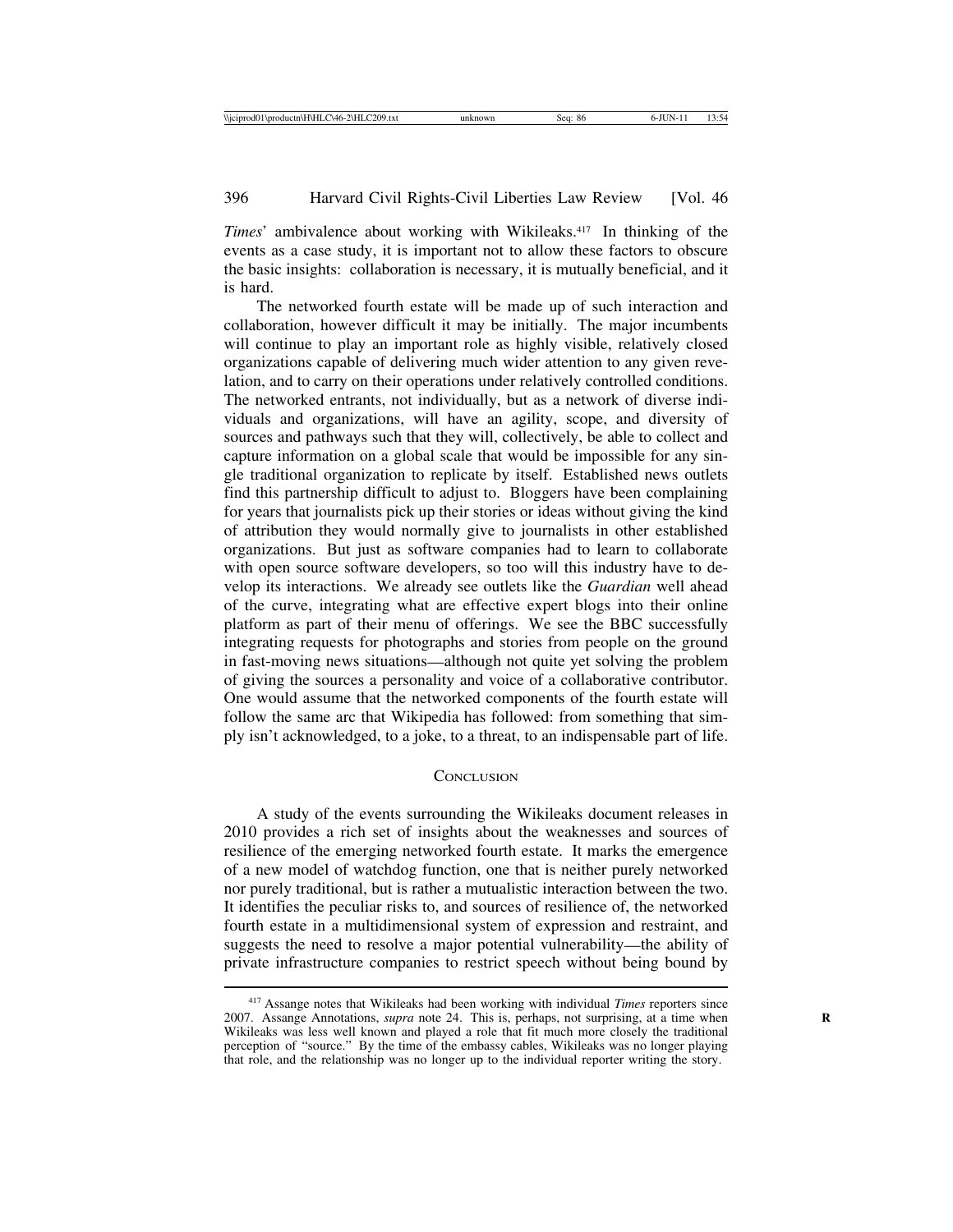*Times*' ambivalence about working with Wikileaks.[417] In thinking of the events as a case study, it is important not to allow these factors to obscure the basic insights: collaboration is necessary, it is mutually beneficial, and it is hard.

The networked fourth estate will be made up of such interaction and collaboration, however difficult it may be initially. The major incumbents will continue to play an important role as highly visible, relatively closed organizations capable of delivering much wider attention to any given revelation, and to carry on their operations under relatively controlled conditions. The networked entrants, not individually, but as a network of diverse individuals and organizations, will have an agility, scope, and diversity of sources and pathways such that they will, collectively, be able to collect and capture information on a global scale that would be impossible for any single traditional organization to replicate by itself. Established news outlets find this partnership difficult to adjust to. Bloggers have been complaining for years that journalists pick up their stories or ideas without giving the kind of attribution they would normally give to journalists in other established organizations. But just as software companies had to learn to collaborate with open source software developers, so too will this industry have to develop its interactions. We already see outlets like the *Guardian* well ahead of the curve, integrating what are effective expert blogs into their online platform as part of their menu of offerings. We see the BBC successfully integrating requests for photographs and stories from people on the ground in fast-moving news situations—although not quite yet solving the problem of giving the sources a personality and voice of a collaborative contributor. One would assume that the networked components of the fourth estate will follow the same arc that Wikipedia has followed: from something that simply isn't acknowledged, to a joke, to a threat, to an indispensable part of life.

## Conclusion

A study of the events surrounding the Wikileaks document releases in 2010 provides a rich set of insights about the weaknesses and sources of resilience of the emerging networked fourth estate. It marks the emergence of a new model of watchdog function, one that is neither purely networked nor purely traditional, but is rather a mutualistic interaction between the two. It identifies the peculiar risks to, and sources of resilience of, the networked fourth estate in a multidimensional system of expression and restraint, and suggests the need to resolve a major potential vulnerability—the ability of private infrastructure companies to restrict speech without being bound by

---

[417] Assange notes that Wikileaks had been working with individual *Times* reporters since 2007. Assange Annotations, *supra* note 24. This is, perhaps, not surprising, at a time when Wikileaks was less well known and played a role that fit much more closely the traditional perception of "source." By the time of the embassy cables, Wikileaks was no longer playing that role, and the relationship was no longer up to the individual reporter writing the story.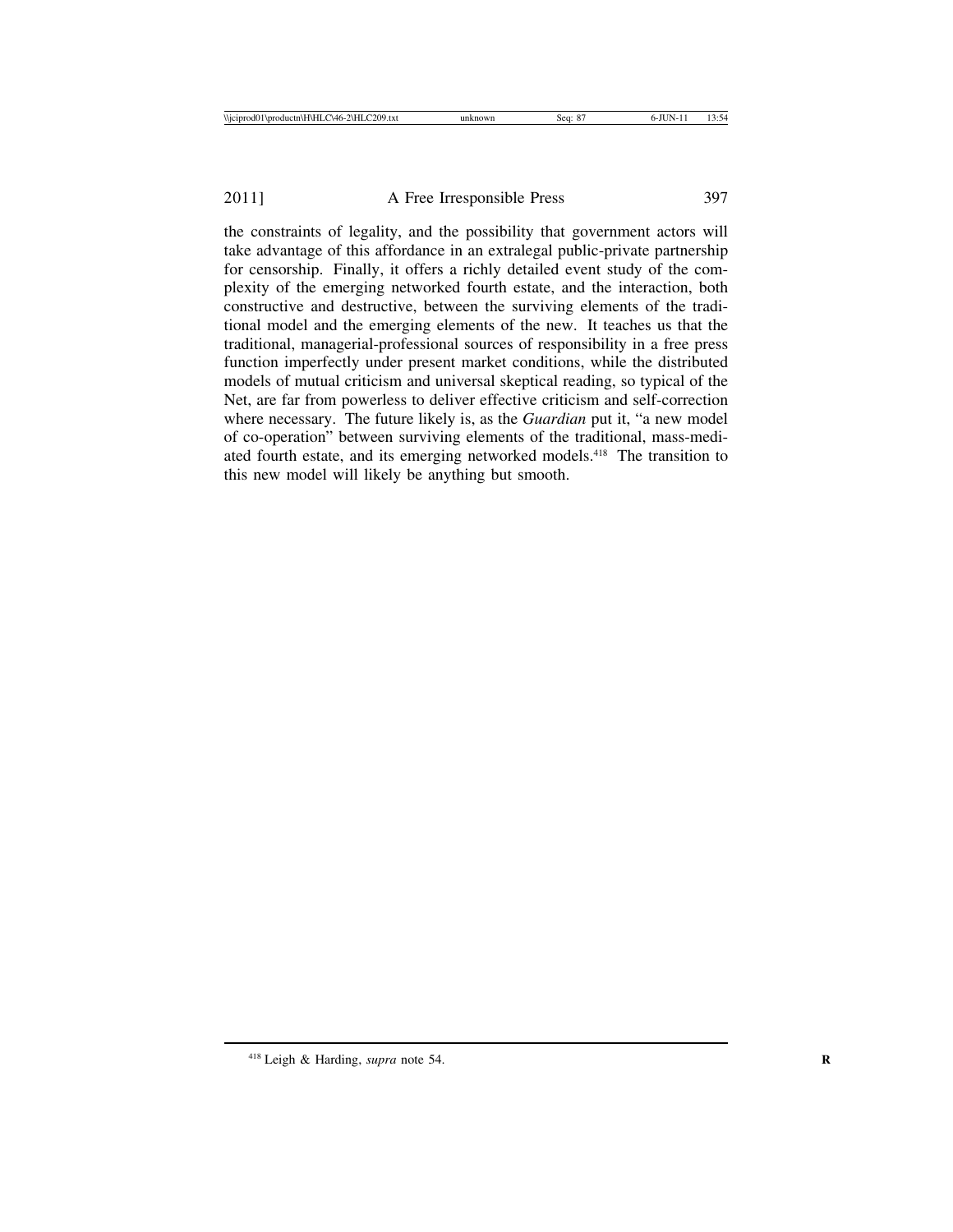the constraints of legality, and the possibility that government actors will take advantage of this affordance in an extralegal public-private partnership for censorship. Finally, it offers a richly detailed event study of the complexity of the emerging networked fourth estate, and the interaction, both constructive and destructive, between the surviving elements of the traditional model and the emerging elements of the new. It teaches us that the traditional, managerial-professional sources of responsibility in a free press function imperfectly under present market conditions, while the distributed models of mutual criticism and universal skeptical reading, so typical of the Net, are far from powerless to deliver effective criticism and self-correction where necessary. The future likely is, as the *Guardian* put it, "a new model of co-operation" between surviving elements of the traditional, mass-mediated fourth estate, and its emerging networked models.[418] The transition to this new model will likely be anything but smooth.

---

[418] Leigh & Harding, *supra* note 54.